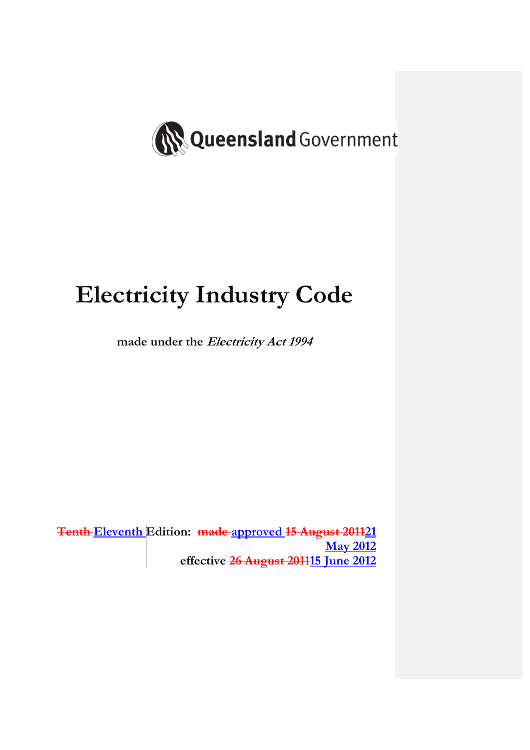Queensland Government

# Electricity Industry Code

**made under the *Electricity Act 1994***

**~~Tenth~~ Eleventh Edition: ~~made~~ approved ~~15 August 2011~~21 May 2012**
**effective ~~26 August 2011~~15 June 2012**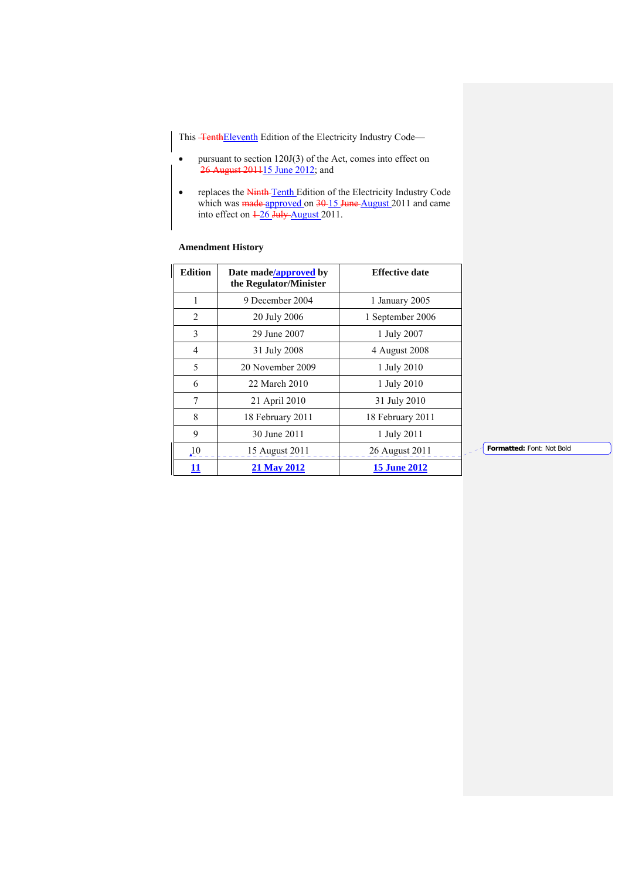This ~~Tenth~~Eleventh Edition of the Electricity Industry Code—

- pursuant to section 120J(3) of the Act, comes into effect on ~~26 August 2011~~15 June 2012; and
- replaces the ~~Ninth~~ Tenth Edition of the Electricity Industry Code which was ~~made~~ approved on ~~30~~ 15 ~~June~~ August 2011 and came into effect on ~~1~~ 26 ~~July~~ August 2011.

**Amendment History**

| Edition | Date made/approved by the Regulator/Minister | Effective date |
|---|---|---|
| 1 | 9 December 2004 | 1 January 2005 |
| 2 | 20 July 2006 | 1 September 2006 |
| 3 | 29 June 2007 | 1 July 2007 |
| 4 | 31 July 2008 | 4 August 2008 |
| 5 | 20 November 2009 | 1 July 2010 |
| 6 | 22 March 2010 | 1 July 2010 |
| 7 | 21 April 2010 | 31 July 2010 |
| 8 | 18 February 2011 | 18 February 2011 |
| 9 | 30 June 2011 | 1 July 2011 |
| 10 | 15 August 2011 | 26 August 2011 |
| **11** | **21 May 2012** | **15 June 2012** |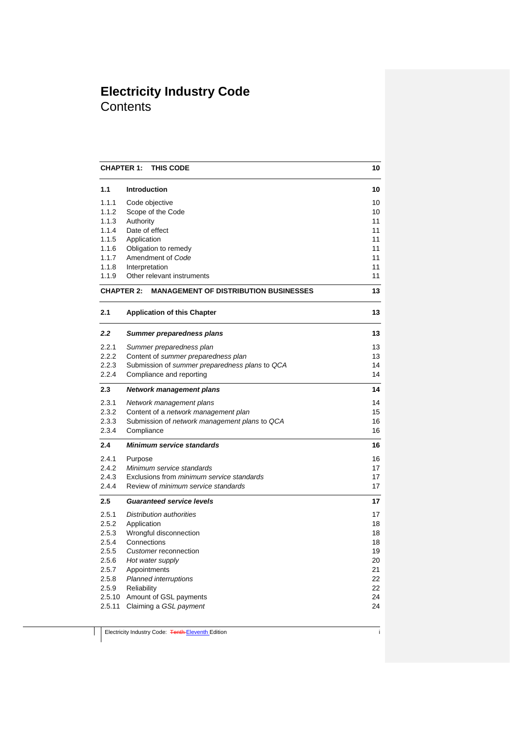# Electricity Industry Code

## Contents

| | | |
|---|---|---|
| **CHAPTER 1:** | **THIS CODE** | **10** |
| **1.1** | **Introduction** | **10** |
| 1.1.1 | Code objective | 10 |
| 1.1.2 | Scope of the Code | 10 |
| 1.1.3 | Authority | 11 |
| 1.1.4 | Date of effect | 11 |
| 1.1.5 | Application | 11 |
| 1.1.6 | Obligation to remedy | 11 |
| 1.1.7 | Amendment of *Code* | 11 |
| 1.1.8 | Interpretation | 11 |
| 1.1.9 | Other relevant instruments | 11 |
| **CHAPTER 2:** | **MANAGEMENT OF DISTRIBUTION BUSINESSES** | **13** |
| **2.1** | **Application of this Chapter** | **13** |
| ***2.2*** | ***Summer preparedness plans*** | **13** |
| 2.2.1 | *Summer preparedness plan* | 13 |
| 2.2.2 | Content of *summer preparedness plan* | 13 |
| 2.2.3 | Submission of *summer preparedness plans* to *QCA* | 14 |
| 2.2.4 | Compliance and reporting | 14 |
| **2.3** | ***Network management plans*** | **14** |
| 2.3.1 | *Network management plans* | 14 |
| 2.3.2 | Content of a *network management plan* | 15 |
| 2.3.3 | Submission of *network management plans* to *QCA* | 16 |
| 2.3.4 | Compliance | 16 |
| **2.4** | ***Minimum service standards*** | **16** |
| 2.4.1 | Purpose | 16 |
| 2.4.2 | *Minimum service standards* | 17 |
| 2.4.3 | Exclusions from *minimum service standards* | 17 |
| 2.4.4 | Review of *minimum service standards* | 17 |
| **2.5** | ***Guaranteed service levels*** | **17** |
| 2.5.1 | *Distribution authorities* | 17 |
| 2.5.2 | Application | 18 |
| 2.5.3 | Wrongful disconnection | 18 |
| 2.5.4 | Connections | 18 |
| 2.5.5 | *Customer* reconnection | 19 |
| 2.5.6 | *Hot water supply* | 20 |
| 2.5.7 | Appointments | 21 |
| 2.5.8 | *Planned interruptions* | 22 |
| 2.5.9 | Reliability | 22 |
| 2.5.10 | Amount of GSL payments | 24 |
| 2.5.11 | Claiming a *GSL payment* | 24 |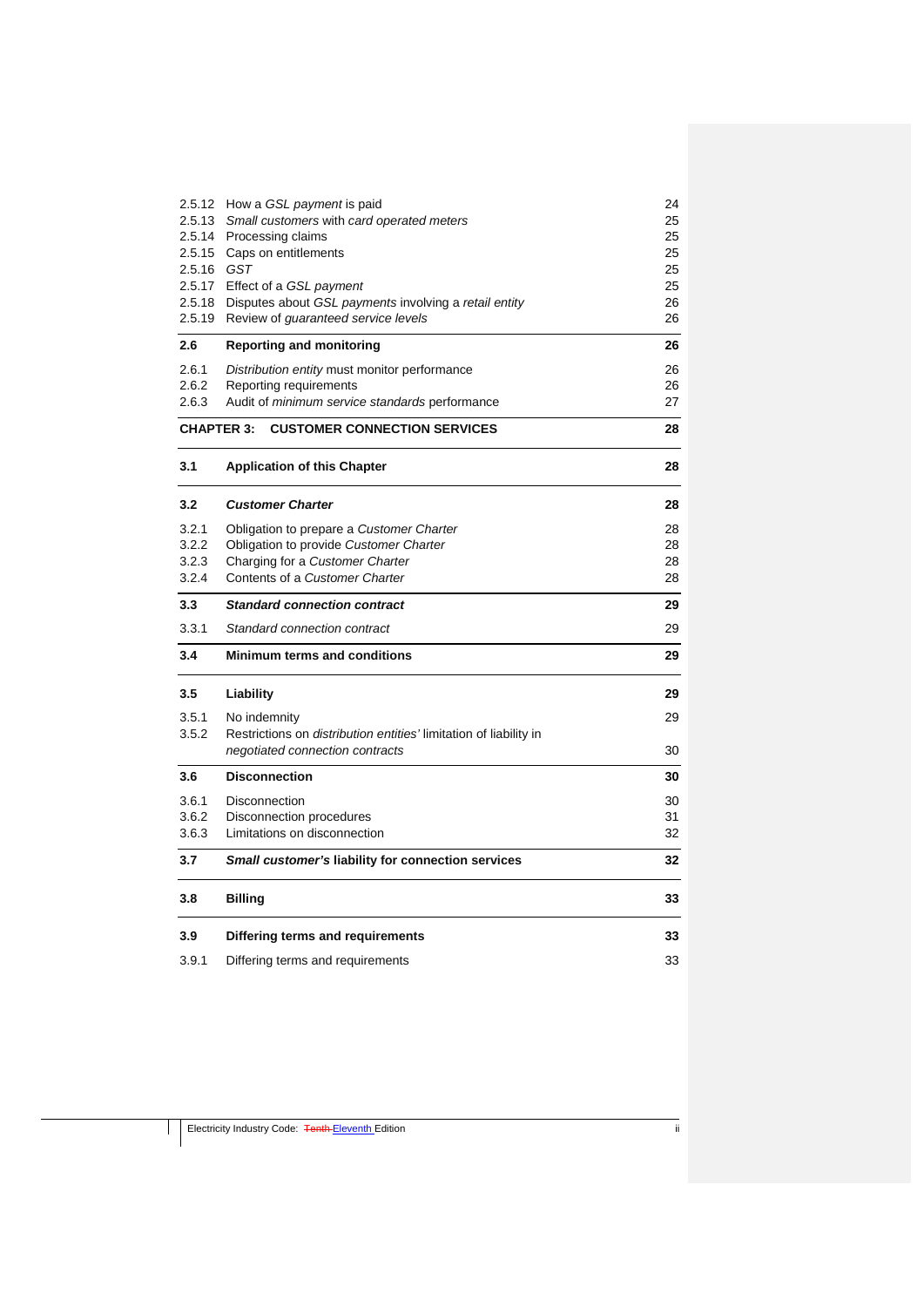| | | |
|---|---|---|
| 2.5.12 | How a *GSL payment* is paid | 24 |
| 2.5.13 | *Small customers* with *card operated meters* | 25 |
| 2.5.14 | Processing claims | 25 |
| 2.5.15 | Caps on entitlements | 25 |
| 2.5.16 | *GST* | 25 |
| 2.5.17 | Effect of a *GSL payment* | 25 |
| 2.5.18 | Disputes about *GSL payments* involving a *retail entity* | 26 |
| 2.5.19 | Review of *guaranteed service levels* | 26 |
| **2.6** | **Reporting and monitoring** | **26** |
| 2.6.1 | *Distribution entity* must monitor performance | 26 |
| 2.6.2 | Reporting requirements | 26 |
| 2.6.3 | Audit of *minimum service standards* performance | 27 |
| **CHAPTER 3:** | **CUSTOMER CONNECTION SERVICES** | **28** |
| **3.1** | **Application of this Chapter** | **28** |
| **3.2** | ***Customer Charter*** | **28** |
| 3.2.1 | Obligation to prepare a *Customer Charter* | 28 |
| 3.2.2 | Obligation to provide *Customer Charter* | 28 |
| 3.2.3 | Charging for a *Customer Charter* | 28 |
| 3.2.4 | Contents of a *Customer Charter* | 28 |
| **3.3** | ***Standard connection contract*** | **29** |
| 3.3.1 | *Standard connection contract* | 29 |
| **3.4** | **Minimum terms and conditions** | **29** |
| **3.5** | **Liability** | **29** |
| 3.5.1 | No indemnity | 29 |
| 3.5.2 | Restrictions on *distribution entities'* limitation of liability in *negotiated connection contracts* | 30 |
| **3.6** | **Disconnection** | **30** |
| 3.6.1 | Disconnection | 30 |
| 3.6.2 | Disconnection procedures | 31 |
| 3.6.3 | Limitations on disconnection | 32 |
| **3.7** | ***Small customer's* liability for connection services** | **32** |
| **3.8** | **Billing** | **33** |
| **3.9** | **Differing terms and requirements** | **33** |
| 3.9.1 | Differing terms and requirements | 33 |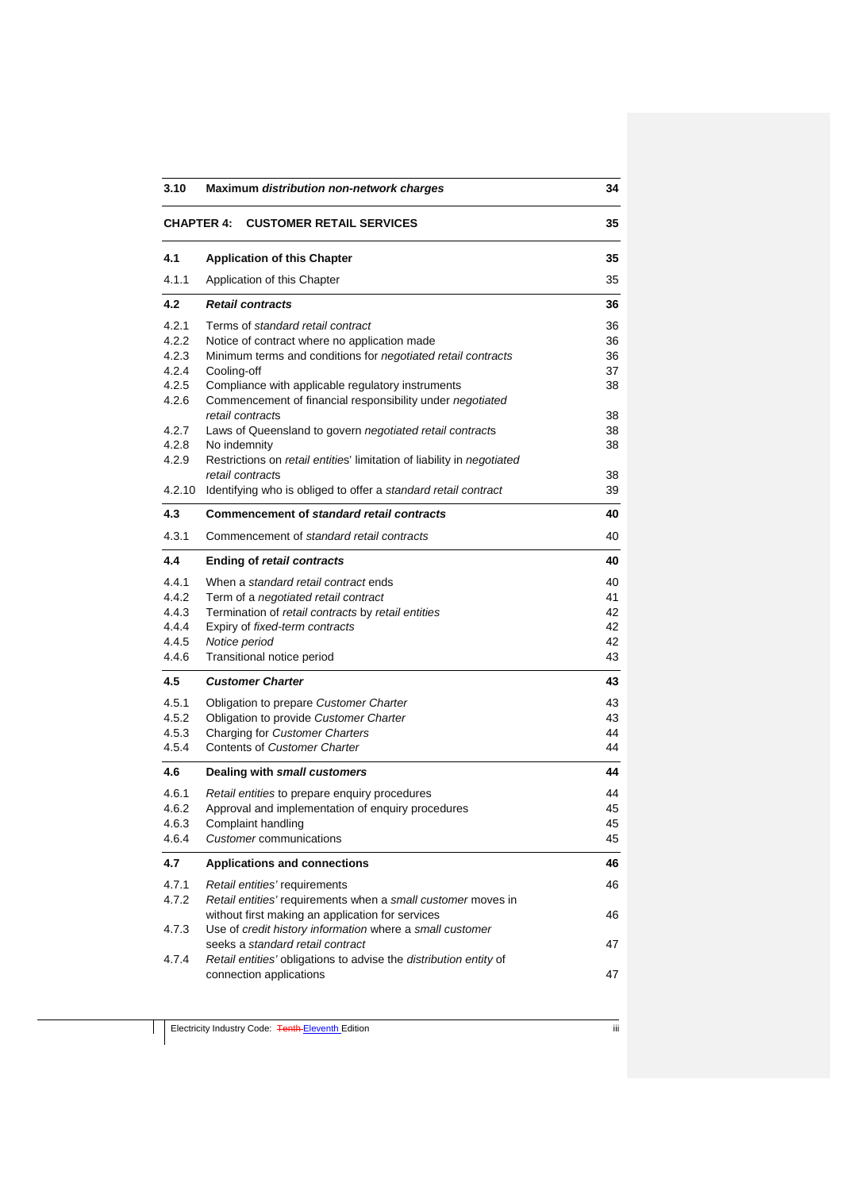| | | |
|---|---|---|
| **3.10** | **Maximum *distribution non-network charges*** | **34** |
| **CHAPTER 4:** | **CUSTOMER RETAIL SERVICES** | **35** |
| **4.1** | **Application of this Chapter** | **35** |
| 4.1.1 | Application of this Chapter | 35 |
| **4.2** | ***Retail contracts*** | **36** |
| 4.2.1 | Terms of *standard retail contract* | 36 |
| 4.2.2 | Notice of contract where no application made | 36 |
| 4.2.3 | Minimum terms and conditions for *negotiated retail contracts* | 36 |
| 4.2.4 | Cooling-off | 37 |
| 4.2.5 | Compliance with applicable regulatory instruments | 38 |
| 4.2.6 | Commencement of financial responsibility under *negotiated retail contracts* | 38 |
| 4.2.7 | Laws of Queensland to govern *negotiated retail contracts* | 38 |
| 4.2.8 | No indemnity | 38 |
| 4.2.9 | Restrictions on *retail entities*' limitation of liability in *negotiated retail contracts* | 38 |
| 4.2.10 | Identifying who is obliged to offer a *standard retail contract* | 39 |
| **4.3** | **Commencement of *standard retail contracts*** | **40** |
| 4.3.1 | Commencement of *standard retail contracts* | 40 |
| **4.4** | **Ending of *retail contracts*** | **40** |
| 4.4.1 | When a *standard retail contract* ends | 40 |
| 4.4.2 | Term of a *negotiated retail contract* | 41 |
| 4.4.3 | Termination of *retail contracts* by *retail entities* | 42 |
| 4.4.4 | Expiry of *fixed-term contracts* | 42 |
| 4.4.5 | *Notice period* | 42 |
| 4.4.6 | Transitional notice period | 43 |
| **4.5** | ***Customer Charter*** | **43** |
| 4.5.1 | Obligation to prepare *Customer Charter* | 43 |
| 4.5.2 | Obligation to provide *Customer Charter* | 43 |
| 4.5.3 | Charging for *Customer Charters* | 44 |
| 4.5.4 | Contents of *Customer Charter* | 44 |
| **4.6** | **Dealing with *small customers*** | **44** |
| 4.6.1 | *Retail entities* to prepare enquiry procedures | 44 |
| 4.6.2 | Approval and implementation of enquiry procedures | 45 |
| 4.6.3 | Complaint handling | 45 |
| 4.6.4 | *Customer* communications | 45 |
| **4.7** | **Applications and connections** | **46** |
| 4.7.1 | *Retail entities'* requirements | 46 |
| 4.7.2 | *Retail entities'* requirements when a *small customer* moves in without first making an application for services | 46 |
| 4.7.3 | Use of *credit history information* where a *small customer* seeks a *standard retail contract* | 47 |
| 4.7.4 | *Retail entities'* obligations to advise the *distribution entity* of connection applications | 47 |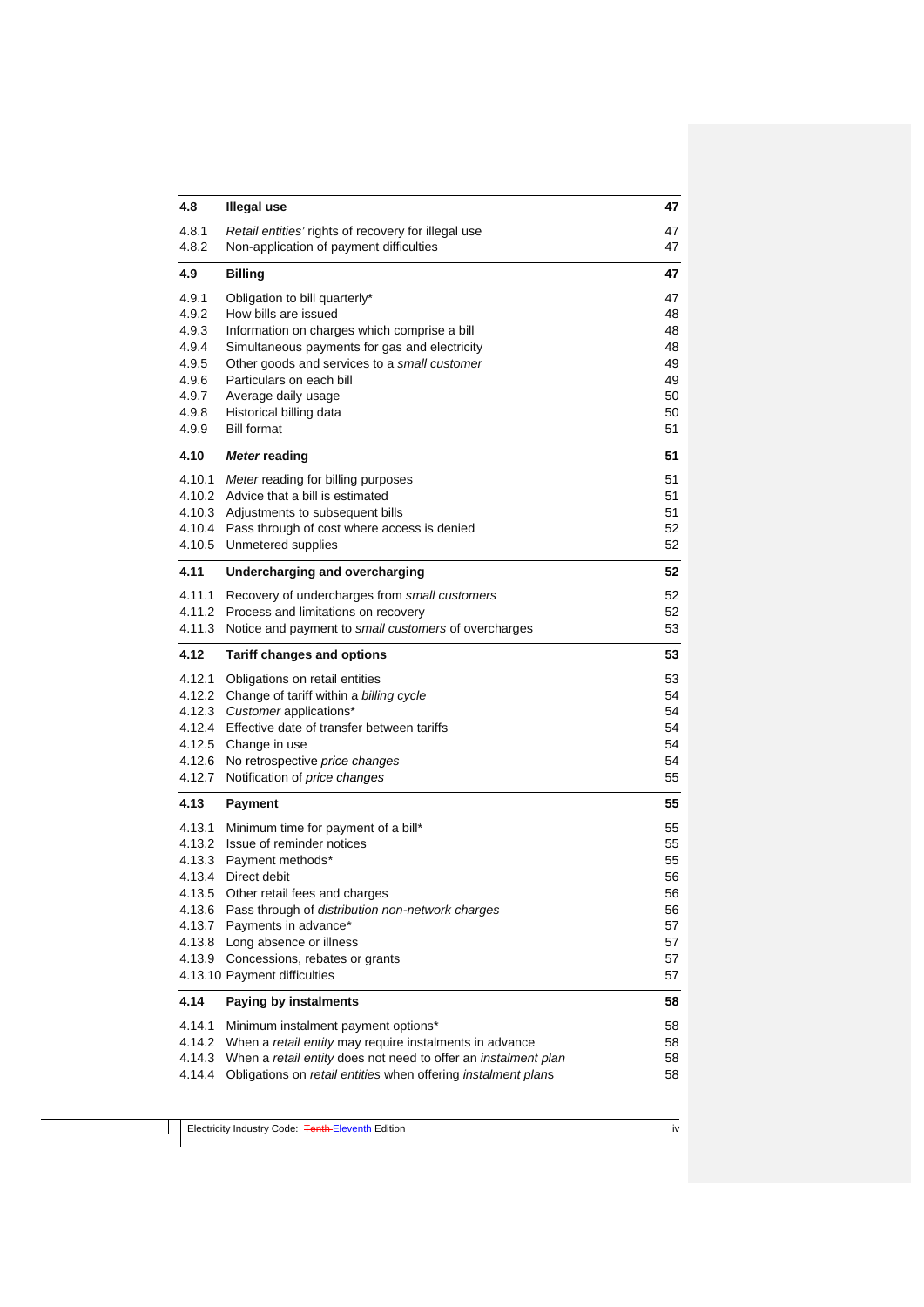| | | |
|---|---|---|
| **4.8** | **Illegal use** | **47** |
| 4.8.1 | *Retail entities'* rights of recovery for illegal use | 47 |
| 4.8.2 | Non-application of payment difficulties | 47 |
| **4.9** | **Billing** | **47** |
| 4.9.1 | Obligation to bill quarterly* | 47 |
| 4.9.2 | How bills are issued | 48 |
| 4.9.3 | Information on charges which comprise a bill | 48 |
| 4.9.4 | Simultaneous payments for gas and electricity | 48 |
| 4.9.5 | Other goods and services to a *small customer* | 49 |
| 4.9.6 | Particulars on each bill | 49 |
| 4.9.7 | Average daily usage | 50 |
| 4.9.8 | Historical billing data | 50 |
| 4.9.9 | Bill format | 51 |
| **4.10** | ***Meter* reading** | **51** |
| 4.10.1 | *Meter* reading for billing purposes | 51 |
| 4.10.2 | Advice that a bill is estimated | 51 |
| 4.10.3 | Adjustments to subsequent bills | 51 |
| 4.10.4 | Pass through of cost where access is denied | 52 |
| 4.10.5 | Unmetered supplies | 52 |
| **4.11** | **Undercharging and overcharging** | **52** |
| 4.11.1 | Recovery of undercharges from *small customers* | 52 |
| 4.11.2 | Process and limitations on recovery | 52 |
| 4.11.3 | Notice and payment to *small customers* of overcharges | 53 |
| **4.12** | **Tariff changes and options** | **53** |
| 4.12.1 | Obligations on retail entities | 53 |
| 4.12.2 | Change of tariff within a *billing cycle* | 54 |
| 4.12.3 | *Customer* applications* | 54 |
| 4.12.4 | Effective date of transfer between tariffs | 54 |
| 4.12.5 | Change in use | 54 |
| 4.12.6 | No retrospective *price changes* | 54 |
| 4.12.7 | Notification of *price changes* | 55 |
| **4.13** | **Payment** | **55** |
| 4.13.1 | Minimum time for payment of a bill* | 55 |
| 4.13.2 | Issue of reminder notices | 55 |
| 4.13.3 | Payment methods* | 55 |
| 4.13.4 | Direct debit | 56 |
| 4.13.5 | Other retail fees and charges | 56 |
| 4.13.6 | Pass through of *distribution non-network charges* | 56 |
| 4.13.7 | Payments in advance* | 57 |
| 4.13.8 | Long absence or illness | 57 |
| 4.13.9 | Concessions, rebates or grants | 57 |
| 4.13.10 | Payment difficulties | 57 |
| **4.14** | **Paying by instalments** | **58** |
| 4.14.1 | Minimum instalment payment options* | 58 |
| 4.14.2 | When a *retail entity* may require instalments in advance | 58 |
| 4.14.3 | When a *retail entity* does not need to offer an *instalment plan* | 58 |
| 4.14.4 | Obligations on *retail entities* when offering *instalment plans* | 58 |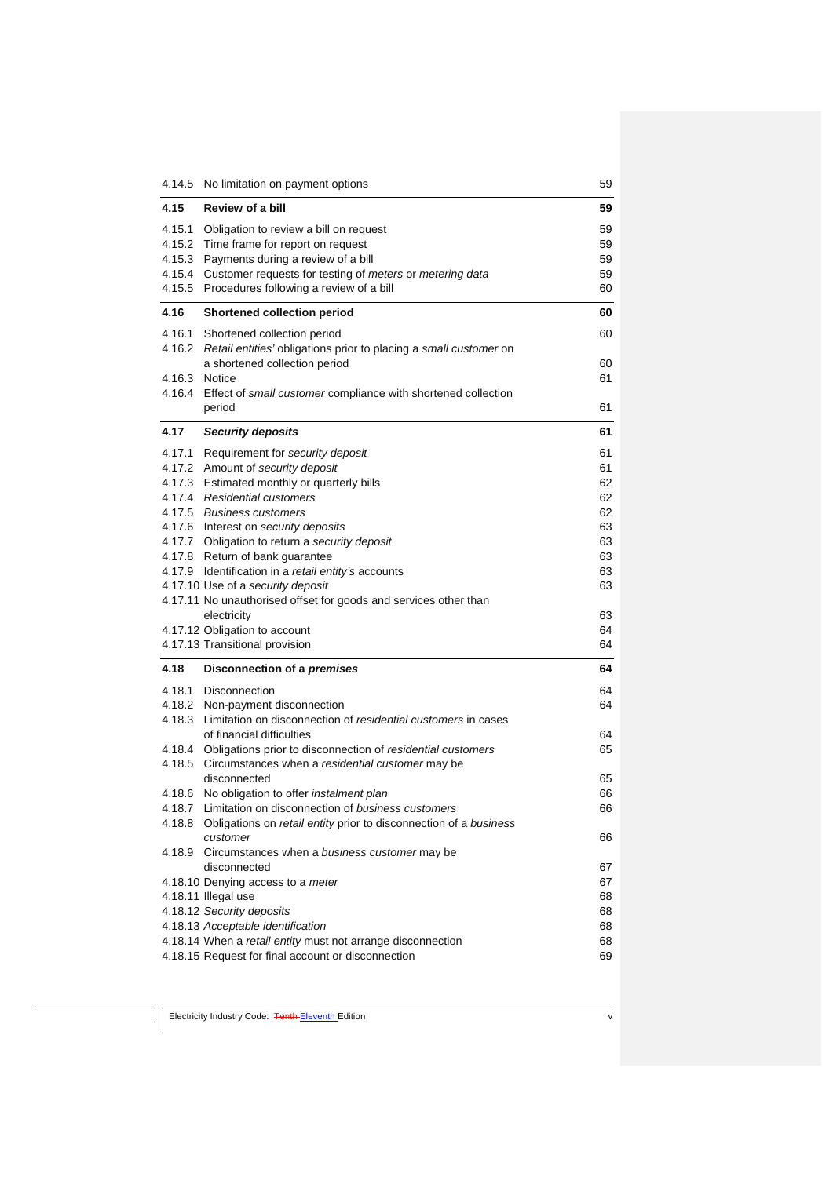| | | |
|---|---|---|
| 4.14.5 | No limitation on payment options | 59 |
| **4.15** | **Review of a bill** | **59** |
| 4.15.1 | Obligation to review a bill on request | 59 |
| 4.15.2 | Time frame for report on request | 59 |
| 4.15.3 | Payments during a review of a bill | 59 |
| 4.15.4 | Customer requests for testing of *meters* or *metering data* | 59 |
| 4.15.5 | Procedures following a review of a bill | 60 |
| **4.16** | **Shortened collection period** | **60** |
| 4.16.1 | Shortened collection period | 60 |
| 4.16.2 | *Retail entities'* obligations prior to placing a *small customer* on a shortened collection period | 60 |
| 4.16.3 | Notice | 61 |
| 4.16.4 | Effect of *small customer* compliance with shortened collection period | 61 |
| **4.17** | ***Security deposits*** | **61** |
| 4.17.1 | Requirement for *security deposit* | 61 |
| 4.17.2 | Amount of *security deposit* | 61 |
| 4.17.3 | Estimated monthly or quarterly bills | 62 |
| 4.17.4 | *Residential customers* | 62 |
| 4.17.5 | *Business customers* | 62 |
| 4.17.6 | Interest on *security deposits* | 63 |
| 4.17.7 | Obligation to return a *security deposit* | 63 |
| 4.17.8 | Return of bank guarantee | 63 |
| 4.17.9 | Identification in a *retail entity's* accounts | 63 |
| 4.17.10 | Use of a *security deposit* | 63 |
| 4.17.11 | No unauthorised offset for goods and services other than electricity | 63 |
| 4.17.12 | Obligation to account | 64 |
| 4.17.13 | Transitional provision | 64 |
| **4.18** | **Disconnection of a *premises*** | **64** |
| 4.18.1 | Disconnection | 64 |
| 4.18.2 | Non-payment disconnection | 64 |
| 4.18.3 | Limitation on disconnection of *residential customers* in cases of financial difficulties | 64 |
| 4.18.4 | Obligations prior to disconnection of *residential customers* | 65 |
| 4.18.5 | Circumstances when a *residential customer* may be disconnected | 65 |
| 4.18.6 | No obligation to offer *instalment plan* | 66 |
| 4.18.7 | Limitation on disconnection of *business customers* | 66 |
| 4.18.8 | Obligations on *retail entity* prior to disconnection of a *business customer* | 66 |
| 4.18.9 | Circumstances when a *business customer* may be disconnected | 67 |
| 4.18.10 | Denying access to a *meter* | 67 |
| 4.18.11 | Illegal use | 68 |
| 4.18.12 | *Security deposits* | 68 |
| 4.18.13 | *Acceptable identification* | 68 |
| 4.18.14 | When a *retail entity* must not arrange disconnection | 68 |
| 4.18.15 | Request for final account or disconnection | 69 |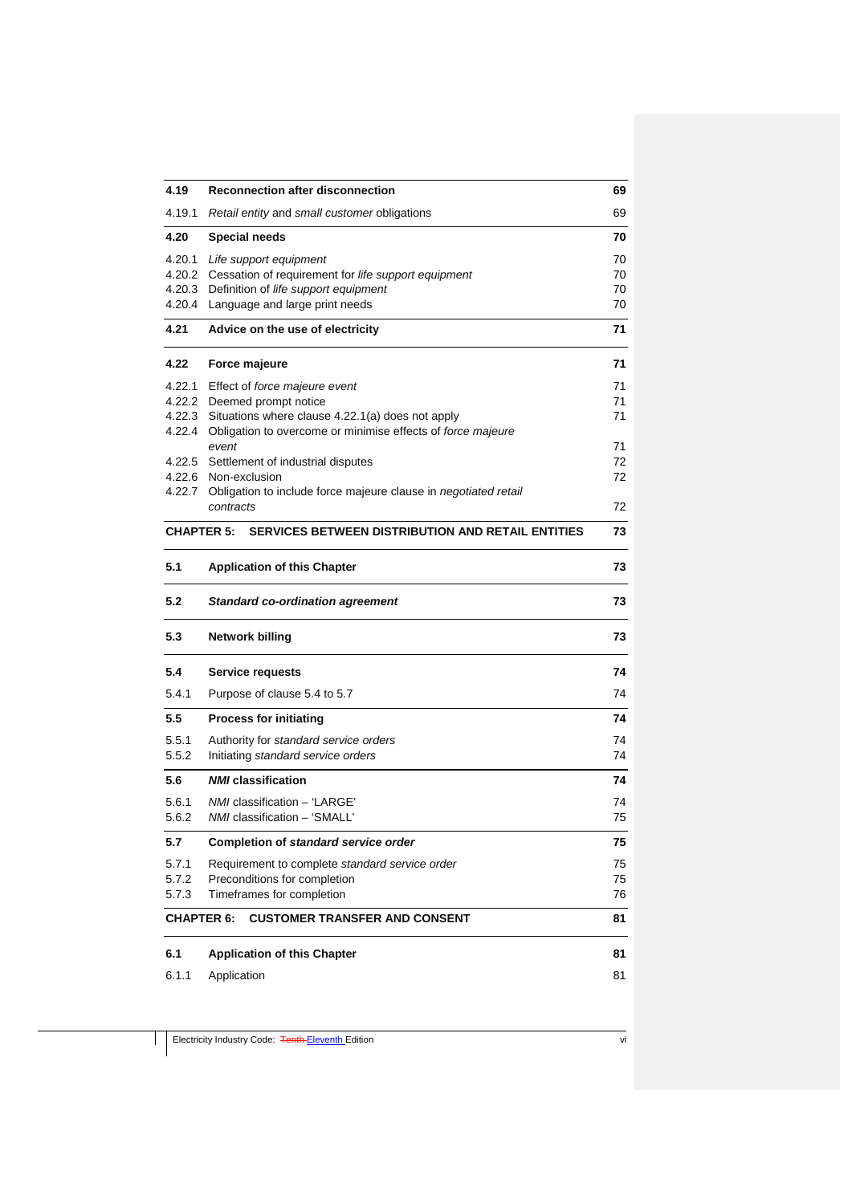| | | |
|---|---|---|
| **4.19** | **Reconnection after disconnection** | **69** |
| 4.19.1 | *Retail entity* and *small customer* obligations | 69 |
| **4.20** | **Special needs** | **70** |
| 4.20.1 | *Life support equipment* | 70 |
| 4.20.2 | Cessation of requirement for *life support equipment* | 70 |
| 4.20.3 | Definition of *life support equipment* | 70 |
| 4.20.4 | Language and large print needs | 70 |
| **4.21** | **Advice on the use of electricity** | **71** |
| **4.22** | **Force majeure** | **71** |
| 4.22.1 | Effect of *force majeure event* | 71 |
| 4.22.2 | Deemed prompt notice | 71 |
| 4.22.3 | Situations where clause 4.22.1(a) does not apply | 71 |
| 4.22.4 | Obligation to overcome or minimise effects of *force majeure event* | 71 |
| 4.22.5 | Settlement of industrial disputes | 72 |
| 4.22.6 | Non-exclusion | 72 |
| 4.22.7 | Obligation to include force majeure clause in *negotiated retail contracts* | 72 |
| **CHAPTER 5:** | **SERVICES BETWEEN DISTRIBUTION AND RETAIL ENTITIES** | **73** |
| **5.1** | **Application of this Chapter** | **73** |
| **5.2** | ***Standard co-ordination agreement*** | **73** |
| **5.3** | **Network billing** | **73** |
| **5.4** | **Service requests** | **74** |
| 5.4.1 | Purpose of clause 5.4 to 5.7 | 74 |
| **5.5** | **Process for initiating** | **74** |
| 5.5.1 | Authority for *standard service orders* | 74 |
| 5.5.2 | Initiating *standard service orders* | 74 |
| **5.6** | ***NMI* classification** | **74** |
| 5.6.1 | *NMI* classification – 'LARGE' | 74 |
| 5.6.2 | *NMI* classification – 'SMALL' | 75 |
| **5.7** | **Completion of *standard service order*** | **75** |
| 5.7.1 | Requirement to complete *standard service order* | 75 |
| 5.7.2 | Preconditions for completion | 75 |
| 5.7.3 | Timeframes for completion | 76 |
| **CHAPTER 6:** | **CUSTOMER TRANSFER AND CONSENT** | **81** |
| **6.1** | **Application of this Chapter** | **81** |
| 6.1.1 | Application | 81 |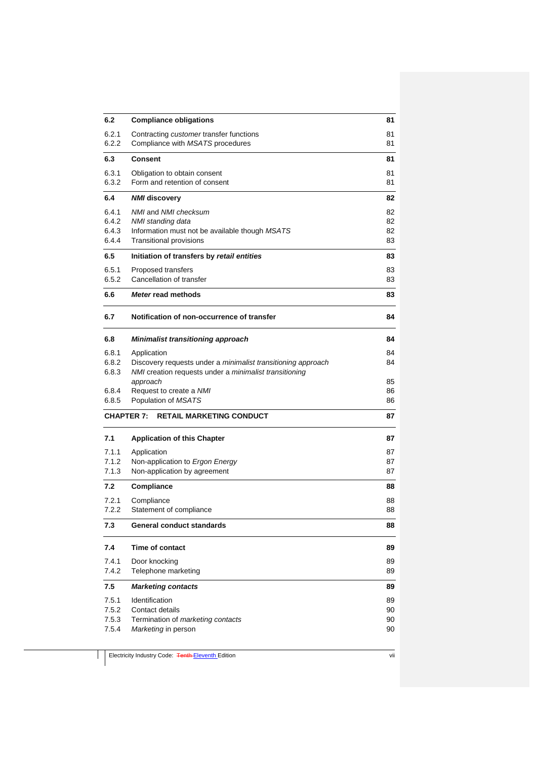| | | |
|---|---|---|
| **6.2** | **Compliance obligations** | **81** |
| 6.2.1 | Contracting *customer* transfer functions | 81 |
| 6.2.2 | Compliance with *MSATS* procedures | 81 |
| **6.3** | **Consent** | **81** |
| 6.3.1 | Obligation to obtain consent | 81 |
| 6.3.2 | Form and retention of consent | 81 |
| **6.4** | ***NMI* discovery** | **82** |
| 6.4.1 | *NMI* and *NMI checksum* | 82 |
| 6.4.2 | *NMI standing data* | 82 |
| 6.4.3 | Information must not be available though *MSATS* | 82 |
| 6.4.4 | Transitional provisions | 83 |
| **6.5** | **Initiation of transfers by *retail entities*** | **83** |
| 6.5.1 | Proposed transfers | 83 |
| 6.5.2 | Cancellation of transfer | 83 |
| **6.6** | ***Meter* read methods** | **83** |
| **6.7** | **Notification of non-occurrence of transfer** | **84** |
| **6.8** | ***Minimalist transitioning approach*** | **84** |
| 6.8.1 | Application | 84 |
| 6.8.2 | Discovery requests under a *minimalist transitioning approach* | 84 |
| 6.8.3 | *NMI* creation requests under a *minimalist transitioning approach* | 85 |
| 6.8.4 | Request to create a *NMI* | 86 |
| 6.8.5 | Population of *MSATS* | 86 |
| **CHAPTER 7:** | **RETAIL MARKETING CONDUCT** | **87** |
| **7.1** | **Application of this Chapter** | **87** |
| 7.1.1 | Application | 87 |
| 7.1.2 | Non-application to *Ergon Energy* | 87 |
| 7.1.3 | Non-application by agreement | 87 |
| **7.2** | **Compliance** | **88** |
| 7.2.1 | Compliance | 88 |
| 7.2.2 | Statement of compliance | 88 |
| **7.3** | **General conduct standards** | **88** |
| **7.4** | **Time of contact** | **89** |
| 7.4.1 | Door knocking | 89 |
| 7.4.2 | Telephone marketing | 89 |
| **7.5** | ***Marketing contacts*** | **89** |
| 7.5.1 | Identification | 89 |
| 7.5.2 | Contact details | 90 |
| 7.5.3 | Termination of *marketing contacts* | 90 |
| 7.5.4 | *Marketing* in person | 90 |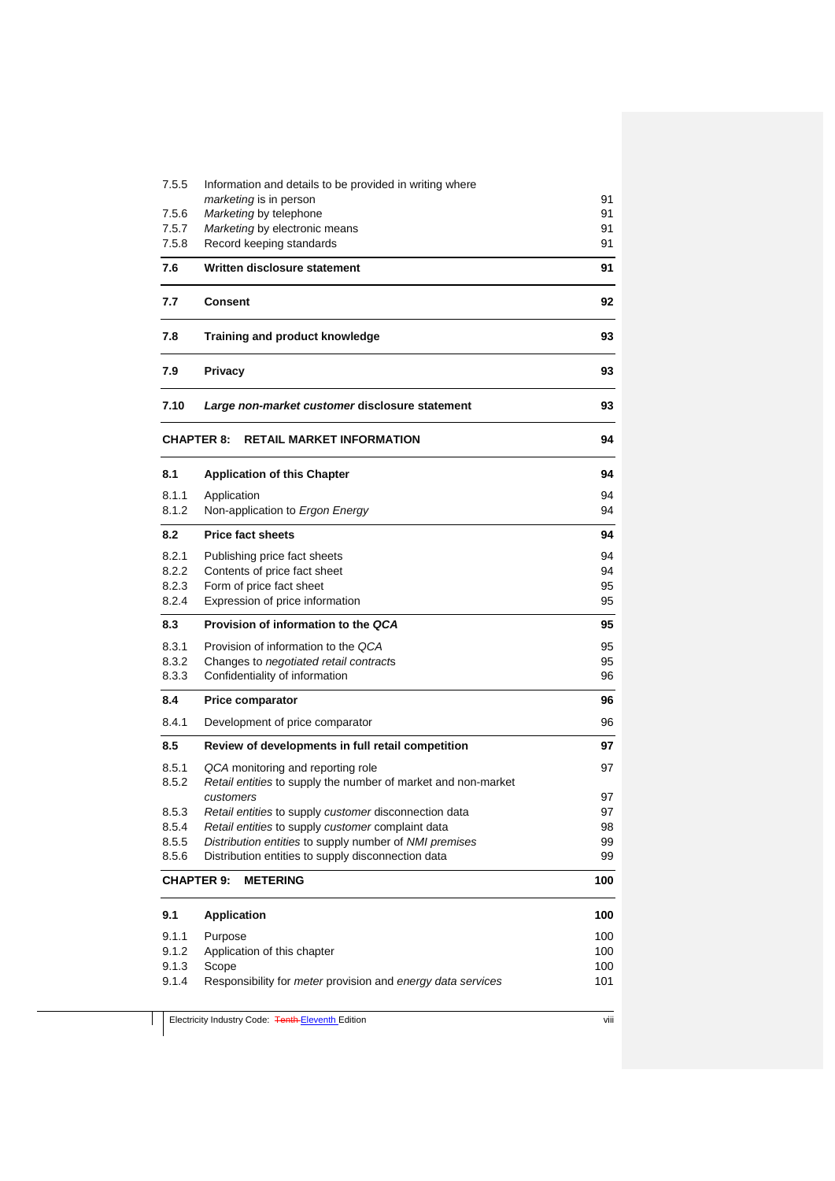| | | |
|---|---|---|
| 7.5.5 | Information and details to be provided in writing where *marketing* is in person | 91 |
| 7.5.6 | *Marketing* by telephone | 91 |
| 7.5.7 | *Marketing* by electronic means | 91 |
| 7.5.8 | Record keeping standards | 91 |
| **7.6** | **Written disclosure statement** | **91** |
| **7.7** | **Consent** | **92** |
| **7.8** | **Training and product knowledge** | **93** |
| **7.9** | **Privacy** | **93** |
| **7.10** | ***Large non-market customer* disclosure statement** | **93** |
| **CHAPTER 8:** | **RETAIL MARKET INFORMATION** | **94** |
| **8.1** | **Application of this Chapter** | **94** |
| 8.1.1 | Application | 94 |
| 8.1.2 | Non-application to *Ergon Energy* | 94 |
| **8.2** | **Price fact sheets** | **94** |
| 8.2.1 | Publishing price fact sheets | 94 |
| 8.2.2 | Contents of price fact sheet | 94 |
| 8.2.3 | Form of price fact sheet | 95 |
| 8.2.4 | Expression of price information | 95 |
| **8.3** | **Provision of information to the *QCA*** | **95** |
| 8.3.1 | Provision of information to the *QCA* | 95 |
| 8.3.2 | Changes to *negotiated retail contracts* | 95 |
| 8.3.3 | Confidentiality of information | 96 |
| **8.4** | **Price comparator** | **96** |
| 8.4.1 | Development of price comparator | 96 |
| **8.5** | **Review of developments in full retail competition** | **97** |
| 8.5.1 | *QCA* monitoring and reporting role | 97 |
| 8.5.2 | *Retail entities* to supply the number of market and non-market *customers* | 97 |
| 8.5.3 | *Retail entities* to supply *customer* disconnection data | 97 |
| 8.5.4 | *Retail entities* to supply *customer* complaint data | 98 |
| 8.5.5 | *Distribution entities* to supply number of *NMI premises* | 99 |
| 8.5.6 | Distribution entities to supply disconnection data | 99 |
| **CHAPTER 9:** | **METERING** | **100** |
| **9.1** | **Application** | **100** |
| 9.1.1 | Purpose | 100 |
| 9.1.2 | Application of this chapter | 100 |
| 9.1.3 | Scope | 100 |
| 9.1.4 | Responsibility for *meter* provision and *energy data services* | 101 |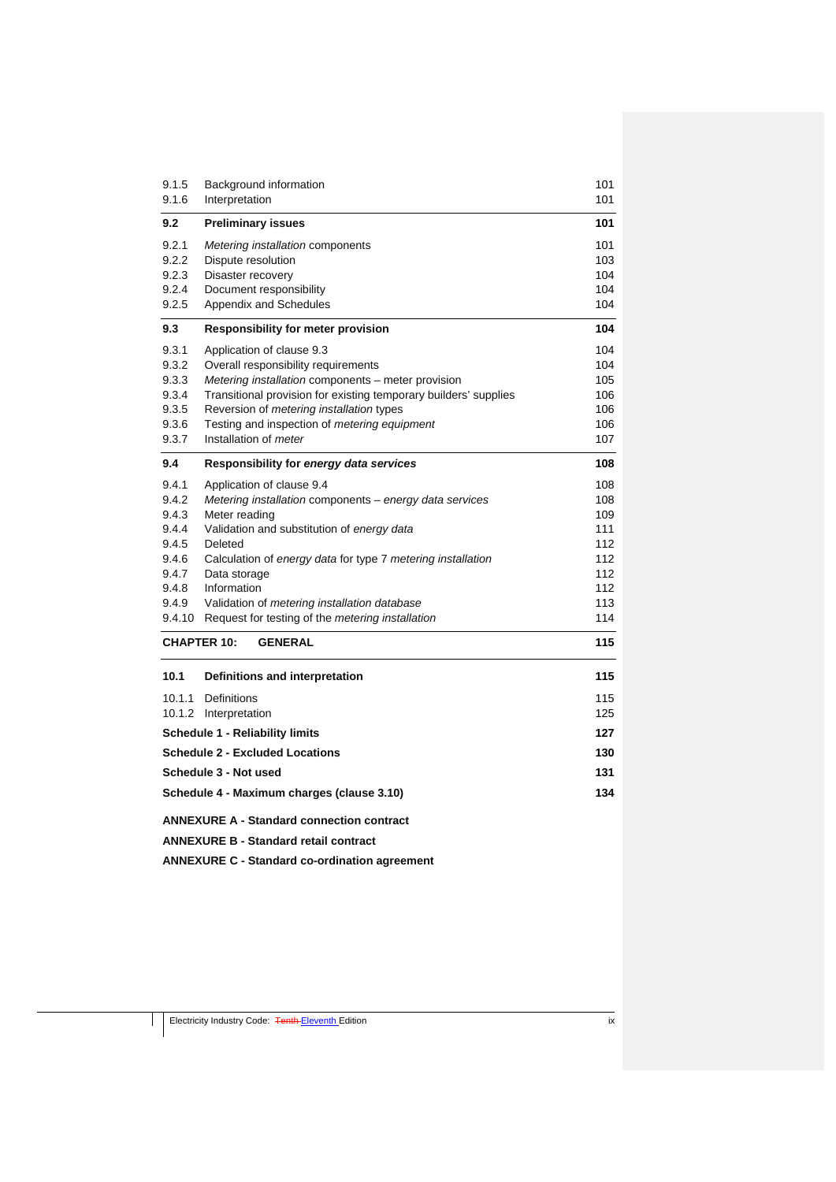| | | |
|---|---|---|
| 9.1.5 | Background information | 101 |
| 9.1.6 | Interpretation | 101 |
| **9.2** | **Preliminary issues** | **101** |
| 9.2.1 | *Metering installation* components | 101 |
| 9.2.2 | Dispute resolution | 103 |
| 9.2.3 | Disaster recovery | 104 |
| 9.2.4 | Document responsibility | 104 |
| 9.2.5 | Appendix and Schedules | 104 |
| **9.3** | **Responsibility for meter provision** | **104** |
| 9.3.1 | Application of clause 9.3 | 104 |
| 9.3.2 | Overall responsibility requirements | 104 |
| 9.3.3 | *Metering installation* components – meter provision | 105 |
| 9.3.4 | Transitional provision for existing temporary builders' supplies | 106 |
| 9.3.5 | Reversion of *metering installation* types | 106 |
| 9.3.6 | Testing and inspection of *metering equipment* | 106 |
| 9.3.7 | Installation of *meter* | 107 |
| **9.4** | **Responsibility for *energy data services*** | **108** |
| 9.4.1 | Application of clause 9.4 | 108 |
| 9.4.2 | *Metering installation* components – *energy data services* | 108 |
| 9.4.3 | Meter reading | 109 |
| 9.4.4 | Validation and substitution of *energy data* | 111 |
| 9.4.5 | Deleted | 112 |
| 9.4.6 | Calculation of *energy data* for type 7 *metering installation* | 112 |
| 9.4.7 | Data storage | 112 |
| 9.4.8 | Information | 112 |
| 9.4.9 | Validation of *metering installation database* | 113 |
| 9.4.10 | Request for testing of the *metering installation* | 114 |
| **CHAPTER 10:** | **GENERAL** | **115** |
| **10.1** | **Definitions and interpretation** | **115** |
| 10.1.1 | Definitions | 115 |
| 10.1.2 | Interpretation | 125 |
| **Schedule 1 - Reliability limits** | | **127** |
| **Schedule 2 - Excluded Locations** | | **130** |
| **Schedule 3 - Not used** | | **131** |
| **Schedule 4 - Maximum charges (clause 3.10)** | | **134** |

**ANNEXURE A - Standard connection contract**

**ANNEXURE B - Standard retail contract**

**ANNEXURE C - Standard co-ordination agreement**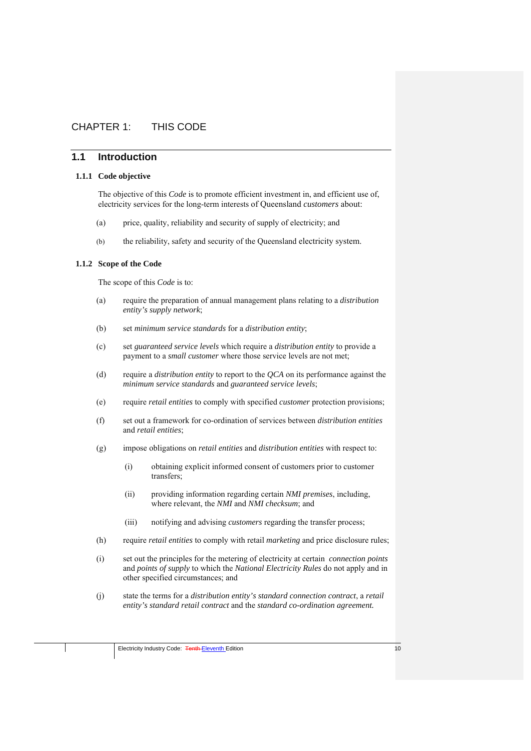# CHAPTER 1: THIS CODE

## 1.1 Introduction

### 1.1.1 Code objective

The objective of this *Code* is to promote efficient investment in, and efficient use of, electricity services for the long-term interests of Queensland *customers* about:

(a) price, quality, reliability and security of supply of electricity; and

(b) the reliability, safety and security of the Queensland electricity system.

### 1.1.2 Scope of the Code

The scope of this *Code* is to:

(a) require the preparation of annual management plans relating to a *distribution entity's supply network*;

(b) set *minimum service standards* for a *distribution entity*;

(c) set *guaranteed service levels* which require a *distribution entity* to provide a payment to a *small customer* where those service levels are not met;

(d) require a *distribution entity* to report to the *QCA* on its performance against the *minimum service standards* and *guaranteed service levels*;

(e) require *retail entities* to comply with specified *customer* protection provisions;

(f) set out a framework for co-ordination of services between *distribution entities* and *retail entities*;

(g) impose obligations on *retail entities* and *distribution entities* with respect to:

  (i) obtaining explicit informed consent of customers prior to customer transfers;

  (ii) providing information regarding certain *NMI premises*, including, where relevant, the *NMI* and *NMI checksum*; and

  (iii) notifying and advising *customers* regarding the transfer process;

(h) require *retail entities* to comply with retail *marketing* and price disclosure rules;

(i) set out the principles for the metering of electricity at certain *connection points* and *points of supply* to which the *National Electricity Rules* do not apply and in other specified circumstances; and

(j) state the terms for a *distribution entity's standard connection contract*, a *retail entity's standard retail contract* and the *standard co-ordination agreement.*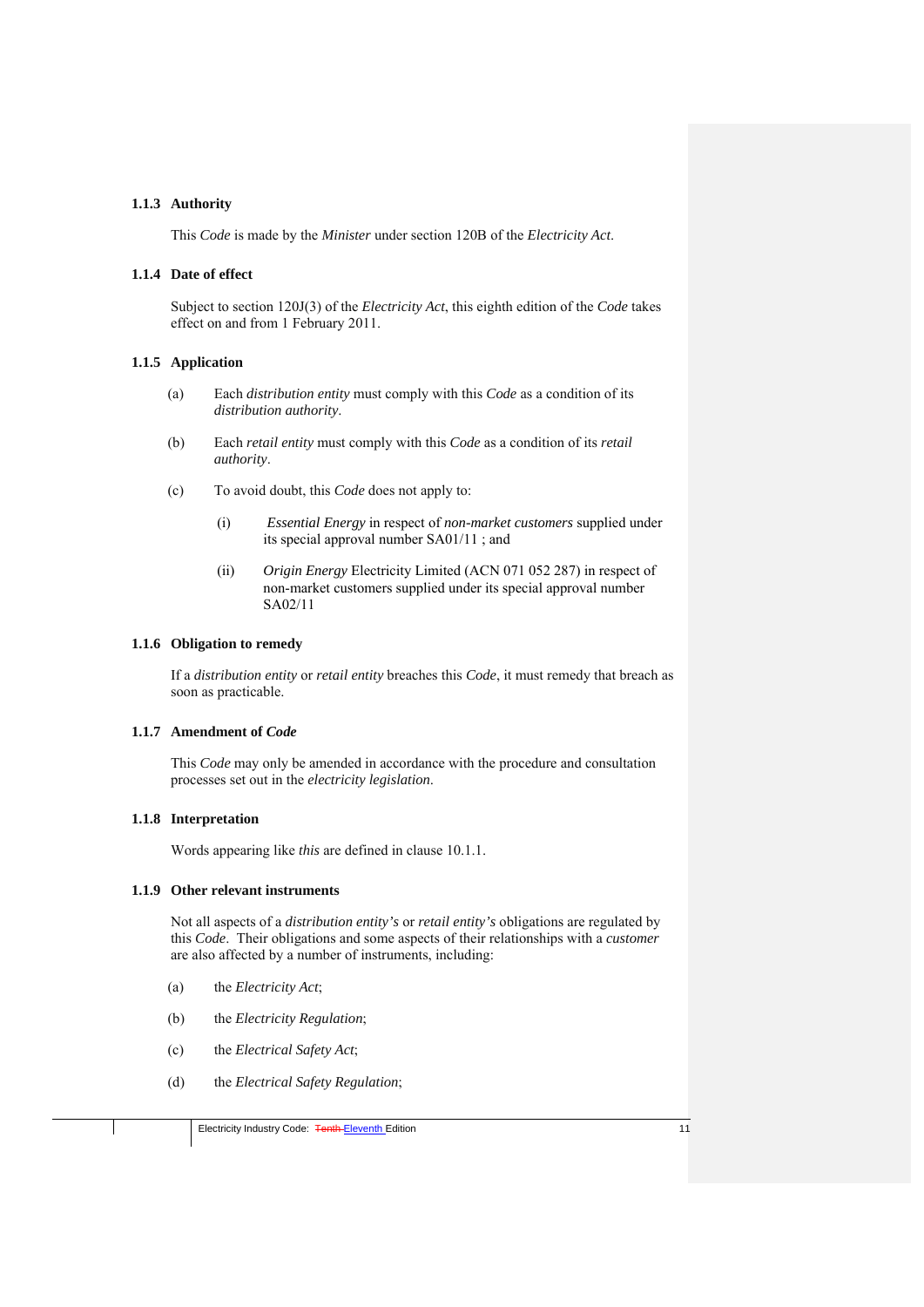### 1.1.3 Authority

This *Code* is made by the *Minister* under section 120B of the *Electricity Act*.

### 1.1.4 Date of effect

Subject to section 120J(3) of the *Electricity Act*, this eighth edition of the *Code* takes effect on and from 1 February 2011.

### 1.1.5 Application

(a) Each *distribution entity* must comply with this *Code* as a condition of its *distribution authority*.

(b) Each *retail entity* must comply with this *Code* as a condition of its *retail authority*.

(c) To avoid doubt, this *Code* does not apply to:

  (i) *Essential Energy* in respect of *non-market customers* supplied under its special approval number SA01/11 ; and

  (ii) *Origin Energy* Electricity Limited (ACN 071 052 287) in respect of non-market customers supplied under its special approval number SA02/11

### 1.1.6 Obligation to remedy

If a *distribution entity* or *retail entity* breaches this *Code*, it must remedy that breach as soon as practicable.

### 1.1.7 Amendment of *Code*

This *Code* may only be amended in accordance with the procedure and consultation processes set out in the *electricity legislation*.

### 1.1.8 Interpretation

Words appearing like *this* are defined in clause 10.1.1.

### 1.1.9 Other relevant instruments

Not all aspects of a *distribution entity's* or *retail entity's* obligations are regulated by this *Code*. Their obligations and some aspects of their relationships with a *customer* are also affected by a number of instruments, including:

(a) the *Electricity Act*;

(b) the *Electricity Regulation*;

(c) the *Electrical Safety Act*;

(d) the *Electrical Safety Regulation*;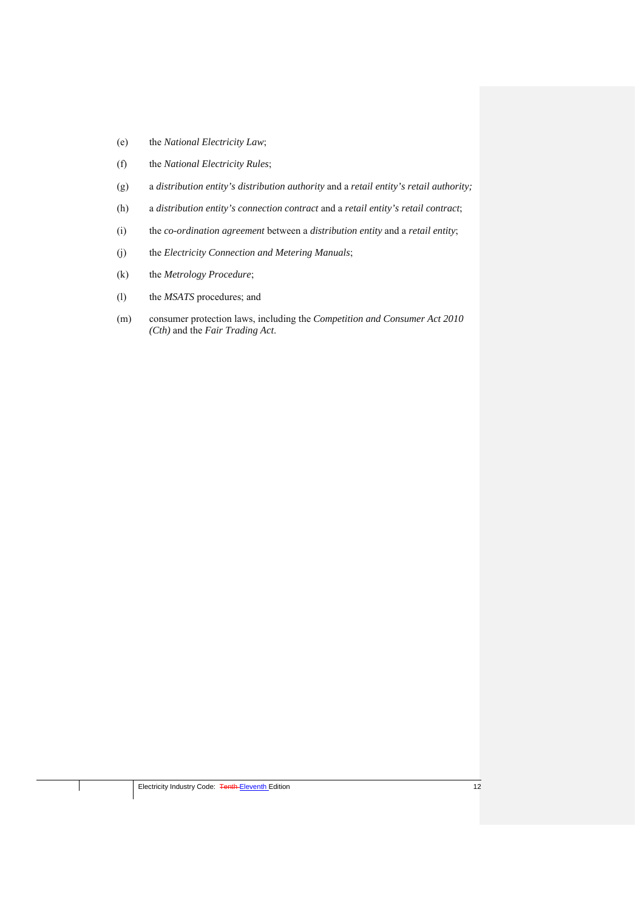(e) the *National Electricity Law*;

(f) the *National Electricity Rules*;

(g) a *distribution entity's distribution authority* and a *retail entity's retail authority;*

(h) a *distribution entity's connection contract* and a *retail entity's retail contract*;

(i) the *co-ordination agreement* between a *distribution entity* and a *retail entity*;

(j) the *Electricity Connection and Metering Manuals*;

(k) the *Metrology Procedure*;

(l) the *MSATS* procedures; and

(m) consumer protection laws, including the *Competition and Consumer Act 2010 (Cth)* and the *Fair Trading Act*.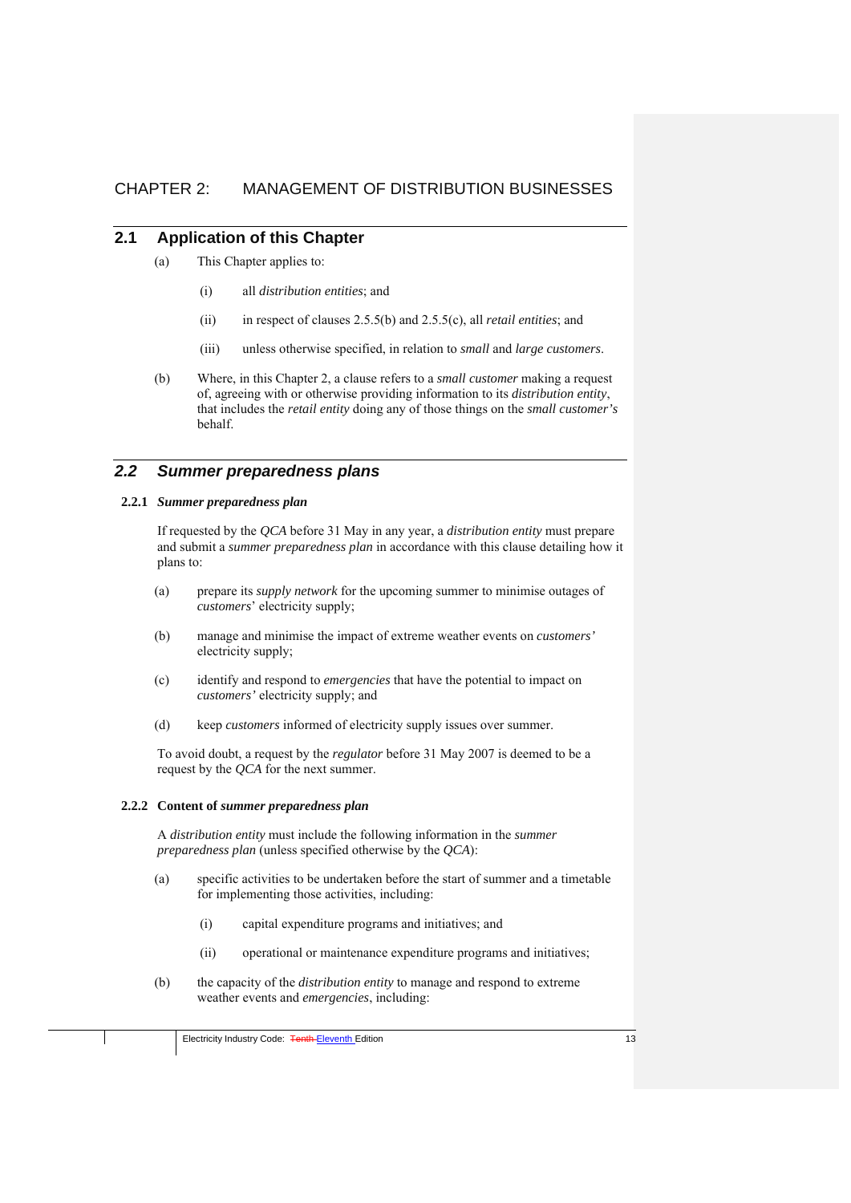# CHAPTER 2: MANAGEMENT OF DISTRIBUTION BUSINESSES

## 2.1 Application of this Chapter

(a) This Chapter applies to:

(i) all *distribution entities*; and

(ii) in respect of clauses 2.5.5(b) and 2.5.5(c), all *retail entities*; and

(iii) unless otherwise specified, in relation to *small* and *large customers*.

(b) Where, in this Chapter 2, a clause refers to a *small customer* making a request of, agreeing with or otherwise providing information to its *distribution entity*, that includes the *retail entity* doing any of those things on the *small customer's* behalf.

## *2.2 Summer preparedness plans*

### 2.2.1 *Summer preparedness plan*

If requested by the *QCA* before 31 May in any year, a *distribution entity* must prepare and submit a *summer preparedness plan* in accordance with this clause detailing how it plans to:

(a) prepare its *supply network* for the upcoming summer to minimise outages of *customers*' electricity supply;

(b) manage and minimise the impact of extreme weather events on *customers'* electricity supply;

(c) identify and respond to *emergencies* that have the potential to impact on *customers'* electricity supply; and

(d) keep *customers* informed of electricity supply issues over summer.

To avoid doubt, a request by the *regulator* before 31 May 2007 is deemed to be a request by the *QCA* for the next summer.

### 2.2.2 Content of *summer preparedness plan*

A *distribution entity* must include the following information in the *summer preparedness plan* (unless specified otherwise by the *QCA*):

(a) specific activities to be undertaken before the start of summer and a timetable for implementing those activities, including:

(i) capital expenditure programs and initiatives; and

(ii) operational or maintenance expenditure programs and initiatives;

(b) the capacity of the *distribution entity* to manage and respond to extreme weather events and *emergencies*, including: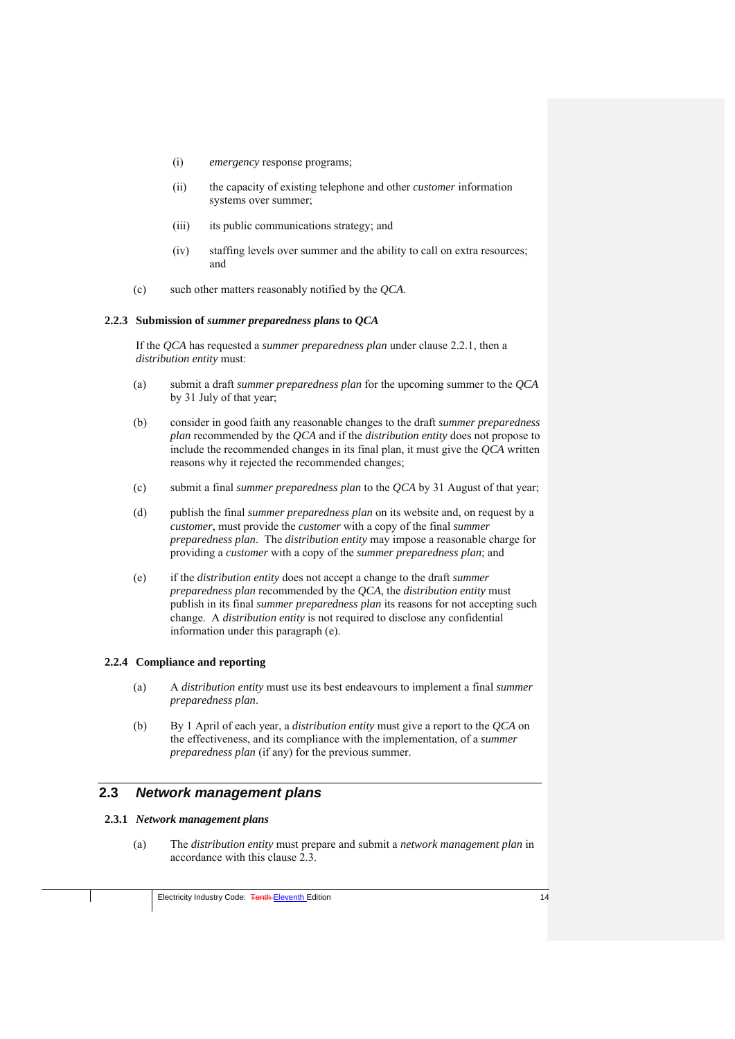(i) *emergency* response programs;

(ii) the capacity of existing telephone and other *customer* information systems over summer;

(iii) its public communications strategy; and

(iv) staffing levels over summer and the ability to call on extra resources; and

(c) such other matters reasonably notified by the *QCA*.

### 2.2.3 Submission of *summer preparedness plans* to *QCA*

If the *QCA* has requested a *summer preparedness plan* under clause 2.2.1, then a *distribution entity* must:

(a) submit a draft *summer preparedness plan* for the upcoming summer to the *QCA* by 31 July of that year;

(b) consider in good faith any reasonable changes to the draft *summer preparedness plan* recommended by the *QCA* and if the *distribution entity* does not propose to include the recommended changes in its final plan, it must give the *QCA* written reasons why it rejected the recommended changes;

(c) submit a final *summer preparedness plan* to the *QCA* by 31 August of that year;

(d) publish the final *summer preparedness plan* on its website and, on request by a *customer*, must provide the *customer* with a copy of the final *summer preparedness plan*. The *distribution entity* may impose a reasonable charge for providing a *customer* with a copy of the *summer preparedness plan*; and

(e) if the *distribution entity* does not accept a change to the draft *summer preparedness plan* recommended by the *QCA*, the *distribution entity* must publish in its final *summer preparedness plan* its reasons for not accepting such change. A *distribution entity* is not required to disclose any confidential information under this paragraph (e).

### 2.2.4 Compliance and reporting

(a) A *distribution entity* must use its best endeavours to implement a final *summer preparedness plan*.

(b) By 1 April of each year, a *distribution entity* must give a report to the *QCA* on the effectiveness, and its compliance with the implementation, of a *summer preparedness plan* (if any) for the previous summer.

## 2.3 *Network management plans*

### 2.3.1 *Network management plans*

(a) The *distribution entity* must prepare and submit a *network management plan* in accordance with this clause 2.3.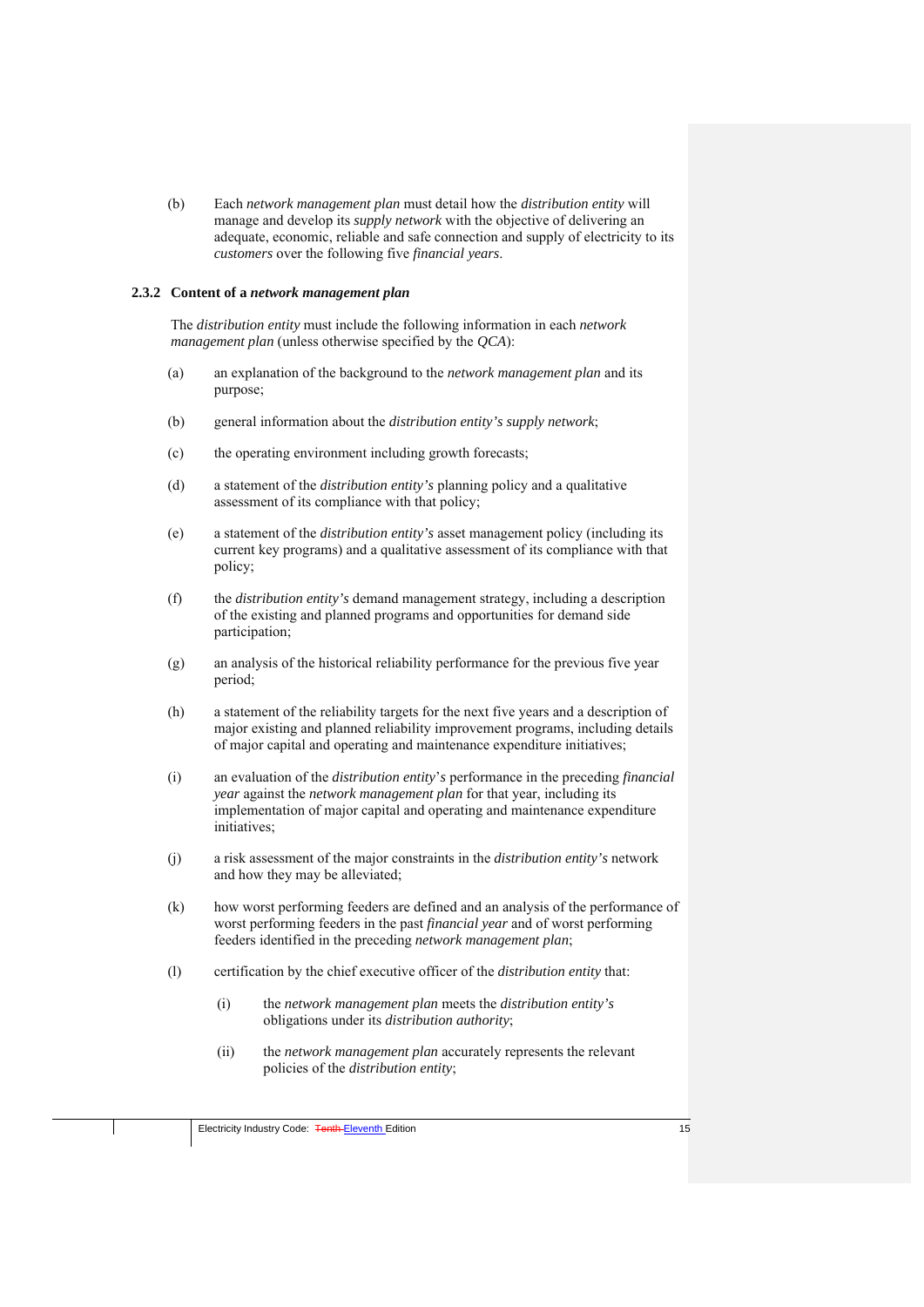(b) Each *network management plan* must detail how the *distribution entity* will manage and develop its *supply network* with the objective of delivering an adequate, economic, reliable and safe connection and supply of electricity to its *customers* over the following five *financial years*.

### 2.3.2 Content of a *network management plan*

The *distribution entity* must include the following information in each *network management plan* (unless otherwise specified by the *QCA*):

(a) an explanation of the background to the *network management plan* and its purpose;

(b) general information about the *distribution entity's supply network*;

(c) the operating environment including growth forecasts;

(d) a statement of the *distribution entity's* planning policy and a qualitative assessment of its compliance with that policy;

(e) a statement of the *distribution entity's* asset management policy (including its current key programs) and a qualitative assessment of its compliance with that policy;

(f) the *distribution entity's* demand management strategy, including a description of the existing and planned programs and opportunities for demand side participation;

(g) an analysis of the historical reliability performance for the previous five year period;

(h) a statement of the reliability targets for the next five years and a description of major existing and planned reliability improvement programs, including details of major capital and operating and maintenance expenditure initiatives;

(i) an evaluation of the *distribution entity*'s performance in the preceding *financial year* against the *network management plan* for that year, including its implementation of major capital and operating and maintenance expenditure initiatives;

(j) a risk assessment of the major constraints in the *distribution entity's* network and how they may be alleviated;

(k) how worst performing feeders are defined and an analysis of the performance of worst performing feeders in the past *financial year* and of worst performing feeders identified in the preceding *network management plan*;

(l) certification by the chief executive officer of the *distribution entity* that:

  (i) the *network management plan* meets the *distribution entity's* obligations under its *distribution authority*;

  (ii) the *network management plan* accurately represents the relevant policies of the *distribution entity*;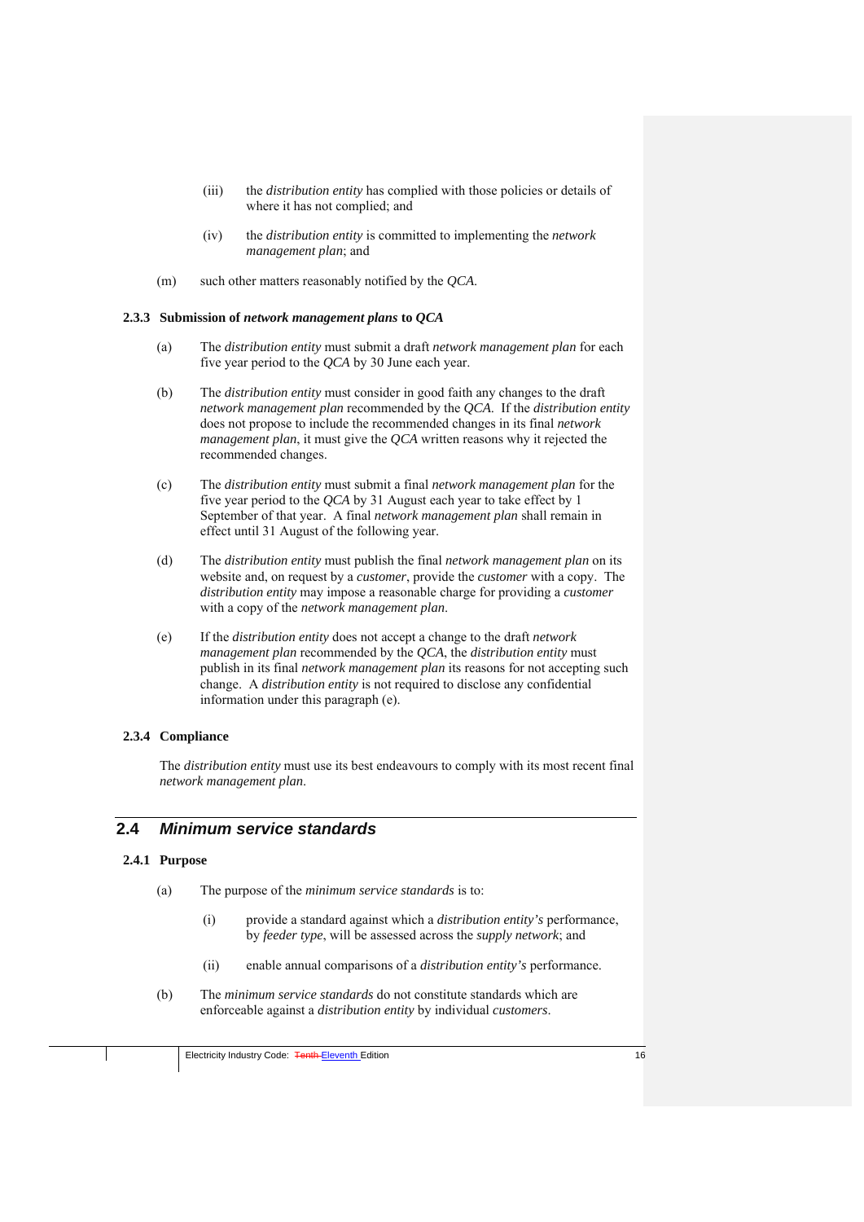(iii) the *distribution entity* has complied with those policies or details of where it has not complied; and

(iv) the *distribution entity* is committed to implementing the *network management plan*; and

(m) such other matters reasonably notified by the *QCA*.

### 2.3.3 Submission of *network management plans* to *QCA*

(a) The *distribution entity* must submit a draft *network management plan* for each five year period to the *QCA* by 30 June each year.

(b) The *distribution entity* must consider in good faith any changes to the draft *network management plan* recommended by the *QCA*. If the *distribution entity* does not propose to include the recommended changes in its final *network management plan*, it must give the *QCA* written reasons why it rejected the recommended changes.

(c) The *distribution entity* must submit a final *network management plan* for the five year period to the *QCA* by 31 August each year to take effect by 1 September of that year. A final *network management plan* shall remain in effect until 31 August of the following year.

(d) The *distribution entity* must publish the final *network management plan* on its website and, on request by a *customer*, provide the *customer* with a copy. The *distribution entity* may impose a reasonable charge for providing a *customer* with a copy of the *network management plan*.

(e) If the *distribution entity* does not accept a change to the draft *network management plan* recommended by the *QCA*, the *distribution entity* must publish in its final *network management plan* its reasons for not accepting such change. A *distribution entity* is not required to disclose any confidential information under this paragraph (e).

### 2.3.4 Compliance

The *distribution entity* must use its best endeavours to comply with its most recent final *network management plan*.

## 2.4 *Minimum service standards*

### 2.4.1 Purpose

(a) The purpose of the *minimum service standards* is to:

(i) provide a standard against which a *distribution entity's* performance, by *feeder type*, will be assessed across the *supply network*; and

(ii) enable annual comparisons of a *distribution entity's* performance.

(b) The *minimum service standards* do not constitute standards which are enforceable against a *distribution entity* by individual *customers*.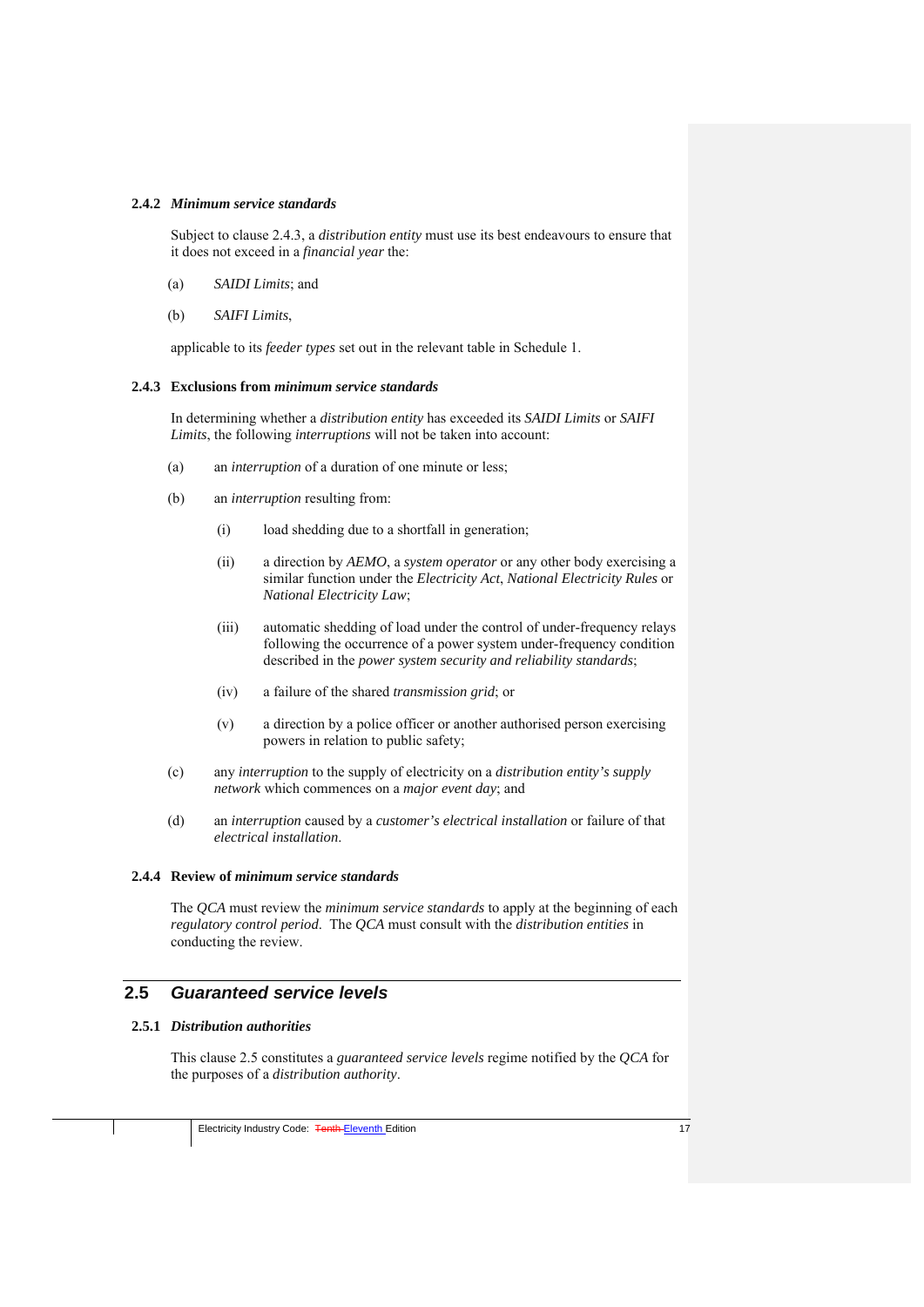#### 2.4.2 *Minimum service standards*

Subject to clause 2.4.3, a *distribution entity* must use its best endeavours to ensure that it does not exceed in a *financial year* the:

(a) *SAIDI Limits*; and

(b) *SAIFI Limits*,

applicable to its *feeder types* set out in the relevant table in Schedule 1.

#### 2.4.3 Exclusions from *minimum service standards*

In determining whether a *distribution entity* has exceeded its *SAIDI Limits* or *SAIFI Limits*, the following *interruptions* will not be taken into account:

(a) an *interruption* of a duration of one minute or less;

(b) an *interruption* resulting from:

  (i) load shedding due to a shortfall in generation;

  (ii) a direction by *AEMO*, a *system operator* or any other body exercising a similar function under the *Electricity Act*, *National Electricity Rules* or *National Electricity Law*;

  (iii) automatic shedding of load under the control of under-frequency relays following the occurrence of a power system under-frequency condition described in the *power system security and reliability standards*;

  (iv) a failure of the shared *transmission grid*; or

  (v) a direction by a police officer or another authorised person exercising powers in relation to public safety;

(c) any *interruption* to the supply of electricity on a *distribution entity's supply network* which commences on a *major event day*; and

(d) an *interruption* caused by a *customer's electrical installation* or failure of that *electrical installation*.

#### 2.4.4 Review of *minimum service standards*

The *QCA* must review the *minimum service standards* to apply at the beginning of each *regulatory control period*. The *QCA* must consult with the *distribution entities* in conducting the review.

## 2.5 *Guaranteed service levels*

#### 2.5.1 *Distribution authorities*

This clause 2.5 constitutes a *guaranteed service levels* regime notified by the *QCA* for the purposes of a *distribution authority*.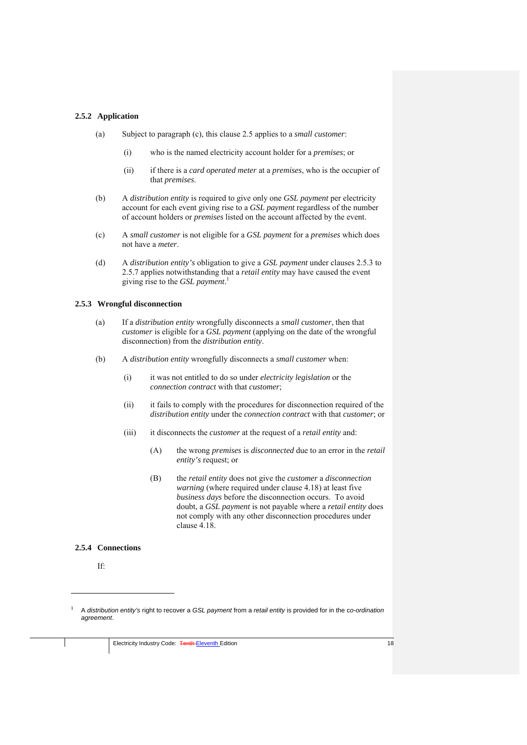### 2.5.2 Application

(a) Subject to paragraph (c), this clause 2.5 applies to a *small customer*:

  (i) who is the named electricity account holder for a *premises*; or

  (ii) if there is a *card operated meter* at a *premises*, who is the occupier of that *premises*.

(b) A *distribution entity* is required to give only one *GSL payment* per electricity account for each event giving rise to a *GSL payment* regardless of the number of account holders or *premises* listed on the account affected by the event.

(c) A *small customer* is not eligible for a *GSL payment* for a *premises* which does not have a *meter*.

(d) A *distribution entity's* obligation to give a *GSL payment* under clauses 2.5.3 to 2.5.7 applies notwithstanding that a *retail entity* may have caused the event giving rise to the *GSL payment*.[1]

### 2.5.3 Wrongful disconnection

(a) If a *distribution entity* wrongfully disconnects a *small customer*, then that *customer* is eligible for a *GSL payment* (applying on the date of the wrongful disconnection) from the *distribution entity*.

(b) A *distribution entity* wrongfully disconnects a *small customer* when:

  (i) it was not entitled to do so under *electricity legislation* or the *connection contract* with that *customer*;

  (ii) it fails to comply with the procedures for disconnection required of the *distribution entity* under the *connection contract* with that *customer*; or

  (iii) it disconnects the *customer* at the request of a *retail entity* and:

    (A) the wrong *premises* is *disconnected* due to an error in the *retail entity's* request; or

    (B) the *retail entity* does not give the *customer* a *disconnection warning* (where required under clause 4.18) at least five *business days* before the disconnection occurs. To avoid doubt, a *GSL payment* is not payable where a *retail entity* does not comply with any other disconnection procedures under clause 4.18.

### 2.5.4 Connections

If:

---

[1] A *distribution entity's* right to recover a *GSL payment* from a *retail entity* is provided for in the *co-ordination agreement*.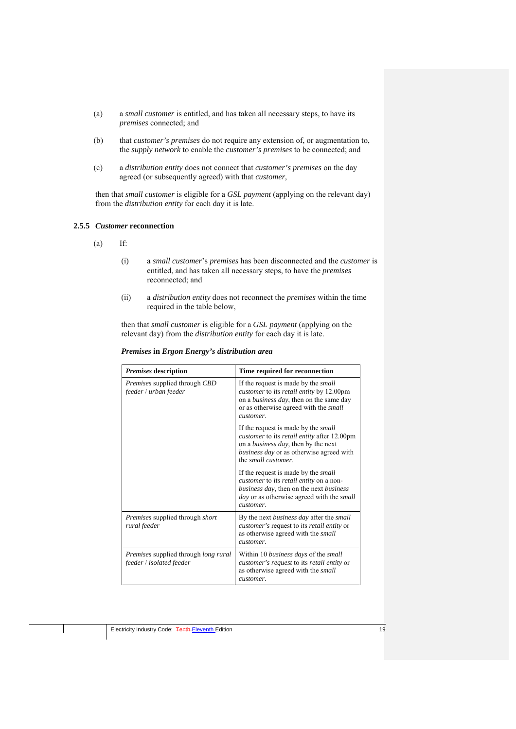(a) a *small customer* is entitled, and has taken all necessary steps, to have its *premises* connected; and

(b) that *customer's premises* do not require any extension of, or augmentation to, the *supply network* to enable the *customer's premises* to be connected; and

(c) a *distribution entity* does not connect that *customer's premises* on the day agreed (or subsequently agreed) with that *customer*,

then that *small customer* is eligible for a *GSL payment* (applying on the relevant day) from the *distribution entity* for each day it is late.

### 2.5.5 *Customer* reconnection

(a) If:

(i) a *small customer*'s *premises* has been disconnected and the *customer* is entitled, and has taken all necessary steps, to have the *premises* reconnected; and

(ii) a *distribution entity* does not reconnect the *premises* within the time required in the table below,

then that *small customer* is eligible for a *GSL payment* (applying on the relevant day) from the *distribution entity* for each day it is late.

***Premises* in *Ergon Energy's distribution area***

| ***Premises* description** | **Time required for reconnection** |
|---|---|
| *Premises* supplied through *CBD feeder* / *urban feeder* | If the request is made by the *small customer* to its *retail entity* by 12.00pm on a *business day*, then on the same day or as otherwise agreed with the *small customer*.<br><br>If the request is made by the *small customer* to its *retail entity* after 12.00pm on a *business day*, then by the next *business day* or as otherwise agreed with the *small customer*.<br><br>If the request is made by the *small customer* to its *retail entity* on a non-*business day*, then on the next *business day* or as otherwise agreed with the *small customer*. |
| *Premises* supplied through *short rural feeder* | By the next *business day* after the *small customer's* request to its *retail entity* or as otherwise agreed with the *small customer*. |
| *Premises* supplied through *long rural feeder* / *isolated feeder* | Within 10 *business days* of the *small customer's request* to its *retail entity* or as otherwise agreed with the *small customer*. |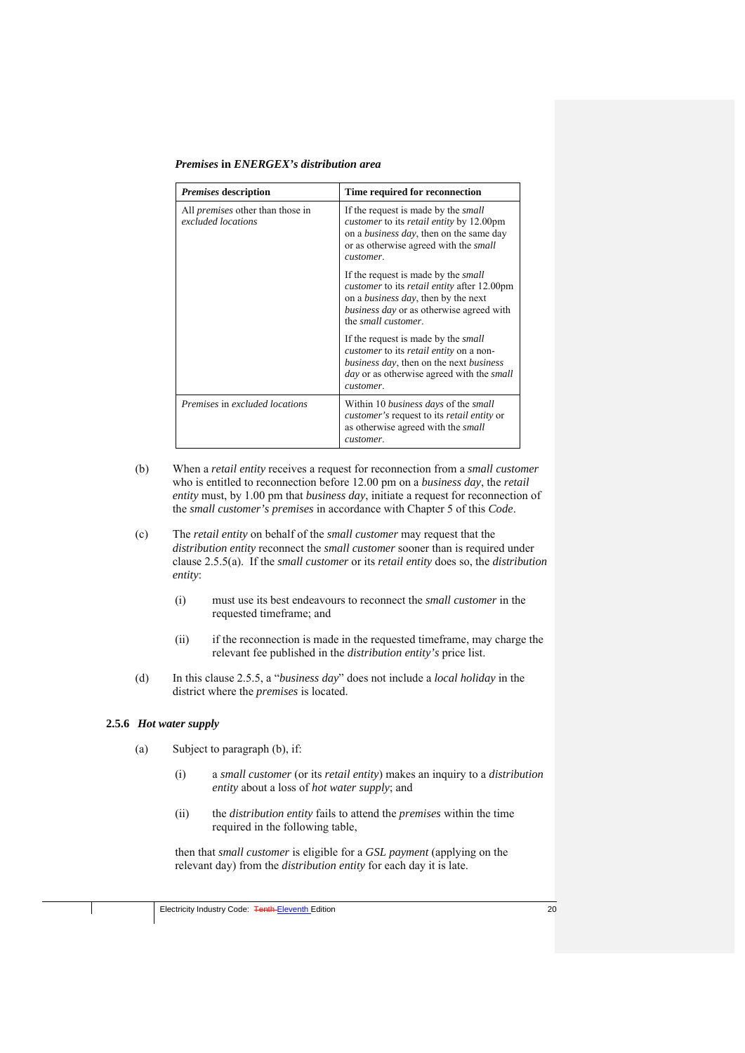***Premises* in *ENERGEX's distribution area***

| ***Premises* description** | **Time required for reconnection** |
|---|---|
| All *premises* other than those in *excluded locations* | If the request is made by the *small customer* to its *retail entity* by 12.00pm on a *business day*, then on the same day or as otherwise agreed with the *small customer*.<br><br>If the request is made by the *small customer* to its *retail entity* after 12.00pm on a *business day*, then by the next *business day* or as otherwise agreed with the *small customer*.<br><br>If the request is made by the *small customer* to its *retail entity* on a non-*business day*, then on the next *business day* or as otherwise agreed with the *small customer*. |
| *Premises* in *excluded locations* | Within 10 *business days* of the *small customer's* request to its *retail entity* or as otherwise agreed with the *small customer*. |

(b) When a *retail entity* receives a request for reconnection from a *small customer* who is entitled to reconnection before 12.00 pm on a *business day*, the *retail entity* must, by 1.00 pm that *business day*, initiate a request for reconnection of the *small customer's premises* in accordance with Chapter 5 of this *Code*.

(c) The *retail entity* on behalf of the *small customer* may request that the *distribution entity* reconnect the *small customer* sooner than is required under clause 2.5.5(a). If the *small customer* or its *retail entity* does so, the *distribution entity*:

(i) must use its best endeavours to reconnect the *small customer* in the requested timeframe; and

(ii) if the reconnection is made in the requested timeframe, may charge the relevant fee published in the *distribution entity's* price list.

(d) In this clause 2.5.5, a "*business day*" does not include a *local holiday* in the district where the *premises* is located.

### 2.5.6 *Hot water supply*

(a) Subject to paragraph (b), if:

(i) a *small customer* (or its *retail entity*) makes an inquiry to a *distribution entity* about a loss of *hot water supply*; and

(ii) the *distribution entity* fails to attend the *premises* within the time required in the following table,

then that *small customer* is eligible for a *GSL payment* (applying on the relevant day) from the *distribution entity* for each day it is late.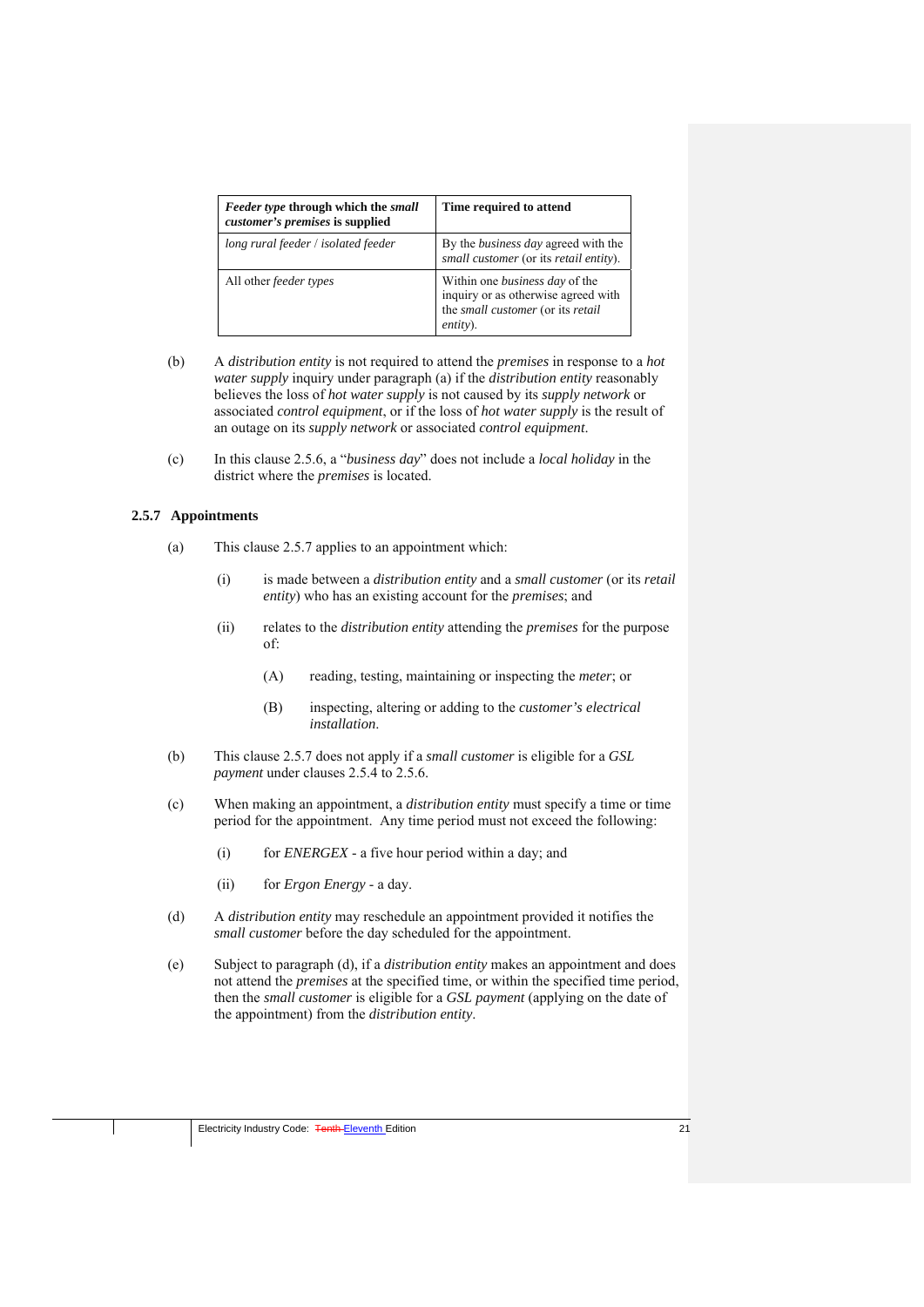| *Feeder type* **through which the** *small customer's premises* **is supplied** | **Time required to attend** |
| --- | --- |
| *long rural feeder* / *isolated feeder* | By the *business day* agreed with the *small customer* (or its *retail entity*). |
| All other *feeder types* | Within one *business day* of the inquiry or as otherwise agreed with the *small customer* (or its *retail entity*). |

(b) A *distribution entity* is not required to attend the *premises* in response to a *hot water supply* inquiry under paragraph (a) if the *distribution entity* reasonably believes the loss of *hot water supply* is not caused by its *supply network* or associated *control equipment*, or if the loss of *hot water supply* is the result of an outage on its *supply network* or associated *control equipment*.

(c) In this clause 2.5.6, a "*business day*" does not include a *local holiday* in the district where the *premises* is located.

### 2.5.7 Appointments

(a) This clause 2.5.7 applies to an appointment which:

(i) is made between a *distribution entity* and a *small customer* (or its *retail entity*) who has an existing account for the *premises*; and

(ii) relates to the *distribution entity* attending the *premises* for the purpose of:

(A) reading, testing, maintaining or inspecting the *meter*; or

(B) inspecting, altering or adding to the *customer's electrical installation*.

(b) This clause 2.5.7 does not apply if a *small customer* is eligible for a *GSL payment* under clauses 2.5.4 to 2.5.6.

(c) When making an appointment, a *distribution entity* must specify a time or time period for the appointment. Any time period must not exceed the following:

(i) for *ENERGEX* - a five hour period within a day; and

(ii) for *Ergon Energy* - a day.

(d) A *distribution entity* may reschedule an appointment provided it notifies the *small customer* before the day scheduled for the appointment.

(e) Subject to paragraph (d), if a *distribution entity* makes an appointment and does not attend the *premises* at the specified time, or within the specified time period, then the *small customer* is eligible for a *GSL payment* (applying on the date of the appointment) from the *distribution entity*.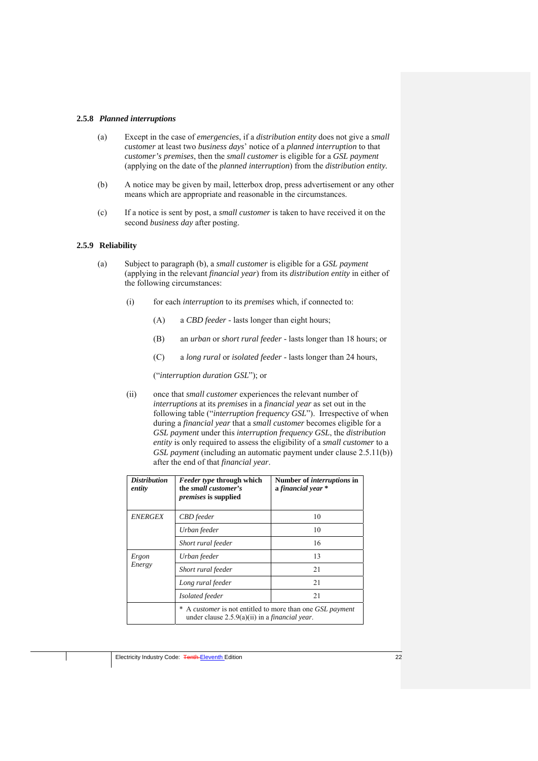### 2.5.8 *Planned interruptions*

(a) Except in the case of *emergencies*, if a *distribution entity* does not give a *small customer* at least two *business days*' notice of a *planned interruption* to that *customer's premises*, then the *small customer* is eligible for a *GSL payment* (applying on the date of the *planned interruption*) from the *distribution entity*.

(b) A notice may be given by mail, letterbox drop, press advertisement or any other means which are appropriate and reasonable in the circumstances.

(c) If a notice is sent by post, a *small customer* is taken to have received it on the second *business day* after posting.

### 2.5.9 Reliability

(a) Subject to paragraph (b), a *small customer* is eligible for a *GSL payment* (applying in the relevant *financial year*) from its *distribution entity* in either of the following circumstances:

(i) for each *interruption* to its *premises* which, if connected to:

(A) a *CBD feeder* - lasts longer than eight hours;

(B) an *urban* or *short rural feeder* - lasts longer than 18 hours; or

(C) a *long rural* or *isolated feeder* - lasts longer than 24 hours,

("*interruption duration GSL*"); or

(ii) once that *small customer* experiences the relevant number of *interruptions* at its *premises* in a *financial year* as set out in the following table ("*interruption frequency GSL*"). Irrespective of when during a *financial year* that a *small customer* becomes eligible for a *GSL payment* under this *interruption frequency GSL*, the *distribution entity* is only required to assess the eligibility of a *small customer* to a *GSL payment* (including an automatic payment under clause 2.5.11(b)) after the end of that *financial year*.

| ***Distribution entity*** | ***Feeder type* through which the *small customer's premises* is supplied** | **Number of *interruptions* in a *financial year* \*** |
|---|---|---|
| *ENERGEX* | *CBD feeder* | 10 |
| | *Urban feeder* | 10 |
| | *Short rural feeder* | 16 |
| *Ergon Energy* | *Urban feeder* | 13 |
| | *Short rural feeder* | 21 |
| | *Long rural feeder* | 21 |
| | *Isolated feeder* | 21 |
| | \* A *customer* is not entitled to more than one *GSL payment* under clause 2.5.9(a)(ii) in a *financial year*. | |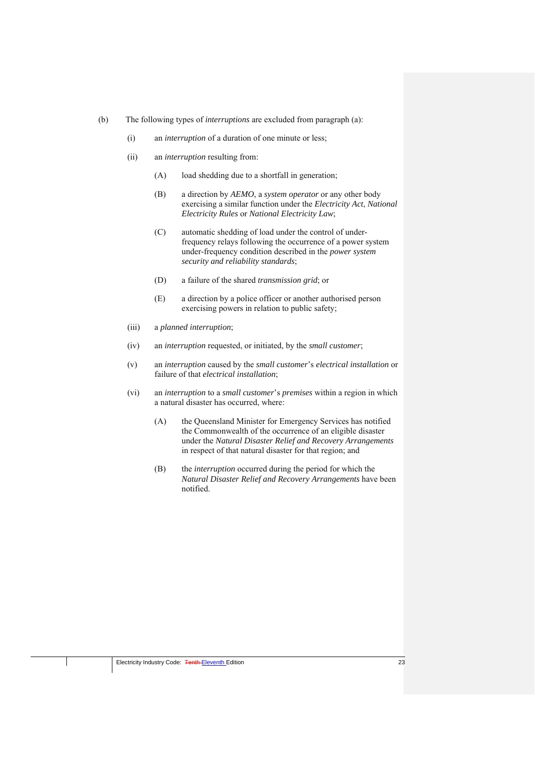(b) The following types of *interruptions* are excluded from paragraph (a):

(i) an *interruption* of a duration of one minute or less;

(ii) an *interruption* resulting from:

(A) load shedding due to a shortfall in generation;

(B) a direction by *AEMO*, a *system operator* or any other body exercising a similar function under the *Electricity Act*, *National Electricity Rules* or *National Electricity Law*;

(C) automatic shedding of load under the control of under-frequency relays following the occurrence of a power system under-frequency condition described in the *power system security and reliability standards*;

(D) a failure of the shared *transmission grid*; or

(E) a direction by a police officer or another authorised person exercising powers in relation to public safety;

(iii) a *planned interruption*;

(iv) an *interruption* requested, or initiated, by the *small customer*;

(v) an *interruption* caused by the *small customer*'s *electrical installation* or failure of that *electrical installation*;

(vi) an *interruption* to a *small customer*'s *premises* within a region in which a natural disaster has occurred, where:

(A) the Queensland Minister for Emergency Services has notified the Commonwealth of the occurrence of an eligible disaster under the *Natural Disaster Relief and Recovery Arrangements* in respect of that natural disaster for that region; and

(B) the *interruption* occurred during the period for which the *Natural Disaster Relief and Recovery Arrangements* have been notified.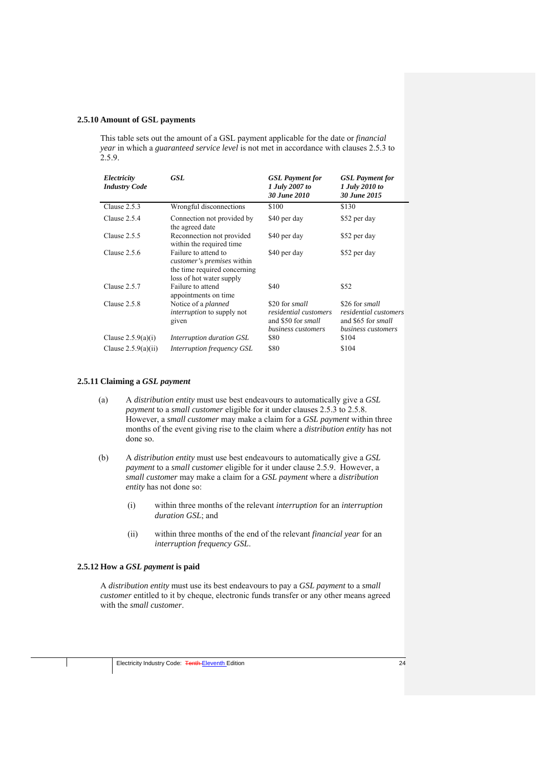### 2.5.10 Amount of GSL payments

This table sets out the amount of a GSL payment applicable for the date or *financial year* in which a *guaranteed service level* is not met in accordance with clauses 2.5.3 to 2.5.9.

| *Electricity Industry Code* | *GSL* | *GSL Payment for 1 July 2007 to 30 June 2010* | *GSL Payment for 1 July 2010 to 30 June 2015* |
|---|---|---|---|
| Clause 2.5.3 | Wrongful disconnections | $100 | $130 |
| Clause 2.5.4 | Connection not provided by the agreed date | $40 per day | $52 per day |
| Clause 2.5.5 | Reconnection not provided within the required time | $40 per day | $52 per day |
| Clause 2.5.6 | Failure to attend to *customer's premises* within the time required concerning loss of hot water supply | $40 per day | $52 per day |
| Clause 2.5.7 | Failure to attend appointments on time | $40 | $52 |
| Clause 2.5.8 | Notice of a *planned interruption* to supply not given | $20 for *small residential customers* and $50 for *small business customers* | $26 for *small residential customers* and $65 for *small business customers* |
| Clause 2.5.9(a)(i) | *Interruption duration GSL* | $80 | $104 |
| Clause 2.5.9(a)(ii) | *Interruption frequency GSL* | $80 | $104 |

### 2.5.11 Claiming a *GSL payment*

(a) A *distribution entity* must use best endeavours to automatically give a *GSL payment* to a *small customer* eligible for it under clauses 2.5.3 to 2.5.8. However, a *small customer* may make a claim for a *GSL payment* within three months of the event giving rise to the claim where a *distribution entity* has not done so.

(b) A *distribution entity* must use best endeavours to automatically give a *GSL payment* to a *small customer* eligible for it under clause 2.5.9. However, a *small customer* may make a claim for a *GSL payment* where a *distribution entity* has not done so:

(i) within three months of the relevant *interruption* for an *interruption duration GSL*; and

(ii) within three months of the end of the relevant *financial year* for an *interruption frequency GSL*.

### 2.5.12 How a *GSL payment* is paid

A *distribution entity* must use its best endeavours to pay a *GSL payment* to a *small customer* entitled to it by cheque, electronic funds transfer or any other means agreed with the *small customer*.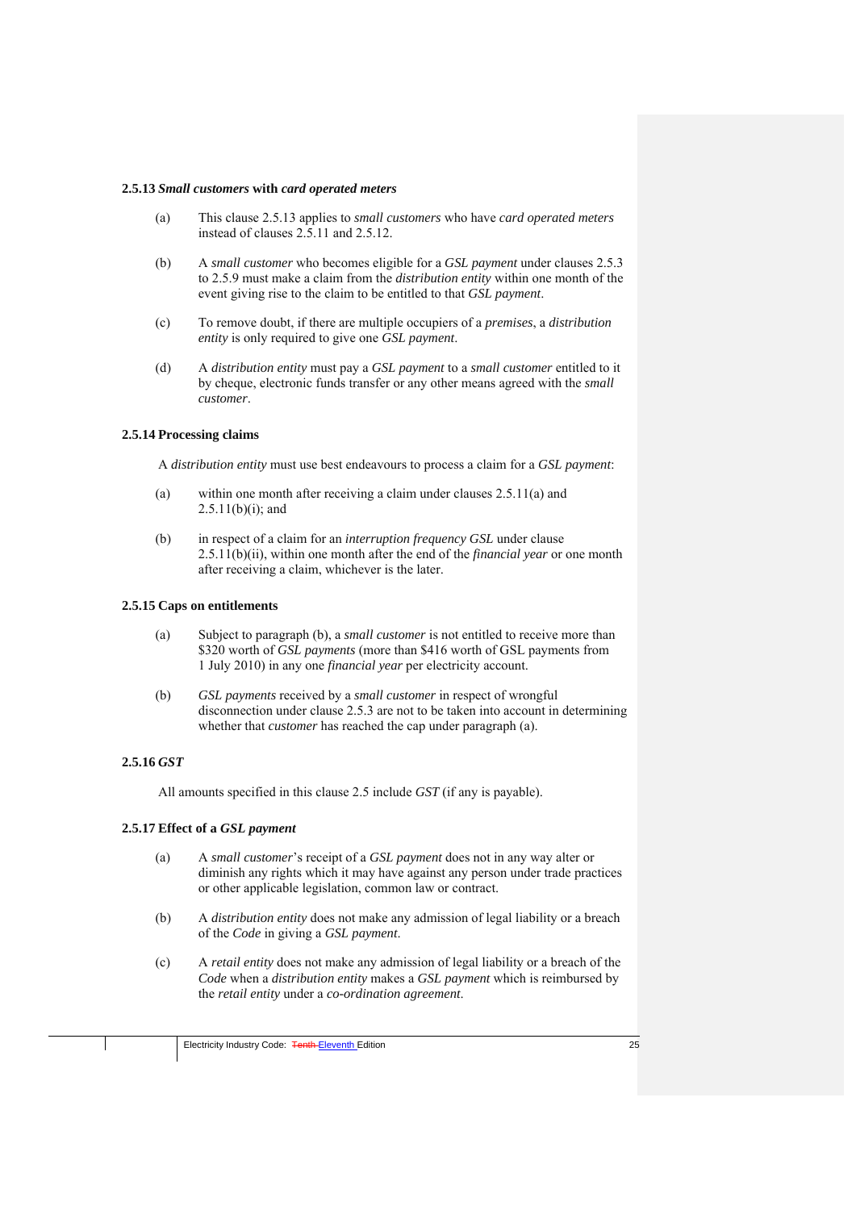### 2.5.13 *Small customers* with *card operated meters*

(a) This clause 2.5.13 applies to *small customers* who have *card operated meters* instead of clauses 2.5.11 and 2.5.12.

(b) A *small customer* who becomes eligible for a *GSL payment* under clauses 2.5.3 to 2.5.9 must make a claim from the *distribution entity* within one month of the event giving rise to the claim to be entitled to that *GSL payment*.

(c) To remove doubt, if there are multiple occupiers of a *premises*, a *distribution entity* is only required to give one *GSL payment*.

(d) A *distribution entity* must pay a *GSL payment* to a *small customer* entitled to it by cheque, electronic funds transfer or any other means agreed with the *small customer*.

### 2.5.14 Processing claims

A *distribution entity* must use best endeavours to process a claim for a *GSL payment*:

(a) within one month after receiving a claim under clauses 2.5.11(a) and 2.5.11(b)(i); and

(b) in respect of a claim for an *interruption frequency GSL* under clause 2.5.11(b)(ii), within one month after the end of the *financial year* or one month after receiving a claim, whichever is the later.

### 2.5.15 Caps on entitlements

(a) Subject to paragraph (b), a *small customer* is not entitled to receive more than $320 worth of *GSL payments* (more than $416 worth of GSL payments from 1 July 2010) in any one *financial year* per electricity account.

(b) *GSL payments* received by a *small customer* in respect of wrongful disconnection under clause 2.5.3 are not to be taken into account in determining whether that *customer* has reached the cap under paragraph (a).

### 2.5.16 *GST*

All amounts specified in this clause 2.5 include *GST* (if any is payable).

### 2.5.17 Effect of a *GSL payment*

(a) A *small customer*'s receipt of a *GSL payment* does not in any way alter or diminish any rights which it may have against any person under trade practices or other applicable legislation, common law or contract.

(b) A *distribution entity* does not make any admission of legal liability or a breach of the *Code* in giving a *GSL payment*.

(c) A *retail entity* does not make any admission of legal liability or a breach of the *Code* when a *distribution entity* makes a *GSL payment* which is reimbursed by the *retail entity* under a *co-ordination agreement*.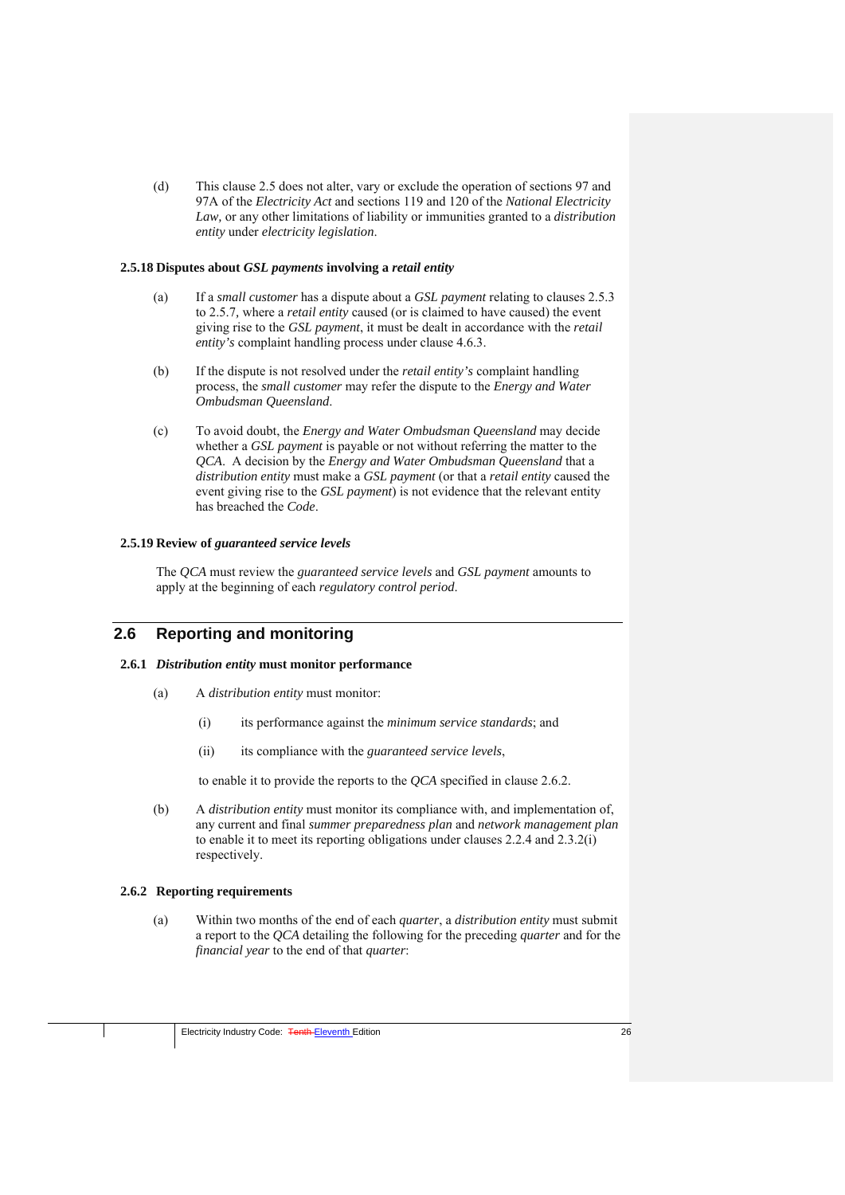(d) This clause 2.5 does not alter, vary or exclude the operation of sections 97 and 97A of the *Electricity Act* and sections 119 and 120 of the *National Electricity Law*, or any other limitations of liability or immunities granted to a *distribution entity* under *electricity legislation*.

### 2.5.18 Disputes about *GSL payments* involving a *retail entity*

(a) If a *small customer* has a dispute about a *GSL payment* relating to clauses 2.5.3 to 2.5.7, where a *retail entity* caused (or is claimed to have caused) the event giving rise to the *GSL payment*, it must be dealt in accordance with the *retail entity's* complaint handling process under clause 4.6.3.

(b) If the dispute is not resolved under the *retail entity's* complaint handling process, the *small customer* may refer the dispute to the *Energy and Water Ombudsman Queensland*.

(c) To avoid doubt, the *Energy and Water Ombudsman Queensland* may decide whether a *GSL payment* is payable or not without referring the matter to the *QCA*. A decision by the *Energy and Water Ombudsman Queensland* that a *distribution entity* must make a *GSL payment* (or that a *retail entity* caused the event giving rise to the *GSL payment*) is not evidence that the relevant entity has breached the *Code*.

### 2.5.19 Review of *guaranteed service levels*

The *QCA* must review the *guaranteed service levels* and *GSL payment* amounts to apply at the beginning of each *regulatory control period*.

## 2.6 Reporting and monitoring

### 2.6.1 *Distribution entity* must monitor performance

(a) A *distribution entity* must monitor:

  (i) its performance against the *minimum service standards*; and

  (ii) its compliance with the *guaranteed service levels*,

  to enable it to provide the reports to the *QCA* specified in clause 2.6.2.

(b) A *distribution entity* must monitor its compliance with, and implementation of, any current and final *summer preparedness plan* and *network management plan* to enable it to meet its reporting obligations under clauses 2.2.4 and 2.3.2(i) respectively.

### 2.6.2 Reporting requirements

(a) Within two months of the end of each *quarter*, a *distribution entity* must submit a report to the *QCA* detailing the following for the preceding *quarter* and for the *financial year* to the end of that *quarter*: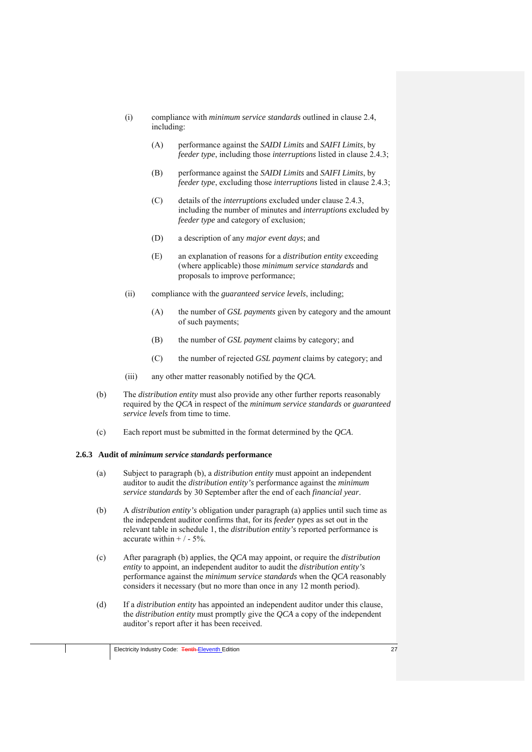(i) compliance with *minimum service standards* outlined in clause 2.4, including:

   (A) performance against the *SAIDI Limits* and *SAIFI Limits*, by *feeder type*, including those *interruptions* listed in clause 2.4.3;

   (B) performance against the *SAIDI Limits* and *SAIFI Limits*, by *feeder type*, excluding those *interruptions* listed in clause 2.4.3;

   (C) details of the *interruptions* excluded under clause 2.4.3, including the number of minutes and *interruptions* excluded by *feeder type* and category of exclusion;

   (D) a description of any *major event days*; and

   (E) an explanation of reasons for a *distribution entity* exceeding (where applicable) those *minimum service standards* and proposals to improve performance;

(ii) compliance with the *guaranteed service levels*, including;

   (A) the number of *GSL payments* given by category and the amount of such payments;

   (B) the number of *GSL payment* claims by category; and

   (C) the number of rejected *GSL payment* claims by category; and

(iii) any other matter reasonably notified by the *QCA*.

(b) The *distribution entity* must also provide any other further reports reasonably required by the *QCA* in respect of the *minimum service standards* or *guaranteed service levels* from time to time.

(c) Each report must be submitted in the format determined by the *QCA*.

### 2.6.3 Audit of *minimum service standards* performance

(a) Subject to paragraph (b), a *distribution entity* must appoint an independent auditor to audit the *distribution entity's* performance against the *minimum service standards* by 30 September after the end of each *financial year*.

(b) A *distribution entity's* obligation under paragraph (a) applies until such time as the independent auditor confirms that, for its *feeder types* as set out in the relevant table in schedule 1, the *distribution entity's* reported performance is accurate within + / - 5%.

(c) After paragraph (b) applies, the *QCA* may appoint, or require the *distribution entity* to appoint, an independent auditor to audit the *distribution entity's* performance against the *minimum service standards* when the *QCA* reasonably considers it necessary (but no more than once in any 12 month period).

(d) If a *distribution entity* has appointed an independent auditor under this clause, the *distribution entity* must promptly give the *QCA* a copy of the independent auditor's report after it has been received.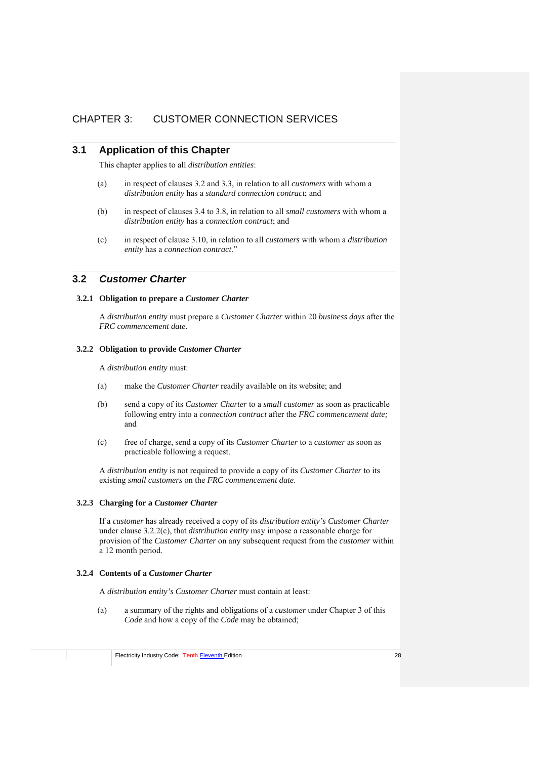# CHAPTER 3: CUSTOMER CONNECTION SERVICES

## 3.1 Application of this Chapter

This chapter applies to all *distribution entities*:

(a) in respect of clauses 3.2 and 3.3, in relation to all *customers* with whom a *distribution entity* has a *standard connection contract*; and

(b) in respect of clauses 3.4 to 3.8, in relation to all *small customers* with whom a *distribution entity* has a *connection contract*; and

(c) in respect of clause 3.10, in relation to all *customers* with whom a *distribution entity* has a *connection contract*."

## 3.2 *Customer Charter*

### 3.2.1 Obligation to prepare a *Customer Charter*

A *distribution entity* must prepare a *Customer Charter* within 20 *business days* after the *FRC commencement date*.

### 3.2.2 Obligation to provide *Customer Charter*

A *distribution entity* must:

(a) make the *Customer Charter* readily available on its website; and

(b) send a copy of its *Customer Charter* to a *small customer* as soon as practicable following entry into a *connection contract* after the *FRC commencement date;* and

(c) free of charge, send a copy of its *Customer Charter* to a *customer* as soon as practicable following a request.

A *distribution entity* is not required to provide a copy of its *Customer Charter* to its existing *small customers* on the *FRC commencement date*.

### 3.2.3 Charging for a *Customer Charter*

If a *customer* has already received a copy of its *distribution entity's Customer Charter* under clause 3.2.2(c), that *distribution entity* may impose a reasonable charge for provision of the *Customer Charter* on any subsequent request from the *customer* within a 12 month period.

### 3.2.4 Contents of a *Customer Charter*

A *distribution entity's Customer Charter* must contain at least:

(a) a summary of the rights and obligations of a *customer* under Chapter 3 of this *Code* and how a copy of the *Code* may be obtained;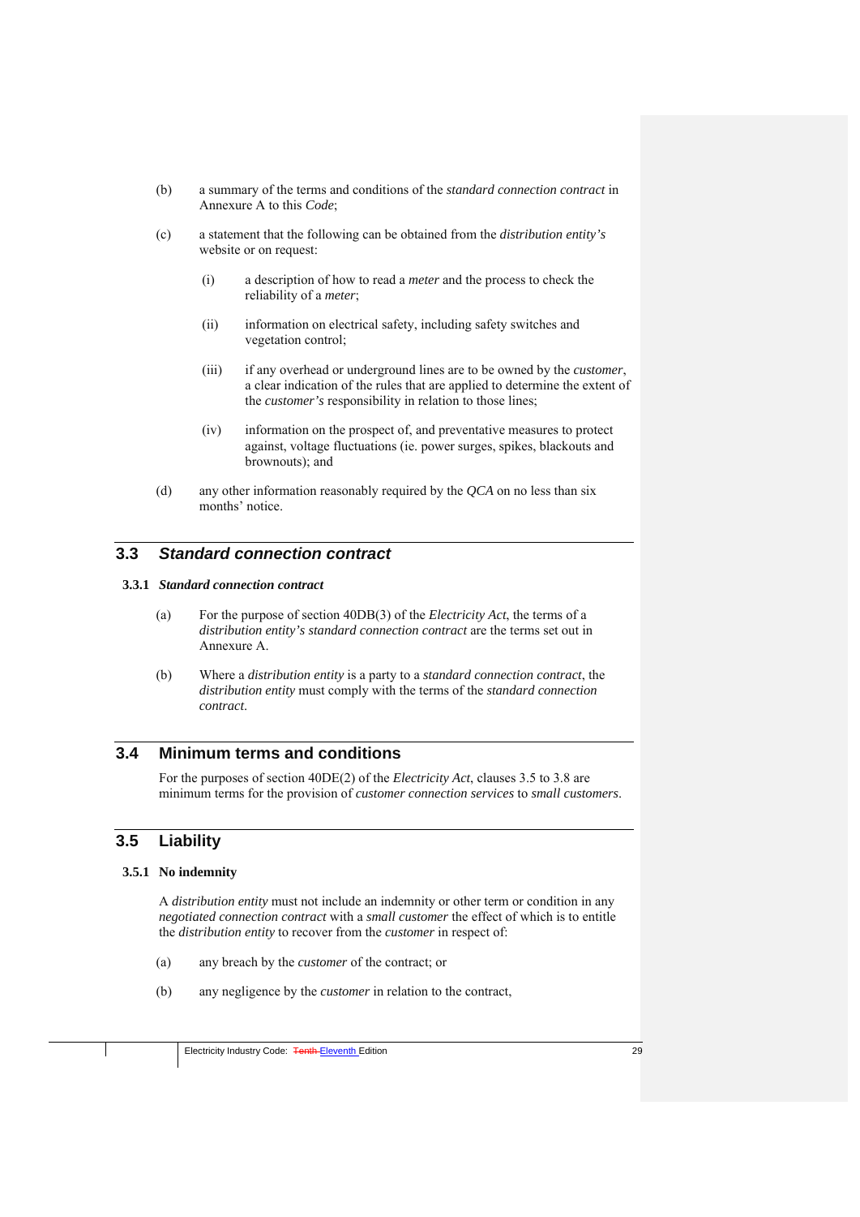(b) a summary of the terms and conditions of the *standard connection contract* in Annexure A to this *Code*;

(c) a statement that the following can be obtained from the *distribution entity's* website or on request:

   (i) a description of how to read a *meter* and the process to check the reliability of a *meter*;

   (ii) information on electrical safety, including safety switches and vegetation control;

   (iii) if any overhead or underground lines are to be owned by the *customer*, a clear indication of the rules that are applied to determine the extent of the *customer's* responsibility in relation to those lines;

   (iv) information on the prospect of, and preventative measures to protect against, voltage fluctuations (ie. power surges, spikes, blackouts and brownouts); and

(d) any other information reasonably required by the *QCA* on no less than six months' notice.

## 3.3 *Standard connection contract*

### 3.3.1 *Standard connection contract*

(a) For the purpose of section 40DB(3) of the *Electricity Act*, the terms of a *distribution entity's standard connection contract* are the terms set out in Annexure A.

(b) Where a *distribution entity* is a party to a *standard connection contract*, the *distribution entity* must comply with the terms of the *standard connection contract*.

## 3.4 Minimum terms and conditions

For the purposes of section 40DE(2) of the *Electricity Act*, clauses 3.5 to 3.8 are minimum terms for the provision of *customer connection services* to *small customers*.

## 3.5 Liability

### 3.5.1 No indemnity

A *distribution entity* must not include an indemnity or other term or condition in any *negotiated connection contract* with a *small customer* the effect of which is to entitle the *distribution entity* to recover from the *customer* in respect of:

(a) any breach by the *customer* of the contract; or

(b) any negligence by the *customer* in relation to the contract,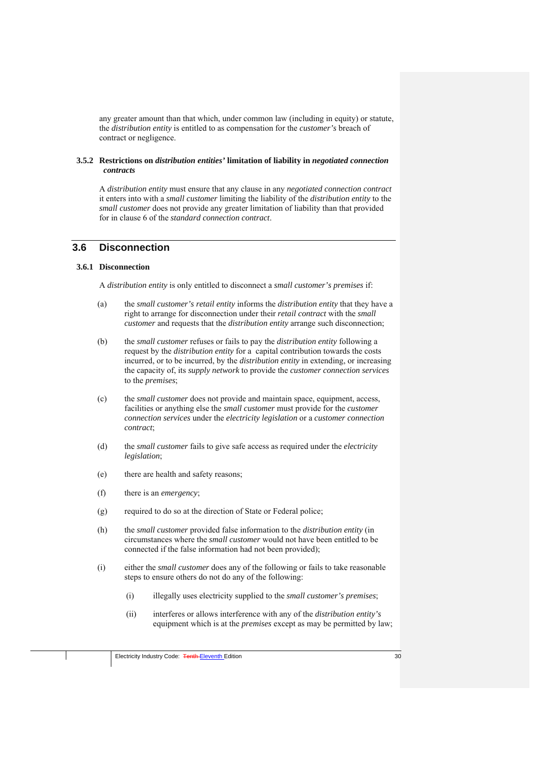any greater amount than that which, under common law (including in equity) or statute, the *distribution entity* is entitled to as compensation for the *customer's* breach of contract or negligence.

#### 3.5.2 Restrictions on *distribution entities'* limitation of liability in *negotiated connection contracts*

A *distribution entity* must ensure that any clause in any *negotiated connection contract* it enters into with a *small customer* limiting the liability of the *distribution entity* to the *small customer* does not provide any greater limitation of liability than that provided for in clause 6 of the *standard connection contract*.

## 3.6 Disconnection

#### 3.6.1 Disconnection

A *distribution entity* is only entitled to disconnect a *small customer's premises* if:

(a) the *small customer's retail entity* informs the *distribution entity* that they have a right to arrange for disconnection under their *retail contract* with the *small customer* and requests that the *distribution entity* arrange such disconnection;

(b) the *small customer* refuses or fails to pay the *distribution entity* following a request by the *distribution entity* for a capital contribution towards the costs incurred, or to be incurred, by the *distribution entity* in extending, or increasing the capacity of, its *supply network* to provide the *customer connection services* to the *premises*;

(c) the *small customer* does not provide and maintain space, equipment, access, facilities or anything else the *small customer* must provide for the *customer connection services* under the *electricity legislation* or a *customer connection contract*;

(d) the *small customer* fails to give safe access as required under the *electricity legislation*;

(e) there are health and safety reasons;

(f) there is an *emergency*;

(g) required to do so at the direction of State or Federal police;

(h) the *small customer* provided false information to the *distribution entity* (in circumstances where the *small customer* would not have been entitled to be connected if the false information had not been provided);

(i) either the *small customer* does any of the following or fails to take reasonable steps to ensure others do not do any of the following:

   (i) illegally uses electricity supplied to the *small customer's premises*;

   (ii) interferes or allows interference with any of the *distribution entity's* equipment which is at the *premises* except as may be permitted by law;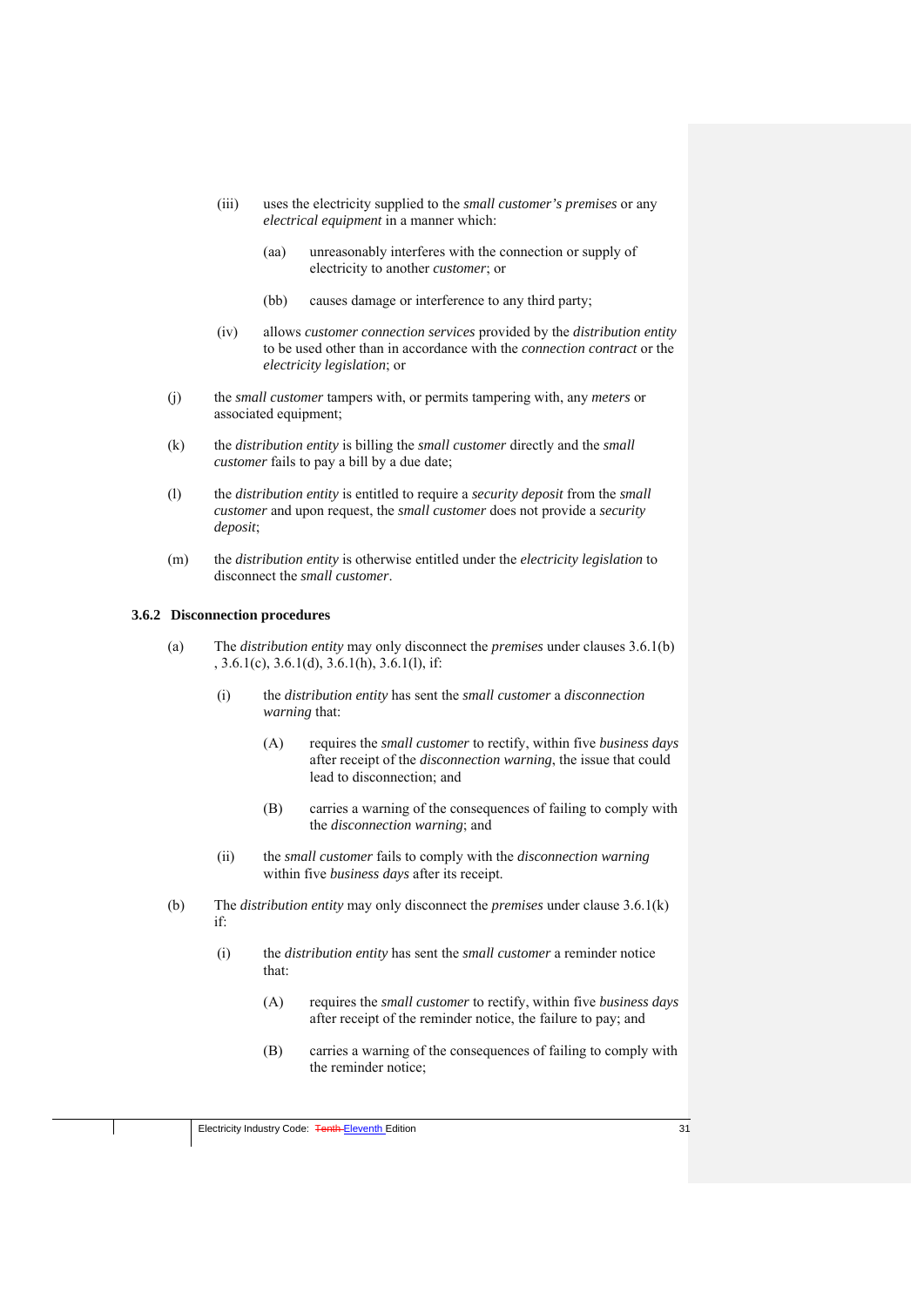(iii) uses the electricity supplied to the *small customer's premises* or any *electrical equipment* in a manner which:

(aa) unreasonably interferes with the connection or supply of electricity to another *customer*; or

(bb) causes damage or interference to any third party;

(iv) allows *customer connection services* provided by the *distribution entity* to be used other than in accordance with the *connection contract* or the *electricity legislation*; or

(j) the *small customer* tampers with, or permits tampering with, any *meters* or associated equipment;

(k) the *distribution entity* is billing the *small customer* directly and the *small customer* fails to pay a bill by a due date;

(l) the *distribution entity* is entitled to require a *security deposit* from the *small customer* and upon request, the *small customer* does not provide a *security deposit*;

(m) the *distribution entity* is otherwise entitled under the *electricity legislation* to disconnect the *small customer*.

### 3.6.2 Disconnection procedures

(a) The *distribution entity* may only disconnect the *premises* under clauses 3.6.1(b), 3.6.1(c), 3.6.1(d), 3.6.1(h), 3.6.1(l), if:

(i) the *distribution entity* has sent the *small customer* a *disconnection warning* that:

(A) requires the *small customer* to rectify, within five *business days* after receipt of the *disconnection warning*, the issue that could lead to disconnection; and

(B) carries a warning of the consequences of failing to comply with the *disconnection warning*; and

(ii) the *small customer* fails to comply with the *disconnection warning* within five *business days* after its receipt.

(b) The *distribution entity* may only disconnect the *premises* under clause 3.6.1(k) if:

(i) the *distribution entity* has sent the *small customer* a reminder notice that:

(A) requires the *small customer* to rectify, within five *business days* after receipt of the reminder notice, the failure to pay; and

(B) carries a warning of the consequences of failing to comply with the reminder notice;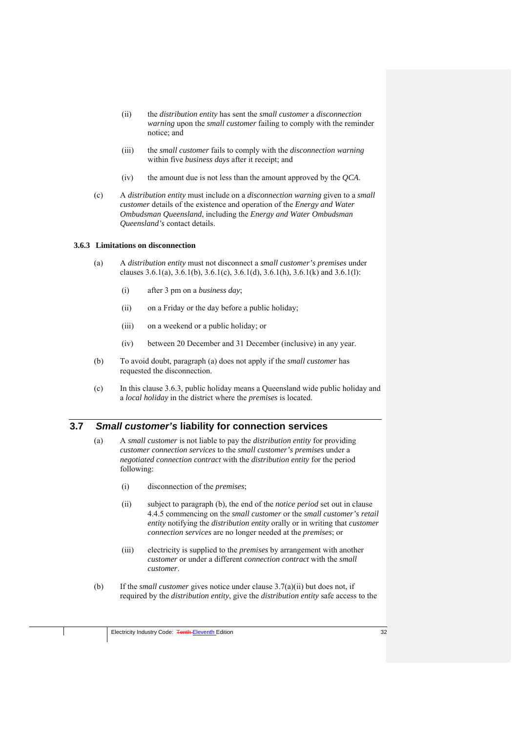(ii) the *distribution entity* has sent the *small customer* a *disconnection warning* upon the *small customer* failing to comply with the reminder notice; and

(iii) the *small customer* fails to comply with the *disconnection warning* within five *business days* after it receipt; and

(iv) the amount due is not less than the amount approved by the *QCA*.

(c) A *distribution entity* must include on a *disconnection warning* given to a *small customer* details of the existence and operation of the *Energy and Water Ombudsman Queensland*, including the *Energy and Water Ombudsman Queensland's* contact details.

### 3.6.3 Limitations on disconnection

(a) A *distribution entity* must not disconnect a *small customer's premises* under clauses 3.6.1(a), 3.6.1(b), 3.6.1(c), 3.6.1(d), 3.6.1(h), 3.6.1(k) and 3.6.1(l):

(i) after 3 pm on a *business day*;

(ii) on a Friday or the day before a public holiday;

(iii) on a weekend or a public holiday; or

(iv) between 20 December and 31 December (inclusive) in any year.

(b) To avoid doubt, paragraph (a) does not apply if the *small customer* has requested the disconnection.

(c) In this clause 3.6.3, public holiday means a Queensland wide public holiday and a *local holiday* in the district where the *premises* is located.

## 3.7 *Small customer's* liability for connection services

(a) A *small customer* is not liable to pay the *distribution entity* for providing *customer connection services* to the *small customer's premises* under a *negotiated connection contract* with the *distribution entity* for the period following:

(i) disconnection of the *premises*;

(ii) subject to paragraph (b), the end of the *notice period* set out in clause 4.4.5 commencing on the *small customer* or the *small customer's retail entity* notifying the *distribution entity* orally or in writing that *customer connection services* are no longer needed at the *premises*; or

(iii) electricity is supplied to the *premises* by arrangement with another *customer* or under a different *connection contract* with the *small customer*.

(b) If the *small customer* gives notice under clause 3.7(a)(ii) but does not, if required by the *distribution entity*, give the *distribution entity* safe access to the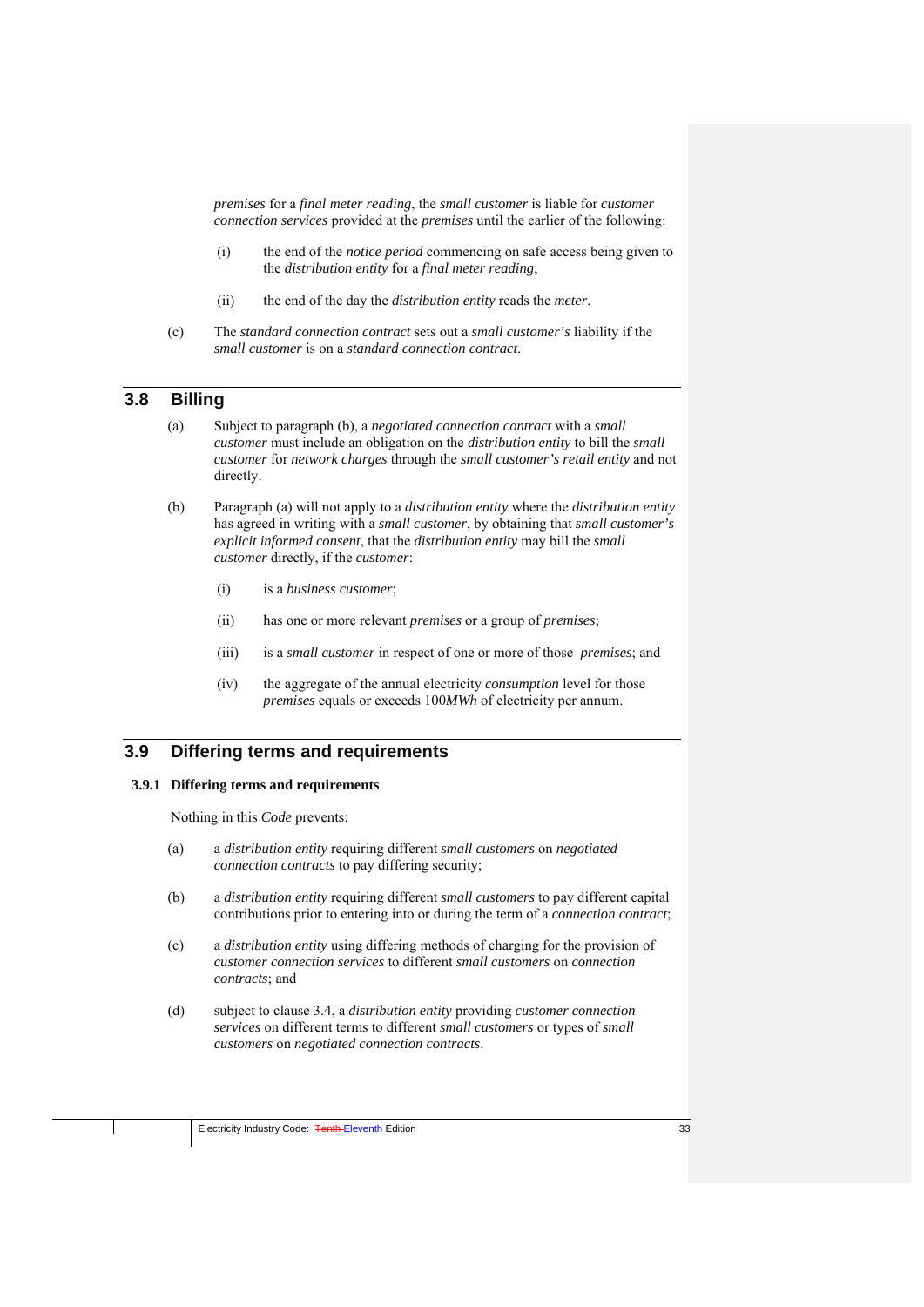*premises* for a *final meter reading*, the *small customer* is liable for *customer connection services* provided at the *premises* until the earlier of the following:

(i) the end of the *notice period* commencing on safe access being given to the *distribution entity* for a *final meter reading*;

(ii) the end of the day the *distribution entity* reads the *meter*.

(c) The *standard connection contract* sets out a *small customer's* liability if the *small customer* is on a *standard connection contract*.

## 3.8 Billing

(a) Subject to paragraph (b), a *negotiated connection contract* with a *small customer* must include an obligation on the *distribution entity* to bill the *small customer* for *network charges* through the *small customer's retail entity* and not directly.

(b) Paragraph (a) will not apply to a *distribution entity* where the *distribution entity* has agreed in writing with a *small customer*, by obtaining that *small customer's explicit informed consent*, that the *distribution entity* may bill the *small customer* directly, if the *customer*:

(i) is a *business customer*;

(ii) has one or more relevant *premises* or a group of *premises*;

(iii) is a *small customer* in respect of one or more of those *premises*; and

(iv) the aggregate of the annual electricity *consumption* level for those *premises* equals or exceeds 100*MWh* of electricity per annum.

## 3.9 Differing terms and requirements

### 3.9.1 Differing terms and requirements

Nothing in this *Code* prevents:

(a) a *distribution entity* requiring different *small customers* on *negotiated connection contracts* to pay differing security;

(b) a *distribution entity* requiring different *small customers* to pay different capital contributions prior to entering into or during the term of a *connection contract*;

(c) a *distribution entity* using differing methods of charging for the provision of *customer connection services* to different *small customers* on *connection contracts*; and

(d) subject to clause 3.4, a *distribution entity* providing *customer connection services* on different terms to different *small customers* or types of *small customers* on *negotiated connection contracts*.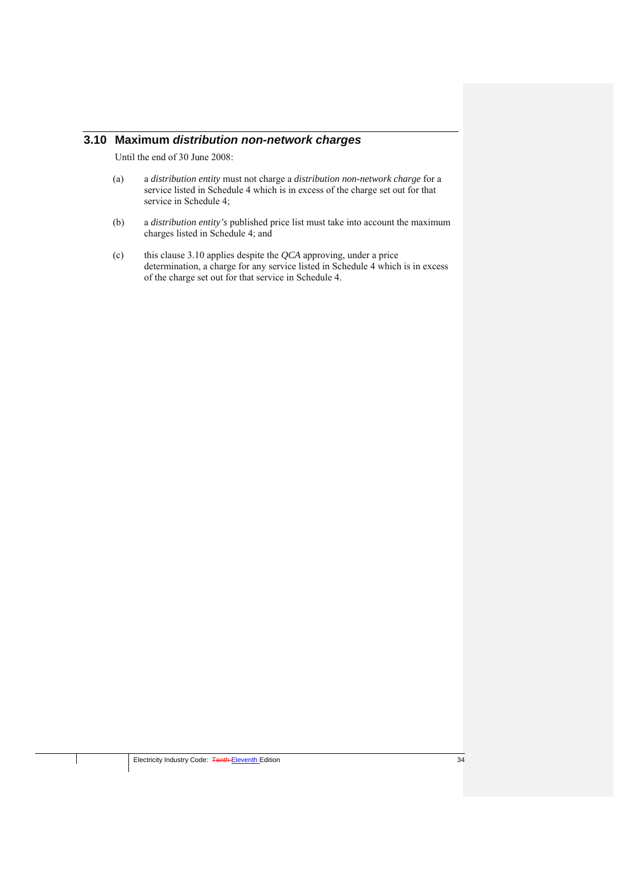## 3.10 Maximum *distribution non-network charges*

Until the end of 30 June 2008:

(a) a *distribution entity* must not charge a *distribution non-network charge* for a service listed in Schedule 4 which is in excess of the charge set out for that service in Schedule 4;

(b) a *distribution entity's* published price list must take into account the maximum charges listed in Schedule 4; and

(c) this clause 3.10 applies despite the *QCA* approving, under a price determination, a charge for any service listed in Schedule 4 which is in excess of the charge set out for that service in Schedule 4.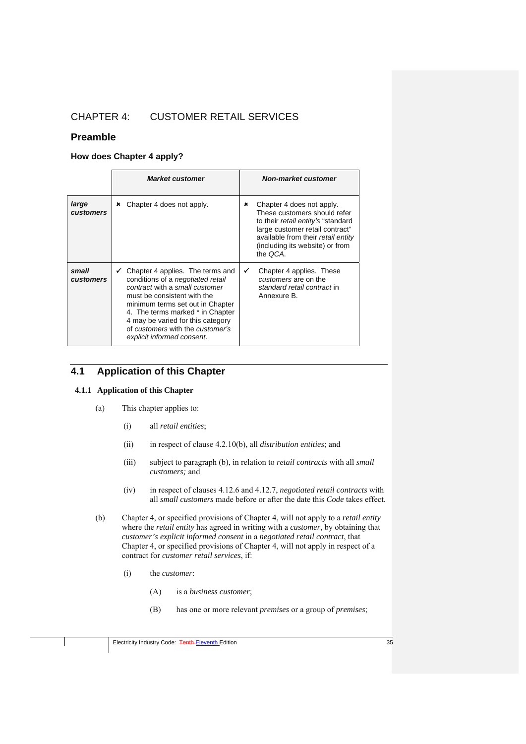# CHAPTER 4: CUSTOMER RETAIL SERVICES

## Preamble

### How does Chapter 4 apply?

| | *Market customer* | *Non-market customer* |
|---|---|---|
| ***large customers*** | ✖ Chapter 4 does not apply. | ✖ Chapter 4 does not apply. These customers should refer to their *retail entity's* "standard large customer retail contract" available from their *retail entity* (including its website) or from the *QCA*. |
| ***small customers*** | ✓ Chapter 4 applies. The terms and conditions of a *negotiated retail contract* with a *small customer* must be consistent with the minimum terms set out in Chapter 4. The terms marked * in Chapter 4 may be varied for this category of *customers* with the *customer's explicit informed consent*. | ✓ Chapter 4 applies. These *customers* are on the *standard retail contract* in Annexure B. |

## 4.1 Application of this Chapter

### 4.1.1 Application of this Chapter

(a) This chapter applies to:

(i) all *retail entities*;

(ii) in respect of clause 4.2.10(b), all *distribution entities*; and

(iii) subject to paragraph (b), in relation to *retail contracts* with all *small customers;* and

(iv) in respect of clauses 4.12.6 and 4.12.7, *negotiated retail contracts* with all *small customers* made before or after the date this *Code* takes effect.

(b) Chapter 4, or specified provisions of Chapter 4, will not apply to a *retail entity* where the *retail entity* has agreed in writing with a *customer*, by obtaining that *customer's explicit informed consent* in a *negotiated retail contract*, that Chapter 4, or specified provisions of Chapter 4, will not apply in respect of a contract for *customer retail services*, if:

(i) the *customer*:

(A) is a *business customer*;

(B) has one or more relevant *premises* or a group of *premises*;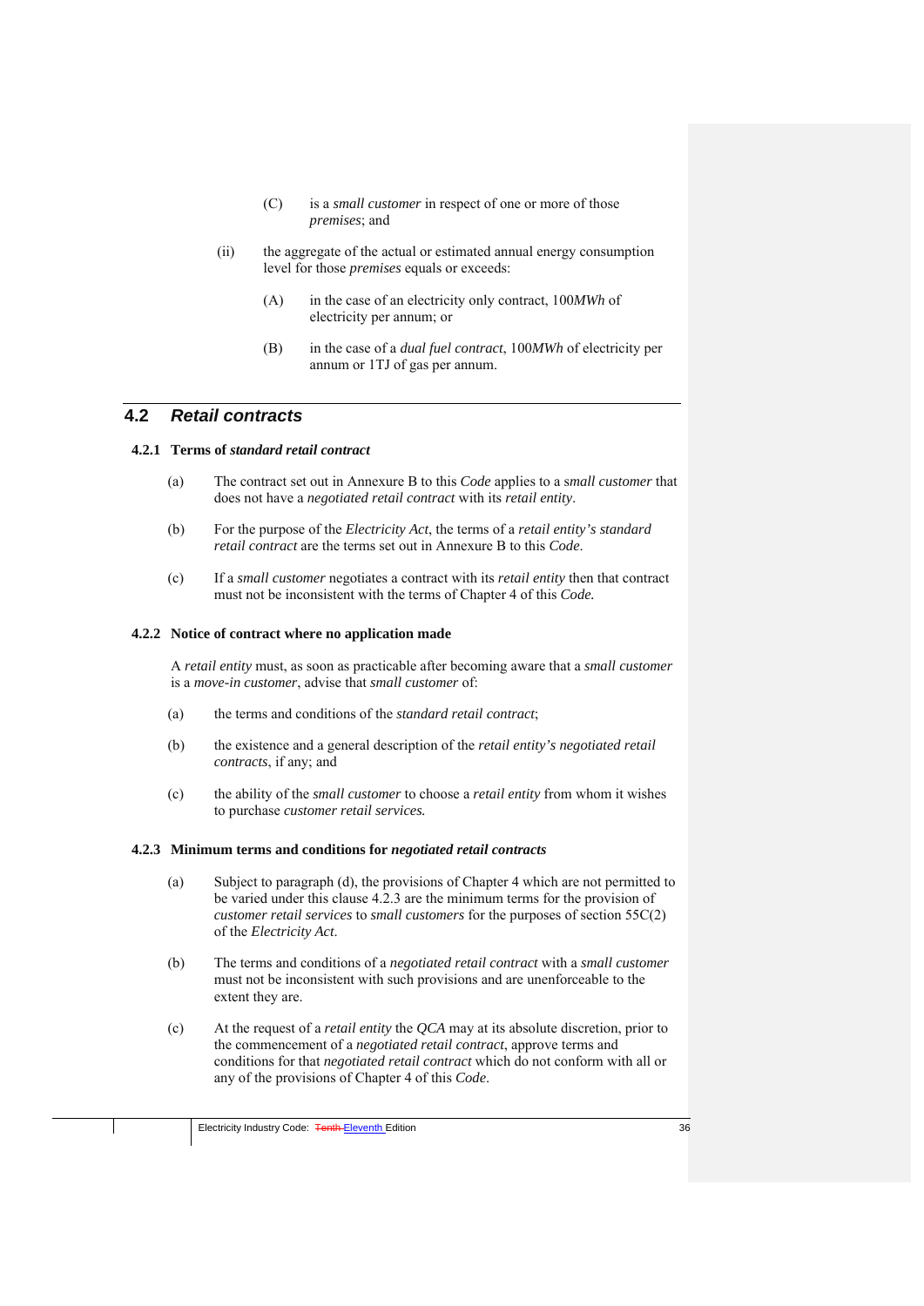(C) is a *small customer* in respect of one or more of those *premises*; and

(ii) the aggregate of the actual or estimated annual energy consumption level for those *premises* equals or exceeds:

(A) in the case of an electricity only contract, 100*MWh* of electricity per annum; or

(B) in the case of a *dual fuel contract*, 100*MWh* of electricity per annum or 1TJ of gas per annum.

## 4.2 *Retail contracts*

### 4.2.1 Terms of *standard retail contract*

(a) The contract set out in Annexure B to this *Code* applies to a *small customer* that does not have a *negotiated retail contract* with its *retail entity*.

(b) For the purpose of the *Electricity Act*, the terms of a *retail entity's standard retail contract* are the terms set out in Annexure B to this *Code*.

(c) If a *small customer* negotiates a contract with its *retail entity* then that contract must not be inconsistent with the terms of Chapter 4 of this *Code.*

### 4.2.2 Notice of contract where no application made

A *retail entity* must, as soon as practicable after becoming aware that a *small customer* is a *move-in customer*, advise that *small customer* of:

(a) the terms and conditions of the *standard retail contract*;

(b) the existence and a general description of the *retail entity's negotiated retail contracts*, if any; and

(c) the ability of the *small customer* to choose a *retail entity* from whom it wishes to purchase *customer retail services.*

### 4.2.3 Minimum terms and conditions for *negotiated retail contracts*

(a) Subject to paragraph (d), the provisions of Chapter 4 which are not permitted to be varied under this clause 4.2.3 are the minimum terms for the provision of *customer retail services* to *small customers* for the purposes of section 55C(2) of the *Electricity Act*.

(b) The terms and conditions of a *negotiated retail contract* with a *small customer* must not be inconsistent with such provisions and are unenforceable to the extent they are.

(c) At the request of a *retail entity* the *QCA* may at its absolute discretion, prior to the commencement of a *negotiated retail contract*, approve terms and conditions for that *negotiated retail contract* which do not conform with all or any of the provisions of Chapter 4 of this *Code*.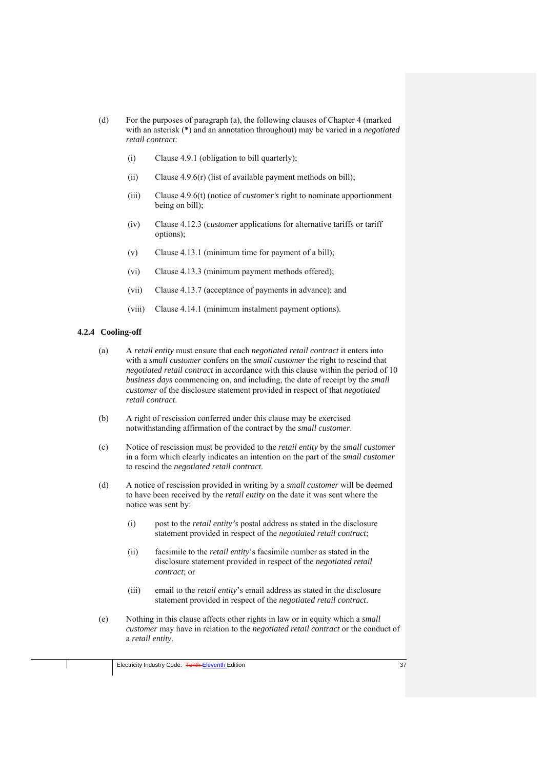(d) For the purposes of paragraph (a), the following clauses of Chapter 4 (marked with an asterisk (**\***) and an annotation throughout) may be varied in a *negotiated retail contract*:

  (i) Clause 4.9.1 (obligation to bill quarterly);

  (ii) Clause 4.9.6(r) (list of available payment methods on bill);

  (iii) Clause 4.9.6(t) (notice of *customer's* right to nominate apportionment being on bill);

  (iv) Clause 4.12.3 (*customer* applications for alternative tariffs or tariff options);

  (v) Clause 4.13.1 (minimum time for payment of a bill);

  (vi) Clause 4.13.3 (minimum payment methods offered);

  (vii) Clause 4.13.7 (acceptance of payments in advance); and

  (viii) Clause 4.14.1 (minimum instalment payment options).

### 4.2.4 Cooling-off

(a) A *retail entity* must ensure that each *negotiated retail contract* it enters into with a *small customer* confers on the *small customer* the right to rescind that *negotiated retail contract* in accordance with this clause within the period of 10 *business days* commencing on, and including, the date of receipt by the *small customer* of the disclosure statement provided in respect of that *negotiated retail contract*.

(b) A right of rescission conferred under this clause may be exercised notwithstanding affirmation of the contract by the *small customer*.

(c) Notice of rescission must be provided to the *retail entity* by the *small customer* in a form which clearly indicates an intention on the part of the *small customer* to rescind the *negotiated retail contract*.

(d) A notice of rescission provided in writing by a *small customer* will be deemed to have been received by the *retail entity* on the date it was sent where the notice was sent by:

  (i) post to the *retail entity's* postal address as stated in the disclosure statement provided in respect of the *negotiated retail contract*;

  (ii) facsimile to the *retail entity*'s facsimile number as stated in the disclosure statement provided in respect of the *negotiated retail contract*; or

  (iii) email to the *retail entity*'s email address as stated in the disclosure statement provided in respect of the *negotiated retail contract*.

(e) Nothing in this clause affects other rights in law or in equity which a *small customer* may have in relation to the *negotiated retail contract* or the conduct of a *retail entity*.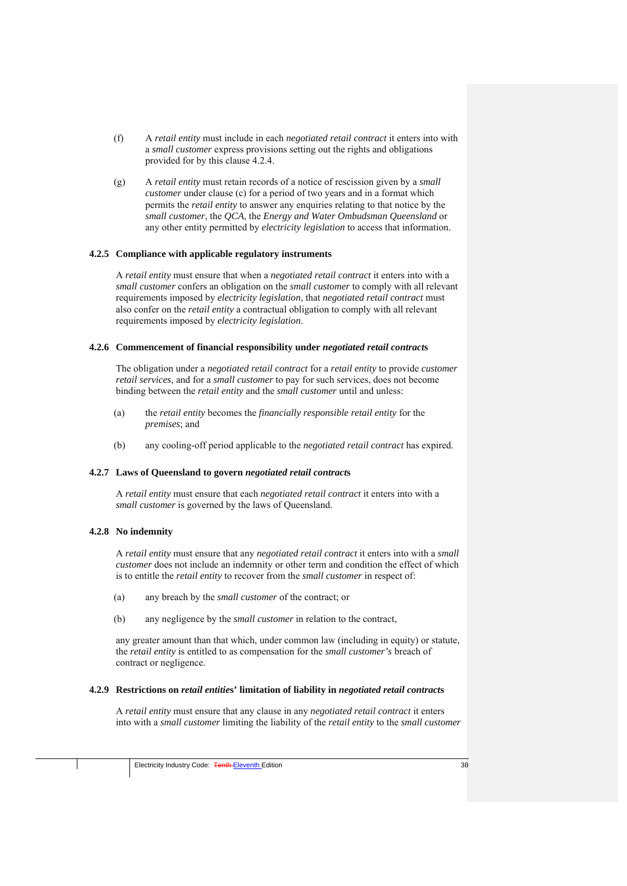(f) A *retail entity* must include in each *negotiated retail contract* it enters into with a *small customer* express provisions setting out the rights and obligations provided for by this clause 4.2.4.

(g) A *retail entity* must retain records of a notice of rescission given by a *small customer* under clause (c) for a period of two years and in a format which permits the *retail entity* to answer any enquiries relating to that notice by the *small customer*, the *QCA*, the *Energy and Water Ombudsman Queensland* or any other entity permitted by *electricity legislation* to access that information.

### 4.2.5 Compliance with applicable regulatory instruments

A *retail entity* must ensure that when a *negotiated retail contract* it enters into with a *small customer* confers an obligation on the *small customer* to comply with all relevant requirements imposed by *electricity legislation*, that *negotiated retail contract* must also confer on the *retail entity* a contractual obligation to comply with all relevant requirements imposed by *electricity legislation*.

### 4.2.6 Commencement of financial responsibility under *negotiated retail contracts*

The obligation under a *negotiated retail contract* for a *retail entity* to provide *customer retail services*, and for a *small customer* to pay for such services, does not become binding between the *retail entity* and the *small customer* until and unless:

(a) the *retail entity* becomes the *financially responsible retail entity* for the *premises*; and

(b) any cooling-off period applicable to the *negotiated retail contract* has expired.

### 4.2.7 Laws of Queensland to govern *negotiated retail contracts*

A *retail entity* must ensure that each *negotiated retail contract* it enters into with a *small customer* is governed by the laws of Queensland.

### 4.2.8 No indemnity

A *retail entity* must ensure that any *negotiated retail contract* it enters into with a *small customer* does not include an indemnity or other term and condition the effect of which is to entitle the *retail entity* to recover from the *small customer* in respect of:

(a) any breach by the *small customer* of the contract; or

(b) any negligence by the *small customer* in relation to the contract,

any greater amount than that which, under common law (including in equity) or statute, the *retail entity* is entitled to as compensation for the *small customer's* breach of contract or negligence.

### 4.2.9 Restrictions on *retail entities*' limitation of liability in *negotiated retail contracts*

A *retail entity* must ensure that any clause in any *negotiated retail contract* it enters into with a *small customer* limiting the liability of the *retail entity* to the *small customer*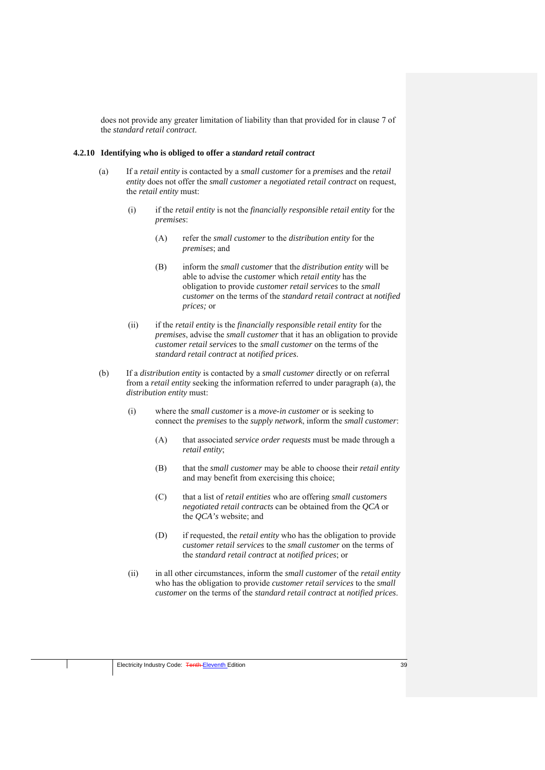does not provide any greater limitation of liability than that provided for in clause 7 of the *standard retail contract*.

### 4.2.10 Identifying who is obliged to offer a *standard retail contract*

(a) If a *retail entity* is contacted by a *small customer* for a *premises* and the *retail entity* does not offer the *small customer* a *negotiated retail contract* on request, the *retail entity* must:

   (i) if the *retail entity* is not the *financially responsible retail entity* for the *premises*:

      (A) refer the *small customer* to the *distribution entity* for the *premises*; and

      (B) inform the *small customer* that the *distribution entity* will be able to advise the *customer* which *retail entity* has the obligation to provide *customer retail services* to the *small customer* on the terms of the *standard retail contract* at *notified prices;* or

   (ii) if the *retail entity* is the *financially responsible retail entity* for the *premises*, advise the *small customer* that it has an obligation to provide *customer retail services* to the *small customer* on the terms of the *standard retail contract* at *notified prices*.

(b) If a *distribution entity* is contacted by a *small customer* directly or on referral from a *retail entity* seeking the information referred to under paragraph (a), the *distribution entity* must:

   (i) where the *small customer* is a *move-in customer* or is seeking to connect the *premises* to the *supply network*, inform the *small customer*:

      (A) that associated *service order requests* must be made through a *retail entity*;

      (B) that the *small customer* may be able to choose their *retail entity* and may benefit from exercising this choice;

      (C) that a list of *retail entities* who are offering *small customers negotiated retail contracts* can be obtained from the *QCA* or the *QCA's* website; and

      (D) if requested, the *retail entity* who has the obligation to provide *customer retail services* to the *small customer* on the terms of the *standard retail contract* at *notified prices*; or

   (ii) in all other circumstances, inform the *small customer* of the *retail entity* who has the obligation to provide *customer retail services* to the *small customer* on the terms of the *standard retail contract* at *notified prices*.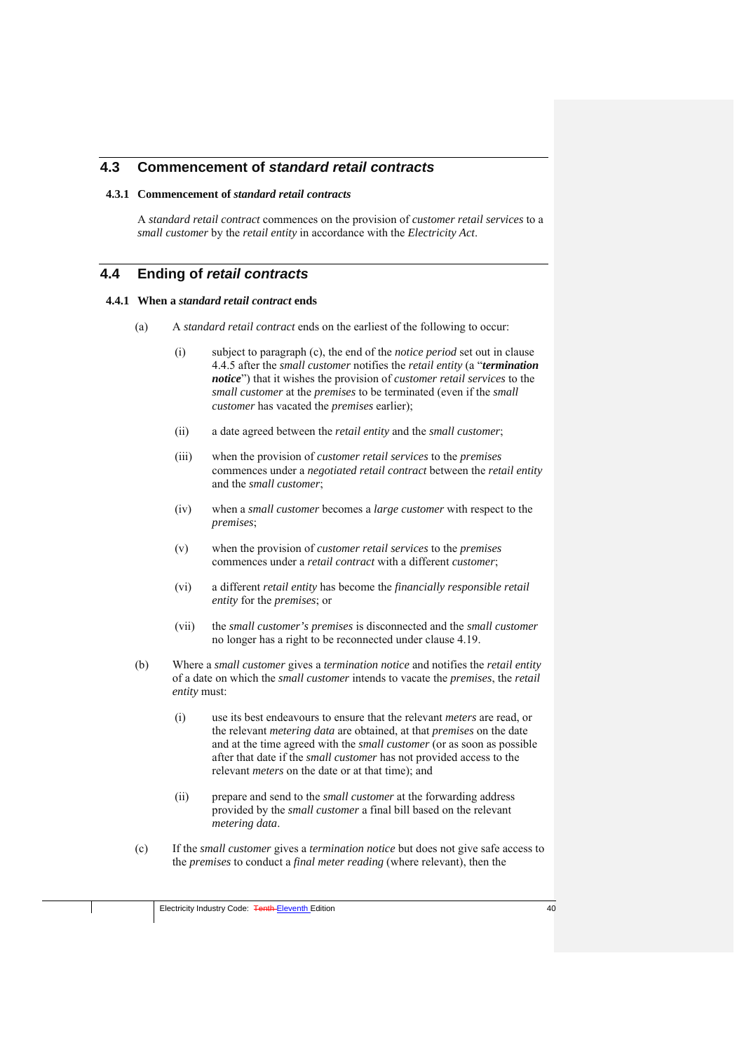## 4.3 Commencement of *standard retail contracts*

### 4.3.1 Commencement of *standard retail contracts*

A *standard retail contract* commences on the provision of *customer retail services* to a *small customer* by the *retail entity* in accordance with the *Electricity Act*.

## 4.4 Ending of *retail contracts*

### 4.4.1 When a *standard retail contract* ends

(a) A *standard retail contract* ends on the earliest of the following to occur:

(i) subject to paragraph (c), the end of the *notice period* set out in clause 4.4.5 after the *small customer* notifies the *retail entity* (a "***termination notice***") that it wishes the provision of *customer retail services* to the *small customer* at the *premises* to be terminated (even if the *small customer* has vacated the *premises* earlier);

(ii) a date agreed between the *retail entity* and the *small customer*;

(iii) when the provision of *customer retail services* to the *premises* commences under a *negotiated retail contract* between the *retail entity* and the *small customer*;

(iv) when a *small customer* becomes a *large customer* with respect to the *premises*;

(v) when the provision of *customer retail services* to the *premises* commences under a *retail contract* with a different *customer*;

(vi) a different *retail entity* has become the *financially responsible retail entity* for the *premises*; or

(vii) the *small customer's premises* is disconnected and the *small customer* no longer has a right to be reconnected under clause 4.19.

(b) Where a *small customer* gives a *termination notice* and notifies the *retail entity* of a date on which the *small customer* intends to vacate the *premises*, the *retail entity* must:

(i) use its best endeavours to ensure that the relevant *meters* are read, or the relevant *metering data* are obtained, at that *premises* on the date and at the time agreed with the *small customer* (or as soon as possible after that date if the *small customer* has not provided access to the relevant *meters* on the date or at that time); and

(ii) prepare and send to the *small customer* at the forwarding address provided by the *small customer* a final bill based on the relevant *metering data*.

(c) If the *small customer* gives a *termination notice* but does not give safe access to the *premises* to conduct a *final meter reading* (where relevant), then the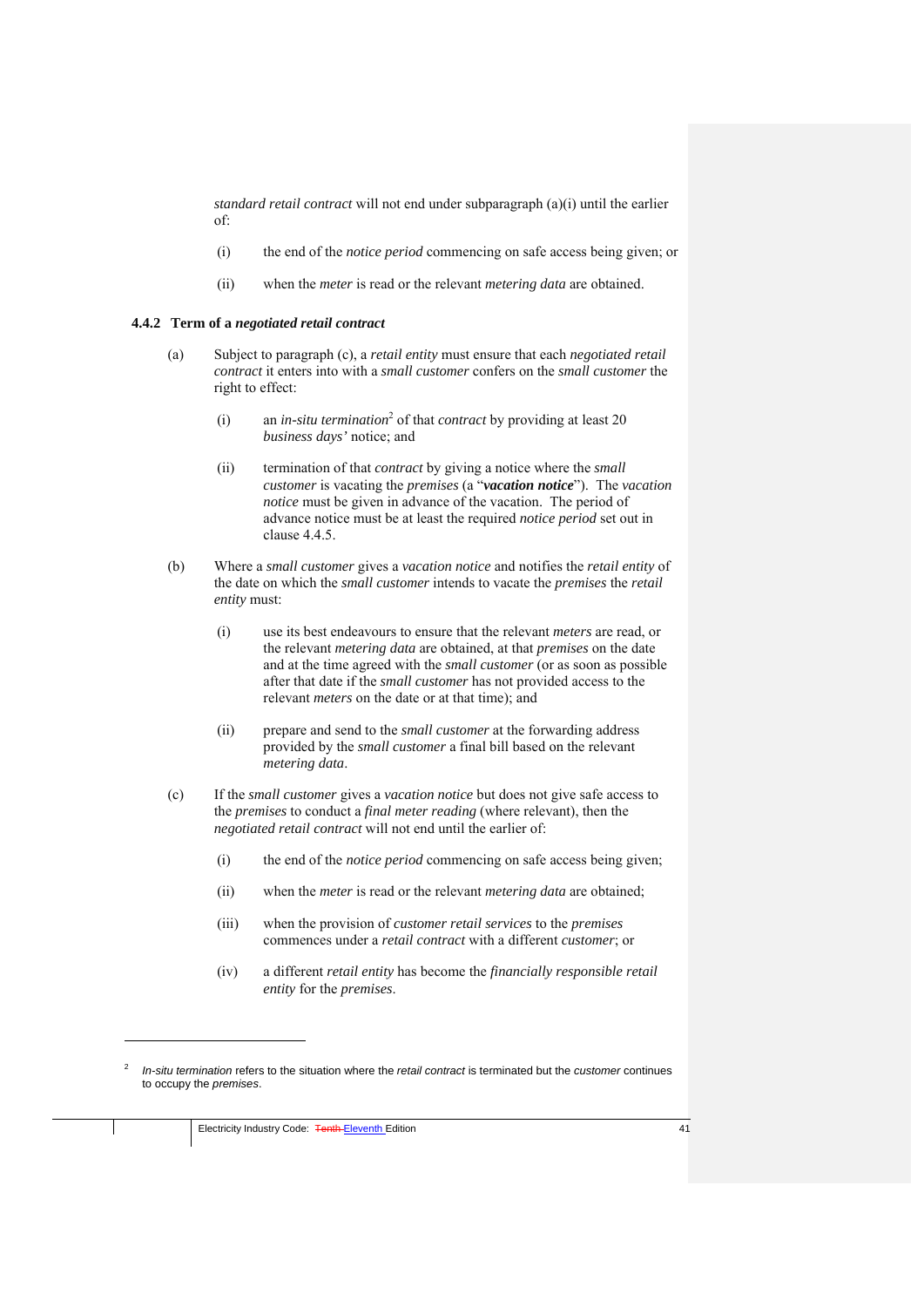*standard retail contract* will not end under subparagraph (a)(i) until the earlier of:

(i) the end of the *notice period* commencing on safe access being given; or

(ii) when the *meter* is read or the relevant *metering data* are obtained.

### 4.4.2 Term of a *negotiated retail contract*

(a) Subject to paragraph (c), a *retail entity* must ensure that each *negotiated retail contract* it enters into with a *small customer* confers on the *small customer* the right to effect:

(i) an *in-situ termination*[2] of that *contract* by providing at least 20 *business days'* notice; and

(ii) termination of that *contract* by giving a notice where the *small customer* is vacating the *premises* (a "***vacation notice***"). The *vacation notice* must be given in advance of the vacation. The period of advance notice must be at least the required *notice period* set out in clause 4.4.5.

(b) Where a *small customer* gives a *vacation notice* and notifies the *retail entity* of the date on which the *small customer* intends to vacate the *premises* the *retail entity* must:

(i) use its best endeavours to ensure that the relevant *meters* are read, or the relevant *metering data* are obtained, at that *premises* on the date and at the time agreed with the *small customer* (or as soon as possible after that date if the *small customer* has not provided access to the relevant *meters* on the date or at that time); and

(ii) prepare and send to the *small customer* at the forwarding address provided by the *small customer* a final bill based on the relevant *metering data*.

(c) If the *small customer* gives a *vacation notice* but does not give safe access to the *premises* to conduct a *final meter reading* (where relevant), then the *negotiated retail contract* will not end until the earlier of:

(i) the end of the *notice period* commencing on safe access being given;

(ii) when the *meter* is read or the relevant *metering data* are obtained;

(iii) when the provision of *customer retail services* to the *premises* commences under a *retail contract* with a different *customer*; or

(iv) a different *retail entity* has become the *financially responsible retail entity* for the *premises*.

---

[2] *In-situ termination* refers to the situation where the *retail contract* is terminated but the *customer* continues to occupy the *premises*.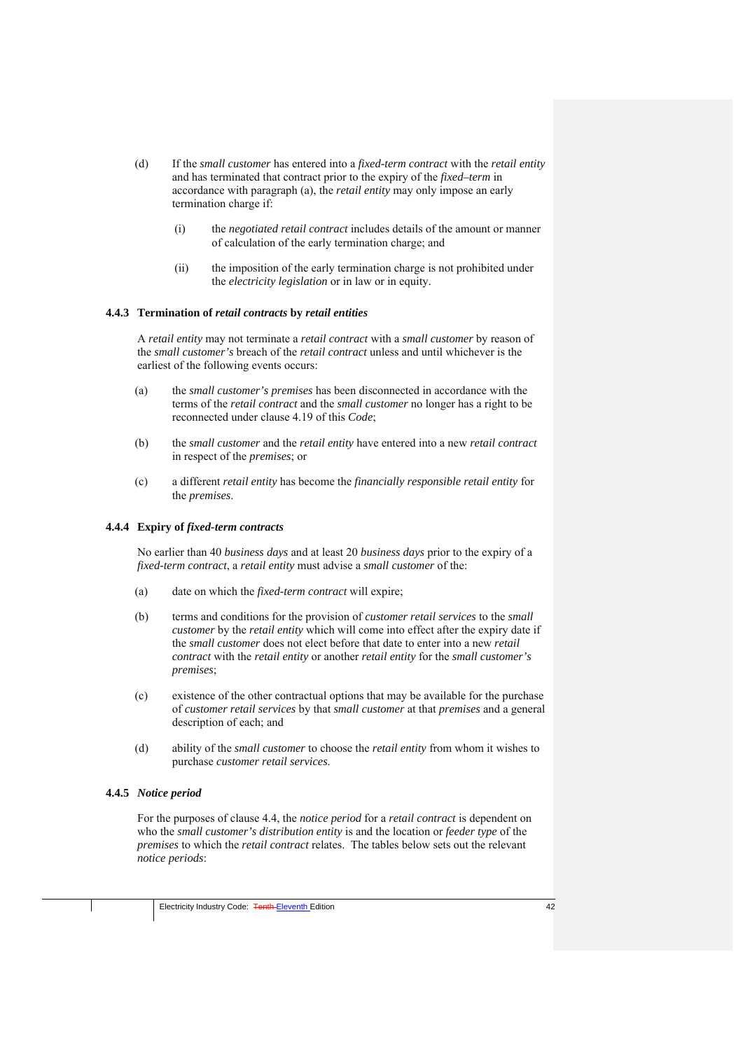(d) If the *small customer* has entered into a *fixed-term contract* with the *retail entity* and has terminated that contract prior to the expiry of the *fixed–term* in accordance with paragraph (a), the *retail entity* may only impose an early termination charge if:

   (i) the *negotiated retail contract* includes details of the amount or manner of calculation of the early termination charge; and

   (ii) the imposition of the early termination charge is not prohibited under the *electricity legislation* or in law or in equity.

### 4.4.3 Termination of *retail contracts* by *retail entities*

A *retail entity* may not terminate a *retail contract* with a *small customer* by reason of the *small customer's* breach of the *retail contract* unless and until whichever is the earliest of the following events occurs:

(a) the *small customer's premises* has been disconnected in accordance with the terms of the *retail contract* and the *small customer* no longer has a right to be reconnected under clause 4.19 of this *Code*;

(b) the *small customer* and the *retail entity* have entered into a new *retail contract* in respect of the *premises*; or

(c) a different *retail entity* has become the *financially responsible retail entity* for the *premises*.

### 4.4.4 Expiry of *fixed-term contracts*

No earlier than 40 *business days* and at least 20 *business days* prior to the expiry of a *fixed-term contract*, a *retail entity* must advise a *small customer* of the:

(a) date on which the *fixed-term contract* will expire;

(b) terms and conditions for the provision of *customer retail services* to the *small customer* by the *retail entity* which will come into effect after the expiry date if the *small customer* does not elect before that date to enter into a new *retail contract* with the *retail entity* or another *retail entity* for the *small customer's premises*;

(c) existence of the other contractual options that may be available for the purchase of *customer retail services* by that *small customer* at that *premises* and a general description of each; and

(d) ability of the *small customer* to choose the *retail entity* from whom it wishes to purchase *customer retail services*.

### 4.4.5 *Notice period*

For the purposes of clause 4.4, the *notice period* for a *retail contract* is dependent on who the *small customer's distribution entity* is and the location or *feeder type* of the *premises* to which the *retail contract* relates. The tables below sets out the relevant *notice periods*: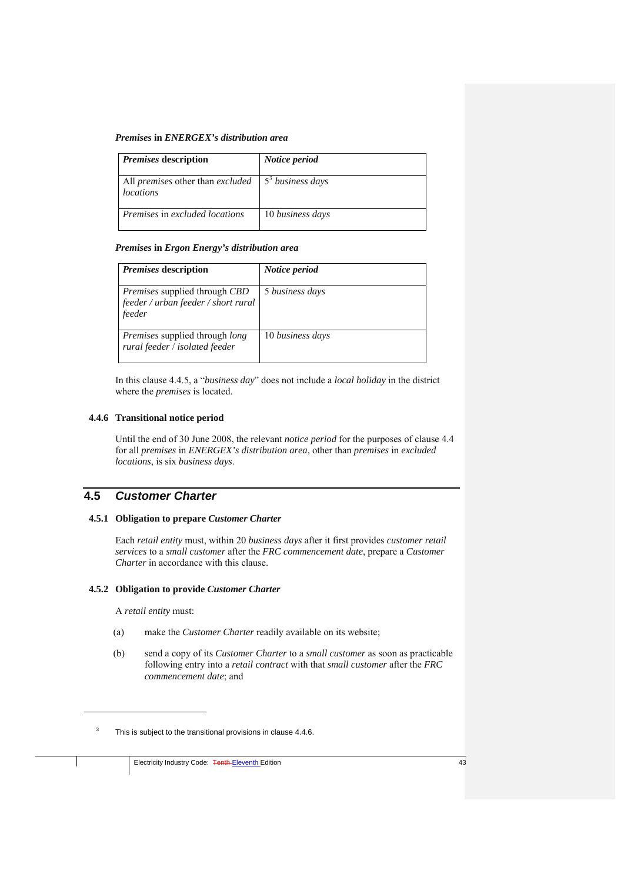***Premises* in *ENERGEX's distribution area***

| ***Premises* description** | ***Notice period*** |
| --- | --- |
| All *premises* other than *excluded locations* | 5[3] *business days* |
| *Premises* in *excluded locations* | 10 *business days* |

***Premises* in *Ergon Energy's distribution area***

| ***Premises* description** | ***Notice period*** |
| --- | --- |
| *Premises* supplied through *CBD feeder / urban feeder / short rural feeder* | 5 *business days* |
| *Premises* supplied through *long rural feeder* / *isolated feeder* | 10 *business days* |

In this clause 4.4.5, a "*business day*" does not include a *local holiday* in the district where the *premises* is located.

### 4.4.6 Transitional notice period

Until the end of 30 June 2008, the relevant *notice period* for the purposes of clause 4.4 for all *premises* in *ENERGEX's distribution area*, other than *premises* in *excluded locations*, is six *business days*.

## 4.5 *Customer Charter*

### 4.5.1 Obligation to prepare *Customer Charter*

Each *retail entity* must, within 20 *business days* after it first provides *customer retail services* to a *small customer* after the *FRC commencement date*, prepare a *Customer Charter* in accordance with this clause.

### 4.5.2 Obligation to provide *Customer Charter*

A *retail entity* must:

(a) make the *Customer Charter* readily available on its website;

(b) send a copy of its *Customer Charter* to a *small customer* as soon as practicable following entry into a *retail contract* with that *small customer* after the *FRC commencement date*; and

---

[3] This is subject to the transitional provisions in clause 4.4.6.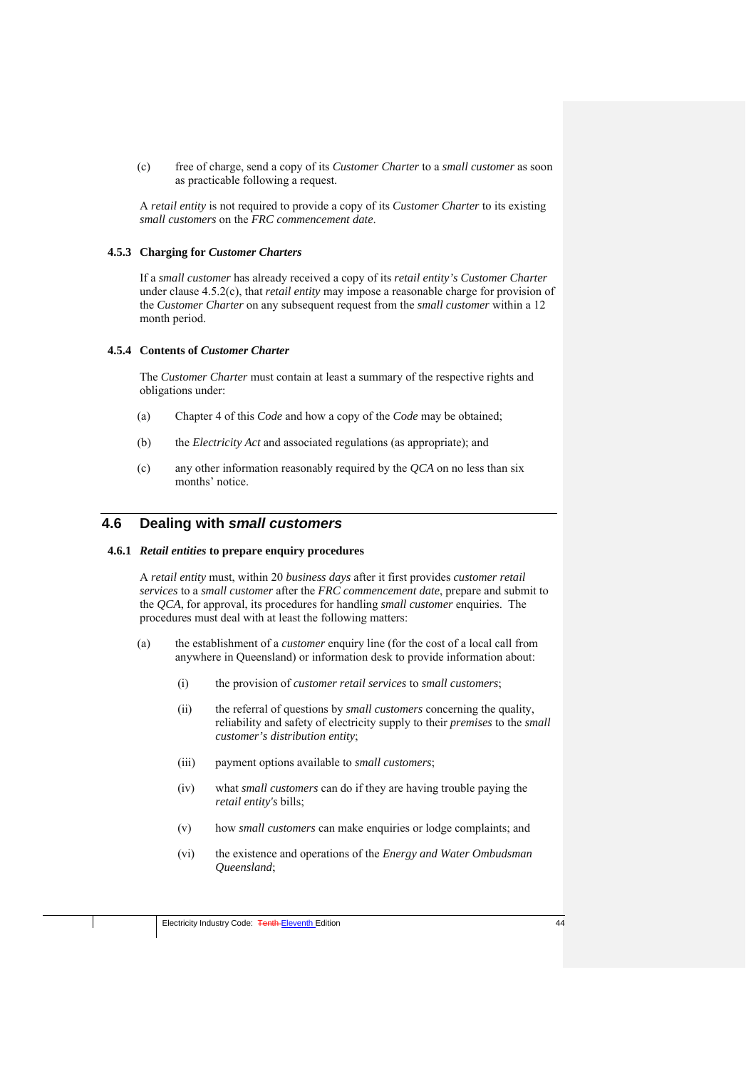(c) free of charge, send a copy of its *Customer Charter* to a *small customer* as soon as practicable following a request.

A *retail entity* is not required to provide a copy of its *Customer Charter* to its existing *small customers* on the *FRC commencement date*.

#### 4.5.3 Charging for *Customer Charters*

If a *small customer* has already received a copy of its *retail entity's Customer Charter* under clause 4.5.2(c), that *retail entity* may impose a reasonable charge for provision of the *Customer Charter* on any subsequent request from the *small customer* within a 12 month period.

#### 4.5.4 Contents of *Customer Charter*

The *Customer Charter* must contain at least a summary of the respective rights and obligations under:

(a) Chapter 4 of this *Code* and how a copy of the *Code* may be obtained;

(b) the *Electricity Act* and associated regulations (as appropriate); and

(c) any other information reasonably required by the *QCA* on no less than six months' notice.

## 4.6 Dealing with *small customers*

#### 4.6.1 *Retail entities* to prepare enquiry procedures

A *retail entity* must, within 20 *business days* after it first provides *customer retail services* to a *small customer* after the *FRC commencement date*, prepare and submit to the *QCA*, for approval, its procedures for handling *small customer* enquiries. The procedures must deal with at least the following matters:

(a) the establishment of a *customer* enquiry line (for the cost of a local call from anywhere in Queensland) or information desk to provide information about:

   (i) the provision of *customer retail services* to *small customers*;

   (ii) the referral of questions by *small customers* concerning the quality, reliability and safety of electricity supply to their *premises* to the *small customer's distribution entity*;

   (iii) payment options available to *small customers*;

   (iv) what *small customers* can do if they are having trouble paying the *retail entity's* bills;

   (v) how *small customers* can make enquiries or lodge complaints; and

   (vi) the existence and operations of the *Energy and Water Ombudsman Queensland*;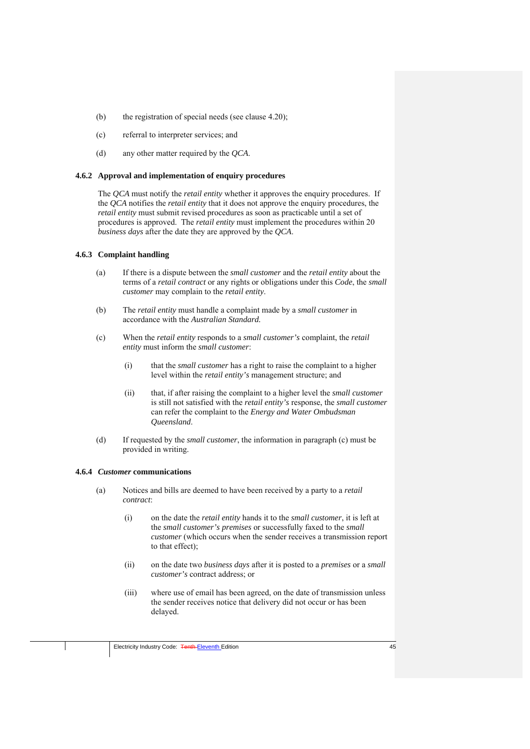(b) the registration of special needs (see clause 4.20);

(c) referral to interpreter services; and

(d) any other matter required by the *QCA*.

### 4.6.2 Approval and implementation of enquiry procedures

The *QCA* must notify the *retail entity* whether it approves the enquiry procedures. If the *QCA* notifies the *retail entity* that it does not approve the enquiry procedures, the *retail entity* must submit revised procedures as soon as practicable until a set of procedures is approved. The *retail entity* must implement the procedures within 20 *business days* after the date they are approved by the *QCA*.

### 4.6.3 Complaint handling

(a) If there is a dispute between the *small customer* and the *retail entity* about the terms of a *retail contract* or any rights or obligations under this *Code*, the *small customer* may complain to the *retail entity*.

(b) The *retail entity* must handle a complaint made by a *small customer* in accordance with the *Australian Standard.*

(c) When the *retail entity* responds to a *small customer's* complaint, the *retail entity* must inform the *small customer*:

  (i) that the *small customer* has a right to raise the complaint to a higher level within the *retail entity's* management structure; and

  (ii) that, if after raising the complaint to a higher level the *small customer* is still not satisfied with the *retail entity's* response, the *small customer* can refer the complaint to the *Energy and Water Ombudsman Queensland*.

(d) If requested by the *small customer*, the information in paragraph (c) must be provided in writing.

### 4.6.4 *Customer* communications

(a) Notices and bills are deemed to have been received by a party to a *retail contract*:

  (i) on the date the *retail entity* hands it to the *small customer*, it is left at the *small customer's premises* or successfully faxed to the *small customer* (which occurs when the sender receives a transmission report to that effect);

  (ii) on the date two *business days* after it is posted to a *premises* or a *small customer's* contract address; or

  (iii) where use of email has been agreed, on the date of transmission unless the sender receives notice that delivery did not occur or has been delayed.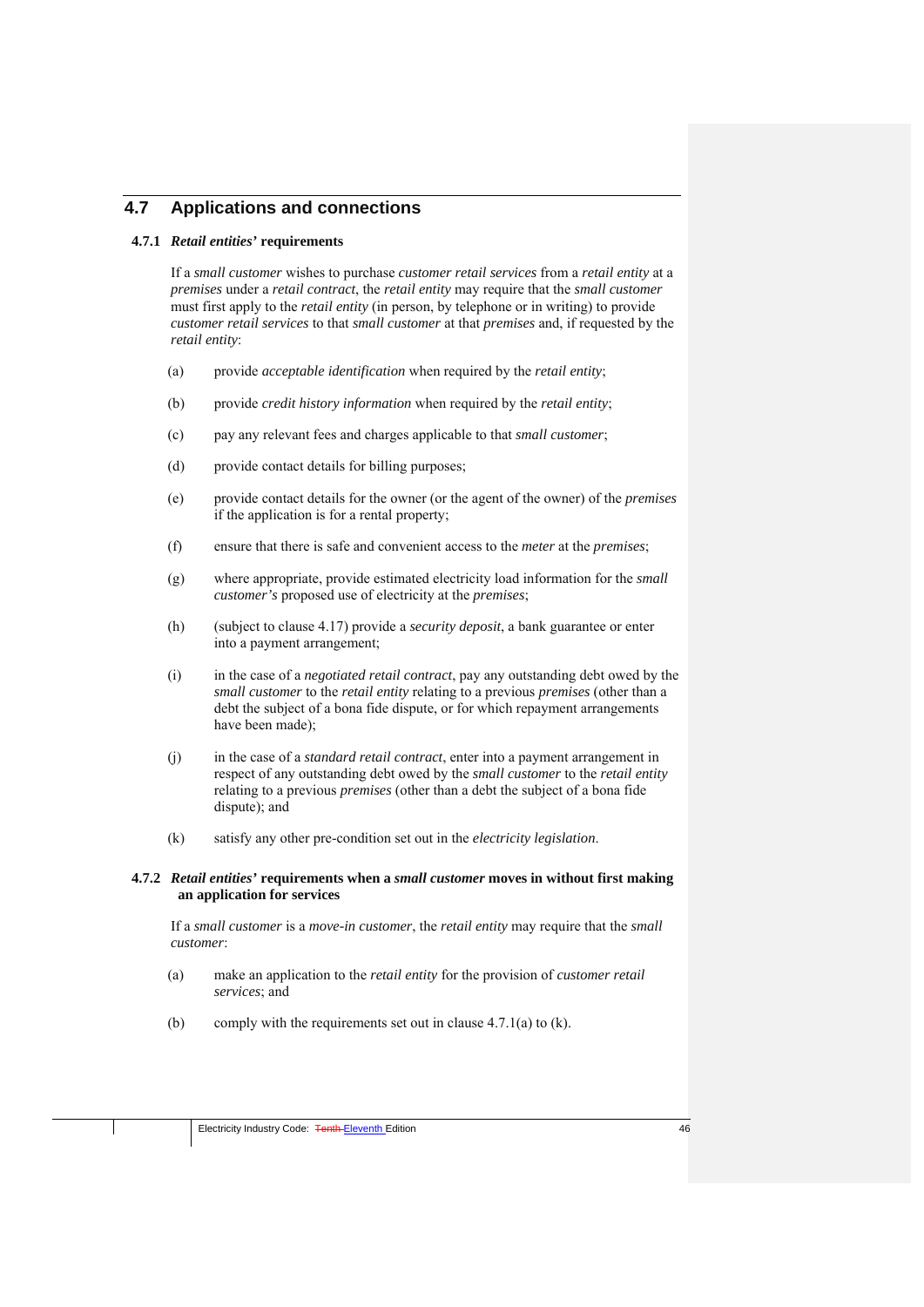## 4.7 Applications and connections

### 4.7.1 *Retail entities'* requirements

If a *small customer* wishes to purchase *customer retail services* from a *retail entity* at a *premises* under a *retail contract*, the *retail entity* may require that the *small customer* must first apply to the *retail entity* (in person, by telephone or in writing) to provide *customer retail services* to that *small customer* at that *premises* and, if requested by the *retail entity*:

(a) provide *acceptable identification* when required by the *retail entity*;

(b) provide *credit history information* when required by the *retail entity*;

(c) pay any relevant fees and charges applicable to that *small customer*;

(d) provide contact details for billing purposes;

(e) provide contact details for the owner (or the agent of the owner) of the *premises* if the application is for a rental property;

(f) ensure that there is safe and convenient access to the *meter* at the *premises*;

(g) where appropriate, provide estimated electricity load information for the *small customer's* proposed use of electricity at the *premises*;

(h) (subject to clause 4.17) provide a *security deposit*, a bank guarantee or enter into a payment arrangement;

(i) in the case of a *negotiated retail contract*, pay any outstanding debt owed by the *small customer* to the *retail entity* relating to a previous *premises* (other than a debt the subject of a bona fide dispute, or for which repayment arrangements have been made);

(j) in the case of a *standard retail contract*, enter into a payment arrangement in respect of any outstanding debt owed by the *small customer* to the *retail entity* relating to a previous *premises* (other than a debt the subject of a bona fide dispute); and

(k) satisfy any other pre-condition set out in the *electricity legislation*.

### 4.7.2 *Retail entities'* requirements when a *small customer* moves in without first making an application for services

If a *small customer* is a *move-in customer*, the *retail entity* may require that the *small customer*:

(a) make an application to the *retail entity* for the provision of *customer retail services*; and

(b) comply with the requirements set out in clause 4.7.1(a) to (k).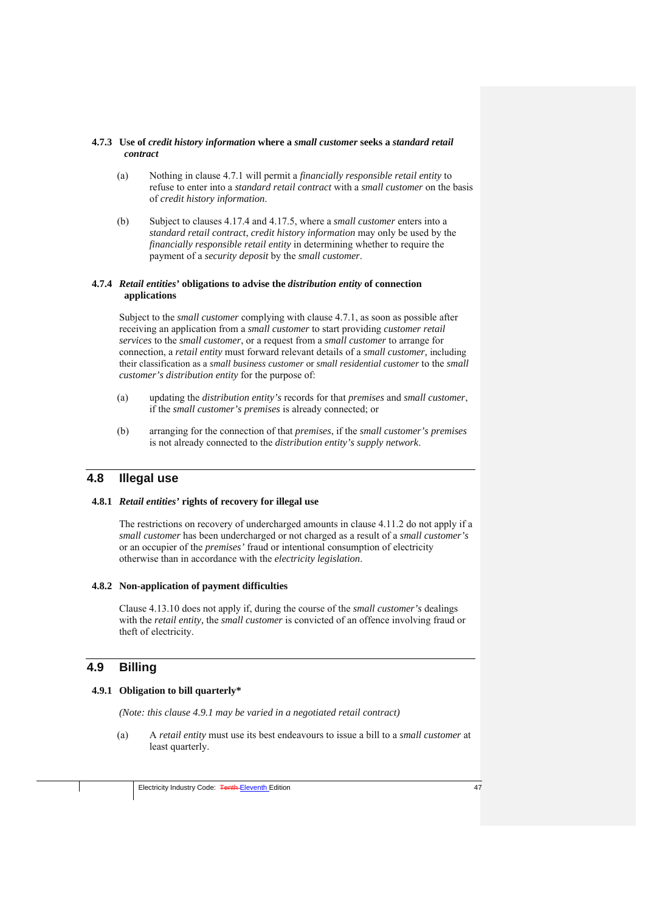#### 4.7.3 Use of *credit history information* where a *small customer* seeks a *standard retail contract*

(a) Nothing in clause 4.7.1 will permit a *financially responsible retail entity* to refuse to enter into a *standard retail contract* with a *small customer* on the basis of *credit history information*.

(b) Subject to clauses 4.17.4 and 4.17.5, where a *small customer* enters into a *standard retail contract*, *credit history information* may only be used by the *financially responsible retail entity* in determining whether to require the payment of a *security deposit* by the *small customer*.

#### 4.7.4 *Retail entities'* obligations to advise the *distribution entity* of connection applications

Subject to the *small customer* complying with clause 4.7.1, as soon as possible after receiving an application from a *small customer* to start providing *customer retail services* to the *small customer*, or a request from a *small customer* to arrange for connection, a *retail entity* must forward relevant details of a *small customer,* including their classification as a *small business customer* or *small residential customer* to the *small customer's distribution entity* for the purpose of:

(a) updating the *distribution entity's* records for that *premises* and *small customer*, if the *small customer's premises* is already connected; or

(b) arranging for the connection of that *premises*, if the *small customer's premises* is not already connected to the *distribution entity's supply network*.

## 4.8 Illegal use

#### 4.8.1 *Retail entities'* rights of recovery for illegal use

The restrictions on recovery of undercharged amounts in clause 4.11.2 do not apply if a *small customer* has been undercharged or not charged as a result of a *small customer's* or an occupier of the *premises'* fraud or intentional consumption of electricity otherwise than in accordance with the *electricity legislation*.

#### 4.8.2 Non-application of payment difficulties

Clause 4.13.10 does not apply if, during the course of the *small customer's* dealings with the *retail entity,* the *small customer* is convicted of an offence involving fraud or theft of electricity.

## 4.9 Billing

#### 4.9.1 Obligation to bill quarterly*

*(Note: this clause 4.9.1 may be varied in a negotiated retail contract)*

(a) A *retail entity* must use its best endeavours to issue a bill to a *small customer* at least quarterly.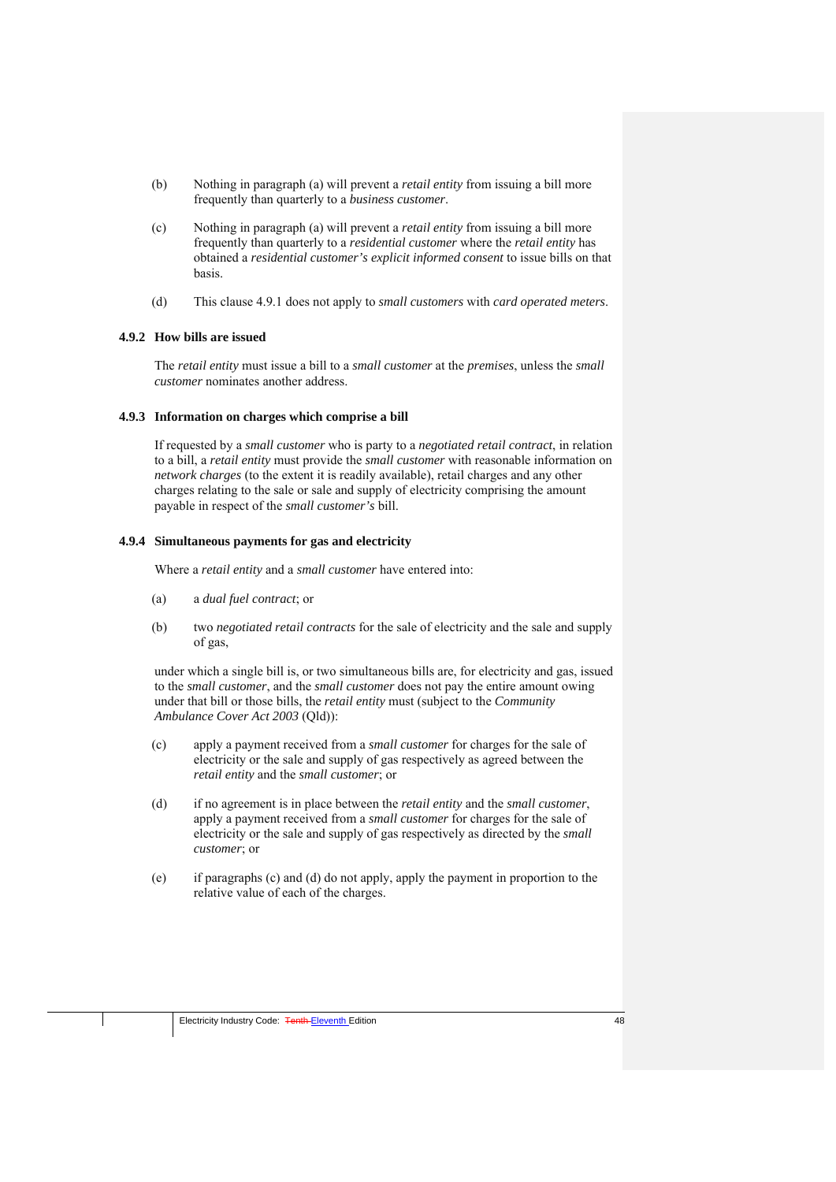(b) Nothing in paragraph (a) will prevent a *retail entity* from issuing a bill more frequently than quarterly to a *business customer*.

(c) Nothing in paragraph (a) will prevent a *retail entity* from issuing a bill more frequently than quarterly to a *residential customer* where the *retail entity* has obtained a *residential customer's explicit informed consent* to issue bills on that basis.

(d) This clause 4.9.1 does not apply to *small customers* with *card operated meters*.

### 4.9.2 How bills are issued

The *retail entity* must issue a bill to a *small customer* at the *premises*, unless the *small customer* nominates another address.

### 4.9.3 Information on charges which comprise a bill

If requested by a *small customer* who is party to a *negotiated retail contract*, in relation to a bill, a *retail entity* must provide the *small customer* with reasonable information on *network charges* (to the extent it is readily available), retail charges and any other charges relating to the sale or sale and supply of electricity comprising the amount payable in respect of the *small customer's* bill.

### 4.9.4 Simultaneous payments for gas and electricity

Where a *retail entity* and a *small customer* have entered into:

(a) a *dual fuel contract*; or

(b) two *negotiated retail contracts* for the sale of electricity and the sale and supply of gas,

under which a single bill is, or two simultaneous bills are, for electricity and gas, issued to the *small customer*, and the *small customer* does not pay the entire amount owing under that bill or those bills, the *retail entity* must (subject to the *Community Ambulance Cover Act 2003* (Qld)):

(c) apply a payment received from a *small customer* for charges for the sale of electricity or the sale and supply of gas respectively as agreed between the *retail entity* and the *small customer*; or

(d) if no agreement is in place between the *retail entity* and the *small customer*, apply a payment received from a *small customer* for charges for the sale of electricity or the sale and supply of gas respectively as directed by the *small customer*; or

(e) if paragraphs (c) and (d) do not apply, apply the payment in proportion to the relative value of each of the charges.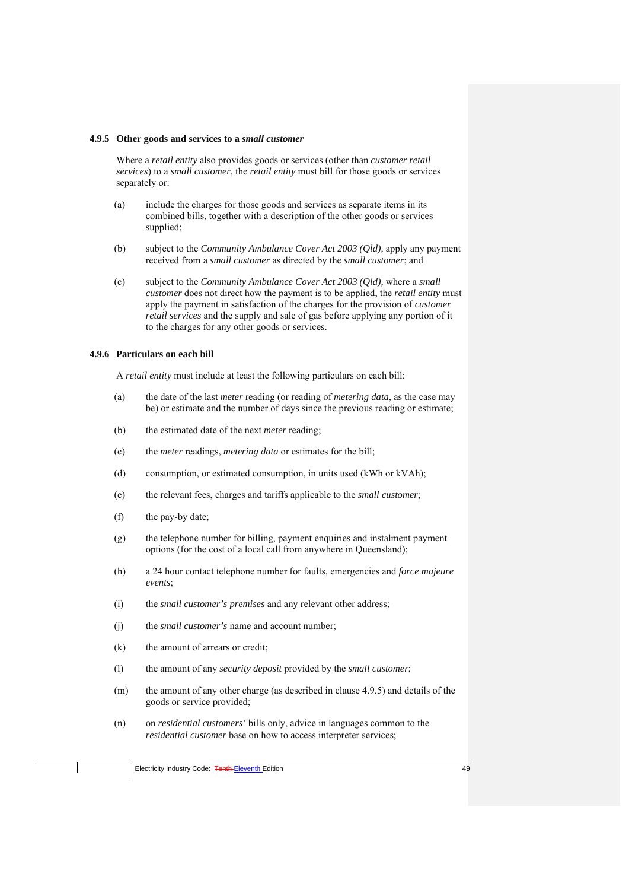#### 4.9.5 Other goods and services to a *small customer*

Where a *retail entity* also provides goods or services (other than *customer retail services*) to a *small customer*, the *retail entity* must bill for those goods or services separately or:

(a) include the charges for those goods and services as separate items in its combined bills, together with a description of the other goods or services supplied;

(b) subject to the *Community Ambulance Cover Act 2003 (Qld)*, apply any payment received from a *small customer* as directed by the *small customer*; and

(c) subject to the *Community Ambulance Cover Act 2003 (Qld)*, where a *small customer* does not direct how the payment is to be applied, the *retail entity* must apply the payment in satisfaction of the charges for the provision of *customer retail services* and the supply and sale of gas before applying any portion of it to the charges for any other goods or services.

#### 4.9.6 Particulars on each bill

A *retail entity* must include at least the following particulars on each bill:

(a) the date of the last *meter* reading (or reading of *metering data*, as the case may be) or estimate and the number of days since the previous reading or estimate;

(b) the estimated date of the next *meter* reading;

(c) the *meter* readings, *metering data* or estimates for the bill;

(d) consumption, or estimated consumption, in units used (kWh or kVAh);

(e) the relevant fees, charges and tariffs applicable to the *small customer*;

(f) the pay-by date;

(g) the telephone number for billing, payment enquiries and instalment payment options (for the cost of a local call from anywhere in Queensland);

(h) a 24 hour contact telephone number for faults, emergencies and *force majeure events*;

(i) the *small customer's premises* and any relevant other address;

(j) the *small customer's* name and account number;

(k) the amount of arrears or credit;

(l) the amount of any *security deposit* provided by the *small customer*;

(m) the amount of any other charge (as described in clause 4.9.5) and details of the goods or service provided;

(n) on *residential customers'* bills only, advice in languages common to the *residential customer* base on how to access interpreter services;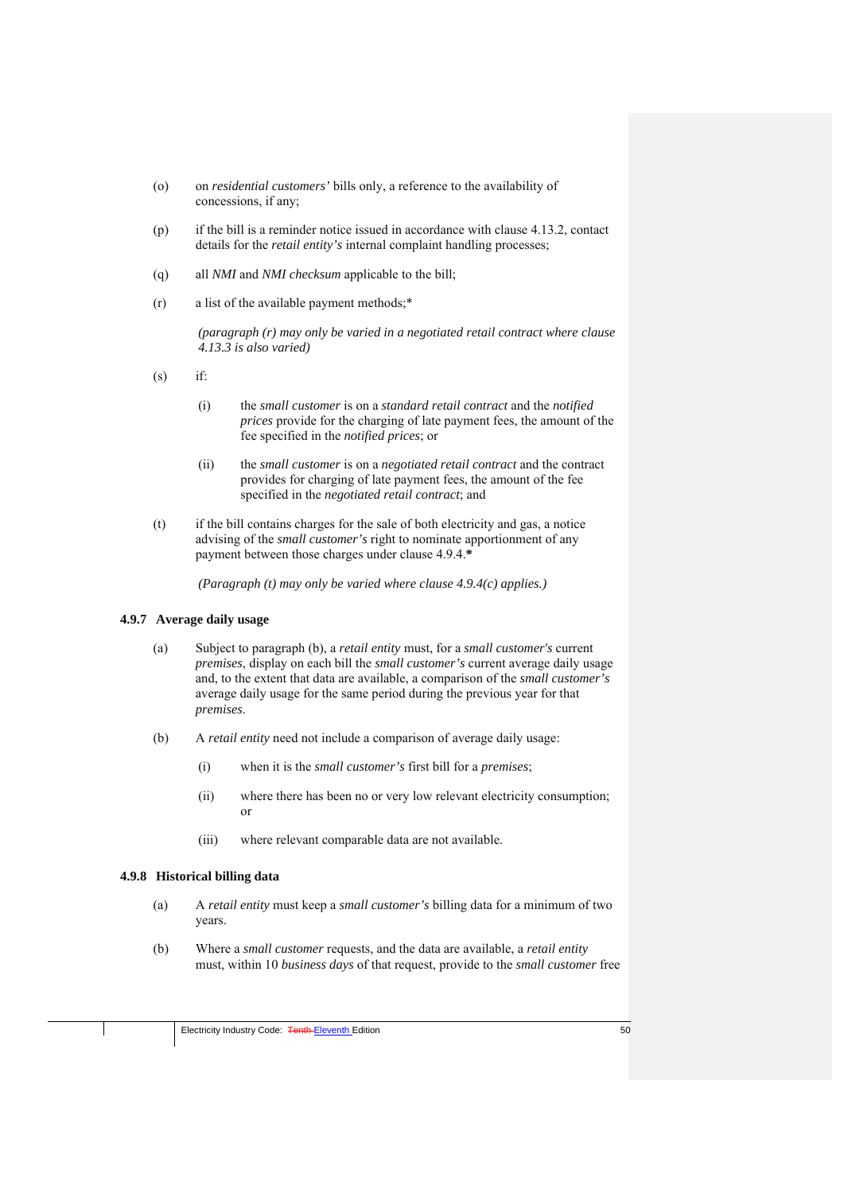(o) on *residential customers'* bills only, a reference to the availability of concessions, if any;

(p) if the bill is a reminder notice issued in accordance with clause 4.13.2, contact details for the *retail entity's* internal complaint handling processes;

(q) all *NMI* and *NMI checksum* applicable to the bill;

(r) a list of the available payment methods;*

*(paragraph (r) may only be varied in a negotiated retail contract where clause 4.13.3 is also varied)*

(s) if:

(i) the *small customer* is on a *standard retail contract* and the *notified prices* provide for the charging of late payment fees, the amount of the fee specified in the *notified prices*; or

(ii) the *small customer* is on a *negotiated retail contract* and the contract provides for charging of late payment fees, the amount of the fee specified in the *negotiated retail contract*; and

(t) if the bill contains charges for the sale of both electricity and gas, a notice advising of the *small customer's* right to nominate apportionment of any payment between those charges under clause 4.9.4.**\***

*(Paragraph (t) may only be varied where clause 4.9.4(c) applies.)*

### 4.9.7 Average daily usage

(a) Subject to paragraph (b), a *retail entity* must, for a *small customer's* current *premises*, display on each bill the *small customer's* current average daily usage and, to the extent that data are available, a comparison of the *small customer's* average daily usage for the same period during the previous year for that *premises*.

(b) A *retail entity* need not include a comparison of average daily usage:

(i) when it is the *small customer's* first bill for a *premises*;

(ii) where there has been no or very low relevant electricity consumption; or

(iii) where relevant comparable data are not available.

### 4.9.8 Historical billing data

(a) A *retail entity* must keep a *small customer's* billing data for a minimum of two years.

(b) Where a *small customer* requests, and the data are available, a *retail entity* must, within 10 *business days* of that request, provide to the *small customer* free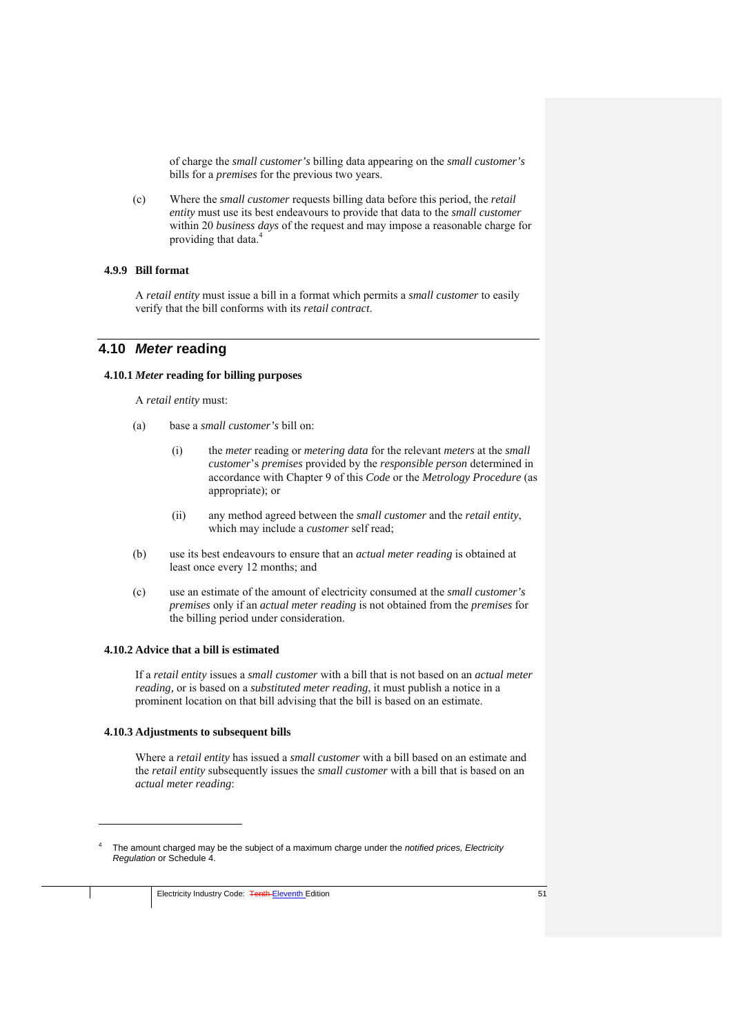of charge the *small customer's* billing data appearing on the *small customer's* bills for a *premises* for the previous two years.

(c) Where the *small customer* requests billing data before this period, the *retail entity* must use its best endeavours to provide that data to the *small customer* within 20 *business days* of the request and may impose a reasonable charge for providing that data.[4]

### 4.9.9 Bill format

A *retail entity* must issue a bill in a format which permits a *small customer* to easily verify that the bill conforms with its *retail contract*.

## 4.10 *Meter* reading

### 4.10.1 *Meter* reading for billing purposes

A *retail entity* must:

(a) base a *small customer's* bill on:

(i) the *meter* reading or *metering data* for the relevant *meters* at the *small customer*'s *premises* provided by the *responsible person* determined in accordance with Chapter 9 of this *Code* or the *Metrology Procedure* (as appropriate); or

(ii) any method agreed between the *small customer* and the *retail entity*, which may include a *customer* self read;

(b) use its best endeavours to ensure that an *actual meter reading* is obtained at least once every 12 months; and

(c) use an estimate of the amount of electricity consumed at the *small customer's premises* only if an *actual meter reading* is not obtained from the *premises* for the billing period under consideration.

### 4.10.2 Advice that a bill is estimated

If a *retail entity* issues a *small customer* with a bill that is not based on an *actual meter reading*, or is based on a *substituted meter reading*, it must publish a notice in a prominent location on that bill advising that the bill is based on an estimate.

### 4.10.3 Adjustments to subsequent bills

Where a *retail entity* has issued a *small customer* with a bill based on an estimate and the *retail entity* subsequently issues the *small customer* with a bill that is based on an *actual meter reading*:

---

[4] The amount charged may be the subject of a maximum charge under the *notified prices, Electricity Regulation* or Schedule 4.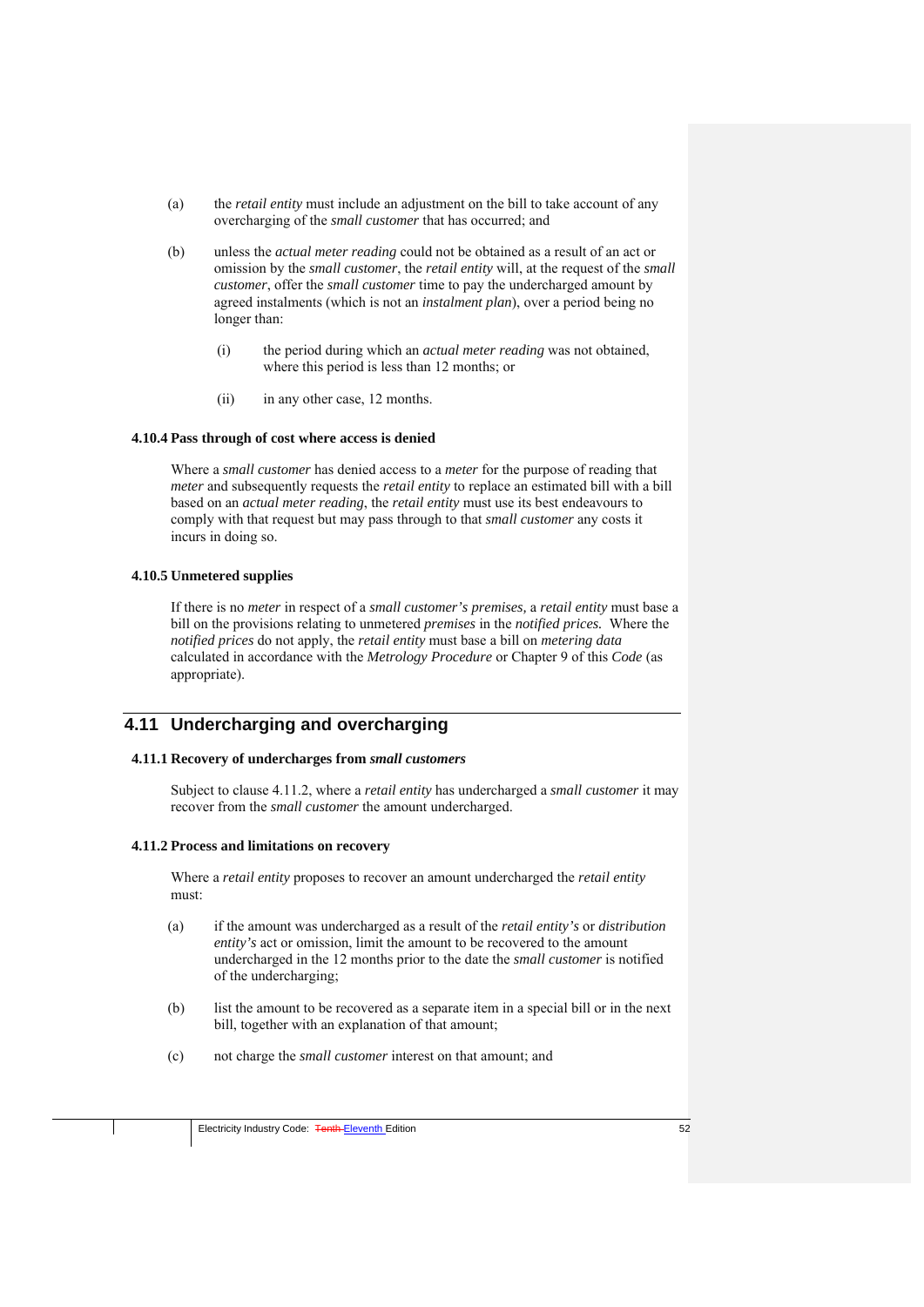(a) the *retail entity* must include an adjustment on the bill to take account of any overcharging of the *small customer* that has occurred; and

(b) unless the *actual meter reading* could not be obtained as a result of an act or omission by the *small customer*, the *retail entity* will, at the request of the *small customer*, offer the *small customer* time to pay the undercharged amount by agreed instalments (which is not an *instalment plan*), over a period being no longer than:

   (i) the period during which an *actual meter reading* was not obtained, where this period is less than 12 months; or

   (ii) in any other case, 12 months.

### 4.10.4 Pass through of cost where access is denied

Where a *small customer* has denied access to a *meter* for the purpose of reading that *meter* and subsequently requests the *retail entity* to replace an estimated bill with a bill based on an *actual meter reading*, the *retail entity* must use its best endeavours to comply with that request but may pass through to that *small customer* any costs it incurs in doing so.

### 4.10.5 Unmetered supplies

If there is no *meter* in respect of a *small customer's premises,* a *retail entity* must base a bill on the provisions relating to unmetered *premises* in the *notified prices.* Where the *notified prices* do not apply, the *retail entity* must base a bill on *metering data* calculated in accordance with the *Metrology Procedure* or Chapter 9 of this *Code* (as appropriate).

## 4.11 Undercharging and overcharging

### 4.11.1 Recovery of undercharges from *small customers*

Subject to clause 4.11.2, where a *retail entity* has undercharged a *small customer* it may recover from the *small customer* the amount undercharged.

### 4.11.2 Process and limitations on recovery

Where a *retail entity* proposes to recover an amount undercharged the *retail entity* must:

(a) if the amount was undercharged as a result of the *retail entity's* or *distribution entity's* act or omission, limit the amount to be recovered to the amount undercharged in the 12 months prior to the date the *small customer* is notified of the undercharging;

(b) list the amount to be recovered as a separate item in a special bill or in the next bill, together with an explanation of that amount;

(c) not charge the *small customer* interest on that amount; and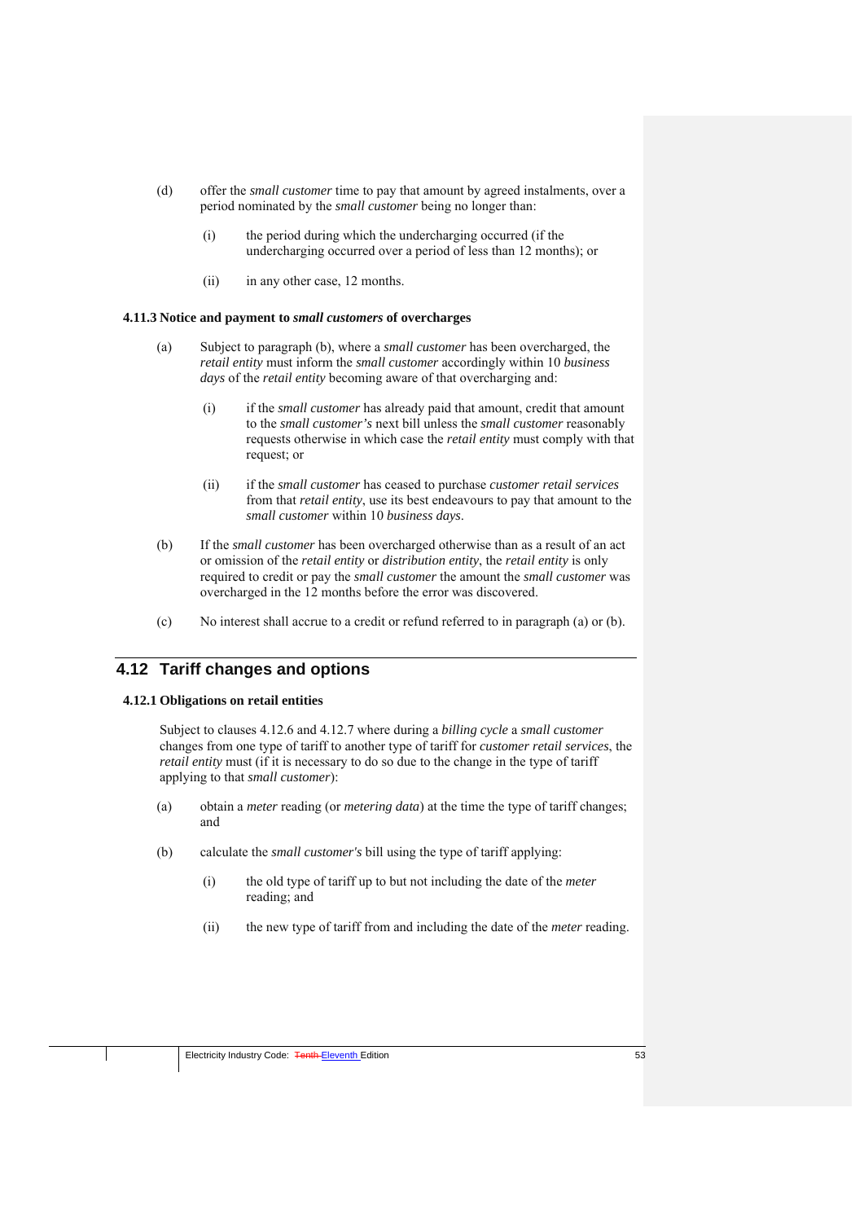(d) offer the *small customer* time to pay that amount by agreed instalments, over a period nominated by the *small customer* being no longer than:

(i) the period during which the undercharging occurred (if the undercharging occurred over a period of less than 12 months); or

(ii) in any other case, 12 months.

#### 4.11.3 Notice and payment to *small customers* of overcharges

(a) Subject to paragraph (b), where a *small customer* has been overcharged, the *retail entity* must inform the *small customer* accordingly within 10 *business days* of the *retail entity* becoming aware of that overcharging and:

(i) if the *small customer* has already paid that amount, credit that amount to the *small customer's* next bill unless the *small customer* reasonably requests otherwise in which case the *retail entity* must comply with that request; or

(ii) if the *small customer* has ceased to purchase *customer retail services* from that *retail entity*, use its best endeavours to pay that amount to the *small customer* within 10 *business days*.

(b) If the *small customer* has been overcharged otherwise than as a result of an act or omission of the *retail entity* or *distribution entity*, the *retail entity* is only required to credit or pay the *small customer* the amount the *small customer* was overcharged in the 12 months before the error was discovered.

(c) No interest shall accrue to a credit or refund referred to in paragraph (a) or (b).

## 4.12 Tariff changes and options

#### 4.12.1 Obligations on retail entities

Subject to clauses 4.12.6 and 4.12.7 where during a *billing cycle* a *small customer* changes from one type of tariff to another type of tariff for *customer retail services*, the *retail entity* must (if it is necessary to do so due to the change in the type of tariff applying to that *small customer*):

(a) obtain a *meter* reading (or *metering data*) at the time the type of tariff changes; and

(b) calculate the *small customer's* bill using the type of tariff applying:

(i) the old type of tariff up to but not including the date of the *meter* reading; and

(ii) the new type of tariff from and including the date of the *meter* reading.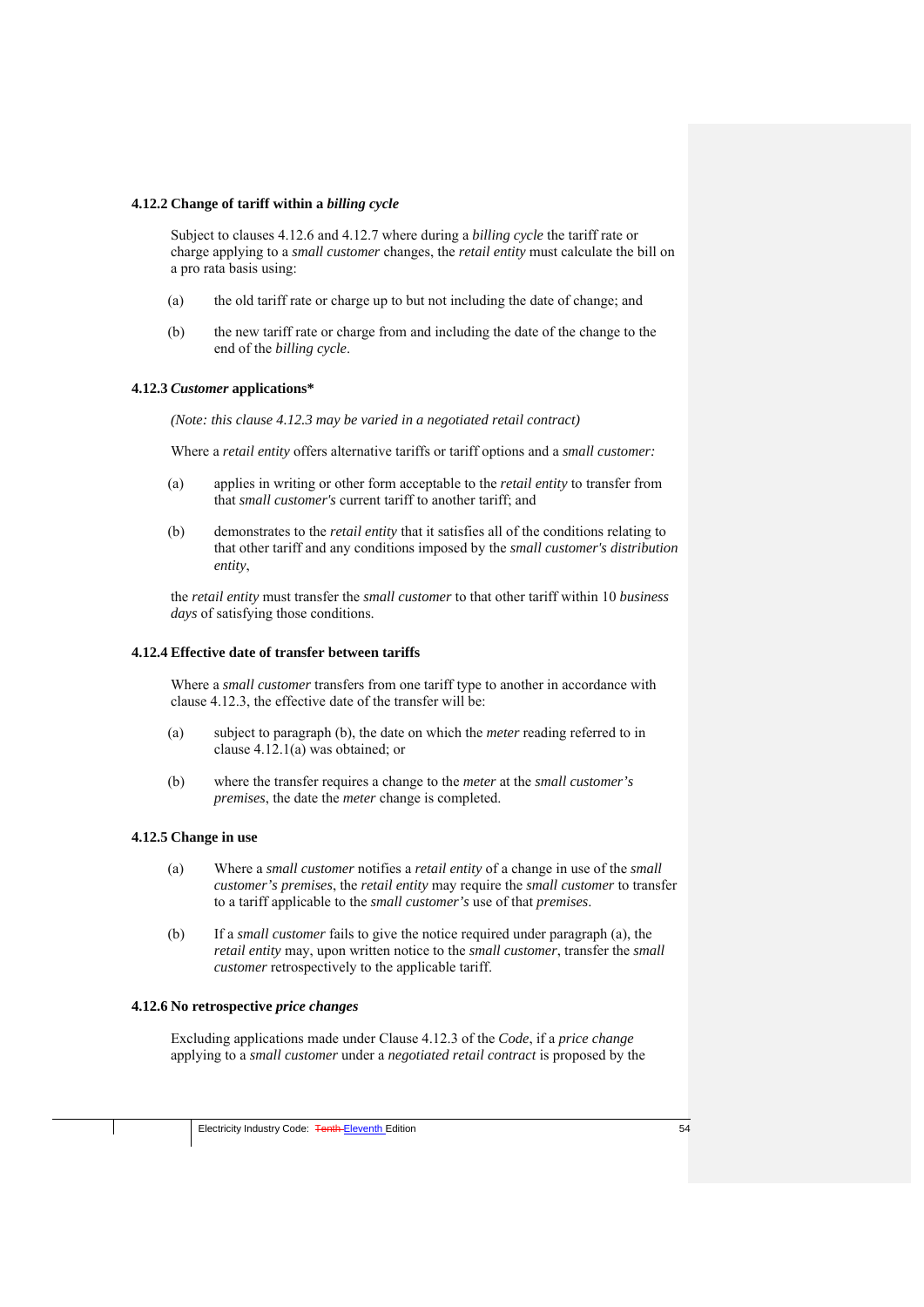### 4.12.2 Change of tariff within a *billing cycle*

Subject to clauses 4.12.6 and 4.12.7 where during a *billing cycle* the tariff rate or charge applying to a *small customer* changes, the *retail entity* must calculate the bill on a pro rata basis using:

(a) the old tariff rate or charge up to but not including the date of change; and

(b) the new tariff rate or charge from and including the date of the change to the end of the *billing cycle*.

### 4.12.3 *Customer* applications*

*(Note: this clause 4.12.3 may be varied in a negotiated retail contract)*

Where a *retail entity* offers alternative tariffs or tariff options and a *small customer:*

(a) applies in writing or other form acceptable to the *retail entity* to transfer from that *small customer's* current tariff to another tariff; and

(b) demonstrates to the *retail entity* that it satisfies all of the conditions relating to that other tariff and any conditions imposed by the *small customer's distribution entity*,

the *retail entity* must transfer the *small customer* to that other tariff within 10 *business days* of satisfying those conditions.

### 4.12.4 Effective date of transfer between tariffs

Where a *small customer* transfers from one tariff type to another in accordance with clause 4.12.3, the effective date of the transfer will be:

(a) subject to paragraph (b), the date on which the *meter* reading referred to in clause 4.12.1(a) was obtained; or

(b) where the transfer requires a change to the *meter* at the *small customer's premises*, the date the *meter* change is completed.

### 4.12.5 Change in use

(a) Where a *small customer* notifies a *retail entity* of a change in use of the *small customer's premises*, the *retail entity* may require the *small customer* to transfer to a tariff applicable to the *small customer's* use of that *premises*.

(b) If a *small customer* fails to give the notice required under paragraph (a), the *retail entity* may, upon written notice to the *small customer*, transfer the *small customer* retrospectively to the applicable tariff.

### 4.12.6 No retrospective *price changes*

Excluding applications made under Clause 4.12.3 of the *Code*, if a *price change* applying to a *small customer* under a *negotiated retail contract* is proposed by the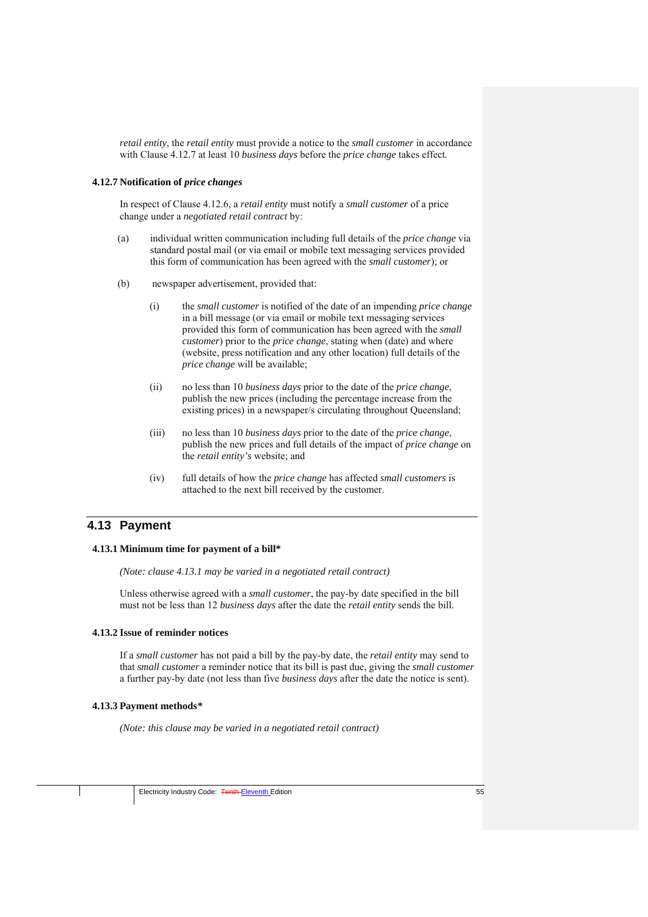*retail entity*, the *retail entity* must provide a notice to the *small customer* in accordance with Clause 4.12.7 at least 10 *business days* before the *price change* takes effect.

### 4.12.7 Notification of *price changes*

In respect of Clause 4.12.6, a *retail entity* must notify a *small customer* of a price change under a *negotiated retail contract* by:

(a) individual written communication including full details of the *price change* via standard postal mail (or via email or mobile text messaging services provided this form of communication has been agreed with the *small customer*); or

(b) newspaper advertisement, provided that:

  (i) the *small customer* is notified of the date of an impending *price change* in a bill message (or via email or mobile text messaging services provided this form of communication has been agreed with the *small customer*) prior to the *price change*, stating when (date) and where (website, press notification and any other location) full details of the *price change* will be available;

  (ii) no less than 10 *business days* prior to the date of the *price change*, publish the new prices (including the percentage increase from the existing prices) in a newspaper/s circulating throughout Queensland;

  (iii) no less than 10 *business days* prior to the date of the *price change*, publish the new prices and full details of the impact of *price change* on the *retail entity's* website; and

  (iv) full details of how the *price change* has affected *small customers* is attached to the next bill received by the customer.

## 4.13 Payment

### 4.13.1 Minimum time for payment of a bill*

*(Note: clause 4.13.1 may be varied in a negotiated retail contract)*

Unless otherwise agreed with a *small customer*, the pay-by date specified in the bill must not be less than 12 *business days* after the date the *retail entity* sends the bill.

### 4.13.2 Issue of reminder notices

If a *small customer* has not paid a bill by the pay-by date, the *retail entity* may send to that *small customer* a reminder notice that its bill is past due, giving the *small customer* a further pay-by date (not less than five *business days* after the date the notice is sent).

### 4.13.3 Payment methods*

*(Note: this clause may be varied in a negotiated retail contract)*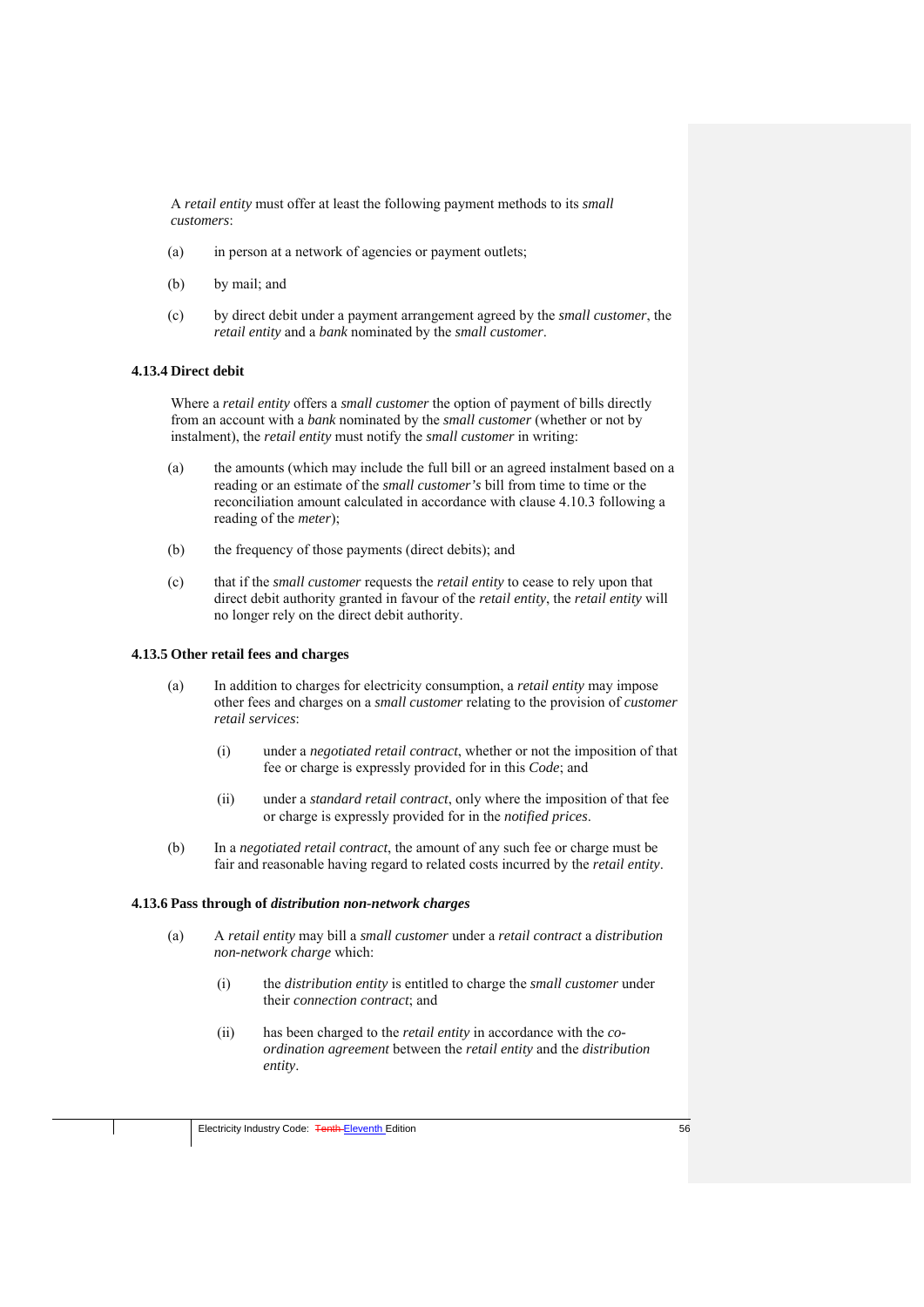A *retail entity* must offer at least the following payment methods to its *small customers*:

(a) in person at a network of agencies or payment outlets;

(b) by mail; and

(c) by direct debit under a payment arrangement agreed by the *small customer*, the *retail entity* and a *bank* nominated by the *small customer*.

### 4.13.4 Direct debit

Where a *retail entity* offers a *small customer* the option of payment of bills directly from an account with a *bank* nominated by the *small customer* (whether or not by instalment), the *retail entity* must notify the *small customer* in writing:

(a) the amounts (which may include the full bill or an agreed instalment based on a reading or an estimate of the *small customer's* bill from time to time or the reconciliation amount calculated in accordance with clause 4.10.3 following a reading of the *meter*);

(b) the frequency of those payments (direct debits); and

(c) that if the *small customer* requests the *retail entity* to cease to rely upon that direct debit authority granted in favour of the *retail entity*, the *retail entity* will no longer rely on the direct debit authority.

### 4.13.5 Other retail fees and charges

(a) In addition to charges for electricity consumption, a *retail entity* may impose other fees and charges on a *small customer* relating to the provision of *customer retail services*:

  (i) under a *negotiated retail contract*, whether or not the imposition of that fee or charge is expressly provided for in this *Code*; and

  (ii) under a *standard retail contract*, only where the imposition of that fee or charge is expressly provided for in the *notified prices*.

(b) In a *negotiated retail contract*, the amount of any such fee or charge must be fair and reasonable having regard to related costs incurred by the *retail entity*.

### 4.13.6 Pass through of *distribution non-network charges*

(a) A *retail entity* may bill a *small customer* under a *retail contract* a *distribution non-network charge* which:

  (i) the *distribution entity* is entitled to charge the *small customer* under their *connection contract*; and

  (ii) has been charged to the *retail entity* in accordance with the *co-ordination agreement* between the *retail entity* and the *distribution entity*.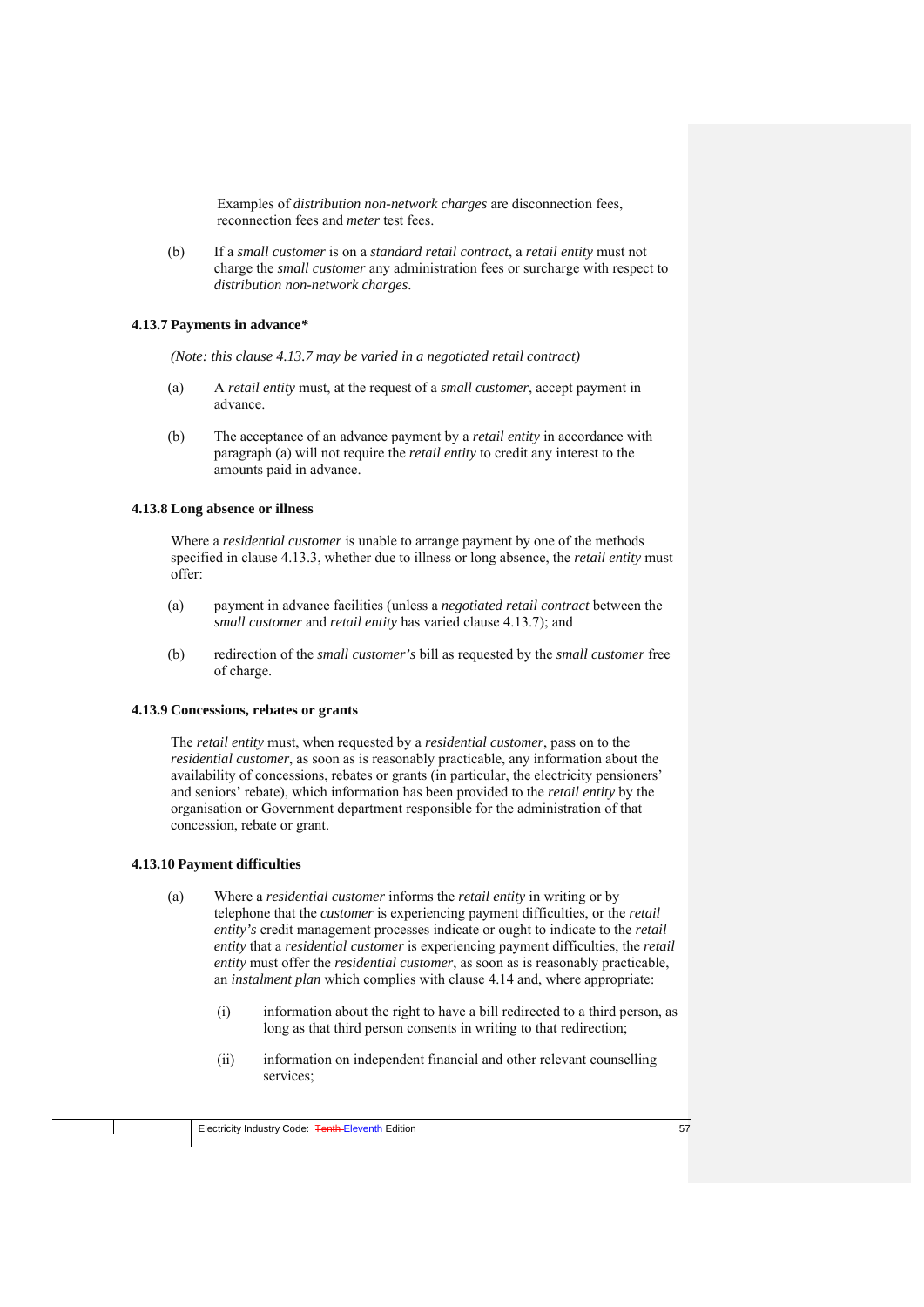Examples of *distribution non-network charges* are disconnection fees, reconnection fees and *meter* test fees.

(b) If a *small customer* is on a *standard retail contract*, a *retail entity* must not charge the *small customer* any administration fees or surcharge with respect to *distribution non-network charges*.

### 4.13.7 Payments in advance*

*(Note: this clause 4.13.7 may be varied in a negotiated retail contract)*

(a) A *retail entity* must, at the request of a *small customer*, accept payment in advance.

(b) The acceptance of an advance payment by a *retail entity* in accordance with paragraph (a) will not require the *retail entity* to credit any interest to the amounts paid in advance.

### 4.13.8 Long absence or illness

Where a *residential customer* is unable to arrange payment by one of the methods specified in clause 4.13.3, whether due to illness or long absence, the *retail entity* must offer:

(a) payment in advance facilities (unless a *negotiated retail contract* between the *small customer* and *retail entity* has varied clause 4.13.7); and

(b) redirection of the *small customer's* bill as requested by the *small customer* free of charge.

### 4.13.9 Concessions, rebates or grants

The *retail entity* must, when requested by a *residential customer*, pass on to the *residential customer*, as soon as is reasonably practicable, any information about the availability of concessions, rebates or grants (in particular, the electricity pensioners' and seniors' rebate), which information has been provided to the *retail entity* by the organisation or Government department responsible for the administration of that concession, rebate or grant.

### 4.13.10 Payment difficulties

(a) Where a *residential customer* informs the *retail entity* in writing or by telephone that the *customer* is experiencing payment difficulties, or the *retail entity's* credit management processes indicate or ought to indicate to the *retail entity* that a *residential customer* is experiencing payment difficulties, the *retail entity* must offer the *residential customer*, as soon as is reasonably practicable, an *instalment plan* which complies with clause 4.14 and, where appropriate:

(i) information about the right to have a bill redirected to a third person, as long as that third person consents in writing to that redirection;

(ii) information on independent financial and other relevant counselling services;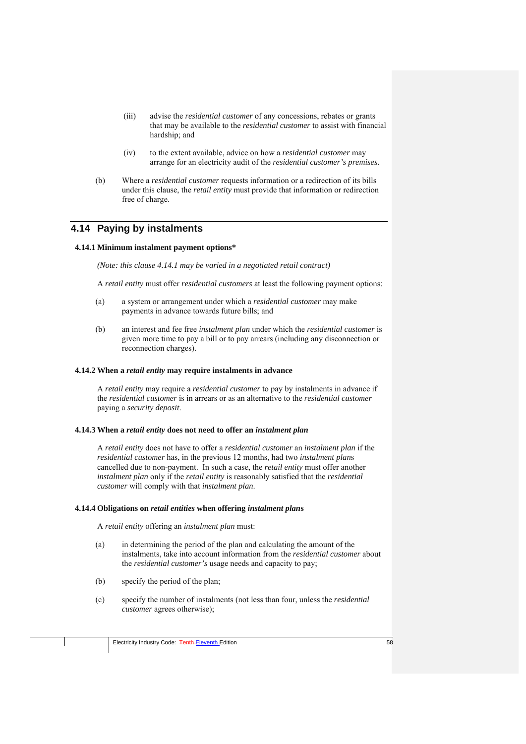(iii) advise the *residential customer* of any concessions, rebates or grants that may be available to the *residential customer* to assist with financial hardship; and

(iv) to the extent available, advice on how a *residential customer* may arrange for an electricity audit of the *residential customer's premises*.

(b) Where a *residential customer* requests information or a redirection of its bills under this clause, the *retail entity* must provide that information or redirection free of charge.

## 4.14 Paying by instalments

### 4.14.1 Minimum instalment payment options*

*(Note: this clause 4.14.1 may be varied in a negotiated retail contract)*

A *retail entity* must offer *residential customers* at least the following payment options:

(a) a system or arrangement under which a *residential customer* may make payments in advance towards future bills; and

(b) an interest and fee free *instalment plan* under which the *residential customer* is given more time to pay a bill or to pay arrears (including any disconnection or reconnection charges).

### 4.14.2 When a *retail entity* may require instalments in advance

A *retail entity* may require a *residential customer* to pay by instalments in advance if the *residential customer* is in arrears or as an alternative to the *residential customer* paying a *security deposit*.

### 4.14.3 When a *retail entity* does not need to offer an *instalment plan*

A *retail entity* does not have to offer a *residential customer* an *instalment plan* if the *residential customer* has, in the previous 12 months, had two *instalment plan*s cancelled due to non-payment. In such a case, the *retail entity* must offer another *instalment plan* only if the *retail entity* is reasonably satisfied that the *residential customer* will comply with that *instalment plan*.

### 4.14.4 Obligations on *retail entities* when offering *instalment plan*s

A *retail entity* offering an *instalment plan* must:

(a) in determining the period of the plan and calculating the amount of the instalments, take into account information from the *residential customer* about the *residential customer's* usage needs and capacity to pay;

(b) specify the period of the plan;

(c) specify the number of instalments (not less than four, unless the *residential customer* agrees otherwise);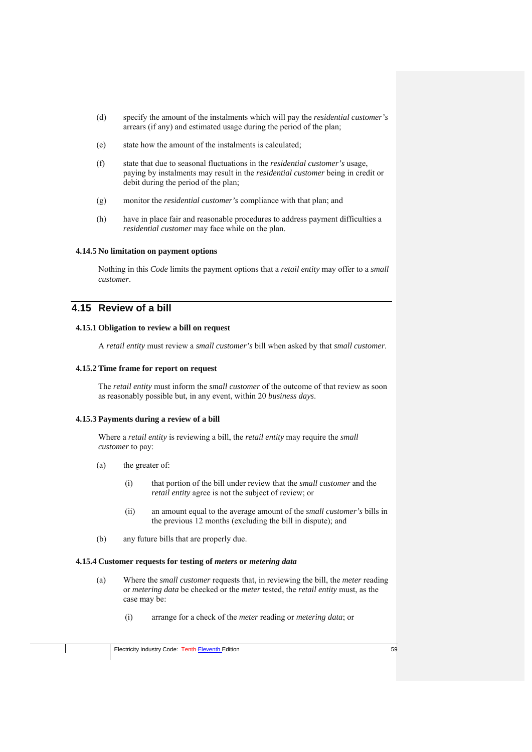(d) specify the amount of the instalments which will pay the *residential customer's* arrears (if any) and estimated usage during the period of the plan;

(e) state how the amount of the instalments is calculated;

(f) state that due to seasonal fluctuations in the *residential customer's* usage, paying by instalments may result in the *residential customer* being in credit or debit during the period of the plan;

(g) monitor the *residential customer's* compliance with that plan; and

(h) have in place fair and reasonable procedures to address payment difficulties a *residential customer* may face while on the plan.

### 4.14.5 No limitation on payment options

Nothing in this *Code* limits the payment options that a *retail entity* may offer to a *small customer*.

## 4.15 Review of a bill

### 4.15.1 Obligation to review a bill on request

A *retail entity* must review a *small customer's* bill when asked by that *small customer*.

### 4.15.2 Time frame for report on request

The *retail entity* must inform the *small customer* of the outcome of that review as soon as reasonably possible but, in any event, within 20 *business days*.

### 4.15.3 Payments during a review of a bill

Where a *retail entity* is reviewing a bill, the *retail entity* may require the *small customer* to pay:

(a) the greater of:

  (i) that portion of the bill under review that the *small customer* and the *retail entity* agree is not the subject of review; or

  (ii) an amount equal to the average amount of the *small customer's* bills in the previous 12 months (excluding the bill in dispute); and

(b) any future bills that are properly due.

### 4.15.4 Customer requests for testing of *meters* or *metering data*

(a) Where the *small customer* requests that, in reviewing the bill, the *meter* reading or *metering data* be checked or the *meter* tested, the *retail entity* must, as the case may be:

  (i) arrange for a check of the *meter* reading or *metering data*; or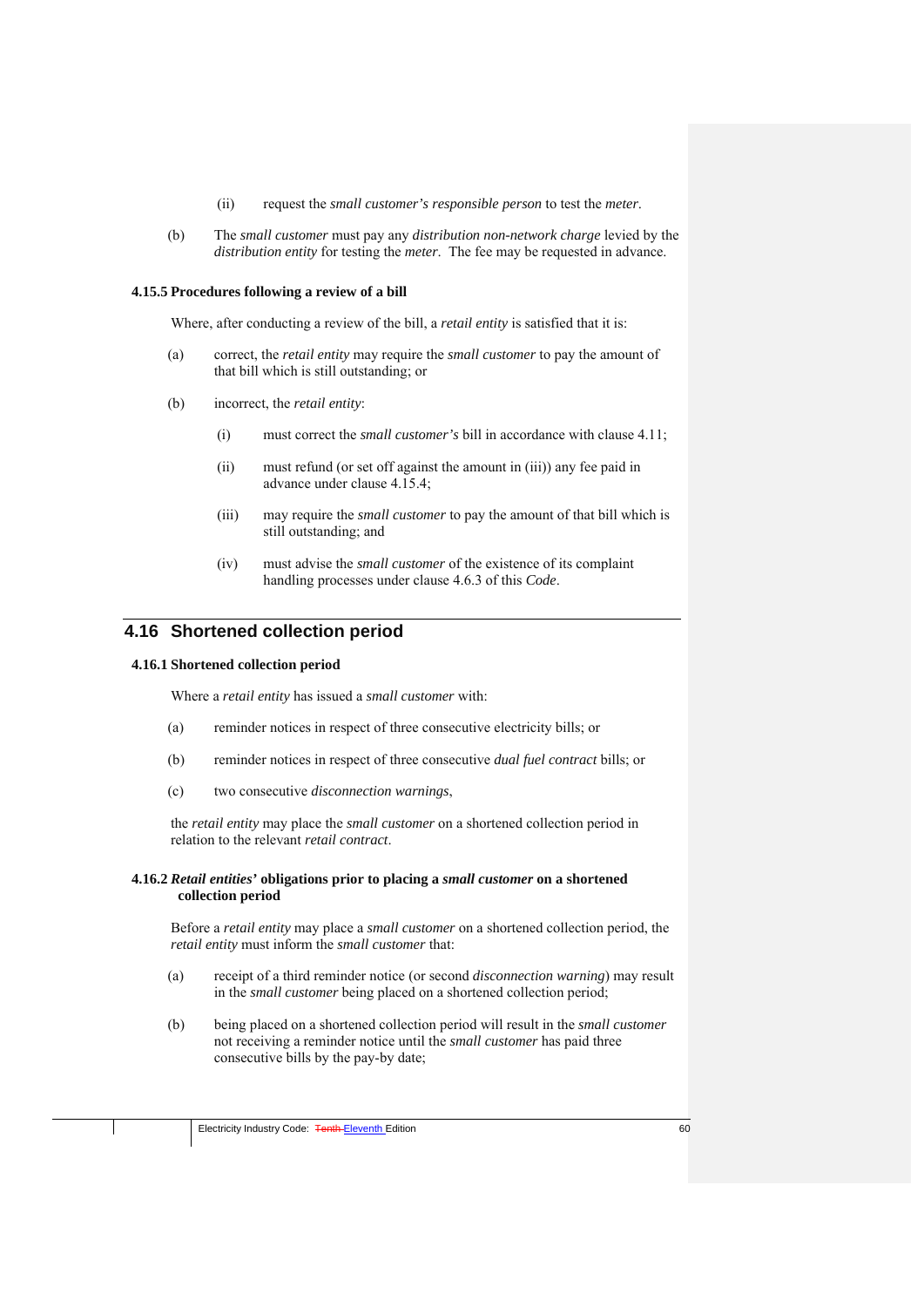(ii) request the *small customer's responsible person* to test the *meter*.

(b) The *small customer* must pay any *distribution non-network charge* levied by the *distribution entity* for testing the *meter*. The fee may be requested in advance.

**4.15.5 Procedures following a review of a bill**

Where, after conducting a review of the bill, a *retail entity* is satisfied that it is:

(a) correct, the *retail entity* may require the *small customer* to pay the amount of that bill which is still outstanding; or

(b) incorrect, the *retail entity*:

(i) must correct the *small customer's* bill in accordance with clause 4.11;

(ii) must refund (or set off against the amount in (iii)) any fee paid in advance under clause 4.15.4;

(iii) may require the *small customer* to pay the amount of that bill which is still outstanding; and

(iv) must advise the *small customer* of the existence of its complaint handling processes under clause 4.6.3 of this *Code*.

## 4.16 Shortened collection period

**4.16.1 Shortened collection period**

Where a *retail entity* has issued a *small customer* with:

(a) reminder notices in respect of three consecutive electricity bills; or

(b) reminder notices in respect of three consecutive *dual fuel contract* bills; or

(c) two consecutive *disconnection warnings*,

the *retail entity* may place the *small customer* on a shortened collection period in relation to the relevant *retail contract*.

**4.16.2 *Retail entities'* obligations prior to placing a *small customer* on a shortened collection period**

Before a *retail entity* may place a *small customer* on a shortened collection period, the *retail entity* must inform the *small customer* that:

(a) receipt of a third reminder notice (or second *disconnection warning*) may result in the *small customer* being placed on a shortened collection period;

(b) being placed on a shortened collection period will result in the *small customer* not receiving a reminder notice until the *small customer* has paid three consecutive bills by the pay-by date;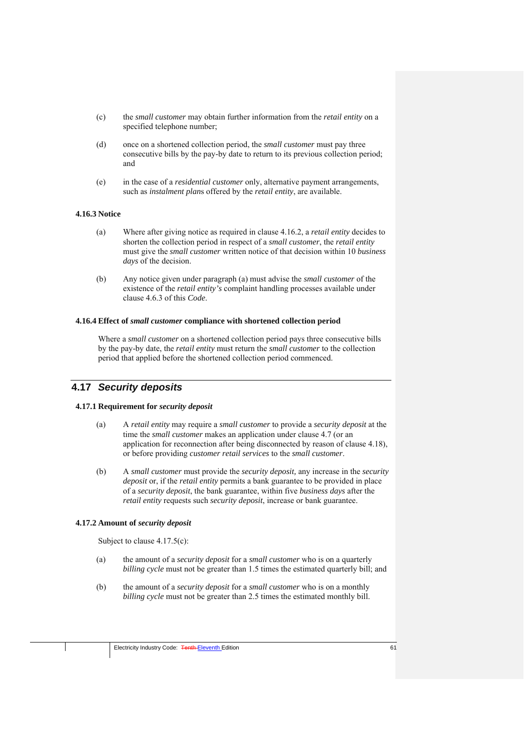(c) the *small customer* may obtain further information from the *retail entity* on a specified telephone number;

(d) once on a shortened collection period, the *small customer* must pay three consecutive bills by the pay-by date to return to its previous collection period; and

(e) in the case of a *residential customer* only, alternative payment arrangements, such as *instalment plans* offered by the *retail entity*, are available.

#### 4.16.3 Notice

(a) Where after giving notice as required in clause 4.16.2, a *retail entity* decides to shorten the collection period in respect of a *small customer*, the *retail entity* must give the *small customer* written notice of that decision within 10 *business days* of the decision.

(b) Any notice given under paragraph (a) must advise the *small customer* of the existence of the *retail entity's* complaint handling processes available under clause 4.6.3 of this *Code*.

#### 4.16.4 Effect of *small customer* compliance with shortened collection period

Where a *small customer* on a shortened collection period pays three consecutive bills by the pay-by date, the *retail entity* must return the *small customer* to the collection period that applied before the shortened collection period commenced.

## 4.17 *Security deposits*

#### 4.17.1 Requirement for *security deposit*

(a) A *retail entity* may require a *small customer* to provide a *security deposit* at the time the *small customer* makes an application under clause 4.7 (or an application for reconnection after being disconnected by reason of clause 4.18), or before providing *customer retail services* to the *small customer*.

(b) A *small customer* must provide the *security deposit,* any increase in the *security deposit* or, if the *retail entity* permits a bank guarantee to be provided in place of a *security deposit*, the bank guarantee, within five *business days* after the *retail entity* requests such *security deposit*, increase or bank guarantee.

#### 4.17.2 Amount of *security deposit*

Subject to clause 4.17.5(c):

(a) the amount of a *security deposit* for a *small customer* who is on a quarterly *billing cycle* must not be greater than 1.5 times the estimated quarterly bill; and

(b) the amount of a *security deposit* for a *small customer* who is on a monthly *billing cycle* must not be greater than 2.5 times the estimated monthly bill.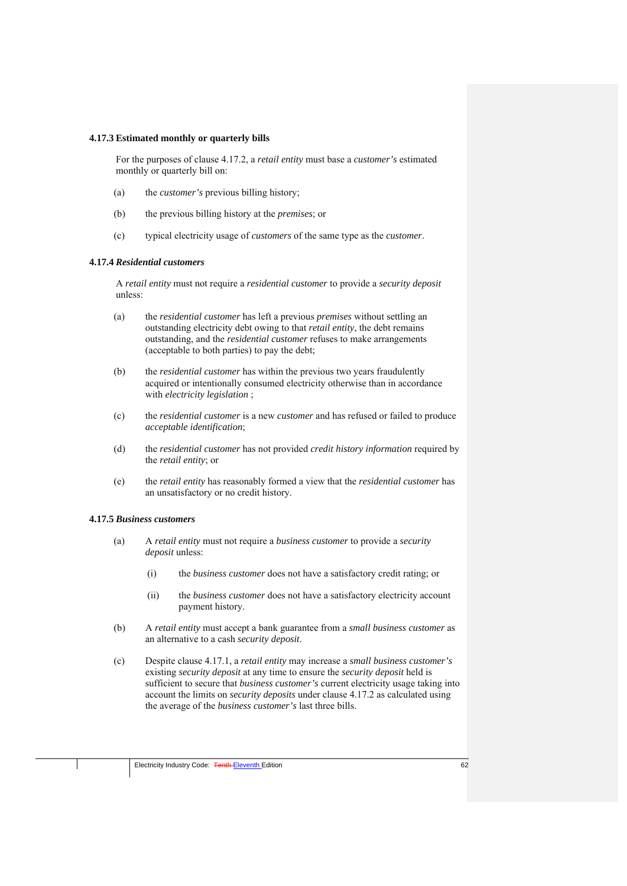### 4.17.3 Estimated monthly or quarterly bills

For the purposes of clause 4.17.2, a *retail entity* must base a *customer's* estimated monthly or quarterly bill on:

(a) the *customer's* previous billing history;

(b) the previous billing history at the *premises*; or

(c) typical electricity usage of *customers* of the same type as the *customer*.

### 4.17.4 *Residential customers*

A *retail entity* must not require a *residential customer* to provide a *security deposit* unless:

(a) the *residential customer* has left a previous *premises* without settling an outstanding electricity debt owing to that *retail entity*, the debt remains outstanding, and the *residential customer* refuses to make arrangements (acceptable to both parties) to pay the debt;

(b) the *residential customer* has within the previous two years fraudulently acquired or intentionally consumed electricity otherwise than in accordance with *electricity legislation* ;

(c) the *residential customer* is a new *customer* and has refused or failed to produce *acceptable identification*;

(d) the *residential customer* has not provided *credit history information* required by the *retail entity*; or

(e) the *retail entity* has reasonably formed a view that the *residential customer* has an unsatisfactory or no credit history.

### 4.17.5 *Business customers*

(a) A *retail entity* must not require a *business customer* to provide a *security deposit* unless:

  (i) the *business customer* does not have a satisfactory credit rating; or

  (ii) the *business customer* does not have a satisfactory electricity account payment history.

(b) A *retail entity* must accept a bank guarantee from a *small business customer* as an alternative to a cash *security deposit*.

(c) Despite clause 4.17.1, a *retail entity* may increase a *small business customer's* existing *security deposit* at any time to ensure the *security deposit* held is sufficient to secure that *business customer's* current electricity usage taking into account the limits on *security deposits* under clause 4.17.2 as calculated using the average of the *business customer's* last three bills.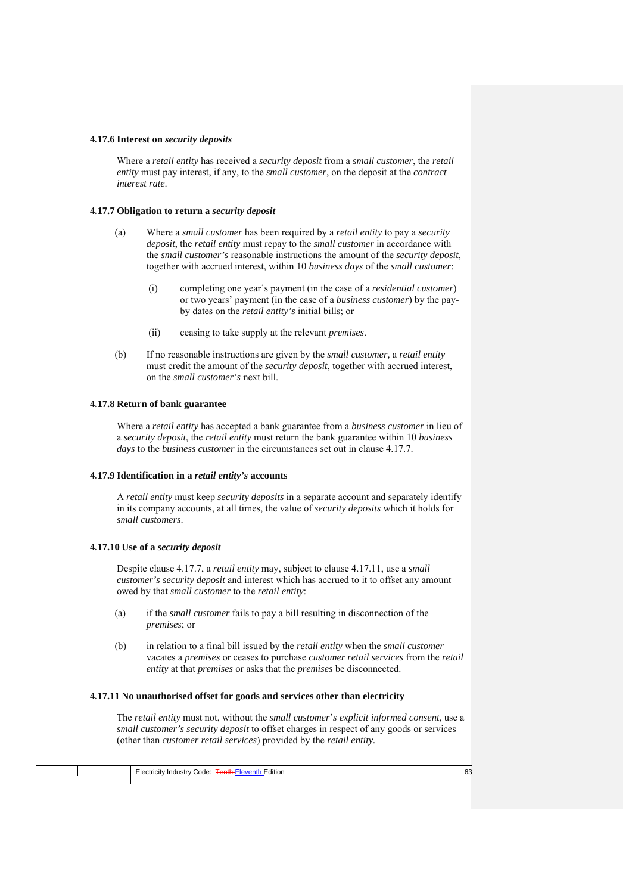#### 4.17.6 Interest on *security deposits*

Where a *retail entity* has received a *security deposit* from a *small customer*, the *retail entity* must pay interest, if any, to the *small customer*, on the deposit at the *contract interest rate*.

#### 4.17.7 Obligation to return a *security deposit*

(a) Where a *small customer* has been required by a *retail entity* to pay a *security deposit*, the *retail entity* must repay to the *small customer* in accordance with the *small customer's* reasonable instructions the amount of the *security deposit*, together with accrued interest, within 10 *business days* of the *small customer*:

  (i) completing one year's payment (in the case of a *residential customer*) or two years' payment (in the case of a *business customer*) by the pay-by dates on the *retail entity's* initial bills; or

  (ii) ceasing to take supply at the relevant *premises*.

(b) If no reasonable instructions are given by the *small customer*, a *retail entity* must credit the amount of the *security deposit*, together with accrued interest, on the *small customer's* next bill.

#### 4.17.8 Return of bank guarantee

Where a *retail entity* has accepted a bank guarantee from a *business customer* in lieu of a *security deposit*, the *retail entity* must return the bank guarantee within 10 *business days* to the *business customer* in the circumstances set out in clause 4.17.7.

#### 4.17.9 Identification in a *retail entity's* accounts

A *retail entity* must keep *security deposits* in a separate account and separately identify in its company accounts, at all times, the value of *security deposits* which it holds for *small customers*.

#### 4.17.10 Use of a *security deposit*

Despite clause 4.17.7, a *retail entity* may, subject to clause 4.17.11, use a *small customer's security deposit* and interest which has accrued to it to offset any amount owed by that *small customer* to the *retail entity*:

(a) if the *small customer* fails to pay a bill resulting in disconnection of the *premises*; or

(b) in relation to a final bill issued by the *retail entity* when the *small customer* vacates a *premises* or ceases to purchase *customer retail services* from the *retail entity* at that *premises* or asks that the *premises* be disconnected.

#### 4.17.11 No unauthorised offset for goods and services other than electricity

The *retail entity* must not, without the *small customer's explicit informed consent*, use a *small customer's security deposit* to offset charges in respect of any goods or services (other than *customer retail services*) provided by the *retail entity*.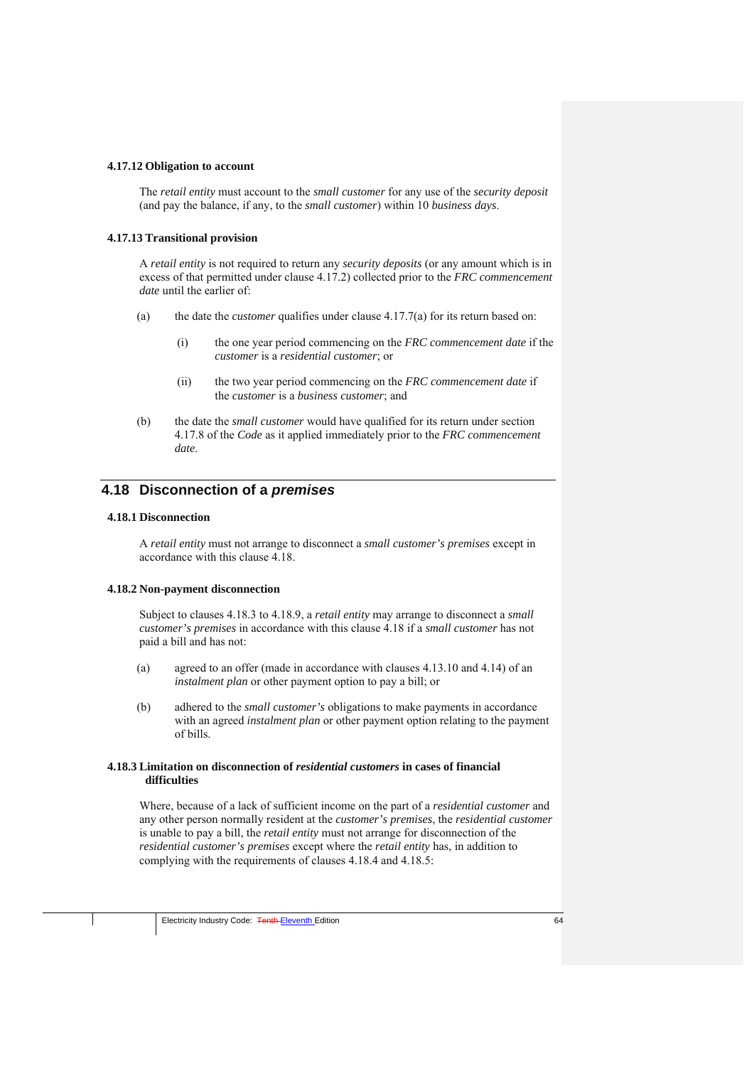#### 4.17.12 Obligation to account

The *retail entity* must account to the *small customer* for any use of the *security deposit* (and pay the balance, if any, to the *small customer*) within 10 *business days*.

#### 4.17.13 Transitional provision

A *retail entity* is not required to return any *security deposits* (or any amount which is in excess of that permitted under clause 4.17.2) collected prior to the *FRC commencement date* until the earlier of:

(a) the date the *customer* qualifies under clause 4.17.7(a) for its return based on:

  (i) the one year period commencing on the *FRC commencement date* if the *customer* is a *residential customer*; or

  (ii) the two year period commencing on the *FRC commencement date* if the *customer* is a *business customer*; and

(b) the date the *small customer* would have qualified for its return under section 4.17.8 of the *Code* as it applied immediately prior to the *FRC commencement date*.

## 4.18 Disconnection of a *premises*

#### 4.18.1 Disconnection

A *retail entity* must not arrange to disconnect a *small customer's premises* except in accordance with this clause 4.18.

#### 4.18.2 Non-payment disconnection

Subject to clauses 4.18.3 to 4.18.9, a *retail entity* may arrange to disconnect a *small customer's premises* in accordance with this clause 4.18 if a *small customer* has not paid a bill and has not:

(a) agreed to an offer (made in accordance with clauses 4.13.10 and 4.14) of an *instalment plan* or other payment option to pay a bill; or

(b) adhered to the *small customer's* obligations to make payments in accordance with an agreed *instalment plan* or other payment option relating to the payment of bills.

#### 4.18.3 Limitation on disconnection of *residential customers* in cases of financial difficulties

Where, because of a lack of sufficient income on the part of a *residential customer* and any other person normally resident at the *customer's premises*, the *residential customer* is unable to pay a bill, the *retail entity* must not arrange for disconnection of the *residential customer's premises* except where the *retail entity* has, in addition to complying with the requirements of clauses 4.18.4 and 4.18.5: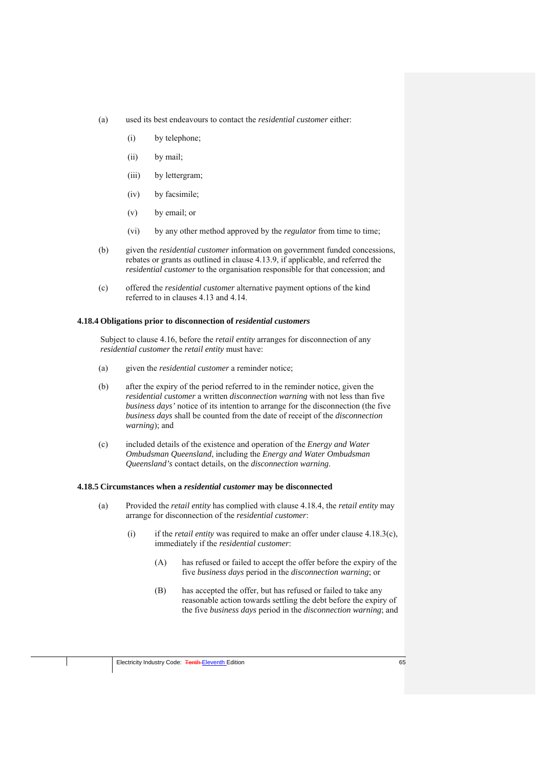(a) used its best endeavours to contact the *residential customer* either:

  (i) by telephone;

  (ii) by mail;

  (iii) by lettergram;

  (iv) by facsimile;

  (v) by email; or

  (vi) by any other method approved by the *regulator* from time to time;

(b) given the *residential customer* information on government funded concessions, rebates or grants as outlined in clause 4.13.9, if applicable, and referred the *residential customer* to the organisation responsible for that concession; and

(c) offered the *residential customer* alternative payment options of the kind referred to in clauses 4.13 and 4.14.

### 4.18.4 Obligations prior to disconnection of *residential customers*

Subject to clause 4.16, before the *retail entity* arranges for disconnection of any *residential customer* the *retail entity* must have:

(a) given the *residential customer* a reminder notice;

(b) after the expiry of the period referred to in the reminder notice, given the *residential customer* a written *disconnection warning* with not less than five *business days'* notice of its intention to arrange for the disconnection (the five *business days* shall be counted from the date of receipt of the *disconnection warning*); and

(c) included details of the existence and operation of the *Energy and Water Ombudsman Queensland*, including the *Energy and Water Ombudsman Queensland's* contact details, on the *disconnection warning*.

### 4.18.5 Circumstances when a *residential customer* may be disconnected

(a) Provided the *retail entity* has complied with clause 4.18.4, the *retail entity* may arrange for disconnection of the *residential customer*:

  (i) if the *retail entity* was required to make an offer under clause 4.18.3(c), immediately if the *residential customer*:

    (A) has refused or failed to accept the offer before the expiry of the five *business days* period in the *disconnection warning*; or

    (B) has accepted the offer, but has refused or failed to take any reasonable action towards settling the debt before the expiry of the five *business days* period in the *disconnection warning*; and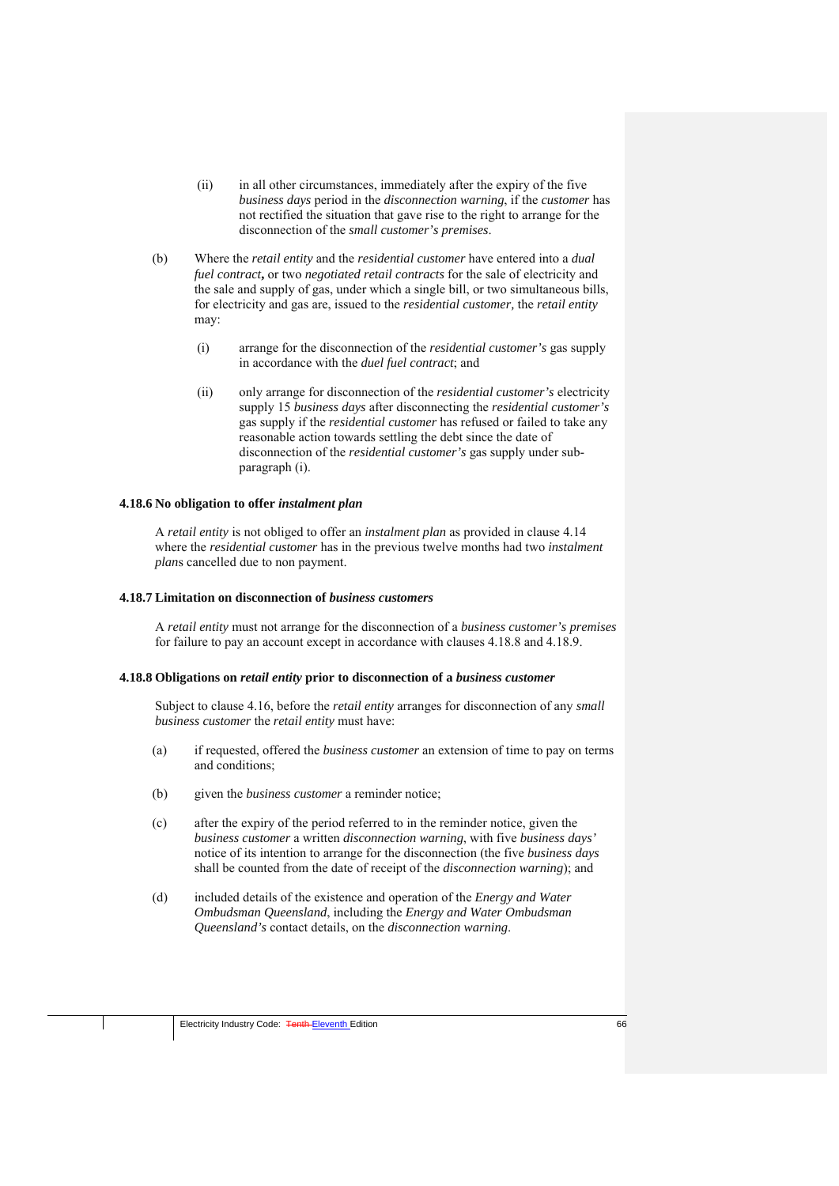(ii) in all other circumstances, immediately after the expiry of the five *business days* period in the *disconnection warning*, if the *customer* has not rectified the situation that gave rise to the right to arrange for the disconnection of the *small customer's premises*.

(b) Where the *retail entity* and the *residential customer* have entered into a *dual fuel contract***,** or two *negotiated retail contracts* for the sale of electricity and the sale and supply of gas, under which a single bill, or two simultaneous bills, for electricity and gas are, issued to the *residential customer,* the *retail entity* may:

(i) arrange for the disconnection of the *residential customer's* gas supply in accordance with the *duel fuel contract*; and

(ii) only arrange for disconnection of the *residential customer's* electricity supply 15 *business days* after disconnecting the *residential customer's* gas supply if the *residential customer* has refused or failed to take any reasonable action towards settling the debt since the date of disconnection of the *residential customer's* gas supply under sub-paragraph (i).

#### 4.18.6 No obligation to offer *instalment plan*

A *retail entity* is not obliged to offer an *instalment plan* as provided in clause 4.14 where the *residential customer* has in the previous twelve months had two *instalment plan*s cancelled due to non payment.

#### 4.18.7 Limitation on disconnection of *business customers*

A *retail entity* must not arrange for the disconnection of a *business customer's premises* for failure to pay an account except in accordance with clauses 4.18.8 and 4.18.9.

#### 4.18.8 Obligations on *retail entity* prior to disconnection of a *business customer*

Subject to clause 4.16, before the *retail entity* arranges for disconnection of any *small business customer* the *retail entity* must have:

(a) if requested, offered the *business customer* an extension of time to pay on terms and conditions;

(b) given the *business customer* a reminder notice;

(c) after the expiry of the period referred to in the reminder notice, given the *business customer* a written *disconnection warning*, with five *business days'* notice of its intention to arrange for the disconnection (the five *business days* shall be counted from the date of receipt of the *disconnection warning*); and

(d) included details of the existence and operation of the *Energy and Water Ombudsman Queensland*, including the *Energy and Water Ombudsman Queensland's* contact details, on the *disconnection warning*.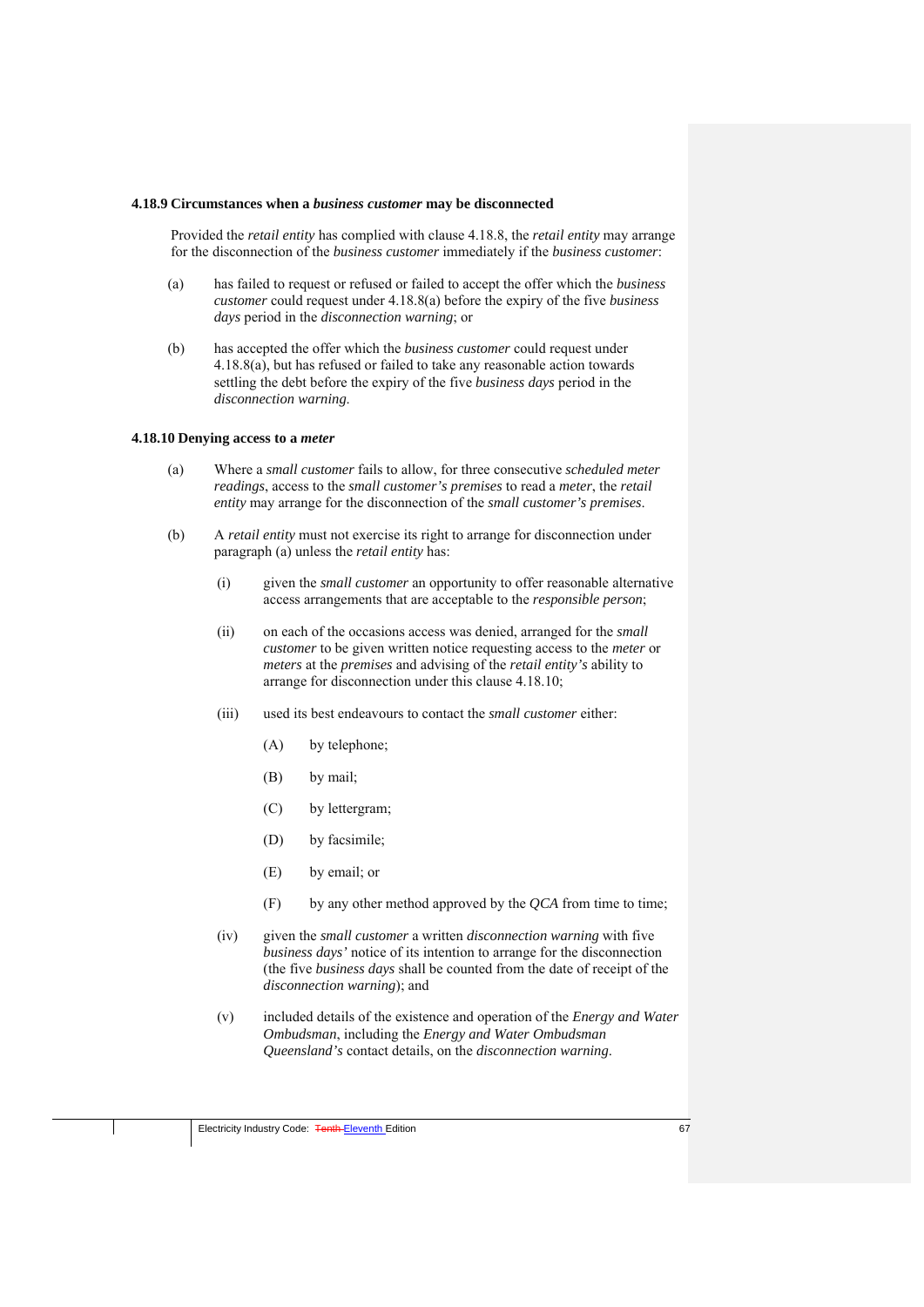### 4.18.9 Circumstances when a *business customer* may be disconnected

Provided the *retail entity* has complied with clause 4.18.8, the *retail entity* may arrange for the disconnection of the *business customer* immediately if the *business customer*:

(a) has failed to request or refused or failed to accept the offer which the *business customer* could request under 4.18.8(a) before the expiry of the five *business days* period in the *disconnection warning*; or

(b) has accepted the offer which the *business customer* could request under 4.18.8(a), but has refused or failed to take any reasonable action towards settling the debt before the expiry of the five *business days* period in the *disconnection warning*.

### 4.18.10 Denying access to a *meter*

(a) Where a *small customer* fails to allow, for three consecutive *scheduled meter readings*, access to the *small customer's premises* to read a *meter*, the *retail entity* may arrange for the disconnection of the *small customer's premises*.

(b) A *retail entity* must not exercise its right to arrange for disconnection under paragraph (a) unless the *retail entity* has:

   (i) given the *small customer* an opportunity to offer reasonable alternative access arrangements that are acceptable to the *responsible person*;

   (ii) on each of the occasions access was denied, arranged for the *small customer* to be given written notice requesting access to the *meter* or *meters* at the *premises* and advising of the *retail entity's* ability to arrange for disconnection under this clause 4.18.10;

   (iii) used its best endeavours to contact the *small customer* either:

      (A) by telephone;

      (B) by mail;

      (C) by lettergram;

      (D) by facsimile;

      (E) by email; or

      (F) by any other method approved by the *QCA* from time to time;

   (iv) given the *small customer* a written *disconnection warning* with five *business days'* notice of its intention to arrange for the disconnection (the five *business days* shall be counted from the date of receipt of the *disconnection warning*); and

   (v) included details of the existence and operation of the *Energy and Water Ombudsman*, including the *Energy and Water Ombudsman Queensland's* contact details, on the *disconnection warning*.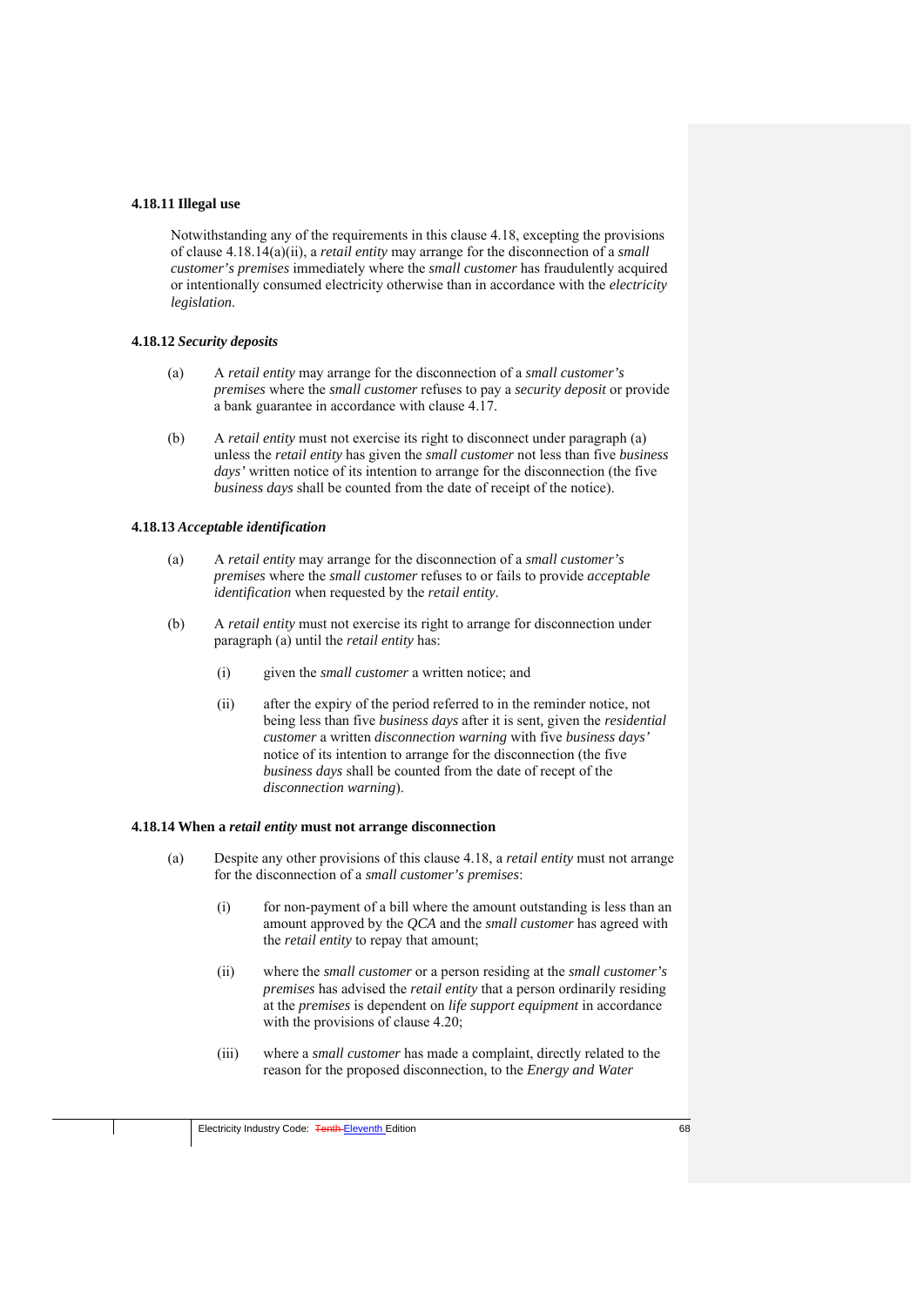#### 4.18.11 Illegal use

Notwithstanding any of the requirements in this clause 4.18, excepting the provisions of clause 4.18.14(a)(ii), a *retail entity* may arrange for the disconnection of a *small customer's premises* immediately where the *small customer* has fraudulently acquired or intentionally consumed electricity otherwise than in accordance with the *electricity legislation*.

#### 4.18.12 *Security deposits*

(a) A *retail entity* may arrange for the disconnection of a *small customer's premises* where the *small customer* refuses to pay a *security deposit* or provide a bank guarantee in accordance with clause 4.17.

(b) A *retail entity* must not exercise its right to disconnect under paragraph (a) unless the *retail entity* has given the *small customer* not less than five *business days'* written notice of its intention to arrange for the disconnection (the five *business days* shall be counted from the date of receipt of the notice).

#### 4.18.13 *Acceptable identification*

(a) A *retail entity* may arrange for the disconnection of a *small customer's premises* where the *small customer* refuses to or fails to provide *acceptable identification* when requested by the *retail entity*.

(b) A *retail entity* must not exercise its right to arrange for disconnection under paragraph (a) until the *retail entity* has:

  (i) given the *small customer* a written notice; and

  (ii) after the expiry of the period referred to in the reminder notice, not being less than five *business days* after it is sent, given the *residential customer* a written *disconnection warning* with five *business days'* notice of its intention to arrange for the disconnection (the five *business days* shall be counted from the date of recept of the *disconnection warning*).

#### 4.18.14 When a *retail entity* must not arrange disconnection

(a) Despite any other provisions of this clause 4.18, a *retail entity* must not arrange for the disconnection of a *small customer's premises*:

  (i) for non-payment of a bill where the amount outstanding is less than an amount approved by the *QCA* and the *small customer* has agreed with the *retail entity* to repay that amount;

  (ii) where the *small customer* or a person residing at the *small customer's premises* has advised the *retail entity* that a person ordinarily residing at the *premises* is dependent on *life support equipment* in accordance with the provisions of clause 4.20;

  (iii) where a *small customer* has made a complaint, directly related to the reason for the proposed disconnection, to the *Energy and Water*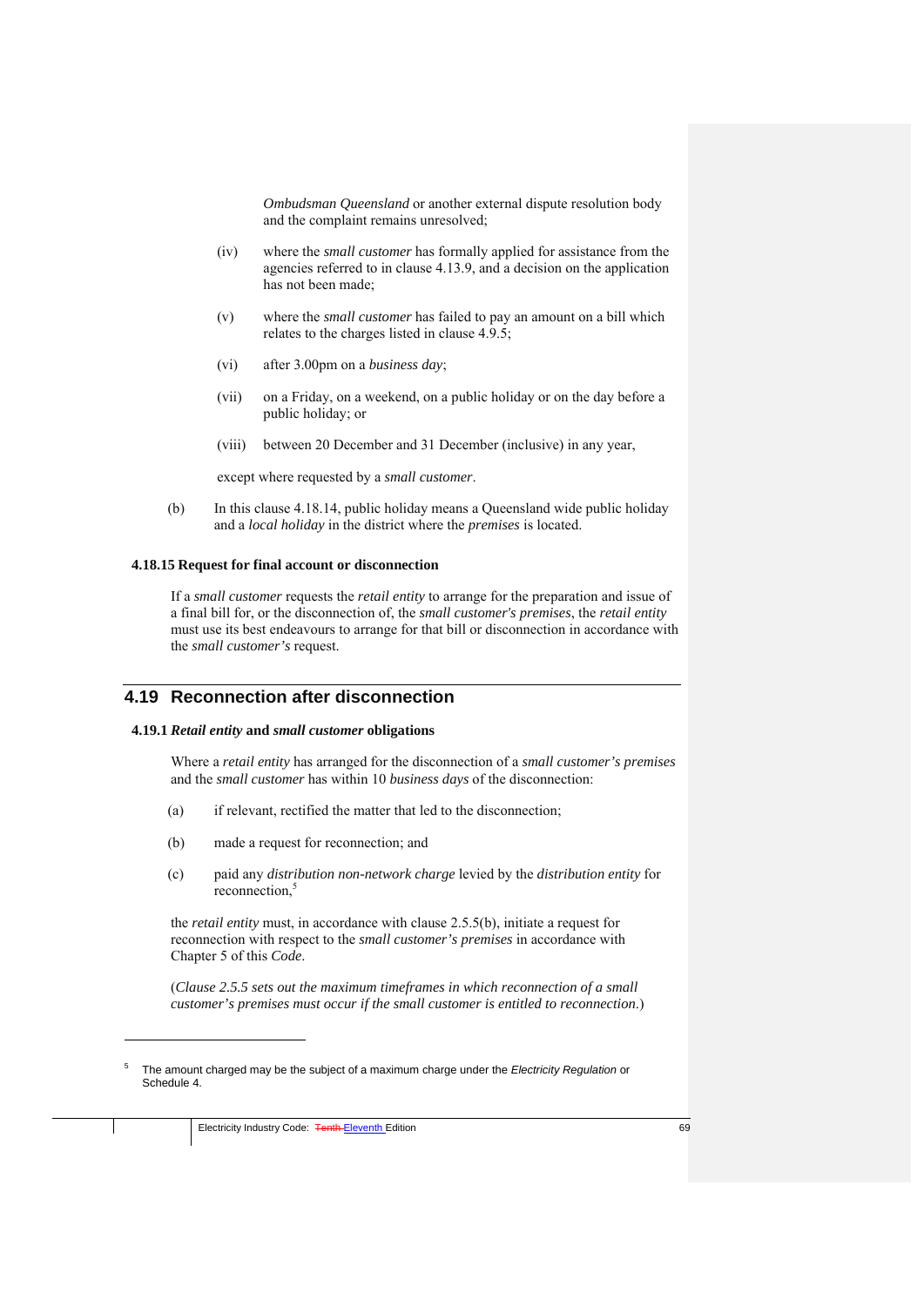*Ombudsman Queensland* or another external dispute resolution body and the complaint remains unresolved;

(iv) where the *small customer* has formally applied for assistance from the agencies referred to in clause 4.13.9, and a decision on the application has not been made;

(v) where the *small customer* has failed to pay an amount on a bill which relates to the charges listed in clause 4.9.5;

(vi) after 3.00pm on a *business day*;

(vii) on a Friday, on a weekend, on a public holiday or on the day before a public holiday; or

(viii) between 20 December and 31 December (inclusive) in any year,

except where requested by a *small customer*.

(b) In this clause 4.18.14, public holiday means a Queensland wide public holiday and a *local holiday* in the district where the *premises* is located.

#### 4.18.15 Request for final account or disconnection

If a *small customer* requests the *retail entity* to arrange for the preparation and issue of a final bill for, or the disconnection of, the *small customer's premises*, the *retail entity* must use its best endeavours to arrange for that bill or disconnection in accordance with the *small customer's* request.

## 4.19 Reconnection after disconnection

#### 4.19.1 *Retail entity* and *small customer* obligations

Where a *retail entity* has arranged for the disconnection of a *small customer's premises* and the *small customer* has within 10 *business days* of the disconnection:

(a) if relevant, rectified the matter that led to the disconnection;

(b) made a request for reconnection; and

(c) paid any *distribution non-network charge* levied by the *distribution entity* for reconnection,[5]

the *retail entity* must, in accordance with clause 2.5.5(b), initiate a request for reconnection with respect to the *small customer's premises* in accordance with Chapter 5 of this *Code*.

(*Clause 2.5.5 sets out the maximum timeframes in which reconnection of a small customer's premises must occur if the small customer is entitled to reconnection*.)

---

[5] The amount charged may be the subject of a maximum charge under the *Electricity Regulation* or Schedule 4.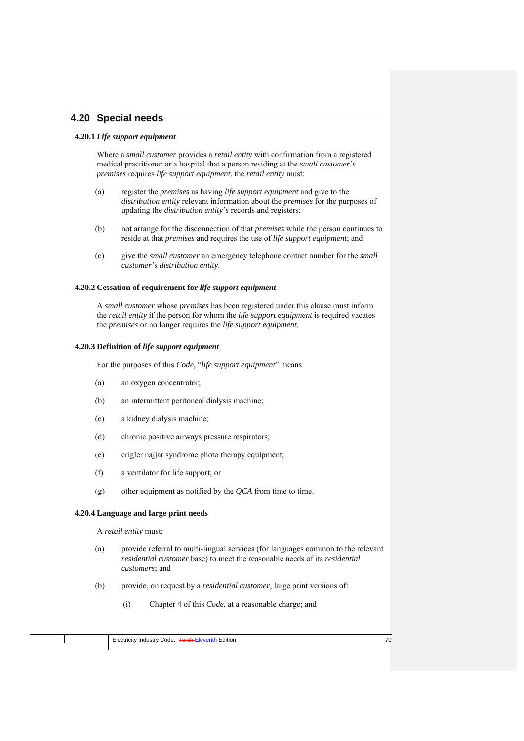## 4.20 Special needs

### 4.20.1 *Life support equipment*

Where a *small customer* provides a *retail entity* with confirmation from a registered medical practitioner or a hospital that a person residing at the *small customer's premises* requires *life support equipment*, the *retail entity* must:

(a) register the *premises* as having *life support equipment* and give to the *distribution entity* relevant information about the *premises* for the purposes of updating the *distribution entity's* records and registers;

(b) not arrange for the disconnection of that *premises* while the person continues to reside at that *premises* and requires the use of *life support equipment*; and

(c) give the *small customer* an emergency telephone contact number for the *small customer's distribution entity*.

### 4.20.2 Cessation of requirement for *life support equipment*

A *small customer* whose *premises* has been registered under this clause must inform the *retail entity* if the person for whom the *life support equipment* is required vacates the *premises* or no longer requires the *life support equipment*.

### 4.20.3 Definition of *life support equipment*

For the purposes of this *Code*, "*life support equipment*" means:

(a) an oxygen concentrator;

(b) an intermittent peritoneal dialysis machine;

(c) a kidney dialysis machine;

(d) chronic positive airways pressure respirators;

(e) crigler najjar syndrome photo therapy equipment;

(f) a ventilator for life support; or

(g) other equipment as notified by the *QCA* from time to time.

### 4.20.4 Language and large print needs

A *retail entity* must:

(a) provide referral to multi-lingual services (for languages common to the relevant *residential customer* base) to meet the reasonable needs of its *residential customers*; and

(b) provide, on request by a *residential customer*, large print versions of:

  (i) Chapter 4 of this *Code*, at a reasonable charge; and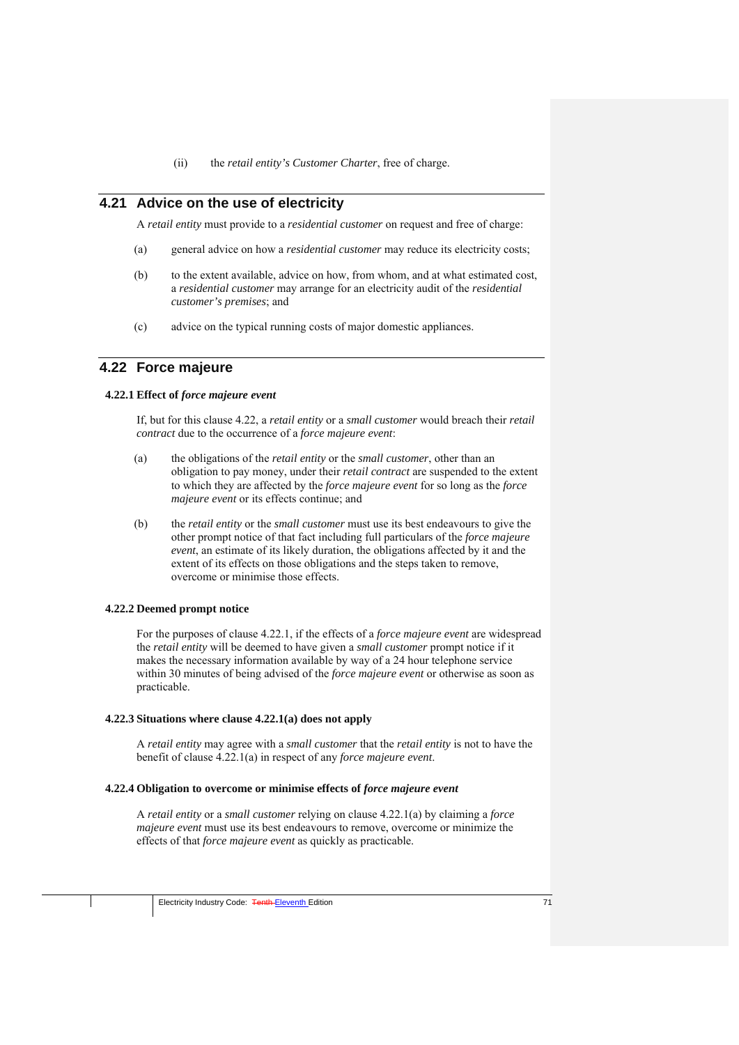(ii) the *retail entity's Customer Charter*, free of charge.

## 4.21 Advice on the use of electricity

A *retail entity* must provide to a *residential customer* on request and free of charge:

(a) general advice on how a *residential customer* may reduce its electricity costs;

(b) to the extent available, advice on how, from whom, and at what estimated cost, a *residential customer* may arrange for an electricity audit of the *residential customer's premises*; and

(c) advice on the typical running costs of major domestic appliances.

## 4.22 Force majeure

### 4.22.1 Effect of *force majeure event*

If, but for this clause 4.22, a *retail entity* or a *small customer* would breach their *retail contract* due to the occurrence of a *force majeure event*:

(a) the obligations of the *retail entity* or the *small customer*, other than an obligation to pay money, under their *retail contract* are suspended to the extent to which they are affected by the *force majeure event* for so long as the *force majeure event* or its effects continue; and

(b) the *retail entity* or the *small customer* must use its best endeavours to give the other prompt notice of that fact including full particulars of the *force majeure event*, an estimate of its likely duration, the obligations affected by it and the extent of its effects on those obligations and the steps taken to remove, overcome or minimise those effects.

### 4.22.2 Deemed prompt notice

For the purposes of clause 4.22.1, if the effects of a *force majeure event* are widespread the *retail entity* will be deemed to have given a *small customer* prompt notice if it makes the necessary information available by way of a 24 hour telephone service within 30 minutes of being advised of the *force majeure event* or otherwise as soon as practicable.

### 4.22.3 Situations where clause 4.22.1(a) does not apply

A *retail entity* may agree with a *small customer* that the *retail entity* is not to have the benefit of clause 4.22.1(a) in respect of any *force majeure event*.

### 4.22.4 Obligation to overcome or minimise effects of *force majeure event*

A *retail entity* or a *small customer* relying on clause 4.22.1(a) by claiming a *force majeure event* must use its best endeavours to remove, overcome or minimize the effects of that *force majeure event* as quickly as practicable.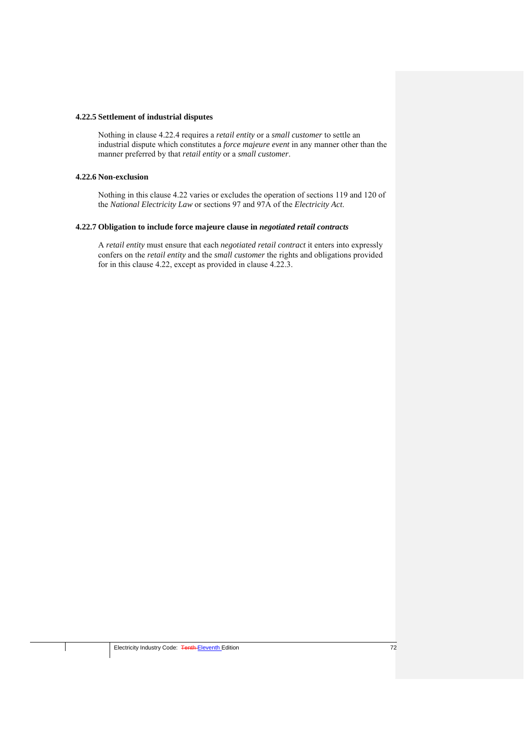#### 4.22.5 Settlement of industrial disputes

Nothing in clause 4.22.4 requires a *retail entity* or a *small customer* to settle an industrial dispute which constitutes a *force majeure event* in any manner other than the manner preferred by that *retail entity* or a *small customer*.

#### 4.22.6 Non-exclusion

Nothing in this clause 4.22 varies or excludes the operation of sections 119 and 120 of the *National Electricity Law* or sections 97 and 97A of the *Electricity Act*.

#### 4.22.7 Obligation to include force majeure clause in *negotiated retail contracts*

A *retail entity* must ensure that each *negotiated retail contract* it enters into expressly confers on the *retail entity* and the *small customer* the rights and obligations provided for in this clause 4.22, except as provided in clause 4.22.3.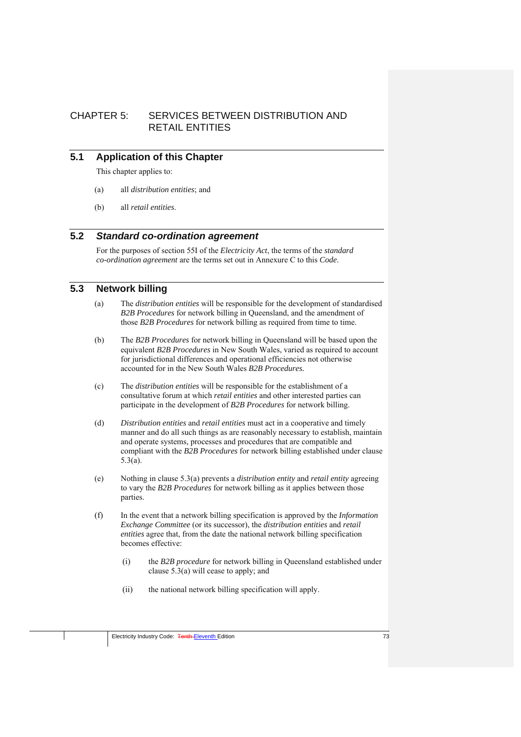# CHAPTER 5: SERVICES BETWEEN DISTRIBUTION AND RETAIL ENTITIES

## 5.1 Application of this Chapter

This chapter applies to:

(a) all *distribution entities*; and

(b) all *retail entities*.

## 5.2 *Standard co-ordination agreement*

For the purposes of section 55I of the *Electricity Act*, the terms of the *standard co-ordination agreement* are the terms set out in Annexure C to this *Code*.

## 5.3 Network billing

(a) The *distribution entities* will be responsible for the development of standardised *B2B Procedures* for network billing in Queensland, and the amendment of those *B2B Procedures* for network billing as required from time to time.

(b) The *B2B Procedures* for network billing in Queensland will be based upon the equivalent *B2B Procedures* in New South Wales, varied as required to account for jurisdictional differences and operational efficiencies not otherwise accounted for in the New South Wales *B2B Procedures.*

(c) The *distribution entities* will be responsible for the establishment of a consultative forum at which *retail entities* and other interested parties can participate in the development of *B2B Procedures* for network billing.

(d) *Distribution entities* and *retail entities* must act in a cooperative and timely manner and do all such things as are reasonably necessary to establish, maintain and operate systems, processes and procedures that are compatible and compliant with the *B2B Procedures* for network billing established under clause 5.3(a).

(e) Nothing in clause 5.3(a) prevents a *distribution entity* and *retail entity* agreeing to vary the *B2B Procedures* for network billing as it applies between those parties.

(f) In the event that a network billing specification is approved by the *Information Exchange Committee* (or its successor), the *distribution entities* and *retail entities* agree that, from the date the national network billing specification becomes effective:

   (i) the *B2B procedure* for network billing in Queensland established under clause 5.3(a) will cease to apply; and

   (ii) the national network billing specification will apply.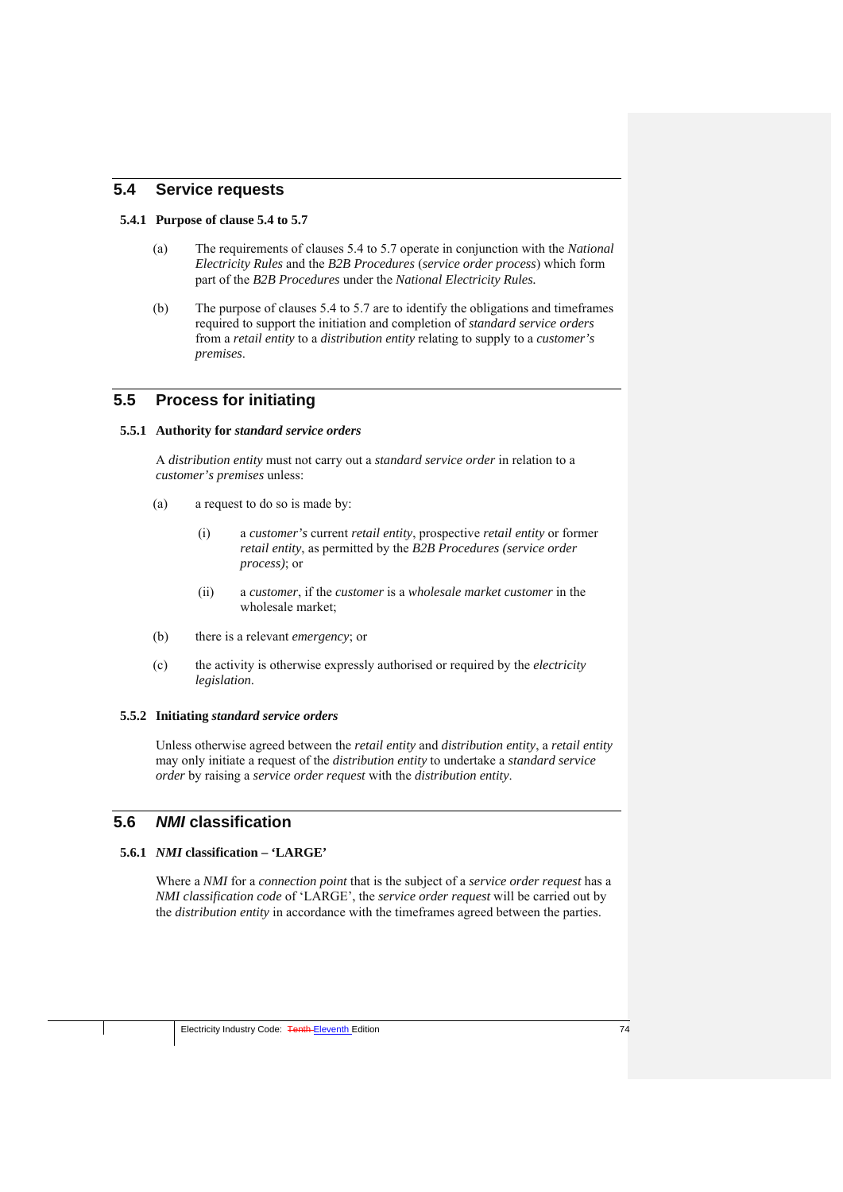## 5.4 Service requests

### 5.4.1 Purpose of clause 5.4 to 5.7

(a) The requirements of clauses 5.4 to 5.7 operate in conjunction with the *National Electricity Rules* and the *B2B Procedures* (*service order process*) which form part of the *B2B Procedures* under the *National Electricity Rules.*

(b) The purpose of clauses 5.4 to 5.7 are to identify the obligations and timeframes required to support the initiation and completion of *standard service orders* from a *retail entity* to a *distribution entity* relating to supply to a *customer's premises*.

## 5.5 Process for initiating

### 5.5.1 Authority for *standard service orders*

A *distribution entity* must not carry out a *standard service order* in relation to a *customer's premises* unless:

(a) a request to do so is made by:

  (i) a *customer's* current *retail entity*, prospective *retail entity* or former *retail entity*, as permitted by the *B2B Procedures (service order process)*; or

  (ii) a *customer*, if the *customer* is a *wholesale market customer* in the wholesale market;

(b) there is a relevant *emergency*; or

(c) the activity is otherwise expressly authorised or required by the *electricity legislation*.

### 5.5.2 Initiating *standard service orders*

Unless otherwise agreed between the *retail entity* and *distribution entity*, a *retail entity* may only initiate a request of the *distribution entity* to undertake a *standard service order* by raising a *service order request* with the *distribution entity*.

## 5.6 *NMI* classification

### 5.6.1 *NMI* classification – 'LARGE'

Where a *NMI* for a *connection point* that is the subject of a *service order request* has a *NMI classification code* of 'LARGE', the *service order request* will be carried out by the *distribution entity* in accordance with the timeframes agreed between the parties.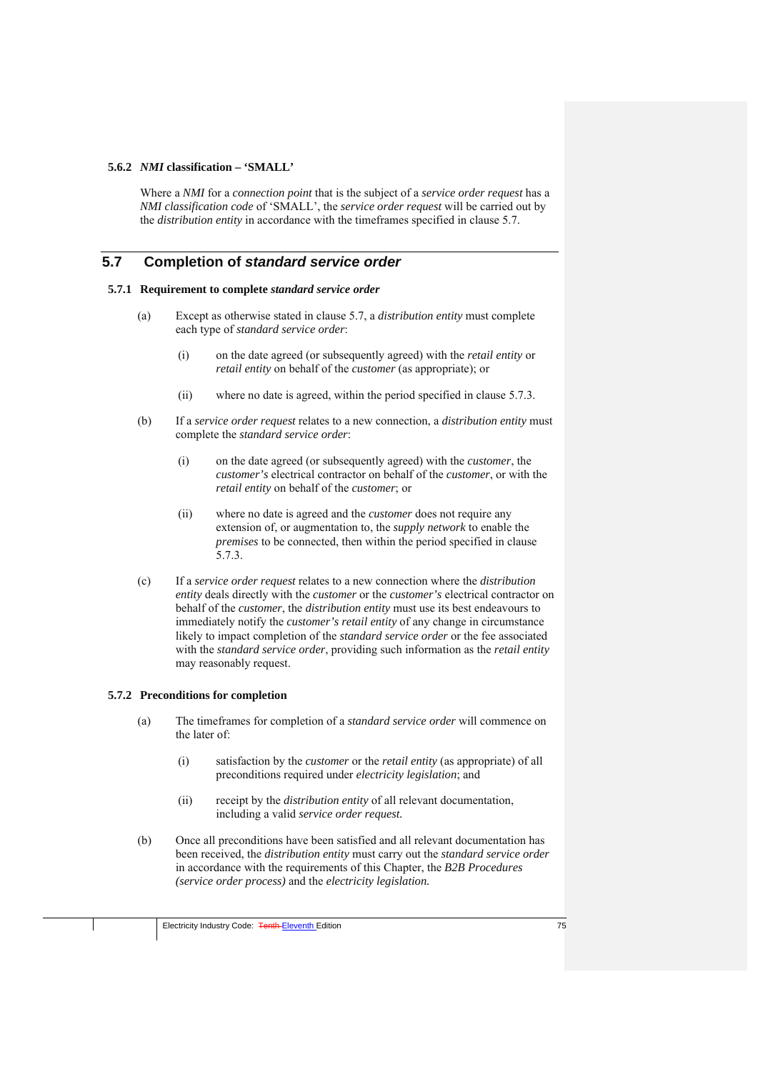#### 5.6.2 *NMI* classification – 'SMALL'

Where a *NMI* for a *connection point* that is the subject of a *service order request* has a *NMI classification code* of 'SMALL', the *service order request* will be carried out by the *distribution entity* in accordance with the timeframes specified in clause 5.7.

## 5.7 Completion of *standard service order*

#### 5.7.1 Requirement to complete *standard service order*

(a) Except as otherwise stated in clause 5.7, a *distribution entity* must complete each type of *standard service order*:

  (i) on the date agreed (or subsequently agreed) with the *retail entity* or *retail entity* on behalf of the *customer* (as appropriate); or

  (ii) where no date is agreed, within the period specified in clause 5.7.3.

(b) If a *service order request* relates to a new connection, a *distribution entity* must complete the *standard service order*:

  (i) on the date agreed (or subsequently agreed) with the *customer*, the *customer's* electrical contractor on behalf of the *customer*, or with the *retail entity* on behalf of the *customer*; or

  (ii) where no date is agreed and the *customer* does not require any extension of, or augmentation to, the *supply network* to enable the *premises* to be connected, then within the period specified in clause 5.7.3.

(c) If a *service order request* relates to a new connection where the *distribution entity* deals directly with the *customer* or the *customer's* electrical contractor on behalf of the *customer*, the *distribution entity* must use its best endeavours to immediately notify the *customer's retail entity* of any change in circumstance likely to impact completion of the *standard service order* or the fee associated with the *standard service order*, providing such information as the *retail entity* may reasonably request.

#### 5.7.2 Preconditions for completion

(a) The timeframes for completion of a *standard service order* will commence on the later of:

  (i) satisfaction by the *customer* or the *retail entity* (as appropriate) of all preconditions required under *electricity legislation*; and

  (ii) receipt by the *distribution entity* of all relevant documentation, including a valid *service order request.*

(b) Once all preconditions have been satisfied and all relevant documentation has been received, the *distribution entity* must carry out the *standard service order* in accordance with the requirements of this Chapter, the *B2B Procedures (service order process)* and the *electricity legislation.*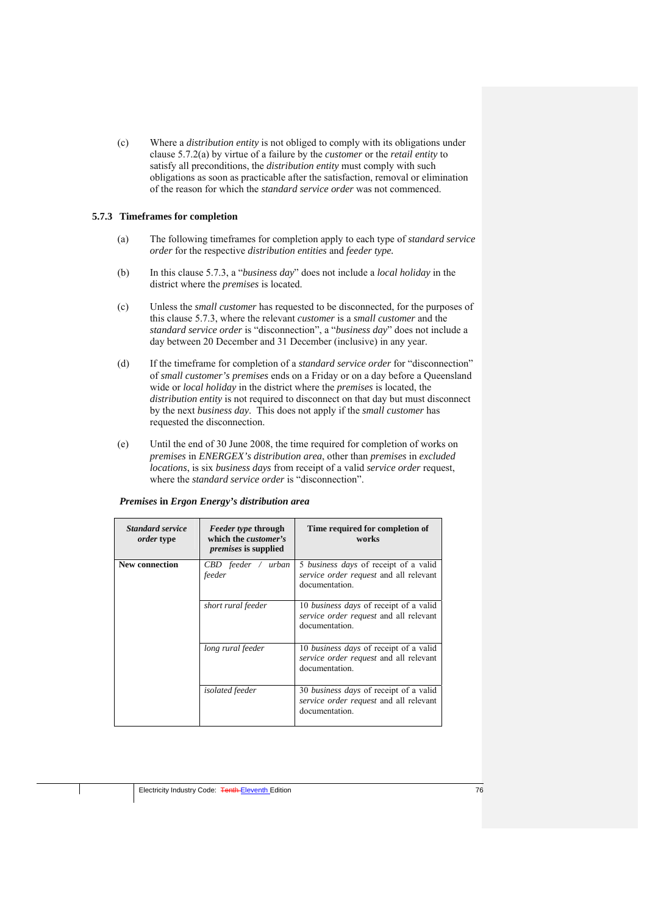(c) Where a *distribution entity* is not obliged to comply with its obligations under clause 5.7.2(a) by virtue of a failure by the *customer* or the *retail entity* to satisfy all preconditions, the *distribution entity* must comply with such obligations as soon as practicable after the satisfaction, removal or elimination of the reason for which the *standard service order* was not commenced.

### 5.7.3 Timeframes for completion

(a) The following timeframes for completion apply to each type of *standard service order* for the respective *distribution entities* and *feeder type.*

(b) In this clause 5.7.3, a "*business day*" does not include a *local holiday* in the district where the *premises* is located.

(c) Unless the *small customer* has requested to be disconnected, for the purposes of this clause 5.7.3, where the relevant *customer* is a *small customer* and the *standard service order* is "disconnection", a "*business day*" does not include a day between 20 December and 31 December (inclusive) in any year.

(d) If the timeframe for completion of a *standard service order* for "disconnection" of *small customer's premises* ends on a Friday or on a day before a Queensland wide or *local holiday* in the district where the *premises* is located, the *distribution entity* is not required to disconnect on that day but must disconnect by the next *business day*. This does not apply if the *small customer* has requested the disconnection.

(e) Until the end of 30 June 2008, the time required for completion of works on *premises* in *ENERGEX's distribution area*, other than *premises* in *excluded locations*, is six *business days* from receipt of a valid *service order* request, where the *standard service order* is "disconnection".

***Premises* in *Ergon Energy's distribution area***

| ***Standard service order* type** | ***Feeder type* through which the *customer's premises* is supplied** | **Time required for completion of works** |
|---|---|---|
| **New connection** | *CBD feeder / urban feeder* | 5 *business days* of receipt of a valid *service order request* and all relevant documentation. |
| | *short rural feeder* | 10 *business days* of receipt of a valid *service order request* and all relevant documentation. |
| | *long rural feeder* | 10 *business days* of receipt of a valid *service order request* and all relevant documentation. |
| | *isolated feeder* | 30 *business days* of receipt of a valid *service order request* and all relevant documentation. |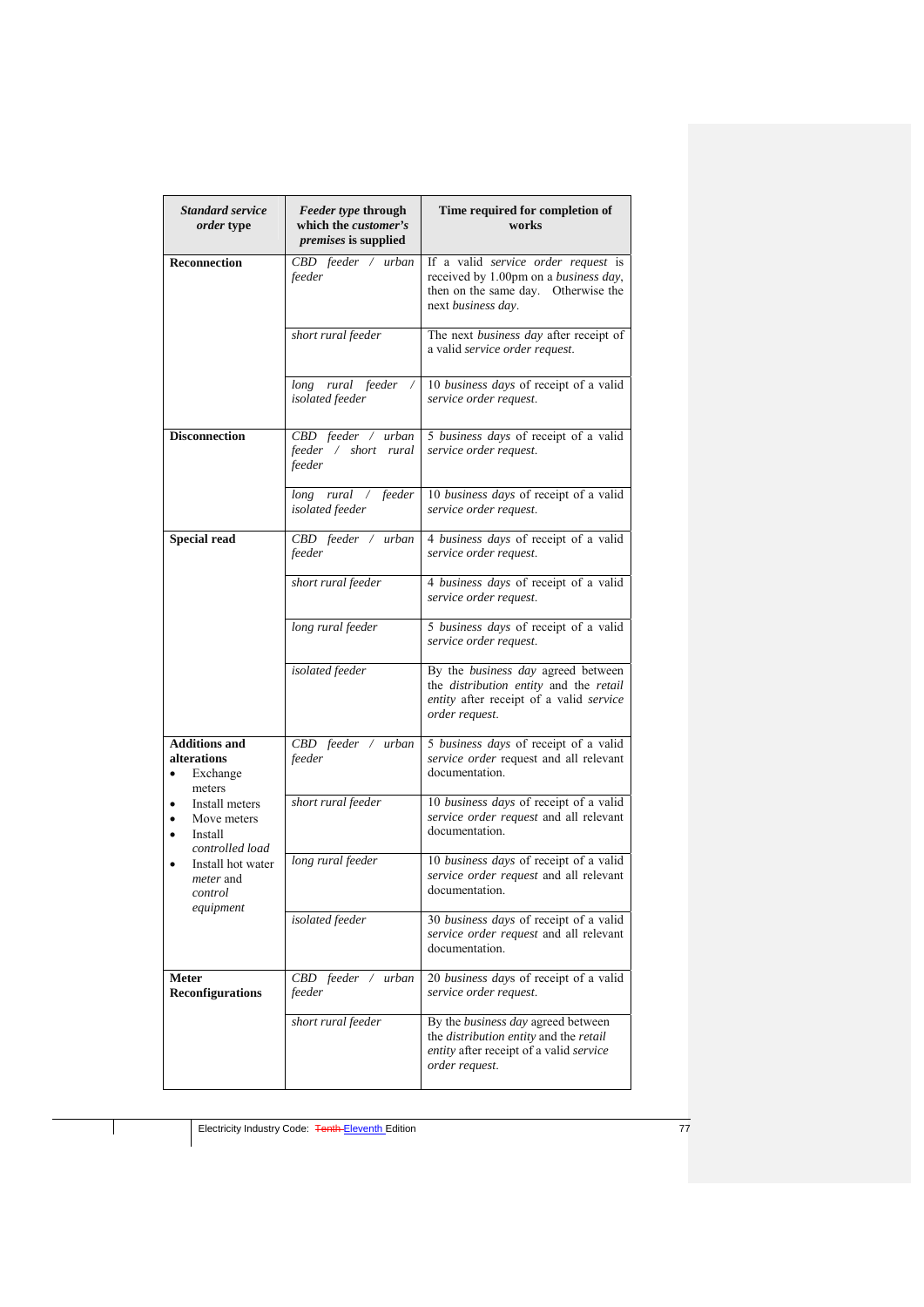| *Standard service order* type | ***Feeder type* through which the *customer's premises* is supplied** | **Time required for completion of works** |
|---|---|---|
| **Reconnection** | *CBD feeder / urban feeder* | If a valid *service order request* is received by 1.00pm on a *business day*, then on the same day. Otherwise the next *business day*. |
| | *short rural feeder* | The next *business day* after receipt of a valid *service order request*. |
| | *long rural feeder / isolated feeder* | 10 *business days* of receipt of a valid *service order request*. |
| **Disconnection** | *CBD feeder / urban feeder / short rural feeder* | 5 *business days* of receipt of a valid *service order request*. |
| | *long rural / feeder isolated feeder* | 10 *business days* of receipt of a valid *service order request*. |
| **Special read** | *CBD feeder / urban feeder* | 4 *business days* of receipt of a valid *service order request*. |
| | *short rural feeder* | 4 *business days* of receipt of a valid *service order request*. |
| | *long rural feeder* | 5 *business days* of receipt of a valid *service order request*. |
| | *isolated feeder* | By the *business day* agreed between the *distribution entity* and the *retail entity* after receipt of a valid *service order request*. |
| **Additions and alterations**<br>• Exchange meters<br>• Install meters<br>• Move meters<br>• Install *controlled load*<br>• Install hot water *meter* and *control equipment* | *CBD feeder / urban feeder* | 5 *business days* of receipt of a valid *service order* request and all relevant documentation. |
| | *short rural feeder* | 10 *business days* of receipt of a valid *service order request* and all relevant documentation. |
| | *long rural feeder* | 10 *business days* of receipt of a valid *service order request* and all relevant documentation. |
| | *isolated feeder* | 30 *business days* of receipt of a valid *service order request* and all relevant documentation. |
| **Meter Reconfigurations** | *CBD feeder / urban feeder* | 20 *business days* of receipt of a valid *service order request*. |
| | *short rural feeder* | By the *business day* agreed between the *distribution entity* and the *retail entity* after receipt of a valid *service order request*. |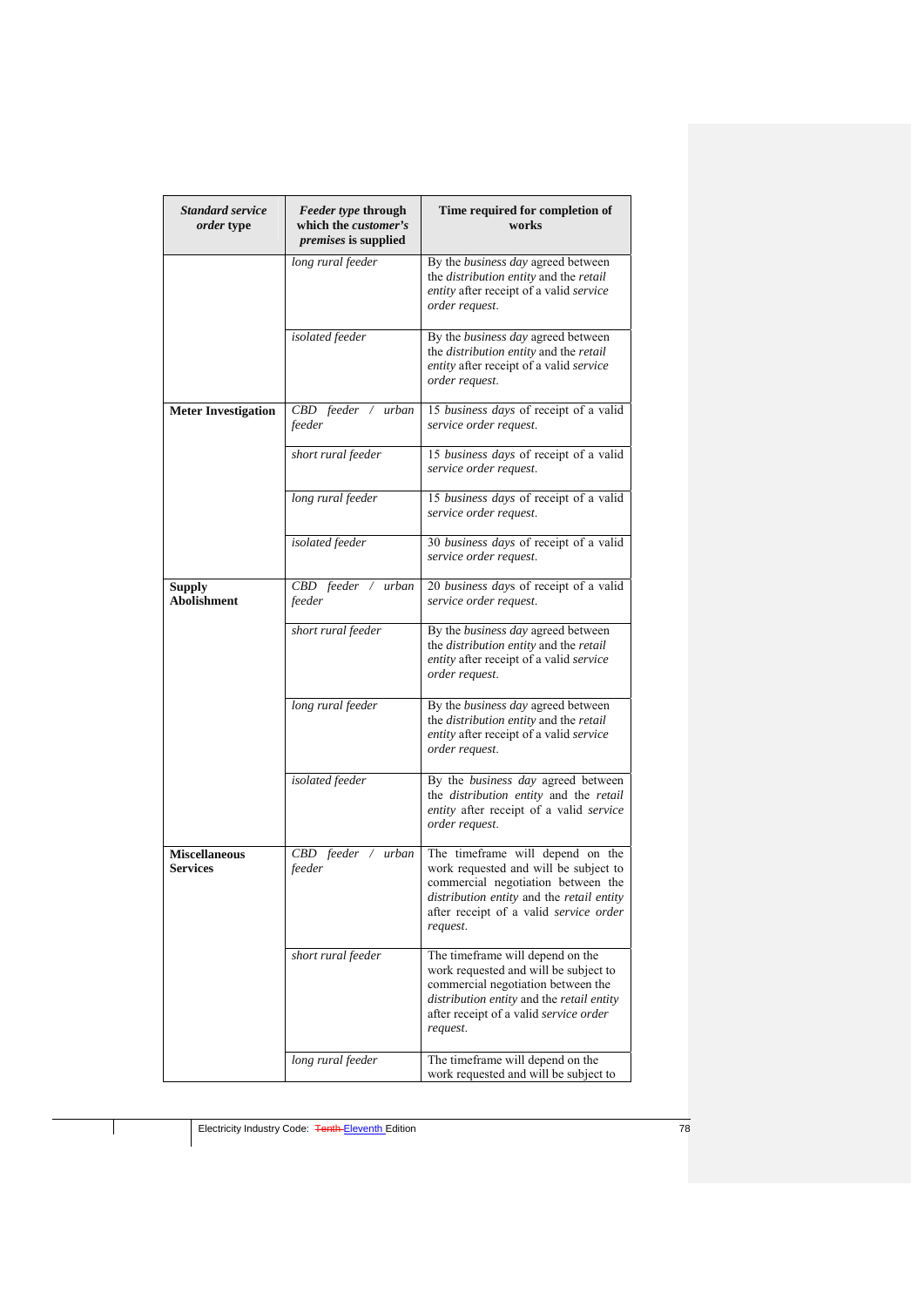| *Standard service order* type | *Feeder type* through which the *customer's premises* is supplied | Time required for completion of works |
|---|---|---|
| | *long rural feeder* | By the *business day* agreed between the *distribution entity* and the *retail entity* after receipt of a valid *service order request*. |
| | *isolated feeder* | By the *business day* agreed between the *distribution entity* and the *retail entity* after receipt of a valid *service order request*. |
| **Meter Investigation** | *CBD feeder / urban feeder* | 15 *business days* of receipt of a valid *service order request*. |
| | *short rural feeder* | 15 *business days* of receipt of a valid *service order request*. |
| | *long rural feeder* | 15 *business days* of receipt of a valid *service order request*. |
| | *isolated feeder* | 30 *business days* of receipt of a valid *service order request*. |
| **Supply Abolishment** | *CBD feeder / urban feeder* | 20 *business days* of receipt of a valid *service order request*. |
| | *short rural feeder* | By the *business day* agreed between the *distribution entity* and the *retail entity* after receipt of a valid *service order request*. |
| | *long rural feeder* | By the *business day* agreed between the *distribution entity* and the *retail entity* after receipt of a valid *service order request*. |
| | *isolated feeder* | By the *business day* agreed between the *distribution entity* and the *retail entity* after receipt of a valid *service order request*. |
| **Miscellaneous Services** | *CBD feeder / urban feeder* | The timeframe will depend on the work requested and will be subject to commercial negotiation between the *distribution entity* and the *retail entity* after receipt of a valid *service order request*. |
| | *short rural feeder* | The timeframe will depend on the work requested and will be subject to commercial negotiation between the *distribution entity* and the *retail entity* after receipt of a valid *service order request*. |
| | *long rural feeder* | The timeframe will depend on the work requested and will be subject to |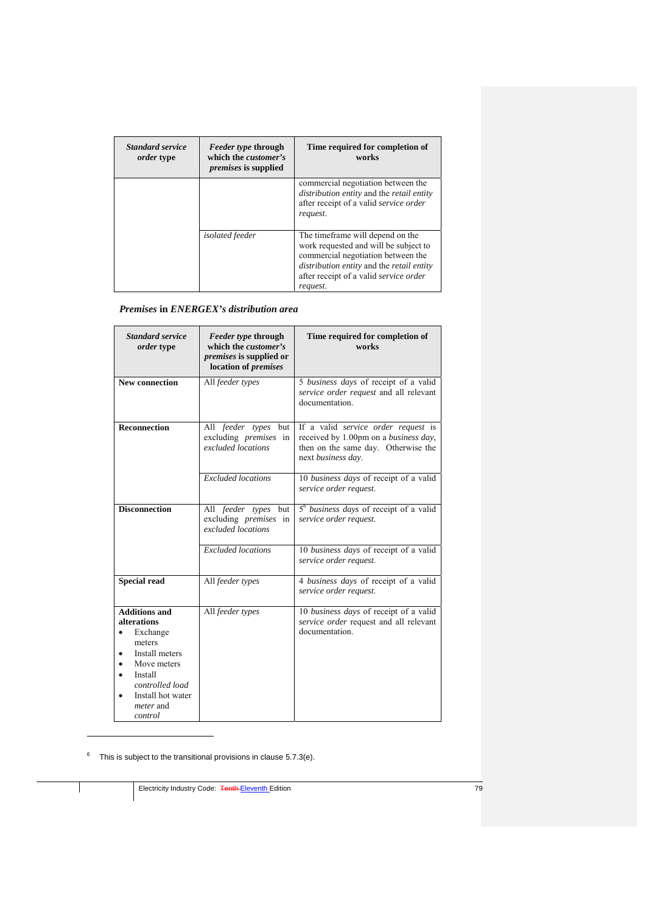| ***Standard service order* type** | ***Feeder type* through which the *customer's premises* is supplied** | **Time required for completion of works** |
|---|---|---|
| | | commercial negotiation between the *distribution entity* and the *retail entity* after receipt of a valid *service order request*. |
| | *isolated feeder* | The timeframe will depend on the work requested and will be subject to commercial negotiation between the *distribution entity* and the *retail entity* after receipt of a valid *service order request*. |

### ***Premises* in *ENERGEX's distribution area***

| ***Standard service order* type** | ***Feeder type* through which the *customer's premises* is supplied or location of *premises*** | **Time required for completion of works** |
|---|---|---|
| **New connection** | All *feeder types* | 5 *business days* of receipt of a valid *service order request* and all relevant documentation. |
| **Reconnection** | All *feeder types* but excluding *premises* in *excluded locations* | If a valid *service order request* is received by 1.00pm on a *business day*, then on the same day. Otherwise the next *business day*. |
| | *Excluded locations* | 10 *business days* of receipt of a valid *service order request*. |
| **Disconnection** | All *feeder types* but excluding *premises* in *excluded locations* | 5[6] *business days* of receipt of a valid *service order request*. |
| | *Excluded locations* | 10 *business days* of receipt of a valid *service order request*. |
| **Special read** | All *feeder types* | 4 *business days* of receipt of a valid *service order request*. |
| **Additions and alterations**<br>• Exchange meters<br>• Install meters<br>• Move meters<br>• Install *controlled load*<br>• Install hot water *meter* and *control* | All *feeder types* | 10 *business days* of receipt of a valid *service order* request and all relevant documentation. |

[6] This is subject to the transitional provisions in clause 5.7.3(e).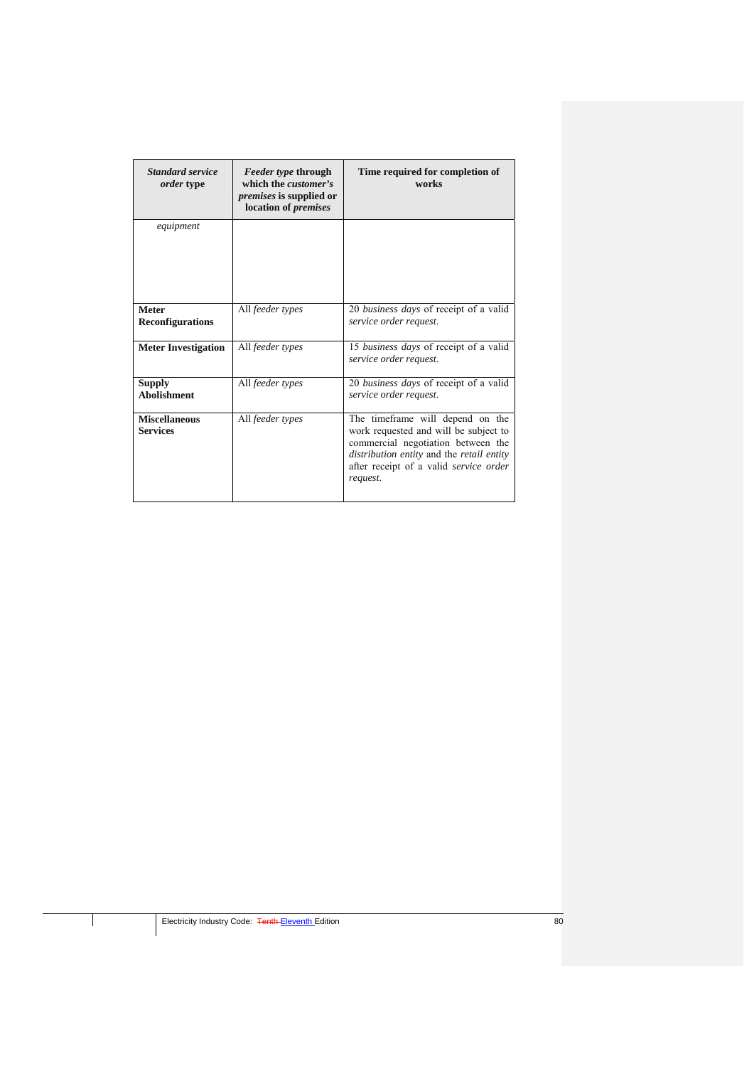| ***Standard service order* type** | ***Feeder type* through which the *customer's premises* is supplied or location of *premises*** | **Time required for completion of works** |
|---|---|---|
| *equipment* | | |
| **Meter Reconfigurations** | All *feeder types* | 20 *business days* of receipt of a valid *service order request*. |
| **Meter Investigation** | All *feeder types* | 15 *business days* of receipt of a valid *service order request*. |
| **Supply Abolishment** | All *feeder types* | 20 *business days* of receipt of a valid *service order request*. |
| **Miscellaneous Services** | All *feeder types* | The timeframe will depend on the work requested and will be subject to commercial negotiation between the *distribution entity* and the *retail entity* after receipt of a valid *service order request*. |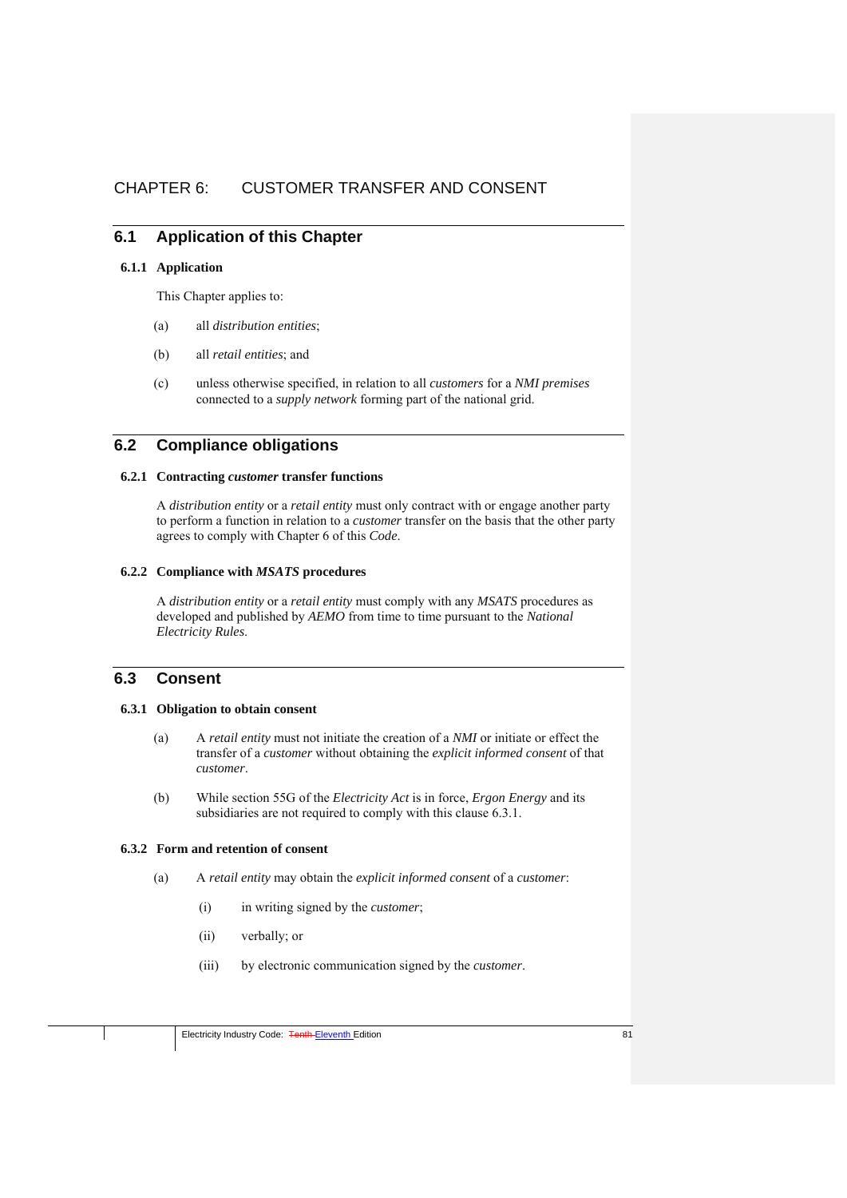# CHAPTER 6: CUSTOMER TRANSFER AND CONSENT

## 6.1 Application of this Chapter

### 6.1.1 Application

This Chapter applies to:

(a) all *distribution entities*;

(b) all *retail entities*; and

(c) unless otherwise specified, in relation to all *customers* for a *NMI premises* connected to a *supply network* forming part of the national grid.

## 6.2 Compliance obligations

### 6.2.1 Contracting *customer* transfer functions

A *distribution entity* or a *retail entity* must only contract with or engage another party to perform a function in relation to a *customer* transfer on the basis that the other party agrees to comply with Chapter 6 of this *Code*.

### 6.2.2 Compliance with *MSATS* procedures

A *distribution entity* or a *retail entity* must comply with any *MSATS* procedures as developed and published by *AEMO* from time to time pursuant to the *National Electricity Rules*.

## 6.3 Consent

### 6.3.1 Obligation to obtain consent

(a) A *retail entity* must not initiate the creation of a *NMI* or initiate or effect the transfer of a *customer* without obtaining the *explicit informed consent* of that *customer*.

(b) While section 55G of the *Electricity Act* is in force, *Ergon Energy* and its subsidiaries are not required to comply with this clause 6.3.1.

### 6.3.2 Form and retention of consent

(a) A *retail entity* may obtain the *explicit informed consent* of a *customer*:

  (i) in writing signed by the *customer*;

  (ii) verbally; or

  (iii) by electronic communication signed by the *customer*.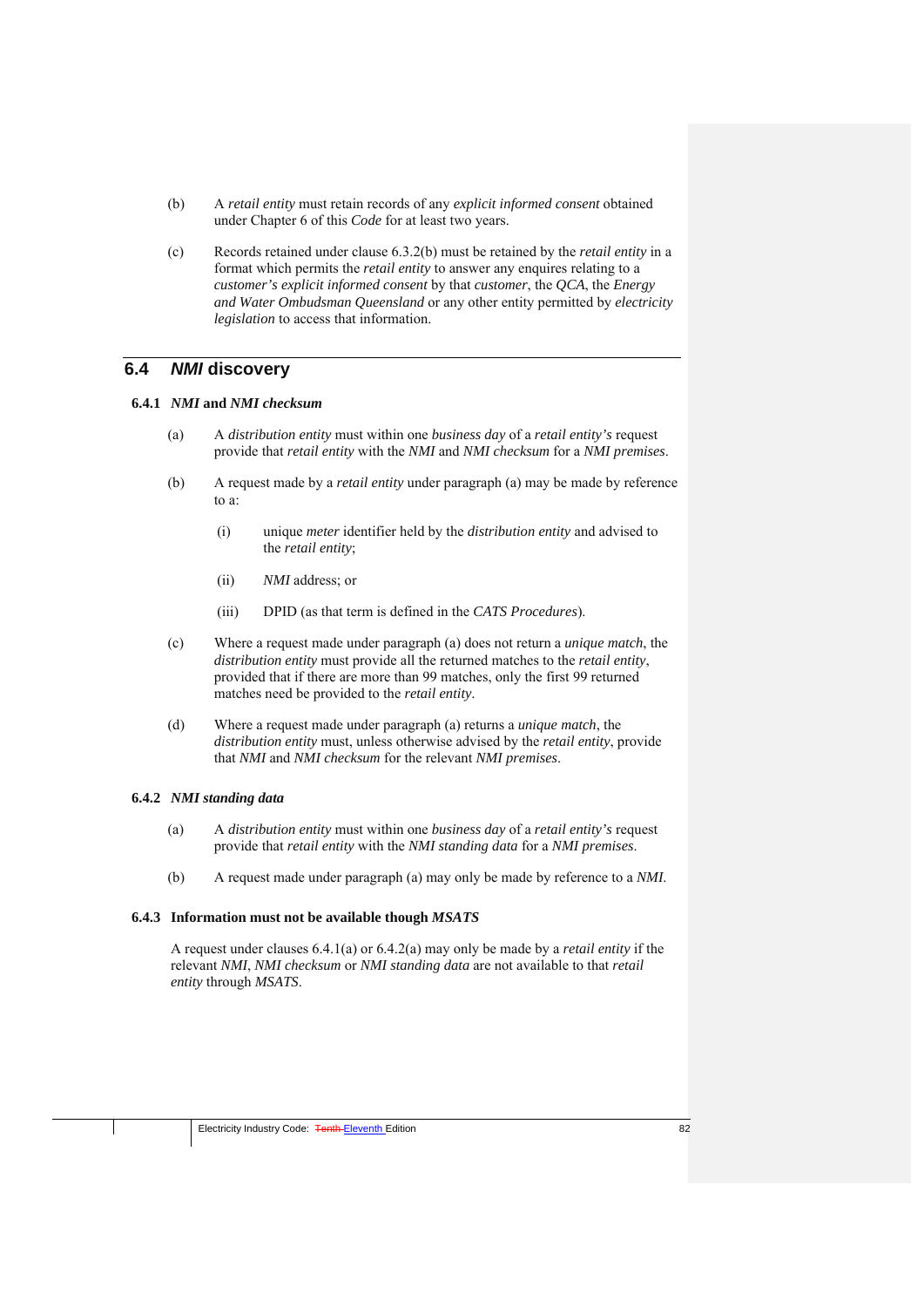(b) A *retail entity* must retain records of any *explicit informed consent* obtained under Chapter 6 of this *Code* for at least two years.

(c) Records retained under clause 6.3.2(b) must be retained by the *retail entity* in a format which permits the *retail entity* to answer any enquires relating to a *customer's explicit informed consent* by that *customer*, the *QCA*, the *Energy and Water Ombudsman Queensland* or any other entity permitted by *electricity legislation* to access that information.

## 6.4 *NMI* discovery

### 6.4.1 *NMI* and *NMI checksum*

(a) A *distribution entity* must within one *business day* of a *retail entity's* request provide that *retail entity* with the *NMI* and *NMI checksum* for a *NMI premises*.

(b) A request made by a *retail entity* under paragraph (a) may be made by reference to a:

  (i) unique *meter* identifier held by the *distribution entity* and advised to the *retail entity*;

  (ii) *NMI* address; or

  (iii) DPID (as that term is defined in the *CATS Procedures*).

(c) Where a request made under paragraph (a) does not return a *unique match*, the *distribution entity* must provide all the returned matches to the *retail entity*, provided that if there are more than 99 matches, only the first 99 returned matches need be provided to the *retail entity*.

(d) Where a request made under paragraph (a) returns a *unique match*, the *distribution entity* must, unless otherwise advised by the *retail entity*, provide that *NMI* and *NMI checksum* for the relevant *NMI premises*.

### 6.4.2 *NMI standing data*

(a) A *distribution entity* must within one *business day* of a *retail entity's* request provide that *retail entity* with the *NMI standing data* for a *NMI premises*.

(b) A request made under paragraph (a) may only be made by reference to a *NMI*.

### 6.4.3 Information must not be available though *MSATS*

A request under clauses 6.4.1(a) or 6.4.2(a) may only be made by a *retail entity* if the relevant *NMI*, *NMI checksum* or *NMI standing data* are not available to that *retail entity* through *MSATS*.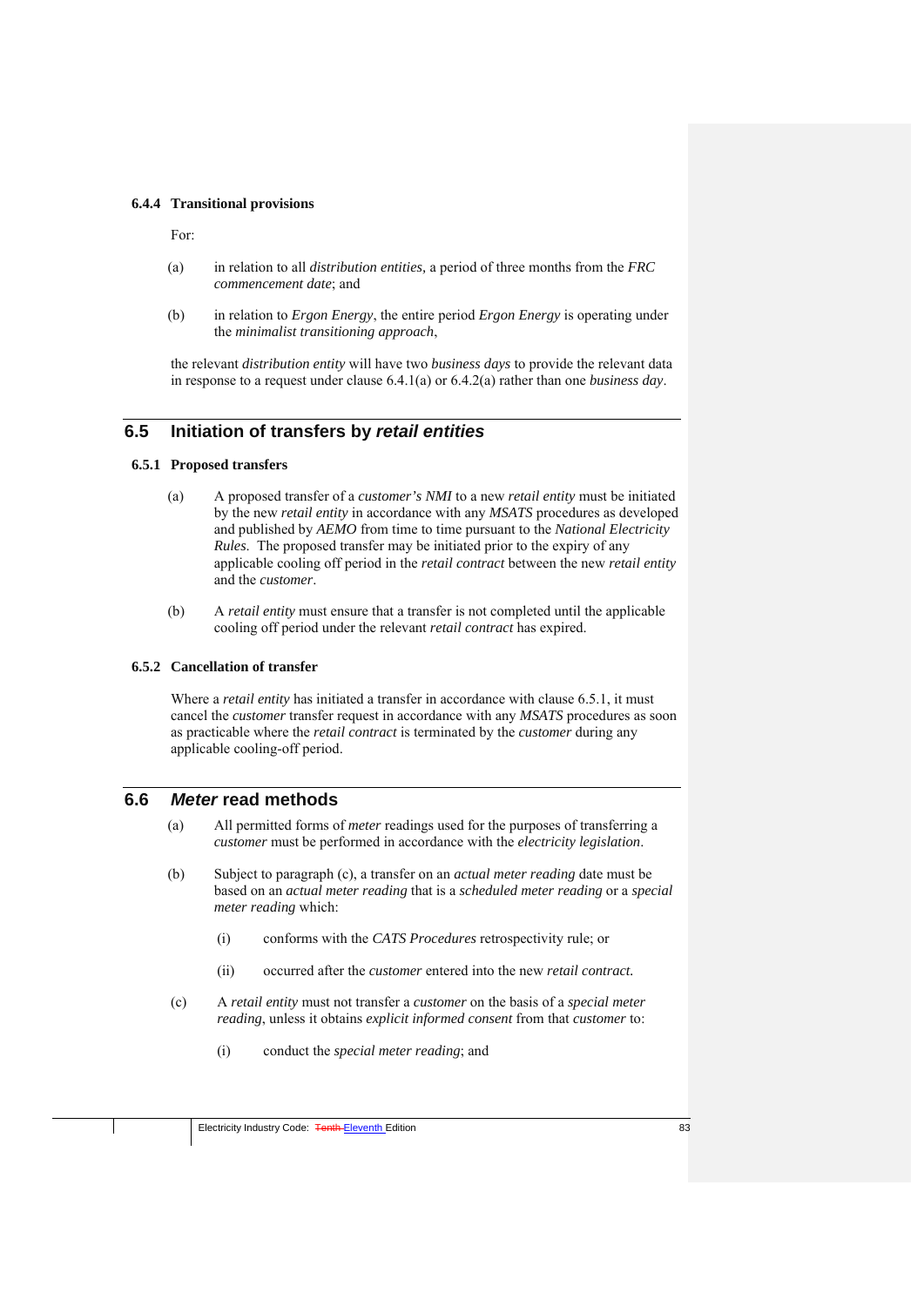### 6.4.4 Transitional provisions

For:

(a) in relation to all *distribution entities,* a period of three months from the *FRC commencement date*; and

(b) in relation to *Ergon Energy*, the entire period *Ergon Energy* is operating under the *minimalist transitioning approach*,

the relevant *distribution entity* will have two *business days* to provide the relevant data in response to a request under clause 6.4.1(a) or 6.4.2(a) rather than one *business day*.

## 6.5 Initiation of transfers by *retail entities*

### 6.5.1 Proposed transfers

(a) A proposed transfer of a *customer's NMI* to a new *retail entity* must be initiated by the new *retail entity* in accordance with any *MSATS* procedures as developed and published by *AEMO* from time to time pursuant to the *National Electricity Rules*. The proposed transfer may be initiated prior to the expiry of any applicable cooling off period in the *retail contract* between the new *retail entity* and the *customer*.

(b) A *retail entity* must ensure that a transfer is not completed until the applicable cooling off period under the relevant *retail contract* has expired.

### 6.5.2 Cancellation of transfer

Where a *retail entity* has initiated a transfer in accordance with clause 6.5.1, it must cancel the *customer* transfer request in accordance with any *MSATS* procedures as soon as practicable where the *retail contract* is terminated by the *customer* during any applicable cooling-off period.

## 6.6 *Meter* read methods

(a) All permitted forms of *meter* readings used for the purposes of transferring a *customer* must be performed in accordance with the *electricity legislation*.

(b) Subject to paragraph (c), a transfer on an *actual meter reading* date must be based on an *actual meter reading* that is a *scheduled meter reading* or a *special meter reading* which:

  (i) conforms with the *CATS Procedures* retrospectivity rule; or

  (ii) occurred after the *customer* entered into the new *retail contract.*

(c) A *retail entity* must not transfer a *customer* on the basis of a *special meter reading*, unless it obtains *explicit informed consent* from that *customer* to:

  (i) conduct the *special meter reading*; and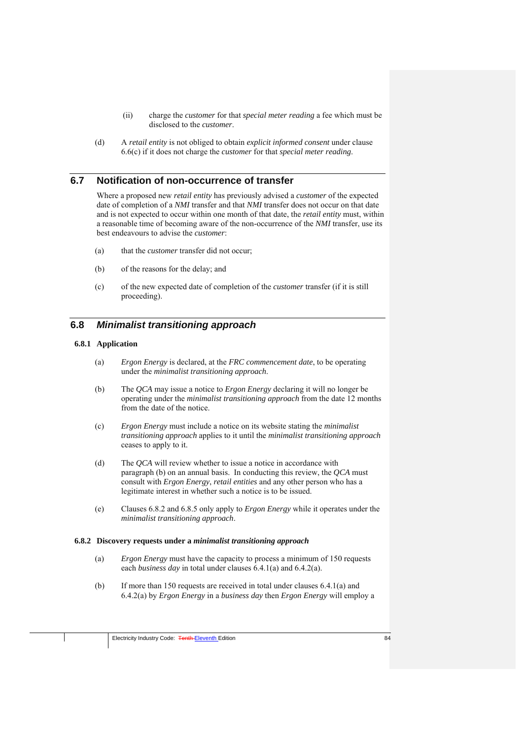(ii) charge the *customer* for that *special meter reading* a fee which must be disclosed to the *customer*.

(d) A *retail entity* is not obliged to obtain *explicit informed consent* under clause 6.6(c) if it does not charge the *customer* for that *special meter reading*.

## 6.7 Notification of non-occurrence of transfer

Where a proposed new *retail entity* has previously advised a *customer* of the expected date of completion of a *NMI* transfer and that *NMI* transfer does not occur on that date and is not expected to occur within one month of that date, the *retail entity* must, within a reasonable time of becoming aware of the non-occurrence of the *NMI* transfer, use its best endeavours to advise the *customer*:

(a) that the *customer* transfer did not occur;

(b) of the reasons for the delay; and

(c) of the new expected date of completion of the *customer* transfer (if it is still proceeding).

## 6.8 *Minimalist transitioning approach*

### 6.8.1 Application

(a) *Ergon Energy* is declared, at the *FRC commencement date*, to be operating under the *minimalist transitioning approach*.

(b) The *QCA* may issue a notice to *Ergon Energy* declaring it will no longer be operating under the *minimalist transitioning approach* from the date 12 months from the date of the notice.

(c) *Ergon Energy* must include a notice on its website stating the *minimalist transitioning approach* applies to it until the *minimalist transitioning approach* ceases to apply to it.

(d) The *QCA* will review whether to issue a notice in accordance with paragraph (b) on an annual basis. In conducting this review, the *QCA* must consult with *Ergon Energy*, *retail entities* and any other person who has a legitimate interest in whether such a notice is to be issued.

(e) Clauses 6.8.2 and 6.8.5 only apply to *Ergon Energy* while it operates under the *minimalist transitioning approach*.

### 6.8.2 Discovery requests under a *minimalist transitioning approach*

(a) *Ergon Energy* must have the capacity to process a minimum of 150 requests each *business day* in total under clauses 6.4.1(a) and 6.4.2(a).

(b) If more than 150 requests are received in total under clauses 6.4.1(a) and 6.4.2(a) by *Ergon Energy* in a *business day* then *Ergon Energy* will employ a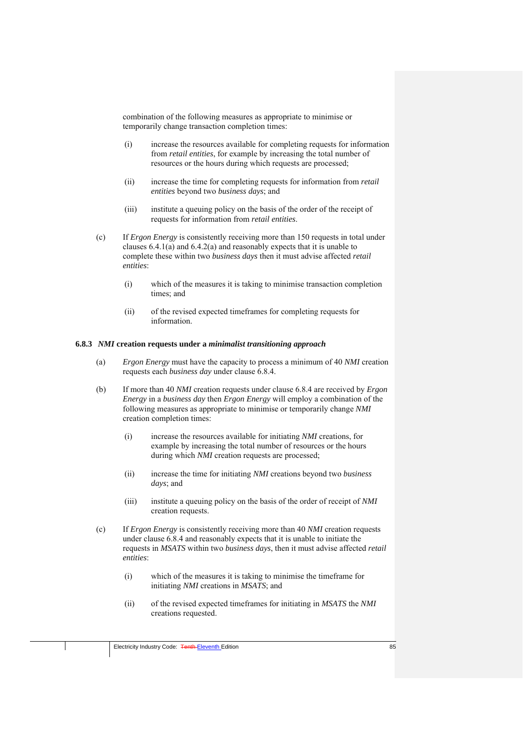combination of the following measures as appropriate to minimise or temporarily change transaction completion times:

(i) increase the resources available for completing requests for information from *retail entities*, for example by increasing the total number of resources or the hours during which requests are processed;

(ii) increase the time for completing requests for information from *retail entities* beyond two *business days*; and

(iii) institute a queuing policy on the basis of the order of the receipt of requests for information from *retail entities*.

(c) If *Ergon Energy* is consistently receiving more than 150 requests in total under clauses 6.4.1(a) and 6.4.2(a) and reasonably expects that it is unable to complete these within two *business days* then it must advise affected *retail entities*:

(i) which of the measures it is taking to minimise transaction completion times; and

(ii) of the revised expected timeframes for completing requests for information.

### 6.8.3 *NMI* creation requests under a *minimalist transitioning approach*

(a) *Ergon Energy* must have the capacity to process a minimum of 40 *NMI* creation requests each *business day* under clause 6.8.4.

(b) If more than 40 *NMI* creation requests under clause 6.8.4 are received by *Ergon Energy* in a *business day* then *Ergon Energy* will employ a combination of the following measures as appropriate to minimise or temporarily change *NMI* creation completion times:

(i) increase the resources available for initiating *NMI* creations, for example by increasing the total number of resources or the hours during which *NMI* creation requests are processed;

(ii) increase the time for initiating *NMI* creations beyond two *business days*; and

(iii) institute a queuing policy on the basis of the order of receipt of *NMI* creation requests.

(c) If *Ergon Energy* is consistently receiving more than 40 *NMI* creation requests under clause 6.8.4 and reasonably expects that it is unable to initiate the requests in *MSATS* within two *business days*, then it must advise affected *retail entities*:

(i) which of the measures it is taking to minimise the timeframe for initiating *NMI* creations in *MSATS*; and

(ii) of the revised expected timeframes for initiating in *MSATS* the *NMI* creations requested.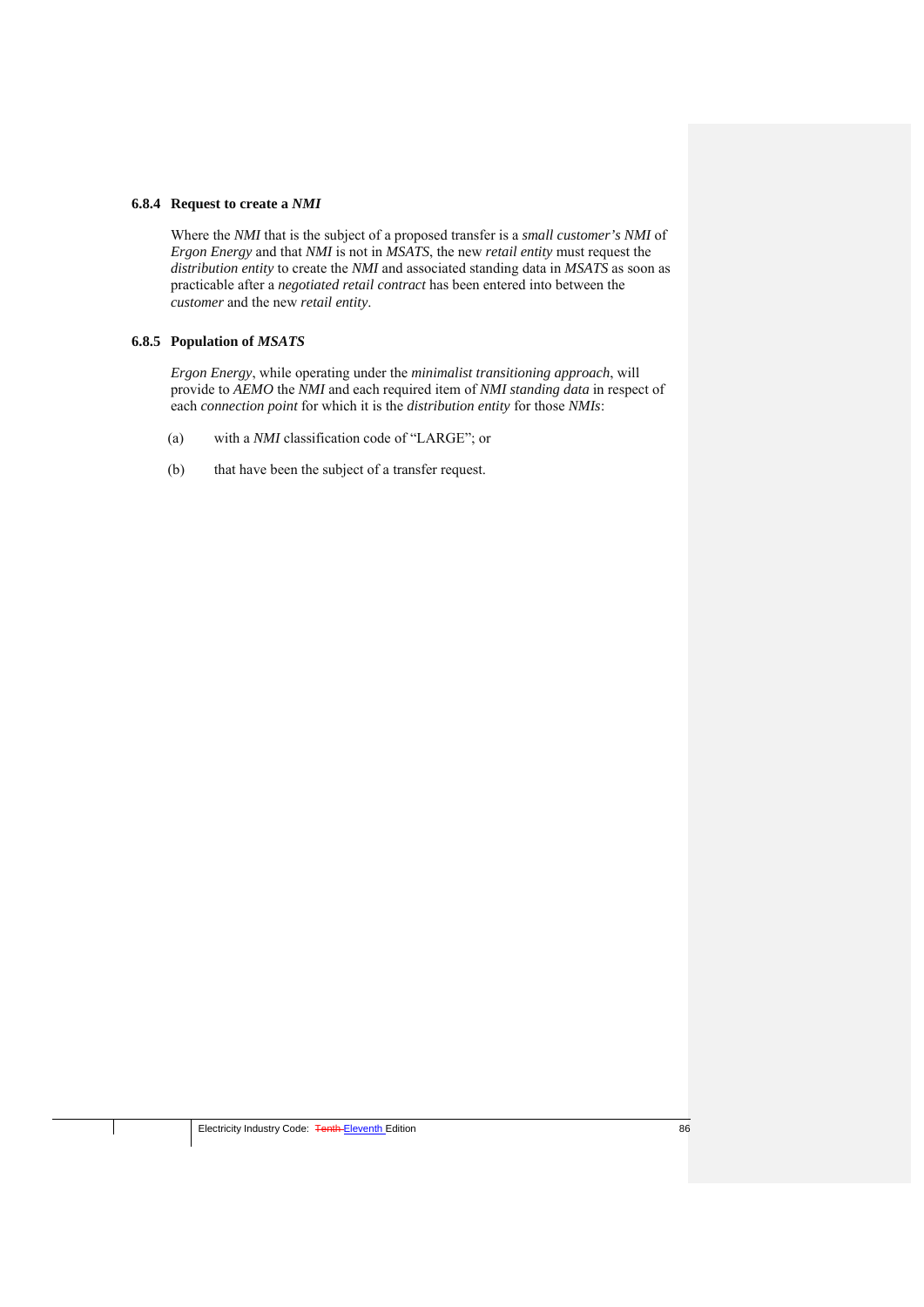### 6.8.4 Request to create a *NMI*

Where the *NMI* that is the subject of a proposed transfer is a *small customer's NMI* of *Ergon Energy* and that *NMI* is not in *MSATS*, the new *retail entity* must request the *distribution entity* to create the *NMI* and associated standing data in *MSATS* as soon as practicable after a *negotiated retail contract* has been entered into between the *customer* and the new *retail entity*.

### 6.8.5 Population of *MSATS*

*Ergon Energy*, while operating under the *minimalist transitioning approach*, will provide to *AEMO* the *NMI* and each required item of *NMI standing data* in respect of each *connection point* for which it is the *distribution entity* for those *NMIs*:

(a) with a *NMI* classification code of "LARGE"; or

(b) that have been the subject of a transfer request.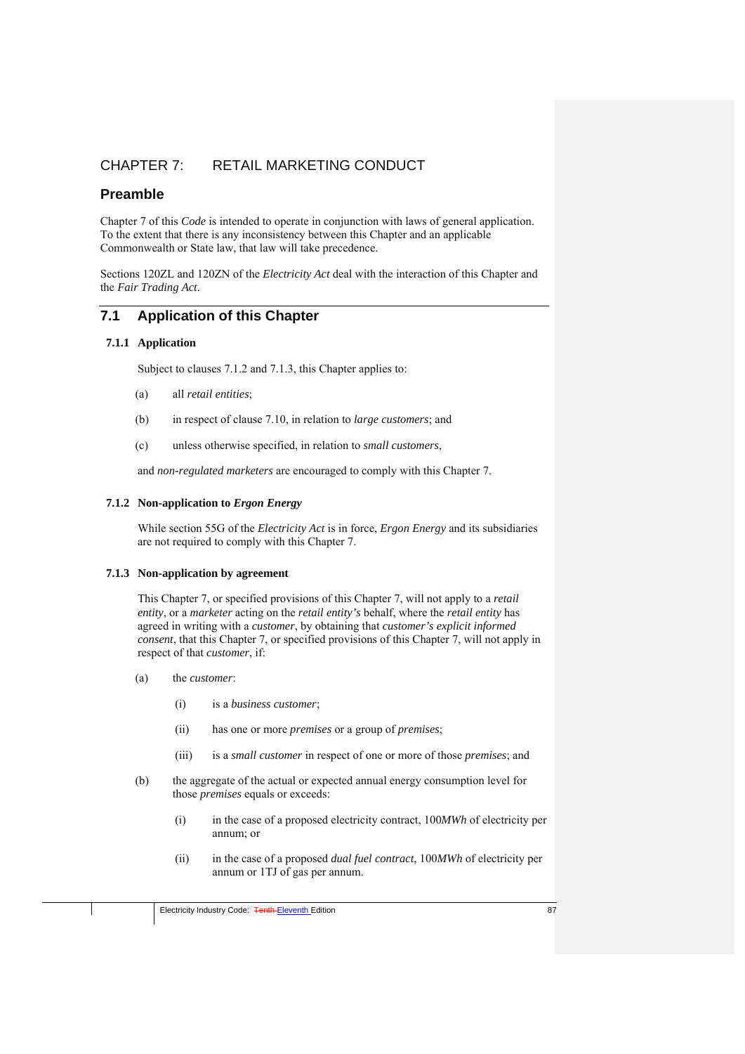# CHAPTER 7: RETAIL MARKETING CONDUCT

## Preamble

Chapter 7 of this *Code* is intended to operate in conjunction with laws of general application. To the extent that there is any inconsistency between this Chapter and an applicable Commonwealth or State law, that law will take precedence.

Sections 120ZL and 120ZN of the *Electricity Act* deal with the interaction of this Chapter and the *Fair Trading Act*.

## 7.1 Application of this Chapter

### 7.1.1 Application

Subject to clauses 7.1.2 and 7.1.3, this Chapter applies to:

(a) all *retail entities*;

(b) in respect of clause 7.10, in relation to *large customers*; and

(c) unless otherwise specified, in relation to *small customers*,

and *non-regulated marketers* are encouraged to comply with this Chapter 7.

### 7.1.2 Non-application to *Ergon Energy*

While section 55G of the *Electricity Act* is in force, *Ergon Energy* and its subsidiaries are not required to comply with this Chapter 7.

### 7.1.3 Non-application by agreement

This Chapter 7, or specified provisions of this Chapter 7, will not apply to a *retail entity*, or a *marketer* acting on the *retail entity's* behalf, where the *retail entity* has agreed in writing with a *customer*, by obtaining that *customer's explicit informed consent*, that this Chapter 7, or specified provisions of this Chapter 7, will not apply in respect of that *customer*, if:

(a) the *customer*:

(i) is a *business customer*;

(ii) has one or more *premises* or a group of *premises*;

(iii) is a *small customer* in respect of one or more of those *premises*; and

(b) the aggregate of the actual or expected annual energy consumption level for those *premises* equals or exceeds:

(i) in the case of a proposed electricity contract, 100*MWh* of electricity per annum; or

(ii) in the case of a proposed *dual fuel contract*, 100*MWh* of electricity per annum or 1TJ of gas per annum.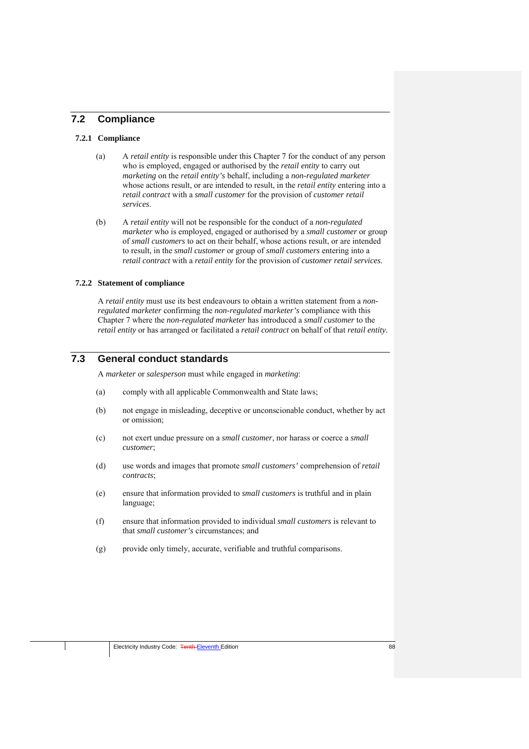## 7.2 Compliance

### 7.2.1 Compliance

(a) A *retail entity* is responsible under this Chapter 7 for the conduct of any person who is employed, engaged or authorised by the *retail entity* to carry out *marketing* on the *retail entity's* behalf, including a *non-regulated marketer* whose actions result, or are intended to result, in the *retail entity* entering into a *retail contract* with a *small customer* for the provision of *customer retail services*.

(b) A *retail entity* will not be responsible for the conduct of a *non-regulated marketer* who is employed, engaged or authorised by a *small customer* or group of *small customers* to act on their behalf, whose actions result, or are intended to result, in the *small customer* or group of *small customers* entering into a *retail contract* with a *retail entity* for the provision of *customer retail services*.

### 7.2.2 Statement of compliance

A *retail entity* must use its best endeavours to obtain a written statement from a *non-regulated marketer* confirming the *non-regulated marketer's* compliance with this Chapter 7 where the *non-regulated marketer* has introduced a *small customer* to the *retail entity* or has arranged or facilitated a *retail contract* on behalf of that *retail entity*.

## 7.3 General conduct standards

A *marketer* or *salesperson* must while engaged in *marketing*:

(a) comply with all applicable Commonwealth and State laws;

(b) not engage in misleading, deceptive or unconscionable conduct, whether by act or omission;

(c) not exert undue pressure on a *small customer*, nor harass or coerce a *small customer*;

(d) use words and images that promote *small customers'* comprehension of *retail contracts*;

(e) ensure that information provided to *small customers* is truthful and in plain language;

(f) ensure that information provided to individual *small customers* is relevant to that *small customer's* circumstances; and

(g) provide only timely, accurate, verifiable and truthful comparisons.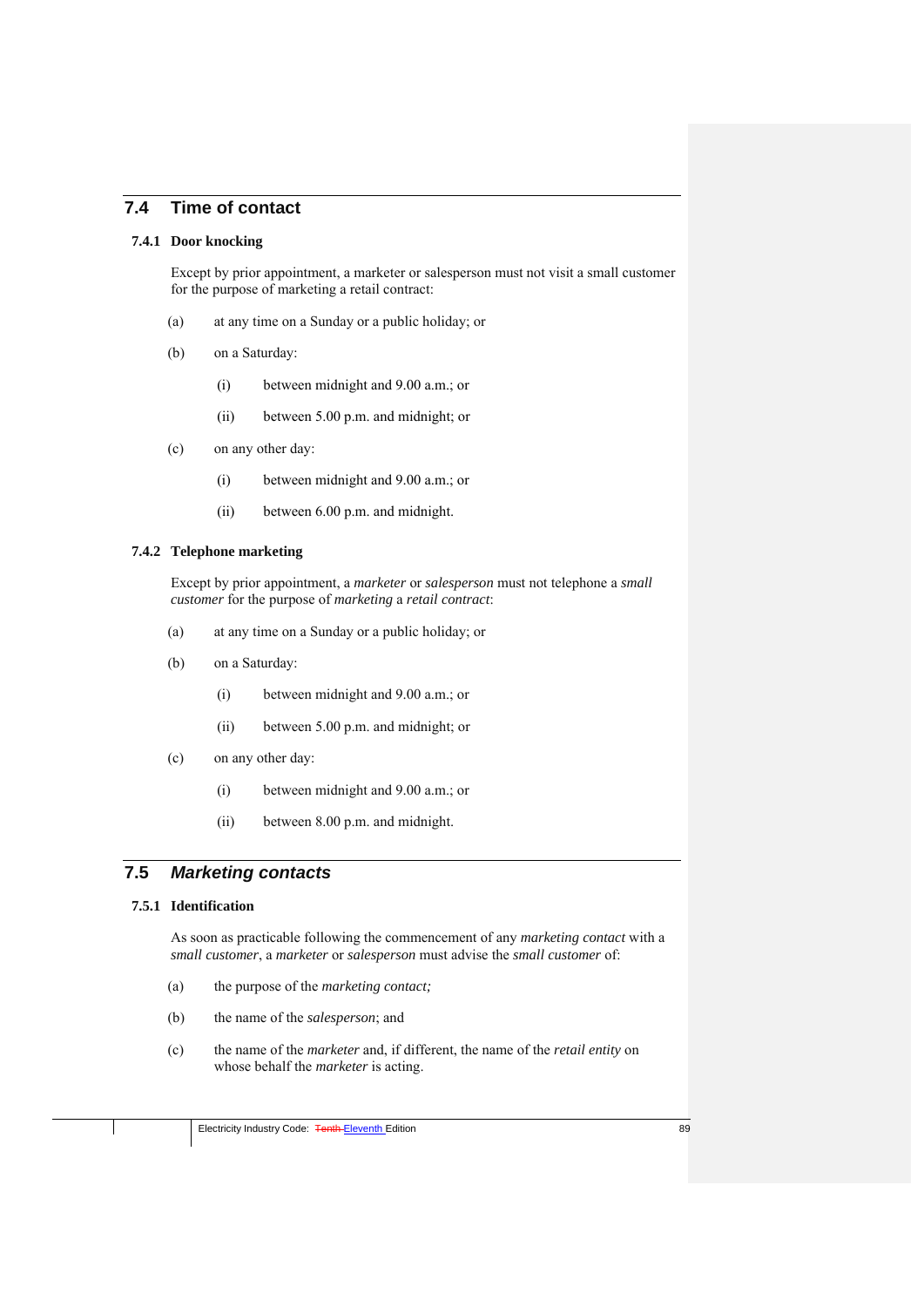## 7.4 Time of contact

### 7.4.1 Door knocking

Except by prior appointment, a marketer or salesperson must not visit a small customer for the purpose of marketing a retail contract:

(a) at any time on a Sunday or a public holiday; or

(b) on a Saturday:

(i) between midnight and 9.00 a.m.; or

(ii) between 5.00 p.m. and midnight; or

(c) on any other day:

(i) between midnight and 9.00 a.m.; or

(ii) between 6.00 p.m. and midnight.

### 7.4.2 Telephone marketing

Except by prior appointment, a *marketer* or *salesperson* must not telephone a *small customer* for the purpose of *marketing* a *retail contract*:

(a) at any time on a Sunday or a public holiday; or

(b) on a Saturday:

(i) between midnight and 9.00 a.m.; or

(ii) between 5.00 p.m. and midnight; or

(c) on any other day:

(i) between midnight and 9.00 a.m.; or

(ii) between 8.00 p.m. and midnight.

## 7.5 *Marketing contacts*

### 7.5.1 Identification

As soon as practicable following the commencement of any *marketing contact* with a *small customer*, a *marketer* or *salesperson* must advise the *small customer* of:

(a) the purpose of the *marketing contact;*

(b) the name of the *salesperson*; and

(c) the name of the *marketer* and, if different, the name of the *retail entity* on whose behalf the *marketer* is acting.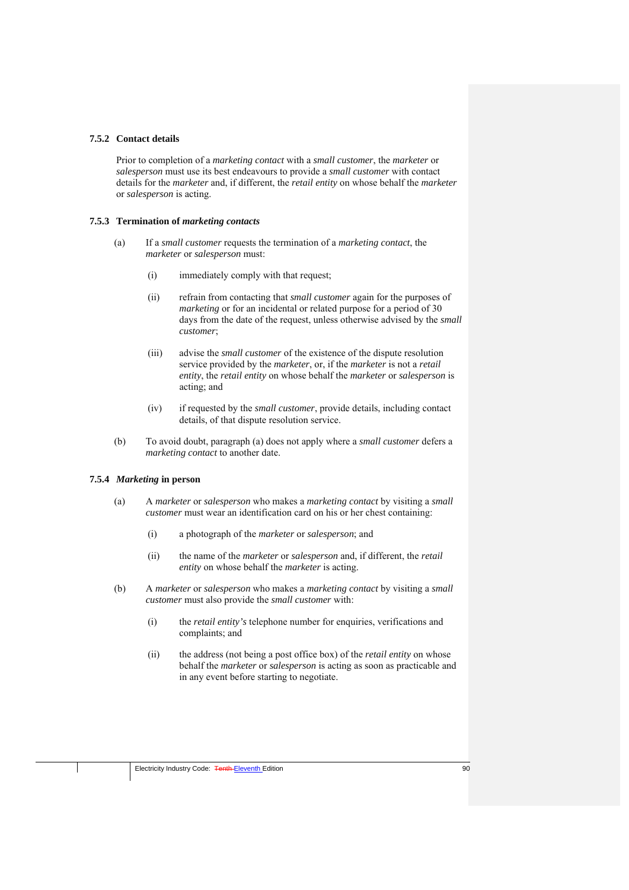### 7.5.2 Contact details

Prior to completion of a *marketing contact* with a *small customer*, the *marketer* or *salesperson* must use its best endeavours to provide a *small customer* with contact details for the *marketer* and, if different, the *retail entity* on whose behalf the *marketer* or *salesperson* is acting.

### 7.5.3 Termination of *marketing contacts*

(a) If a *small customer* requests the termination of a *marketing contact*, the *marketer* or *salesperson* must:

  (i) immediately comply with that request;

  (ii) refrain from contacting that *small customer* again for the purposes of *marketing* or for an incidental or related purpose for a period of 30 days from the date of the request, unless otherwise advised by the *small customer*;

  (iii) advise the *small customer* of the existence of the dispute resolution service provided by the *marketer*, or, if the *marketer* is not a *retail entity*, the *retail entity* on whose behalf the *marketer* or *salesperson* is acting; and

  (iv) if requested by the *small customer*, provide details, including contact details, of that dispute resolution service.

(b) To avoid doubt, paragraph (a) does not apply where a *small customer* defers a *marketing contact* to another date.

### 7.5.4 *Marketing* in person

(a) A *marketer* or *salesperson* who makes a *marketing contact* by visiting a *small customer* must wear an identification card on his or her chest containing:

  (i) a photograph of the *marketer* or *salesperson*; and

  (ii) the name of the *marketer* or *salesperson* and, if different, the *retail entity* on whose behalf the *marketer* is acting.

(b) A *marketer* or *salesperson* who makes a *marketing contact* by visiting a *small customer* must also provide the *small customer* with:

  (i) the *retail entity's* telephone number for enquiries, verifications and complaints; and

  (ii) the address (not being a post office box) of the *retail entity* on whose behalf the *marketer* or *salesperson* is acting as soon as practicable and in any event before starting to negotiate.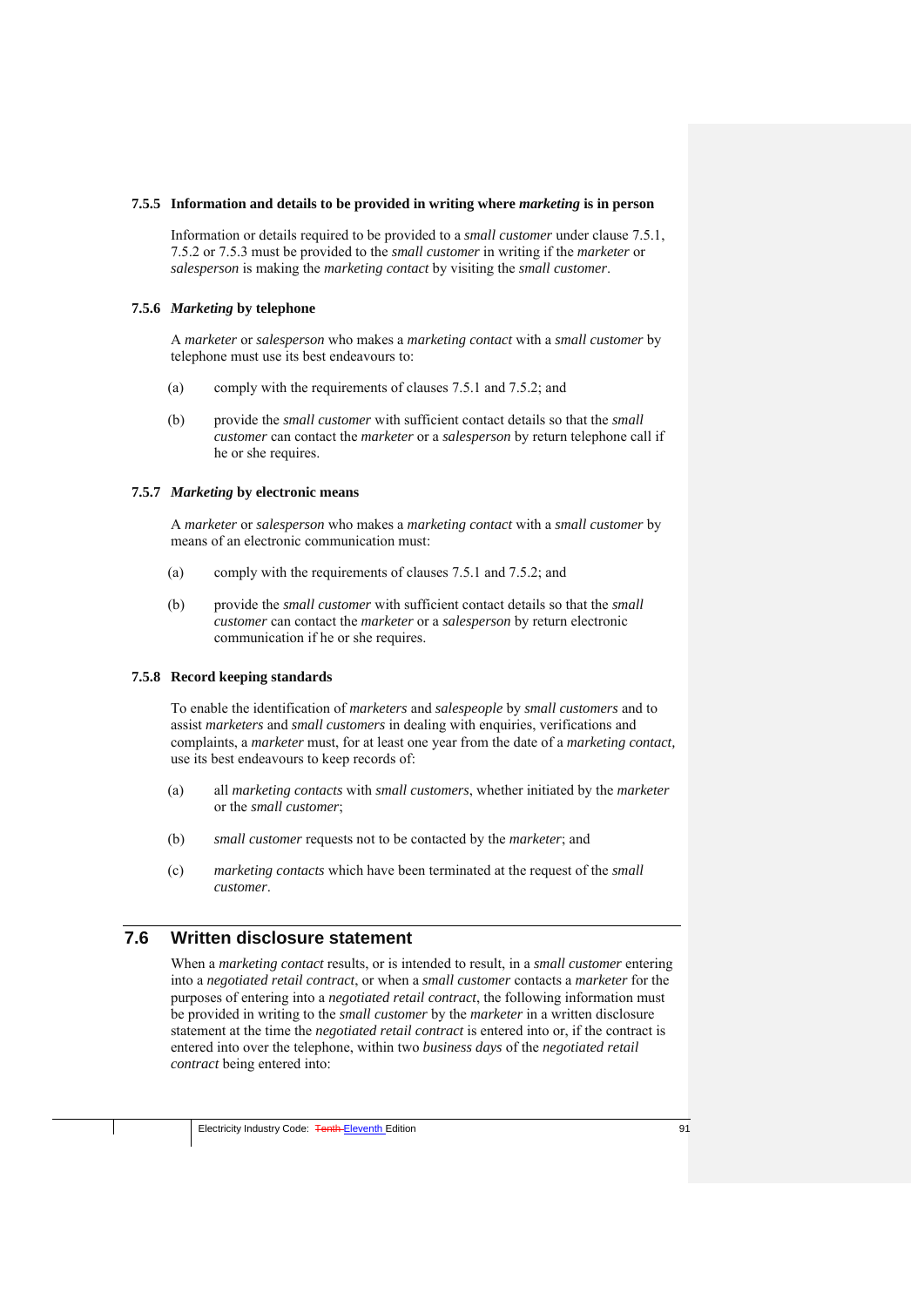### 7.5.5 Information and details to be provided in writing where *marketing* is in person

Information or details required to be provided to a *small customer* under clause 7.5.1, 7.5.2 or 7.5.3 must be provided to the *small customer* in writing if the *marketer* or *salesperson* is making the *marketing contact* by visiting the *small customer*.

### 7.5.6 *Marketing* by telephone

A *marketer* or *salesperson* who makes a *marketing contact* with a *small customer* by telephone must use its best endeavours to:

(a) comply with the requirements of clauses 7.5.1 and 7.5.2; and

(b) provide the *small customer* with sufficient contact details so that the *small customer* can contact the *marketer* or a *salesperson* by return telephone call if he or she requires.

### 7.5.7 *Marketing* by electronic means

A *marketer* or *salesperson* who makes a *marketing contact* with a *small customer* by means of an electronic communication must:

(a) comply with the requirements of clauses 7.5.1 and 7.5.2; and

(b) provide the *small customer* with sufficient contact details so that the *small customer* can contact the *marketer* or a *salesperson* by return electronic communication if he or she requires.

### 7.5.8 Record keeping standards

To enable the identification of *marketers* and *salespeople* by *small customers* and to assist *marketers* and *small customers* in dealing with enquiries, verifications and complaints, a *marketer* must, for at least one year from the date of a *marketing contact,* use its best endeavours to keep records of:

(a) all *marketing contacts* with *small customers*, whether initiated by the *marketer* or the *small customer*;

(b) *small customer* requests not to be contacted by the *marketer*; and

(c) *marketing contacts* which have been terminated at the request of the *small customer*.

## 7.6 Written disclosure statement

When a *marketing contact* results, or is intended to result, in a *small customer* entering into a *negotiated retail contract*, or when a *small customer* contacts a *marketer* for the purposes of entering into a *negotiated retail contract*, the following information must be provided in writing to the *small customer* by the *marketer* in a written disclosure statement at the time the *negotiated retail contract* is entered into or, if the contract is entered into over the telephone, within two *business days* of the *negotiated retail contract* being entered into: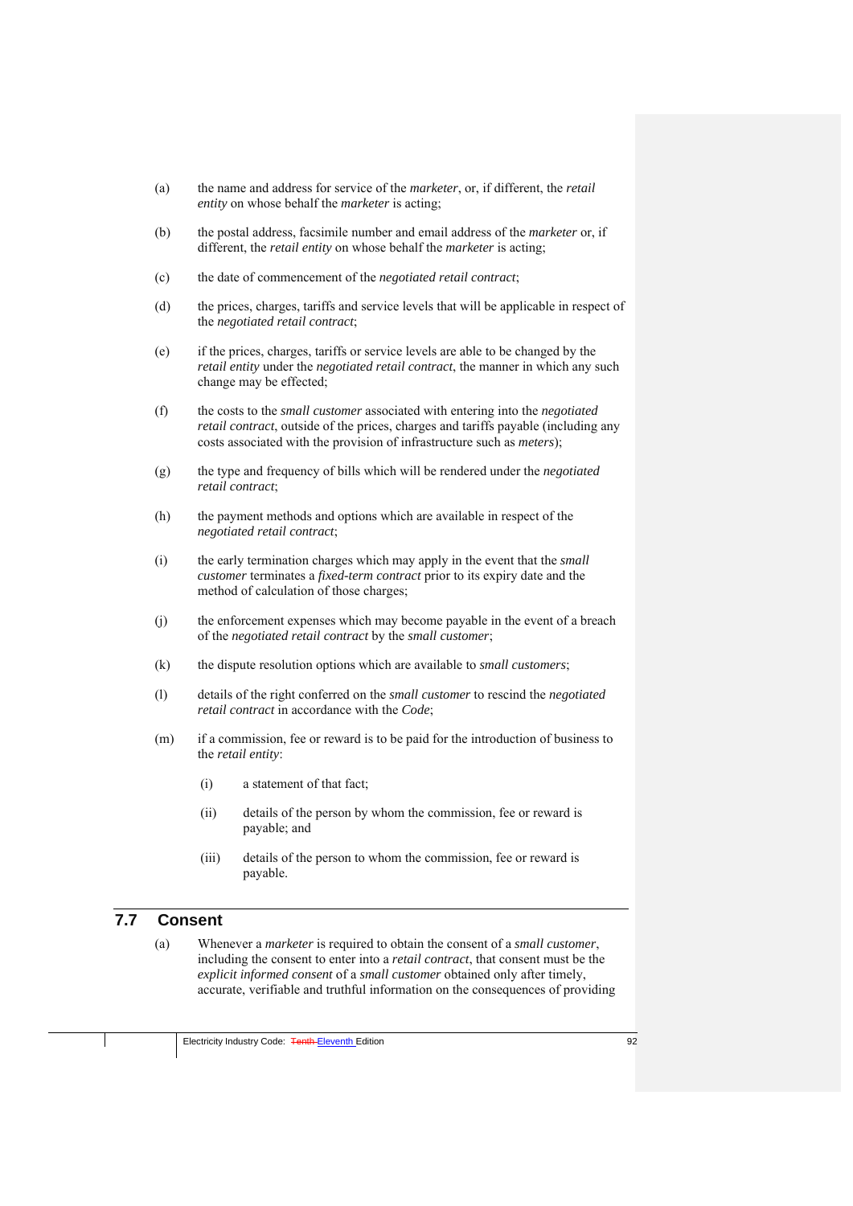(a) the name and address for service of the *marketer*, or, if different, the *retail entity* on whose behalf the *marketer* is acting;

(b) the postal address, facsimile number and email address of the *marketer* or, if different, the *retail entity* on whose behalf the *marketer* is acting;

(c) the date of commencement of the *negotiated retail contract*;

(d) the prices, charges, tariffs and service levels that will be applicable in respect of the *negotiated retail contract*;

(e) if the prices, charges, tariffs or service levels are able to be changed by the *retail entity* under the *negotiated retail contract*, the manner in which any such change may be effected;

(f) the costs to the *small customer* associated with entering into the *negotiated retail contract*, outside of the prices, charges and tariffs payable (including any costs associated with the provision of infrastructure such as *meters*);

(g) the type and frequency of bills which will be rendered under the *negotiated retail contract*;

(h) the payment methods and options which are available in respect of the *negotiated retail contract*;

(i) the early termination charges which may apply in the event that the *small customer* terminates a *fixed-term contract* prior to its expiry date and the method of calculation of those charges;

(j) the enforcement expenses which may become payable in the event of a breach of the *negotiated retail contract* by the *small customer*;

(k) the dispute resolution options which are available to *small customers*;

(l) details of the right conferred on the *small customer* to rescind the *negotiated retail contract* in accordance with the *Code*;

(m) if a commission, fee or reward is to be paid for the introduction of business to the *retail entity*:

   (i) a statement of that fact;

   (ii) details of the person by whom the commission, fee or reward is payable; and

   (iii) details of the person to whom the commission, fee or reward is payable.

## 7.7 Consent

(a) Whenever a *marketer* is required to obtain the consent of a *small customer*, including the consent to enter into a *retail contract*, that consent must be the *explicit informed consent* of a *small customer* obtained only after timely, accurate, verifiable and truthful information on the consequences of providing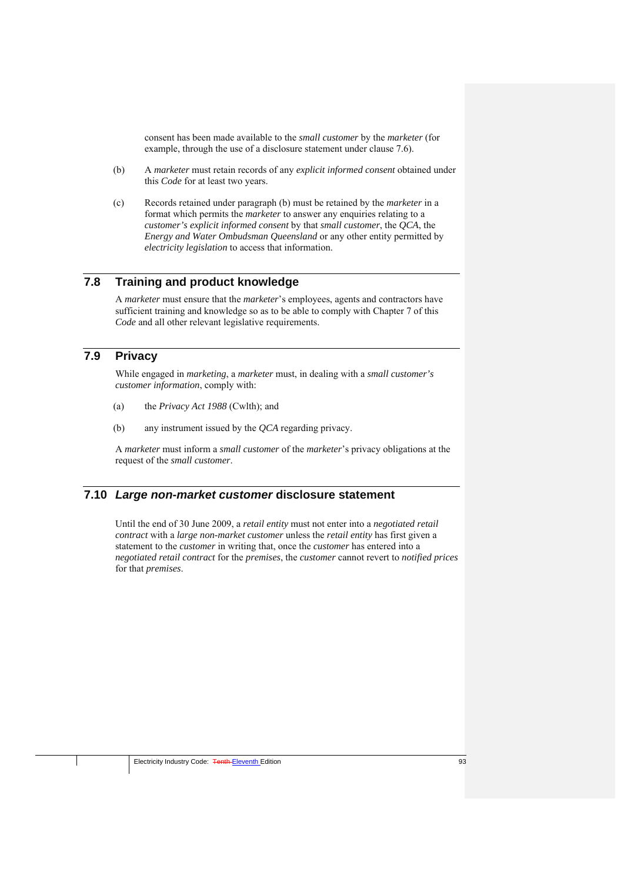consent has been made available to the *small customer* by the *marketer* (for example, through the use of a disclosure statement under clause 7.6).

(b) A *marketer* must retain records of any *explicit informed consent* obtained under this *Code* for at least two years.

(c) Records retained under paragraph (b) must be retained by the *marketer* in a format which permits the *marketer* to answer any enquiries relating to a *customer's explicit informed consent* by that *small customer*, the *QCA*, the *Energy and Water Ombudsman Queensland* or any other entity permitted by *electricity legislation* to access that information.

## 7.8 Training and product knowledge

A *marketer* must ensure that the *marketer*'s employees, agents and contractors have sufficient training and knowledge so as to be able to comply with Chapter 7 of this *Code* and all other relevant legislative requirements.

## 7.9 Privacy

While engaged in *marketing*, a *marketer* must, in dealing with a *small customer's customer information*, comply with:

(a) the *Privacy Act 1988* (Cwlth); and

(b) any instrument issued by the *QCA* regarding privacy.

A *marketer* must inform a *small customer* of the *marketer*'s privacy obligations at the request of the *small customer*.

## 7.10 *Large non-market customer* disclosure statement

Until the end of 30 June 2009, a *retail entity* must not enter into a *negotiated retail contract* with a *large non-market customer* unless the *retail entity* has first given a statement to the *customer* in writing that, once the *customer* has entered into a *negotiated retail contract* for the *premises*, the *customer* cannot revert to *notified prices* for that *premises*.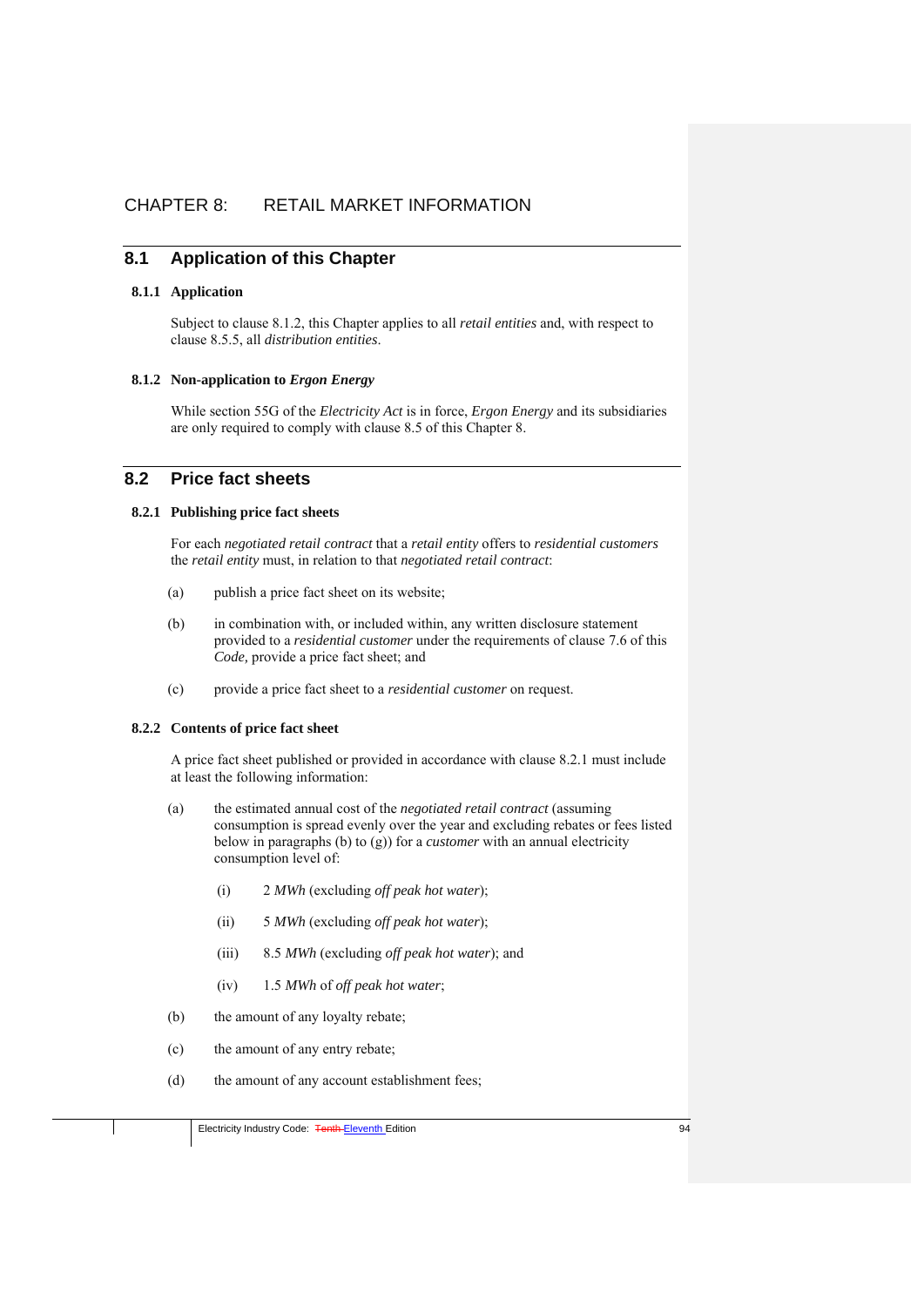# CHAPTER 8: RETAIL MARKET INFORMATION

## 8.1 Application of this Chapter

### 8.1.1 Application

Subject to clause 8.1.2, this Chapter applies to all *retail entities* and, with respect to clause 8.5.5, all *distribution entities*.

### 8.1.2 Non-application to *Ergon Energy*

While section 55G of the *Electricity Act* is in force, *Ergon Energy* and its subsidiaries are only required to comply with clause 8.5 of this Chapter 8.

## 8.2 Price fact sheets

### 8.2.1 Publishing price fact sheets

For each *negotiated retail contract* that a *retail entity* offers to *residential customers* the *retail entity* must, in relation to that *negotiated retail contract*:

(a) publish a price fact sheet on its website;

(b) in combination with, or included within, any written disclosure statement provided to a *residential customer* under the requirements of clause 7.6 of this *Code,* provide a price fact sheet; and

(c) provide a price fact sheet to a *residential customer* on request.

### 8.2.2 Contents of price fact sheet

A price fact sheet published or provided in accordance with clause 8.2.1 must include at least the following information:

(a) the estimated annual cost of the *negotiated retail contract* (assuming consumption is spread evenly over the year and excluding rebates or fees listed below in paragraphs (b) to (g)) for a *customer* with an annual electricity consumption level of:

  (i) 2 *MWh* (excluding *off peak hot water*);

  (ii) 5 *MWh* (excluding *off peak hot water*);

  (iii) 8.5 *MWh* (excluding *off peak hot water*); and

  (iv) 1.5 *MWh* of *off peak hot water*;

(b) the amount of any loyalty rebate;

(c) the amount of any entry rebate;

(d) the amount of any account establishment fees;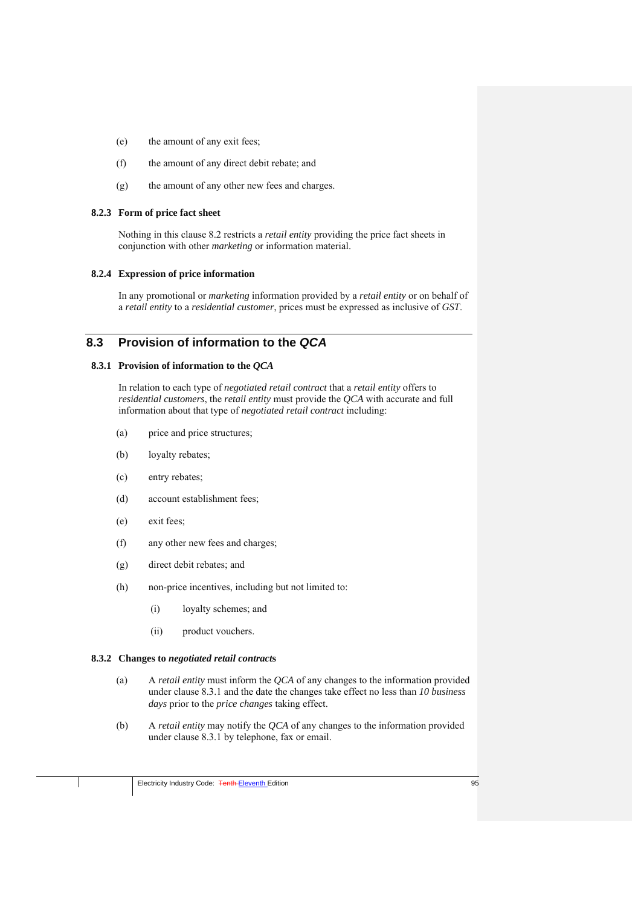(e) the amount of any exit fees;

(f) the amount of any direct debit rebate; and

(g) the amount of any other new fees and charges.

### 8.2.3 Form of price fact sheet

Nothing in this clause 8.2 restricts a *retail entity* providing the price fact sheets in conjunction with other *marketing* or information material.

### 8.2.4 Expression of price information

In any promotional or *marketing* information provided by a *retail entity* or on behalf of a *retail entity* to a *residential customer*, prices must be expressed as inclusive of *GST*.

## 8.3 Provision of information to the *QCA*

### 8.3.1 Provision of information to the *QCA*

In relation to each type of *negotiated retail contract* that a *retail entity* offers to *residential customers*, the *retail entity* must provide the *QCA* with accurate and full information about that type of *negotiated retail contract* including:

(a) price and price structures;

(b) loyalty rebates;

(c) entry rebates;

(d) account establishment fees;

(e) exit fees;

(f) any other new fees and charges;

(g) direct debit rebates; and

(h) non-price incentives, including but not limited to:

  (i) loyalty schemes; and

  (ii) product vouchers.

### 8.3.2 Changes to *negotiated retail contracts*

(a) A *retail entity* must inform the *QCA* of any changes to the information provided under clause 8.3.1 and the date the changes take effect no less than *10 business days* prior to the *price changes* taking effect.

(b) A *retail entity* may notify the *QCA* of any changes to the information provided under clause 8.3.1 by telephone, fax or email.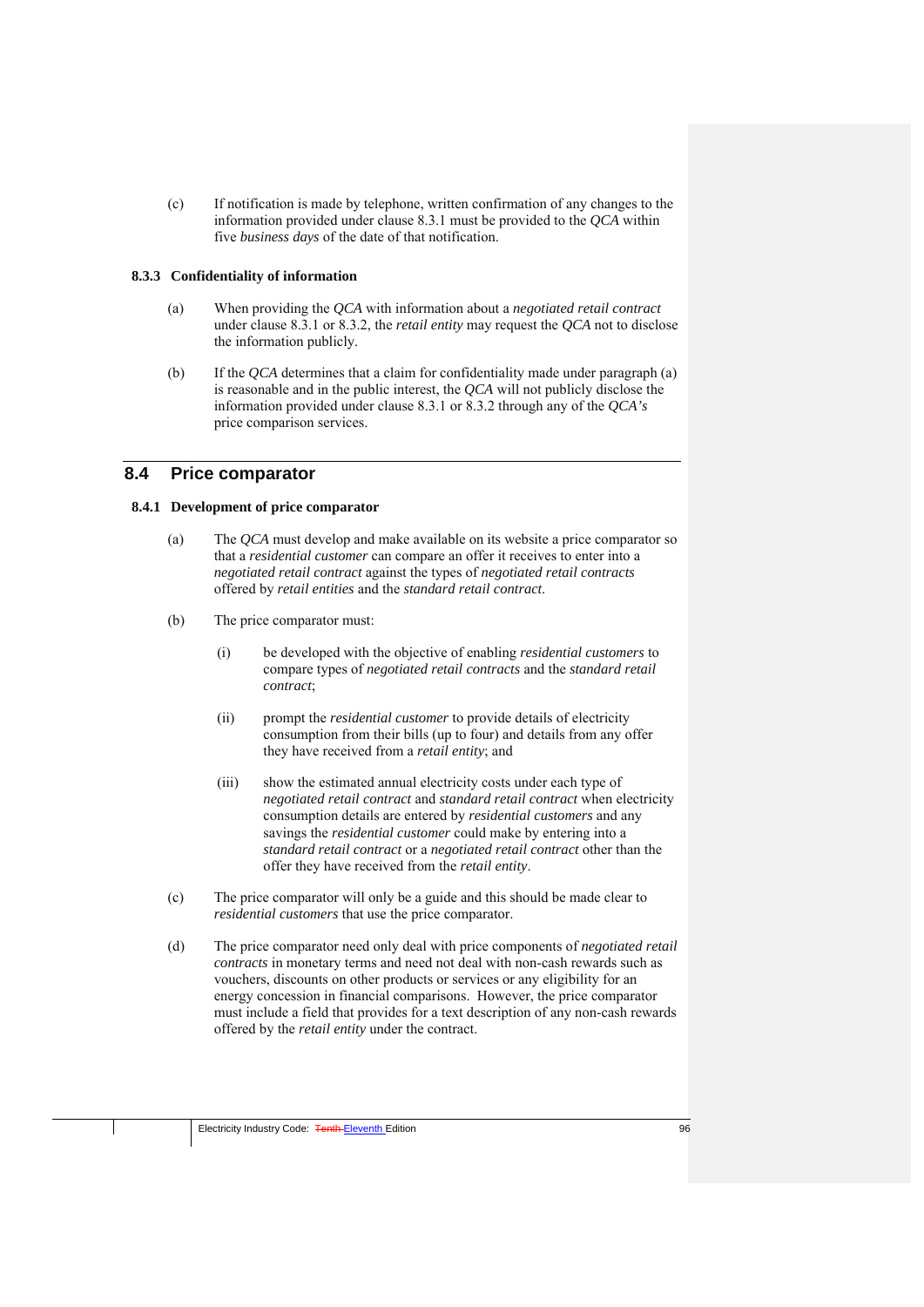(c) If notification is made by telephone, written confirmation of any changes to the information provided under clause 8.3.1 must be provided to the *QCA* within five *business days* of the date of that notification.

#### 8.3.3 Confidentiality of information

(a) When providing the *QCA* with information about a *negotiated retail contract* under clause 8.3.1 or 8.3.2, the *retail entity* may request the *QCA* not to disclose the information publicly.

(b) If the *QCA* determines that a claim for confidentiality made under paragraph (a) is reasonable and in the public interest, the *QCA* will not publicly disclose the information provided under clause 8.3.1 or 8.3.2 through any of the *QCA's* price comparison services.

## 8.4 Price comparator

#### 8.4.1 Development of price comparator

(a) The *QCA* must develop and make available on its website a price comparator so that a *residential customer* can compare an offer it receives to enter into a *negotiated retail contract* against the types of *negotiated retail contracts* offered by *retail entities* and the *standard retail contract*.

(b) The price comparator must:

  (i) be developed with the objective of enabling *residential customers* to compare types of *negotiated retail contracts* and the *standard retail contract*;

  (ii) prompt the *residential customer* to provide details of electricity consumption from their bills (up to four) and details from any offer they have received from a *retail entity*; and

  (iii) show the estimated annual electricity costs under each type of *negotiated retail contract* and *standard retail contract* when electricity consumption details are entered by *residential customers* and any savings the *residential customer* could make by entering into a *standard retail contract* or a *negotiated retail contract* other than the offer they have received from the *retail entity*.

(c) The price comparator will only be a guide and this should be made clear to *residential customers* that use the price comparator.

(d) The price comparator need only deal with price components of *negotiated retail contracts* in monetary terms and need not deal with non-cash rewards such as vouchers, discounts on other products or services or any eligibility for an energy concession in financial comparisons. However, the price comparator must include a field that provides for a text description of any non-cash rewards offered by the *retail entity* under the contract.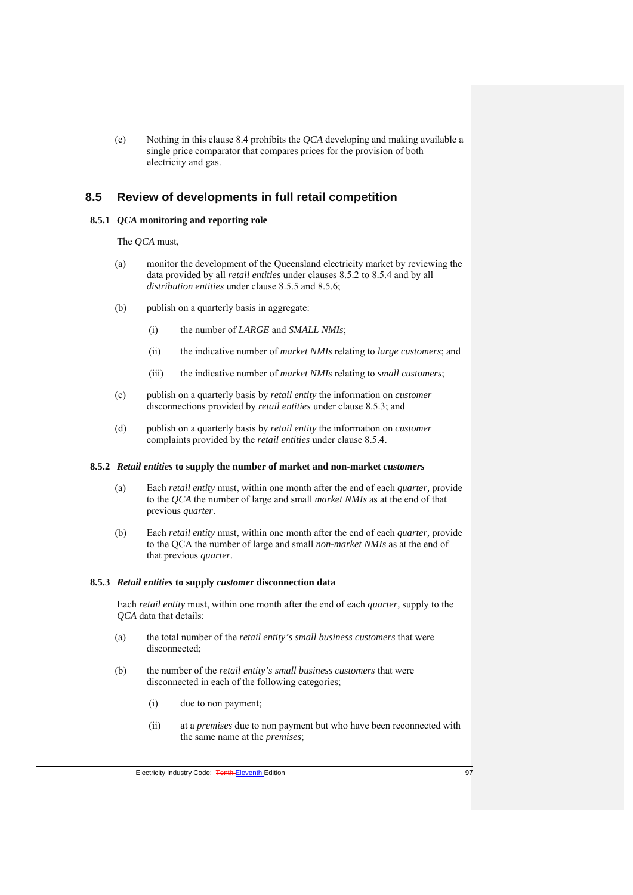(e) Nothing in this clause 8.4 prohibits the *QCA* developing and making available a single price comparator that compares prices for the provision of both electricity and gas.

## 8.5 Review of developments in full retail competition

### 8.5.1 *QCA* monitoring and reporting role

The *QCA* must,

(a) monitor the development of the Queensland electricity market by reviewing the data provided by all *retail entities* under clauses 8.5.2 to 8.5.4 and by all *distribution entities* under clause 8.5.5 and 8.5.6;

(b) publish on a quarterly basis in aggregate:

   (i) the number of *LARGE* and *SMALL NMIs*;

   (ii) the indicative number of *market NMIs* relating to *large customers*; and

   (iii) the indicative number of *market NMIs* relating to *small customers*;

(c) publish on a quarterly basis by *retail entity* the information on *customer* disconnections provided by *retail entities* under clause 8.5.3; and

(d) publish on a quarterly basis by *retail entity* the information on *customer* complaints provided by the *retail entities* under clause 8.5.4.

### 8.5.2 *Retail entities* to supply the number of market and non-market *customers*

(a) Each *retail entity* must, within one month after the end of each *quarter*, provide to the *QCA* the number of large and small *market NMIs* as at the end of that previous *quarter*.

(b) Each *retail entity* must, within one month after the end of each *quarter*, provide to the QCA the number of large and small *non-market NMIs* as at the end of that previous *quarter*.

### 8.5.3 *Retail entities* to supply *customer* disconnection data

Each *retail entity* must, within one month after the end of each *quarter*, supply to the *QCA* data that details:

(a) the total number of the *retail entity's small business customers* that were disconnected;

(b) the number of the *retail entity's small business customers* that were disconnected in each of the following categories;

   (i) due to non payment;

   (ii) at a *premises* due to non payment but who have been reconnected with the same name at the *premises*;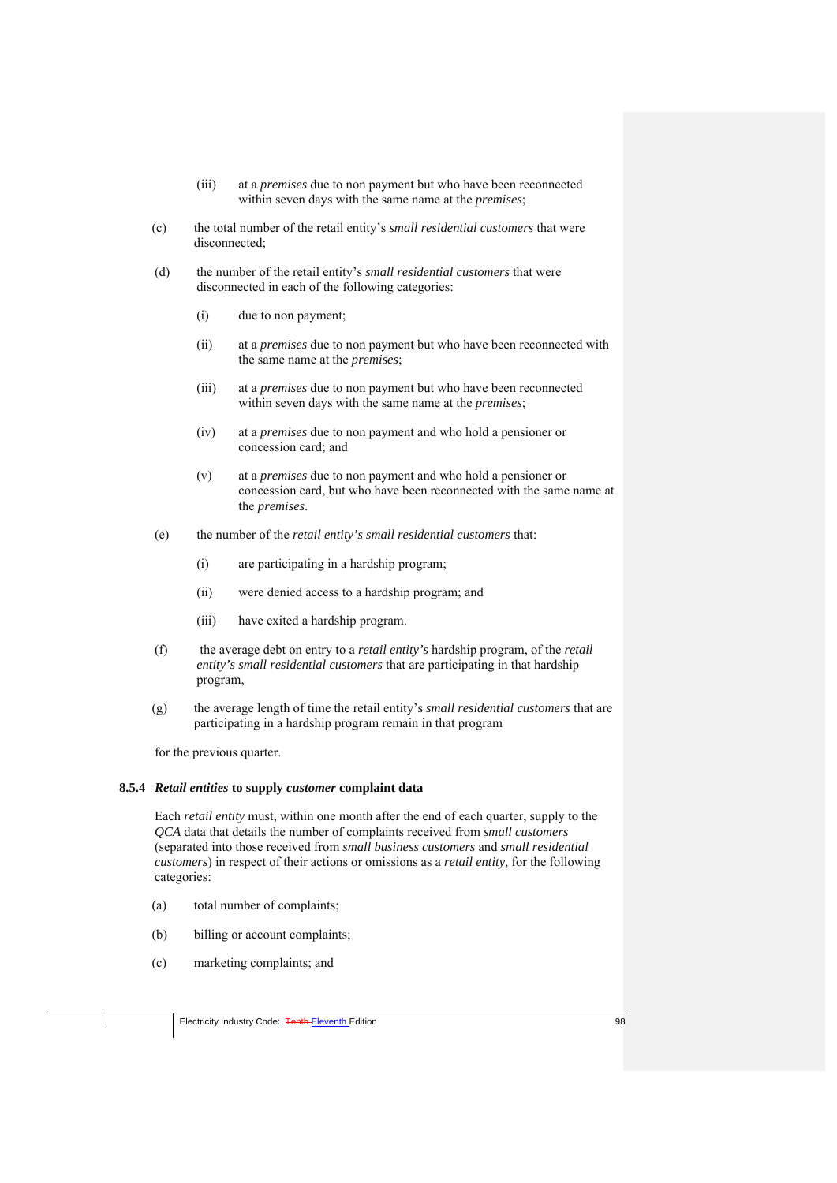(iii) at a *premises* due to non payment but who have been reconnected within seven days with the same name at the *premises*;

(c) the total number of the retail entity's *small residential customers* that were disconnected;

(d) the number of the retail entity's *small residential customers* that were disconnected in each of the following categories:

(i) due to non payment;

(ii) at a *premises* due to non payment but who have been reconnected with the same name at the *premises*;

(iii) at a *premises* due to non payment but who have been reconnected within seven days with the same name at the *premises*;

(iv) at a *premises* due to non payment and who hold a pensioner or concession card; and

(v) at a *premises* due to non payment and who hold a pensioner or concession card, but who have been reconnected with the same name at the *premises*.

(e) the number of the *retail entity's small residential customers* that:

(i) are participating in a hardship program;

(ii) were denied access to a hardship program; and

(iii) have exited a hardship program.

(f) the average debt on entry to a *retail entity's* hardship program, of the *retail entity's small residential customers* that are participating in that hardship program,

(g) the average length of time the retail entity's *small residential customers* that are participating in a hardship program remain in that program

for the previous quarter.

### 8.5.4 *Retail entities* to supply *customer* complaint data

Each *retail entity* must, within one month after the end of each quarter, supply to the *QCA* data that details the number of complaints received from *small customers* (separated into those received from *small business customers* and *small residential customers*) in respect of their actions or omissions as a *retail entity*, for the following categories:

(a) total number of complaints;

(b) billing or account complaints;

(c) marketing complaints; and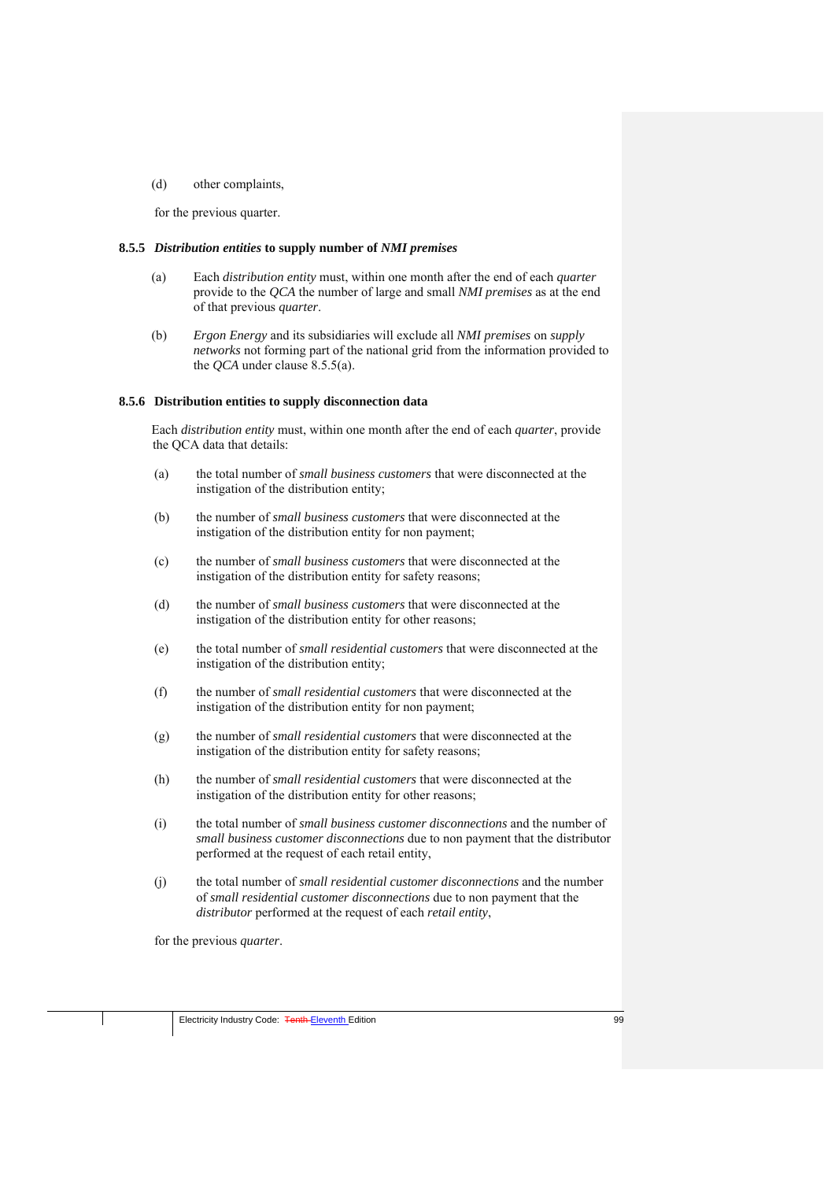(d) other complaints,

for the previous quarter.

### 8.5.5 *Distribution entities* to supply number of *NMI premises*

(a) Each *distribution entity* must, within one month after the end of each *quarter* provide to the *QCA* the number of large and small *NMI premises* as at the end of that previous *quarter*.

(b) *Ergon Energy* and its subsidiaries will exclude all *NMI premises* on *supply networks* not forming part of the national grid from the information provided to the *QCA* under clause 8.5.5(a).

### 8.5.6 Distribution entities to supply disconnection data

Each *distribution entity* must, within one month after the end of each *quarter*, provide the QCA data that details:

(a) the total number of *small business customers* that were disconnected at the instigation of the distribution entity;

(b) the number of *small business customers* that were disconnected at the instigation of the distribution entity for non payment;

(c) the number of *small business customers* that were disconnected at the instigation of the distribution entity for safety reasons;

(d) the number of *small business customers* that were disconnected at the instigation of the distribution entity for other reasons;

(e) the total number of *small residential customers* that were disconnected at the instigation of the distribution entity;

(f) the number of *small residential customers* that were disconnected at the instigation of the distribution entity for non payment;

(g) the number of *small residential customers* that were disconnected at the instigation of the distribution entity for safety reasons;

(h) the number of *small residential customers* that were disconnected at the instigation of the distribution entity for other reasons;

(i) the total number of *small business customer disconnections* and the number of *small business customer disconnections* due to non payment that the distributor performed at the request of each retail entity,

(j) the total number of *small residential customer disconnections* and the number of *small residential customer disconnections* due to non payment that the *distributor* performed at the request of each *retail entity*,

for the previous *quarter*.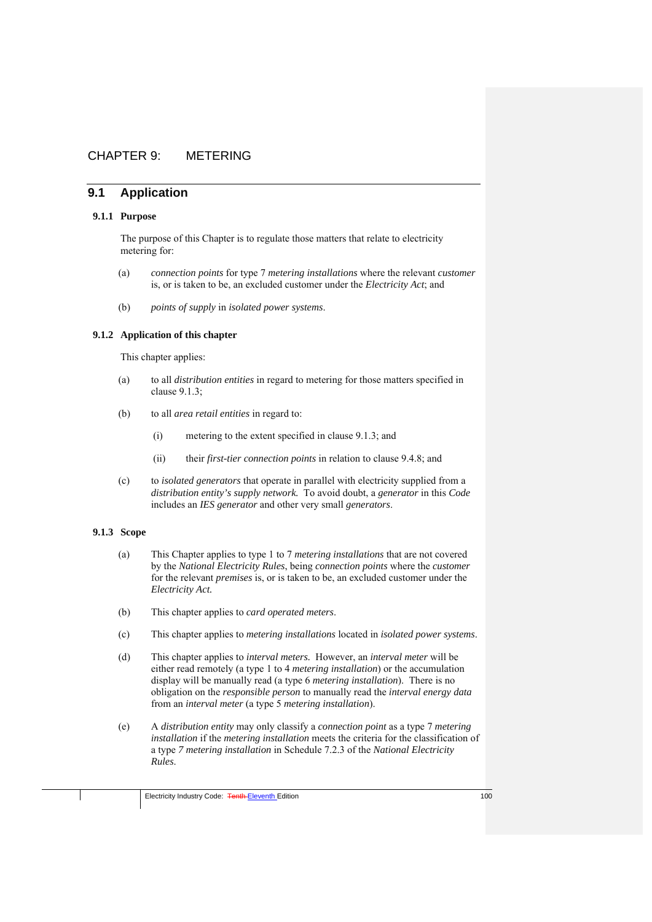# CHAPTER 9: METERING

## 9.1 Application

### 9.1.1 Purpose

The purpose of this Chapter is to regulate those matters that relate to electricity metering for:

(a) *connection points* for type 7 *metering installations* where the relevant *customer* is, or is taken to be, an excluded customer under the *Electricity Act*; and

(b) *points of supply* in *isolated power systems*.

### 9.1.2 Application of this chapter

This chapter applies:

(a) to all *distribution entities* in regard to metering for those matters specified in clause 9.1.3;

(b) to all *area retail entities* in regard to:

(i) metering to the extent specified in clause 9.1.3; and

(ii) their *first-tier connection points* in relation to clause 9.4.8; and

(c) to *isolated generators* that operate in parallel with electricity supplied from a *distribution entity's supply network.* To avoid doubt, a *generator* in this *Code* includes an *IES generator* and other very small *generators*.

### 9.1.3 Scope

(a) This Chapter applies to type 1 to 7 *metering installations* that are not covered by the *National Electricity Rules*, being *connection points* where the *customer* for the relevant *premises* is, or is taken to be, an excluded customer under the *Electricity Act.*

(b) This chapter applies to *card operated meters*.

(c) This chapter applies to *metering installations* located in *isolated power systems*.

(d) This chapter applies to *interval meters.* However, an *interval meter* will be either read remotely (a type 1 to 4 *metering installation*) or the accumulation display will be manually read (a type 6 *metering installation*). There is no obligation on the *responsible person* to manually read the *interval energy data* from an *interval meter* (a type 5 *metering installation*).

(e) A *distribution entity* may only classify a *connection point* as a type 7 *metering installation* if the *metering installation* meets the criteria for the classification of a type *7 metering installation* in Schedule 7.2.3 of the *National Electricity Rules.*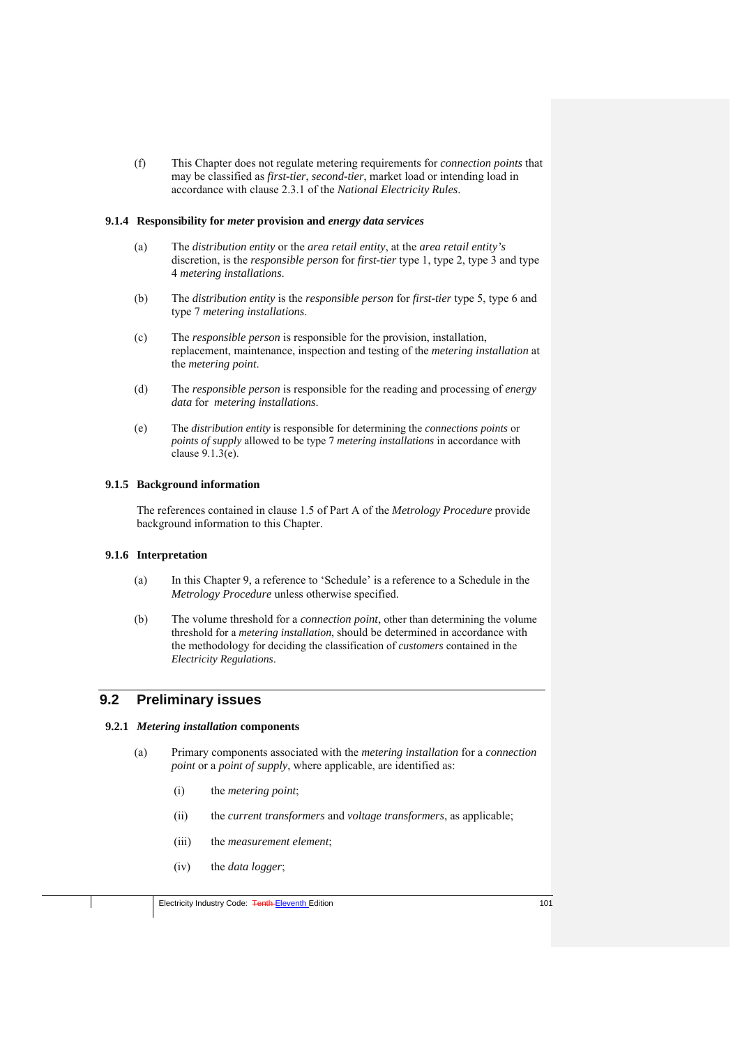(f) This Chapter does not regulate metering requirements for *connection points* that may be classified as *first-tier*, *second-tier*, market load or intending load in accordance with clause 2.3.1 of the *National Electricity Rules*.

### 9.1.4 Responsibility for *meter* provision and *energy data services*

(a) The *distribution entity* or the *area retail entity*, at the *area retail entity's* discretion, is the *responsible person* for *first-tier* type 1, type 2, type 3 and type 4 *metering installations*.

(b) The *distribution entity* is the *responsible person* for *first-tier* type 5, type 6 and type 7 *metering installations*.

(c) The *responsible person* is responsible for the provision, installation, replacement, maintenance, inspection and testing of the *metering installation* at the *metering point*.

(d) The *responsible person* is responsible for the reading and processing of *energy data* for *metering installations*.

(e) The *distribution entity* is responsible for determining the *connections points* or *points of supply* allowed to be type 7 *metering installations* in accordance with clause 9.1.3(e).

### 9.1.5 Background information

The references contained in clause 1.5 of Part A of the *Metrology Procedure* provide background information to this Chapter.

### 9.1.6 Interpretation

(a) In this Chapter 9, a reference to 'Schedule' is a reference to a Schedule in the *Metrology Procedure* unless otherwise specified.

(b) The volume threshold for a *connection point*, other than determining the volume threshold for a *metering installation*, should be determined in accordance with the methodology for deciding the classification of *customers* contained in the *Electricity Regulations*.

## 9.2 Preliminary issues

### 9.2.1 *Metering installation* components

(a) Primary components associated with the *metering installation* for a *connection point* or a *point of supply*, where applicable, are identified as:

(i) the *metering point*;

(ii) the *current transformers* and *voltage transformers*, as applicable;

(iii) the *measurement element*;

(iv) the *data logger*;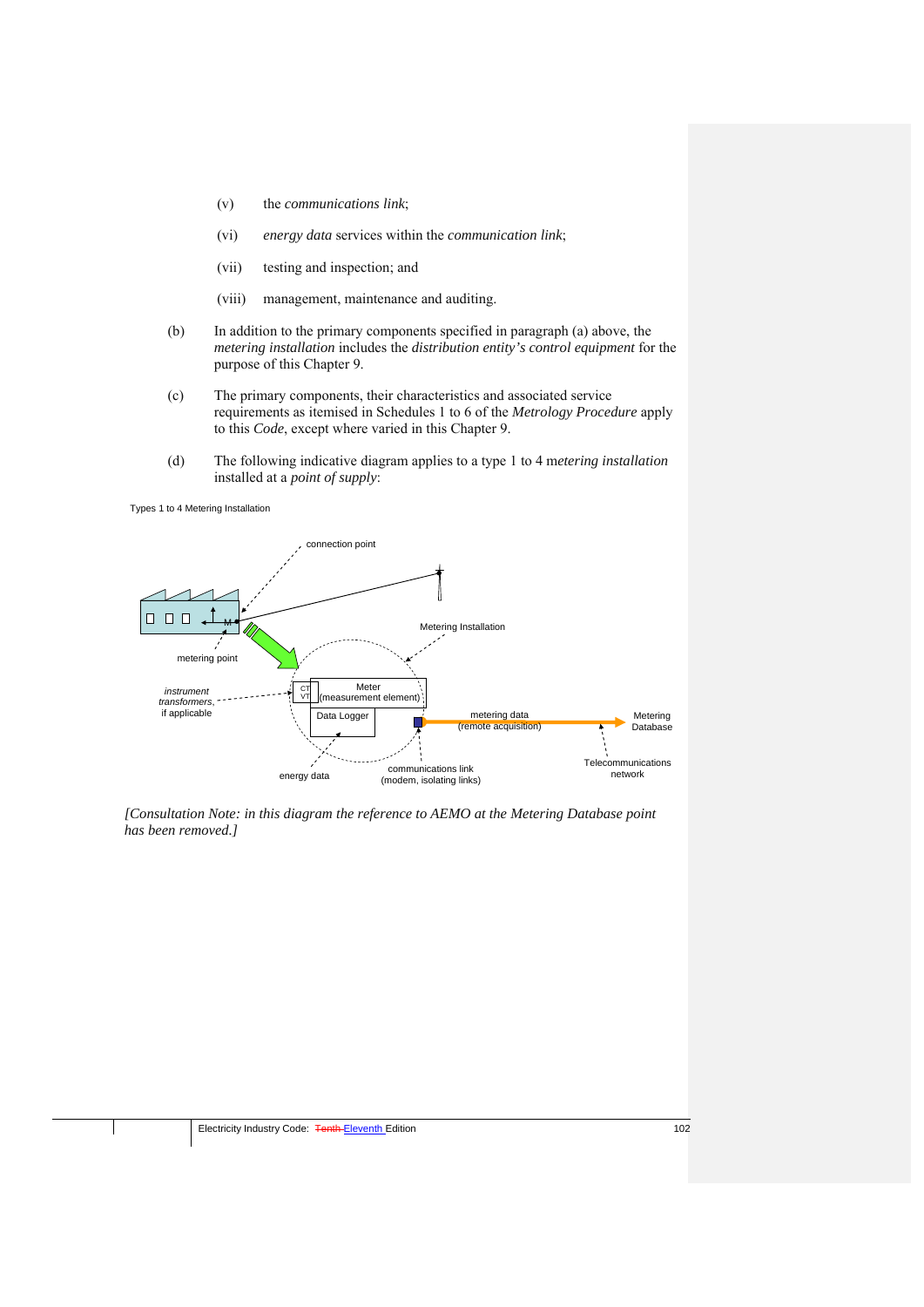(v) the *communications link*;

(vi) *energy data* services within the *communication link*;

(vii) testing and inspection; and

(viii) management, maintenance and auditing.

(b) In addition to the primary components specified in paragraph (a) above, the *metering installation* includes the *distribution entity's control equipment* for the purpose of this Chapter 9.

(c) The primary components, their characteristics and associated service requirements as itemised in Schedules 1 to 6 of the *Metrology Procedure* apply to this *Code*, except where varied in this Chapter 9.

(d) The following indicative diagram applies to a type 1 to 4 m*etering installation* installed at a *point of supply*:

Types 1 to 4 Metering Installation

connection point

Metering Installation

metering point

*instrument transformers*, if applicable

CT VT

Meter (measurement element)

Data Logger

metering data (remote acquisition)

Metering Database

energy data

communications link (modem, isolating links)

Telecommunications network

*[Consultation Note: in this diagram the reference to AEMO at the Metering Database point has been removed.]*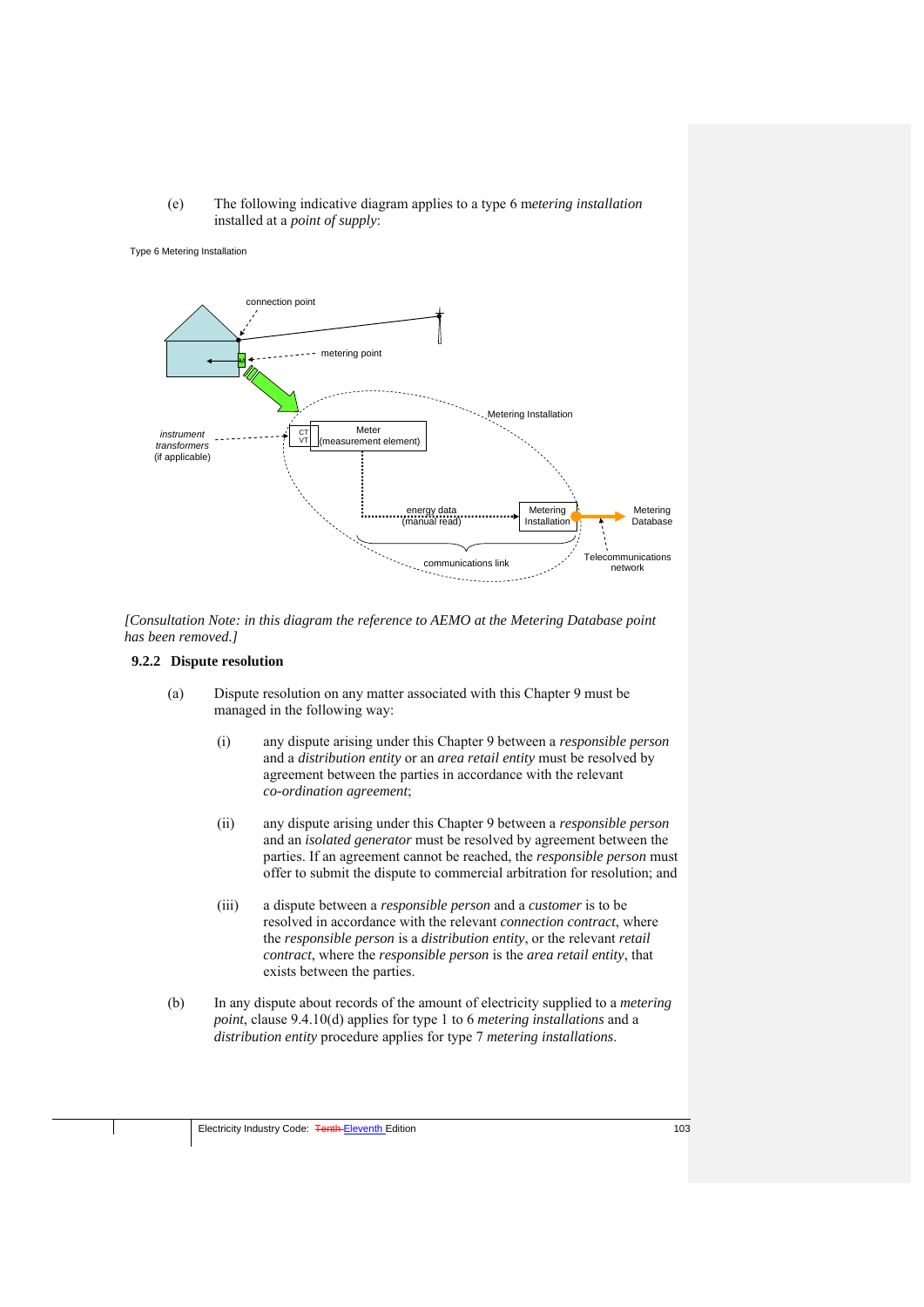(e) The following indicative diagram applies to a type 6 m*etering installation* installed at a *point of supply*:

Type 6 Metering Installation

connection point

metering point

Metering Installation

*instrument transformers* (if applicable)

CT VT

Meter (measurement element)

energy data (manual read)

Metering Installation

Metering Database

Telecommunications network

communications link

*[Consultation Note: in this diagram the reference to AEMO at the Metering Database point has been removed.]*

### 9.2.2 Dispute resolution

(a) Dispute resolution on any matter associated with this Chapter 9 must be managed in the following way:

(i) any dispute arising under this Chapter 9 between a *responsible person* and a *distribution entity* or an *area retail entity* must be resolved by agreement between the parties in accordance with the relevant *co-ordination agreement*;

(ii) any dispute arising under this Chapter 9 between a *responsible person* and an *isolated generator* must be resolved by agreement between the parties. If an agreement cannot be reached, the *responsible person* must offer to submit the dispute to commercial arbitration for resolution; and

(iii) a dispute between a *responsible person* and a *customer* is to be resolved in accordance with the relevant *connection contract*, where the *responsible person* is a *distribution entity*, or the relevant *retail contract*, where the *responsible person* is the *area retail entity*, that exists between the parties.

(b) In any dispute about records of the amount of electricity supplied to a *metering point*, clause 9.4.10(d) applies for type 1 to 6 *metering installations* and a *distribution entity* procedure applies for type 7 *metering installations*.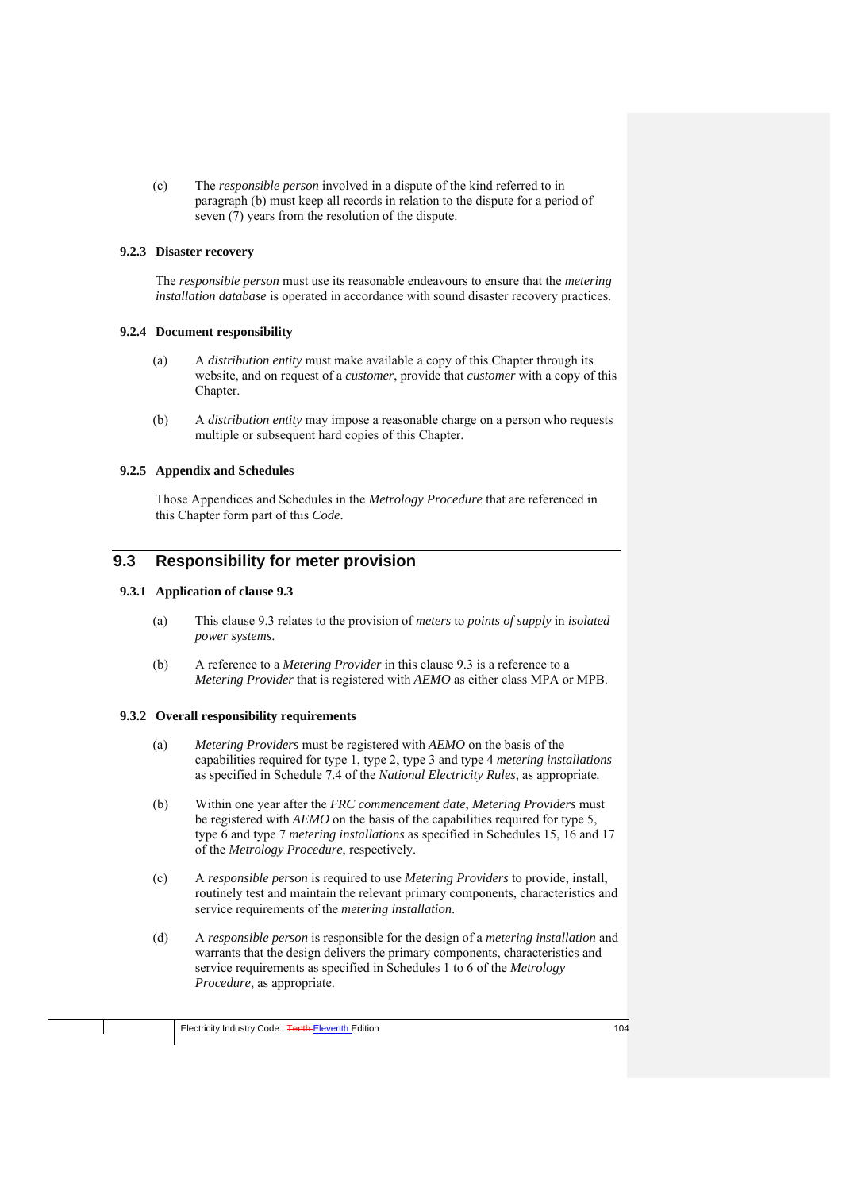(c) The *responsible person* involved in a dispute of the kind referred to in paragraph (b) must keep all records in relation to the dispute for a period of seven (7) years from the resolution of the dispute.

### 9.2.3 Disaster recovery

The *responsible person* must use its reasonable endeavours to ensure that the *metering installation database* is operated in accordance with sound disaster recovery practices.

### 9.2.4 Document responsibility

(a) A *distribution entity* must make available a copy of this Chapter through its website, and on request of a *customer*, provide that *customer* with a copy of this Chapter.

(b) A *distribution entity* may impose a reasonable charge on a person who requests multiple or subsequent hard copies of this Chapter.

### 9.2.5 Appendix and Schedules

Those Appendices and Schedules in the *Metrology Procedure* that are referenced in this Chapter form part of this *Code*.

## 9.3 Responsibility for meter provision

### 9.3.1 Application of clause 9.3

(a) This clause 9.3 relates to the provision of *meters* to *points of supply* in *isolated power systems*.

(b) A reference to a *Metering Provider* in this clause 9.3 is a reference to a *Metering Provider* that is registered with *AEMO* as either class MPA or MPB.

### 9.3.2 Overall responsibility requirements

(a) *Metering Providers* must be registered with *AEMO* on the basis of the capabilities required for type 1, type 2, type 3 and type 4 *metering installations* as specified in Schedule 7.4 of the *National Electricity Rules*, as appropriate.

(b) Within one year after the *FRC commencement date*, *Metering Providers* must be registered with *AEMO* on the basis of the capabilities required for type 5, type 6 and type 7 *metering installations* as specified in Schedules 15, 16 and 17 of the *Metrology Procedure*, respectively.

(c) A *responsible person* is required to use *Metering Providers* to provide, install, routinely test and maintain the relevant primary components, characteristics and service requirements of the *metering installation*.

(d) A *responsible person* is responsible for the design of a *metering installation* and warrants that the design delivers the primary components, characteristics and service requirements as specified in Schedules 1 to 6 of the *Metrology Procedure*, as appropriate.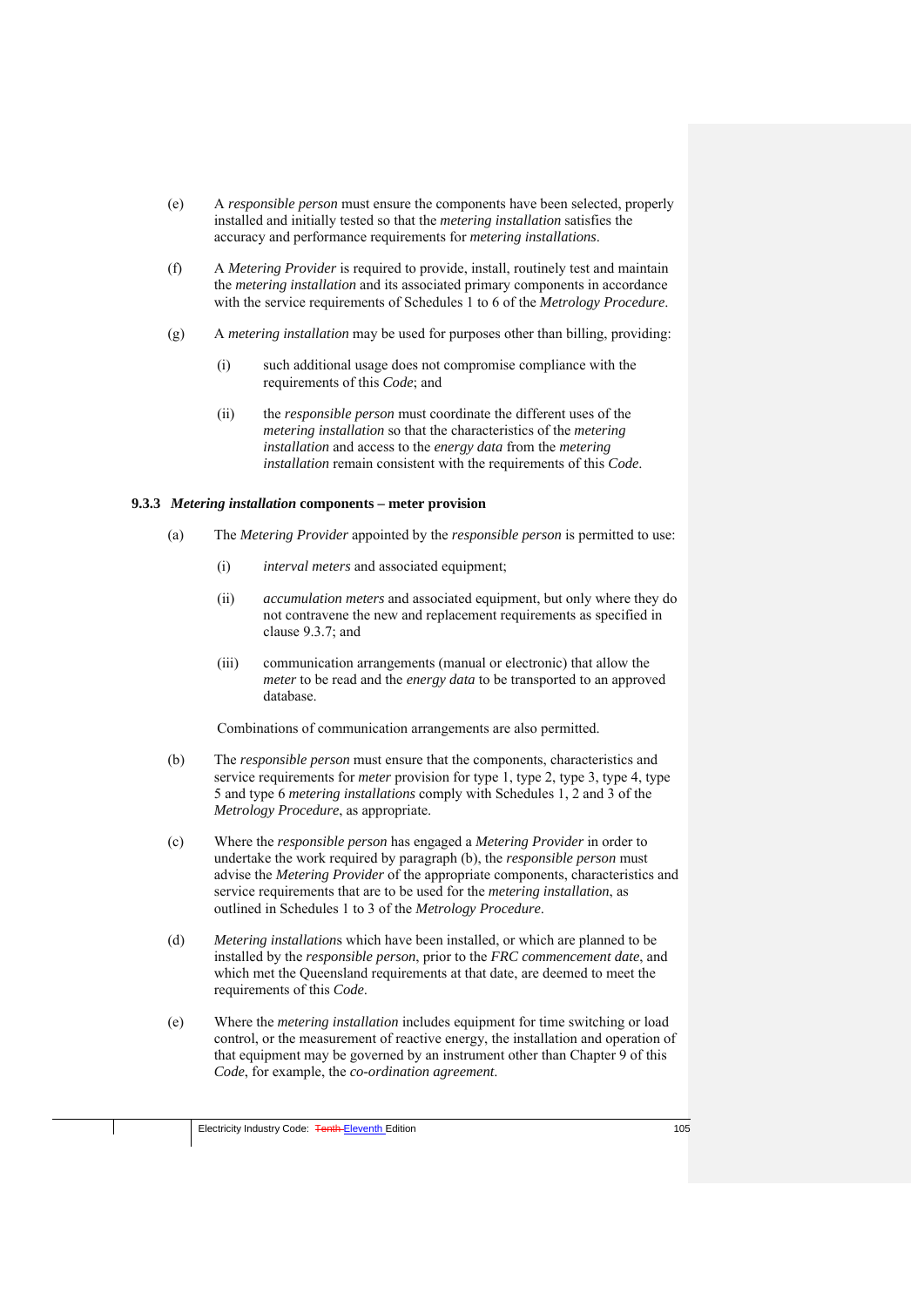(e) A *responsible person* must ensure the components have been selected, properly installed and initially tested so that the *metering installation* satisfies the accuracy and performance requirements for *metering installations*.

(f) A *Metering Provider* is required to provide, install, routinely test and maintain the *metering installation* and its associated primary components in accordance with the service requirements of Schedules 1 to 6 of the *Metrology Procedure*.

(g) A *metering installation* may be used for purposes other than billing, providing:

- (i) such additional usage does not compromise compliance with the requirements of this *Code*; and
- (ii) the *responsible person* must coordinate the different uses of the *metering installation* so that the characteristics of the *metering installation* and access to the *energy data* from the *metering installation* remain consistent with the requirements of this *Code*.

### 9.3.3 *Metering installation* components – meter provision

(a) The *Metering Provider* appointed by the *responsible person* is permitted to use:

- (i) *interval meters* and associated equipment;
- (ii) *accumulation meters* and associated equipment, but only where they do not contravene the new and replacement requirements as specified in clause 9.3.7; and
- (iii) communication arrangements (manual or electronic) that allow the *meter* to be read and the *energy data* to be transported to an approved database.

Combinations of communication arrangements are also permitted.

(b) The *responsible person* must ensure that the components, characteristics and service requirements for *meter* provision for type 1, type 2, type 3, type 4, type 5 and type 6 *metering installations* comply with Schedules 1, 2 and 3 of the *Metrology Procedure*, as appropriate.

(c) Where the *responsible person* has engaged a *Metering Provider* in order to undertake the work required by paragraph (b), the *responsible person* must advise the *Metering Provider* of the appropriate components, characteristics and service requirements that are to be used for the *metering installation*, as outlined in Schedules 1 to 3 of the *Metrology Procedure*.

(d) *Metering installation*s which have been installed, or which are planned to be installed by the *responsible person*, prior to the *FRC commencement date*, and which met the Queensland requirements at that date, are deemed to meet the requirements of this *Code*.

(e) Where the *metering installation* includes equipment for time switching or load control, or the measurement of reactive energy, the installation and operation of that equipment may be governed by an instrument other than Chapter 9 of this *Code*, for example, the *co-ordination agreement*.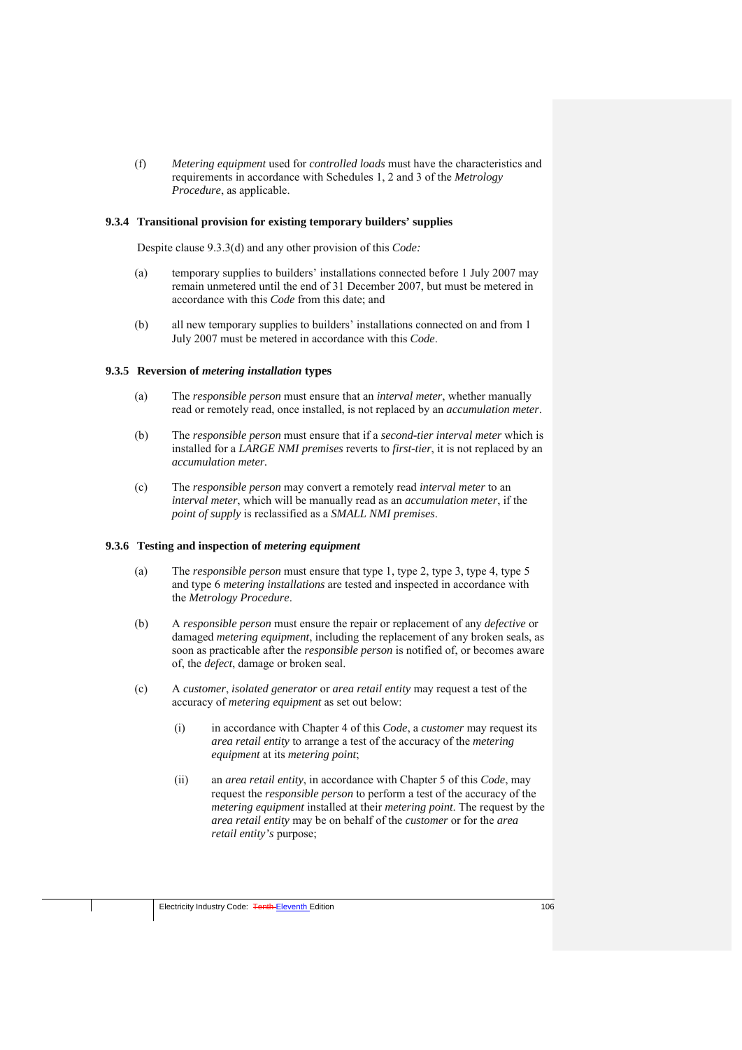(f) *Metering equipment* used for *controlled loads* must have the characteristics and requirements in accordance with Schedules 1, 2 and 3 of the *Metrology Procedure*, as applicable.

### 9.3.4 Transitional provision for existing temporary builders' supplies

Despite clause 9.3.3(d) and any other provision of this *Code:*

(a) temporary supplies to builders' installations connected before 1 July 2007 may remain unmetered until the end of 31 December 2007, but must be metered in accordance with this *Code* from this date; and

(b) all new temporary supplies to builders' installations connected on and from 1 July 2007 must be metered in accordance with this *Code*.

### 9.3.5 Reversion of *metering installation* types

(a) The *responsible person* must ensure that an *interval meter*, whether manually read or remotely read, once installed, is not replaced by an *accumulation meter*.

(b) The *responsible person* must ensure that if a *second-tier interval meter* which is installed for a *LARGE NMI premises* reverts to *first-tier*, it is not replaced by an *accumulation meter.*

(c) The *responsible person* may convert a remotely read *interval meter* to an *interval meter*, which will be manually read as an *accumulation meter*, if the *point of supply* is reclassified as a *SMALL NMI premises*.

### 9.3.6 Testing and inspection of *metering equipment*

(a) The *responsible person* must ensure that type 1, type 2, type 3, type 4, type 5 and type 6 *metering installations* are tested and inspected in accordance with the *Metrology Procedure*.

(b) A *responsible person* must ensure the repair or replacement of any *defective* or damaged *metering equipment*, including the replacement of any broken seals, as soon as practicable after the *responsible person* is notified of, or becomes aware of, the *defect*, damage or broken seal.

(c) A *customer*, *isolated generator* or *area retail entity* may request a test of the accuracy of *metering equipment* as set out below:

  (i) in accordance with Chapter 4 of this *Code*, a *customer* may request its *area retail entity* to arrange a test of the accuracy of the *metering equipment* at its *metering point*;

  (ii) an *area retail entity*, in accordance with Chapter 5 of this *Code*, may request the *responsible person* to perform a test of the accuracy of the *metering equipment* installed at their *metering point*. The request by the *area retail entity* may be on behalf of the *customer* or for the *area retail entity's* purpose;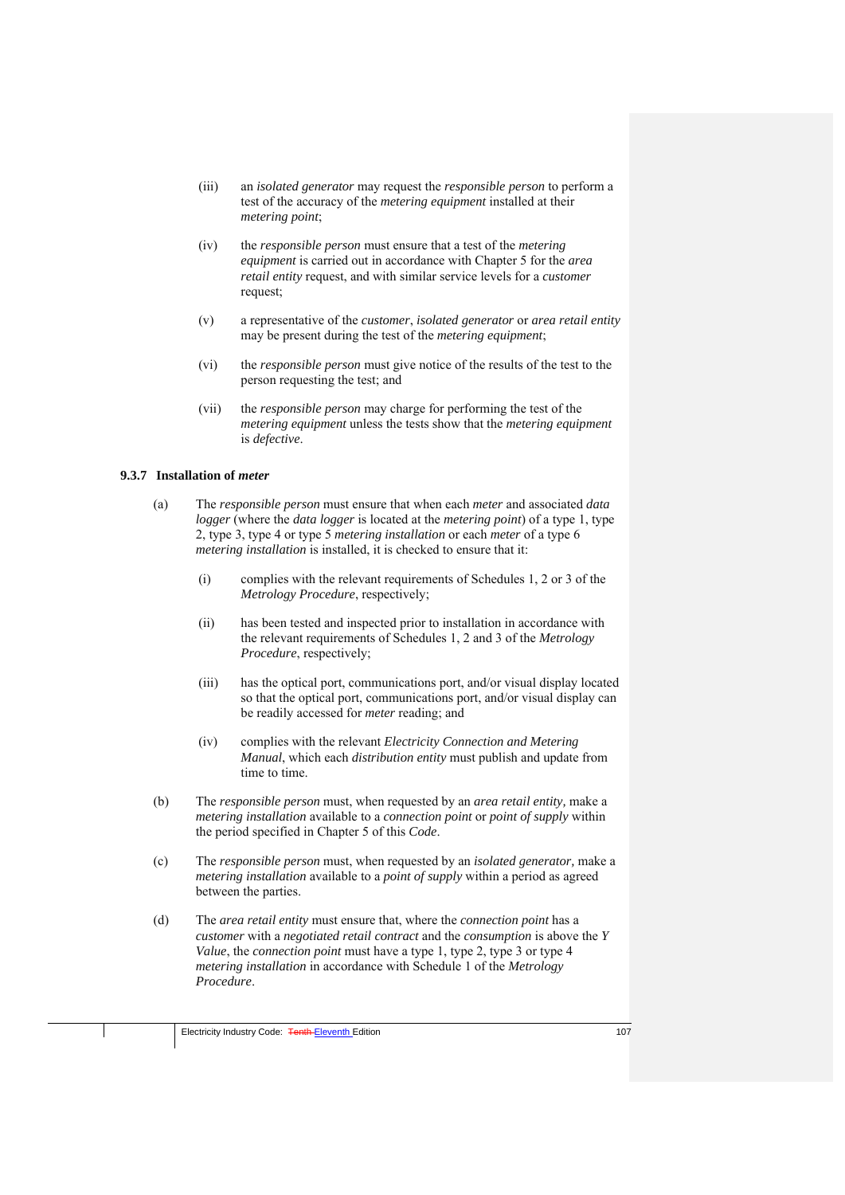(iii) an *isolated generator* may request the *responsible person* to perform a test of the accuracy of the *metering equipment* installed at their *metering point*;

(iv) the *responsible person* must ensure that a test of the *metering equipment* is carried out in accordance with Chapter 5 for the *area retail entity* request, and with similar service levels for a *customer* request;

(v) a representative of the *customer*, *isolated generator* or *area retail entity* may be present during the test of the *metering equipment*;

(vi) the *responsible person* must give notice of the results of the test to the person requesting the test; and

(vii) the *responsible person* may charge for performing the test of the *metering equipment* unless the tests show that the *metering equipment* is *defective*.

### 9.3.7 Installation of *meter*

(a) The *responsible person* must ensure that when each *meter* and associated *data logger* (where the *data logger* is located at the *metering point*) of a type 1, type 2, type 3, type 4 or type 5 *metering installation* or each *meter* of a type 6 *metering installation* is installed, it is checked to ensure that it:

(i) complies with the relevant requirements of Schedules 1, 2 or 3 of the *Metrology Procedure*, respectively;

(ii) has been tested and inspected prior to installation in accordance with the relevant requirements of Schedules 1, 2 and 3 of the *Metrology Procedure*, respectively;

(iii) has the optical port, communications port, and/or visual display located so that the optical port, communications port, and/or visual display can be readily accessed for *meter* reading; and

(iv) complies with the relevant *Electricity Connection and Metering Manual*, which each *distribution entity* must publish and update from time to time.

(b) The *responsible person* must, when requested by an *area retail entity,* make a *metering installation* available to a *connection point* or *point of supply* within the period specified in Chapter 5 of this *Code*.

(c) The *responsible person* must, when requested by an *isolated generator,* make a *metering installation* available to a *point of supply* within a period as agreed between the parties.

(d) The *area retail entity* must ensure that, where the *connection point* has a *customer* with a *negotiated retail contract* and the *consumption* is above the *Y Value*, the *connection point* must have a type 1, type 2, type 3 or type 4 *metering installation* in accordance with Schedule 1 of the *Metrology Procedure*.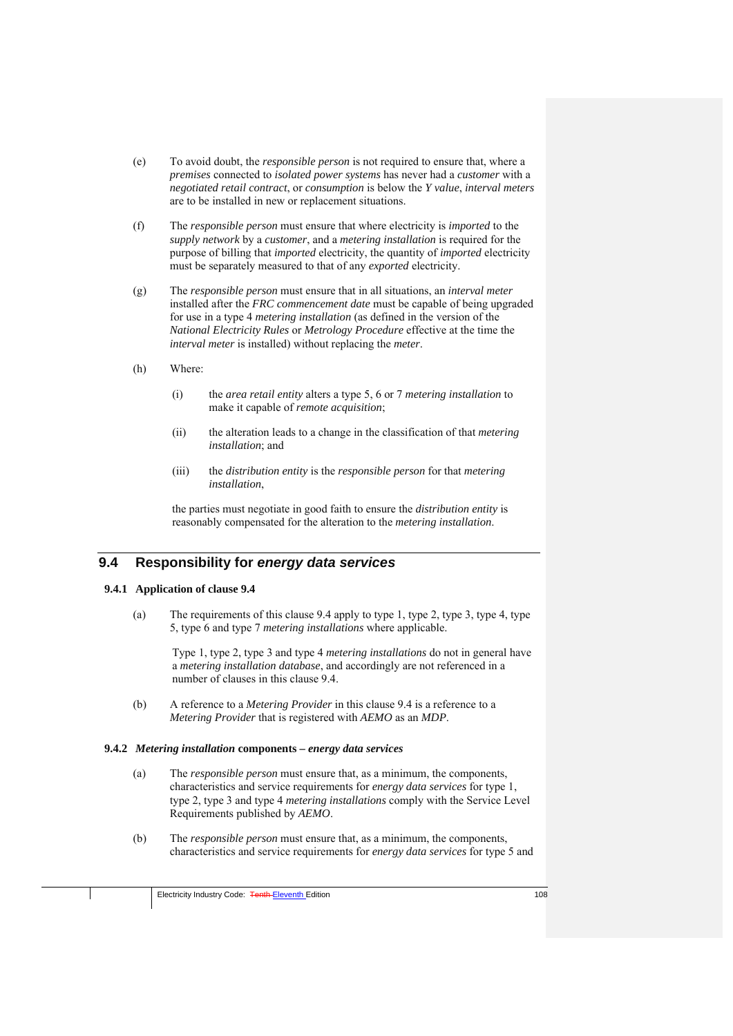(e) To avoid doubt, the *responsible person* is not required to ensure that, where a *premises* connected to *isolated power systems* has never had a *customer* with a *negotiated retail contract*, or *consumption* is below the *Y value*, *interval meters* are to be installed in new or replacement situations.

(f) The *responsible person* must ensure that where electricity is *imported* to the *supply network* by a *customer*, and a *metering installation* is required for the purpose of billing that *imported* electricity, the quantity of *imported* electricity must be separately measured to that of any *exported* electricity.

(g) The *responsible person* must ensure that in all situations, an *interval meter* installed after the *FRC commencement date* must be capable of being upgraded for use in a type 4 *metering installation* (as defined in the version of the *National Electricity Rules* or *Metrology Procedure* effective at the time the *interval meter* is installed) without replacing the *meter*.

(h) Where:

  (i) the *area retail entity* alters a type 5, 6 or 7 *metering installation* to make it capable of *remote acquisition*;

  (ii) the alteration leads to a change in the classification of that *metering installation*; and

  (iii) the *distribution entity* is the *responsible person* for that *metering installation*,

  the parties must negotiate in good faith to ensure the *distribution entity* is reasonably compensated for the alteration to the *metering installation*.

## 9.4 Responsibility for *energy data services*

### 9.4.1 Application of clause 9.4

(a) The requirements of this clause 9.4 apply to type 1, type 2, type 3, type 4, type 5, type 6 and type 7 *metering installations* where applicable.

  Type 1, type 2, type 3 and type 4 *metering installations* do not in general have a *metering installation database*, and accordingly are not referenced in a number of clauses in this clause 9.4.

(b) A reference to a *Metering Provider* in this clause 9.4 is a reference to a *Metering Provider* that is registered with *AEMO* as an *MDP*.

### 9.4.2 *Metering installation* components – *energy data services*

(a) The *responsible person* must ensure that, as a minimum, the components, characteristics and service requirements for *energy data services* for type 1, type 2, type 3 and type 4 *metering installations* comply with the Service Level Requirements published by *AEMO*.

(b) The *responsible person* must ensure that, as a minimum, the components, characteristics and service requirements for *energy data services* for type 5 and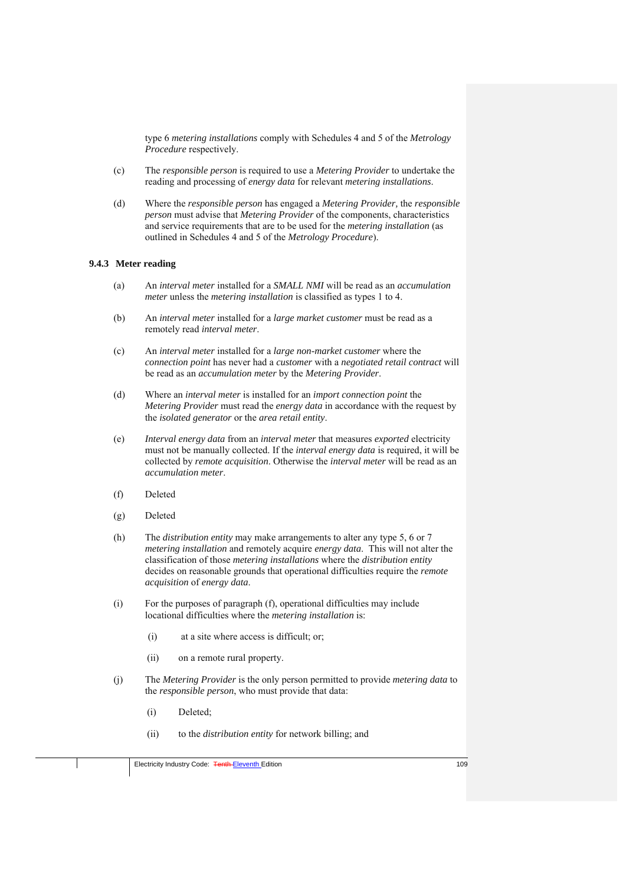type 6 *metering installations* comply with Schedules 4 and 5 of the *Metrology Procedure* respectively.

(c) The *responsible person* is required to use a *Metering Provider* to undertake the reading and processing of *energy data* for relevant *metering installations*.

(d) Where the *responsible person* has engaged a *Metering Provider*, the *responsible person* must advise that *Metering Provider* of the components, characteristics and service requirements that are to be used for the *metering installation* (as outlined in Schedules 4 and 5 of the *Metrology Procedure*).

### 9.4.3 Meter reading

(a) An *interval meter* installed for a *SMALL NMI* will be read as an *accumulation meter* unless the *metering installation* is classified as types 1 to 4.

(b) An *interval meter* installed for a *large market customer* must be read as a remotely read *interval meter*.

(c) An *interval meter* installed for a *large non-market customer* where the *connection point* has never had a *customer* with a *negotiated retail contract* will be read as an *accumulation meter* by the *Metering Provider*.

(d) Where an *interval meter* is installed for an *import connection point* the *Metering Provider* must read the *energy data* in accordance with the request by the *isolated generator* or the *area retail entity*.

(e) *Interval energy data* from an *interval meter* that measures *exported* electricity must not be manually collected. If the *interval energy data* is required, it will be collected by *remote acquisition*. Otherwise the *interval meter* will be read as an *accumulation meter*.

(f) Deleted

(g) Deleted

(h) The *distribution entity* may make arrangements to alter any type 5, 6 or 7 *metering installation* and remotely acquire *energy data*. This will not alter the classification of those *metering installations* where the *distribution entity* decides on reasonable grounds that operational difficulties require the *remote acquisition* of *energy data*.

(i) For the purposes of paragraph (f), operational difficulties may include locational difficulties where the *metering installation* is:

  (i) at a site where access is difficult; or;

  (ii) on a remote rural property.

(j) The *Metering Provider* is the only person permitted to provide *metering data* to the *responsible person*, who must provide that data:

  (i) Deleted;

  (ii) to the *distribution entity* for network billing; and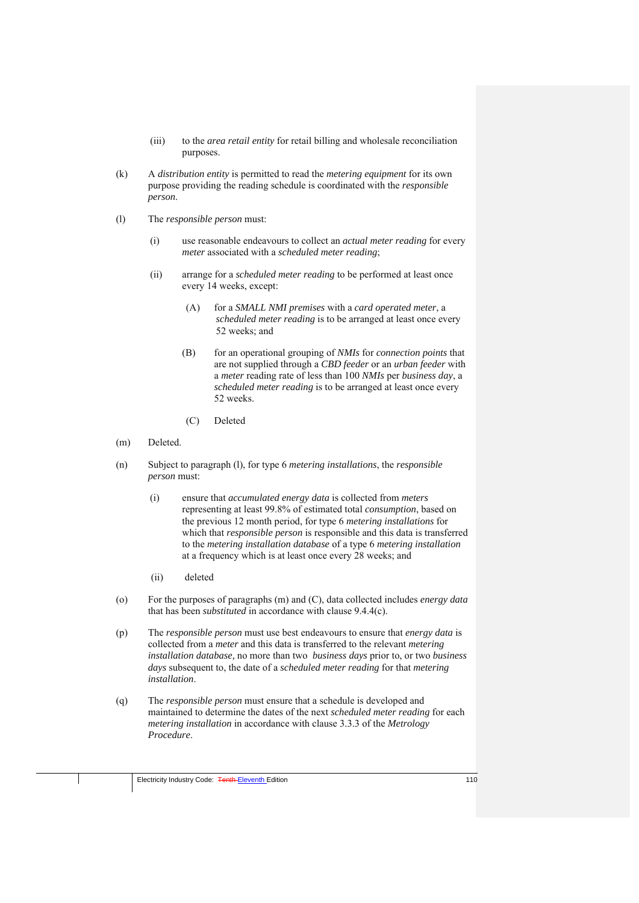(iii) to the *area retail entity* for retail billing and wholesale reconciliation purposes.

(k) A *distribution entity* is permitted to read the *metering equipment* for its own purpose providing the reading schedule is coordinated with the *responsible person*.

(l) The *responsible person* must:

(i) use reasonable endeavours to collect an *actual meter reading* for every *meter* associated with a *scheduled meter reading*;

(ii) arrange for a *scheduled meter reading* to be performed at least once every 14 weeks, except:

(A) for a *SMALL NMI premises* with a *card operated meter*, a *scheduled meter reading* is to be arranged at least once every 52 weeks; and

(B) for an operational grouping of *NMIs* for *connection points* that are not supplied through a *CBD feeder* or an *urban feeder* with a *meter* reading rate of less than 100 *NMIs* per *business day*, a *scheduled meter reading* is to be arranged at least once every 52 weeks.

(C) Deleted

(m) Deleted.

(n) Subject to paragraph (l), for type 6 *metering installations*, the *responsible person* must:

(i) ensure that *accumulated energy data* is collected from *meters* representing at least 99.8% of estimated total *consumption*, based on the previous 12 month period, for type 6 *metering installations* for which that *responsible person* is responsible and this data is transferred to the *metering installation database* of a type 6 *metering installation* at a frequency which is at least once every 28 weeks; and

(ii) deleted

(o) For the purposes of paragraphs (m) and (C), data collected includes *energy data* that has been *substituted* in accordance with clause 9.4.4(c).

(p) The *responsible person* must use best endeavours to ensure that *energy data* is collected from a *meter* and this data is transferred to the relevant *metering installation database,* no more than two *business days* prior to, or two *business days* subsequent to, the date of a *scheduled meter reading* for that *metering installation*.

(q) The *responsible person* must ensure that a schedule is developed and maintained to determine the dates of the next *scheduled meter reading* for each *metering installation* in accordance with clause 3.3.3 of the *Metrology Procedure*.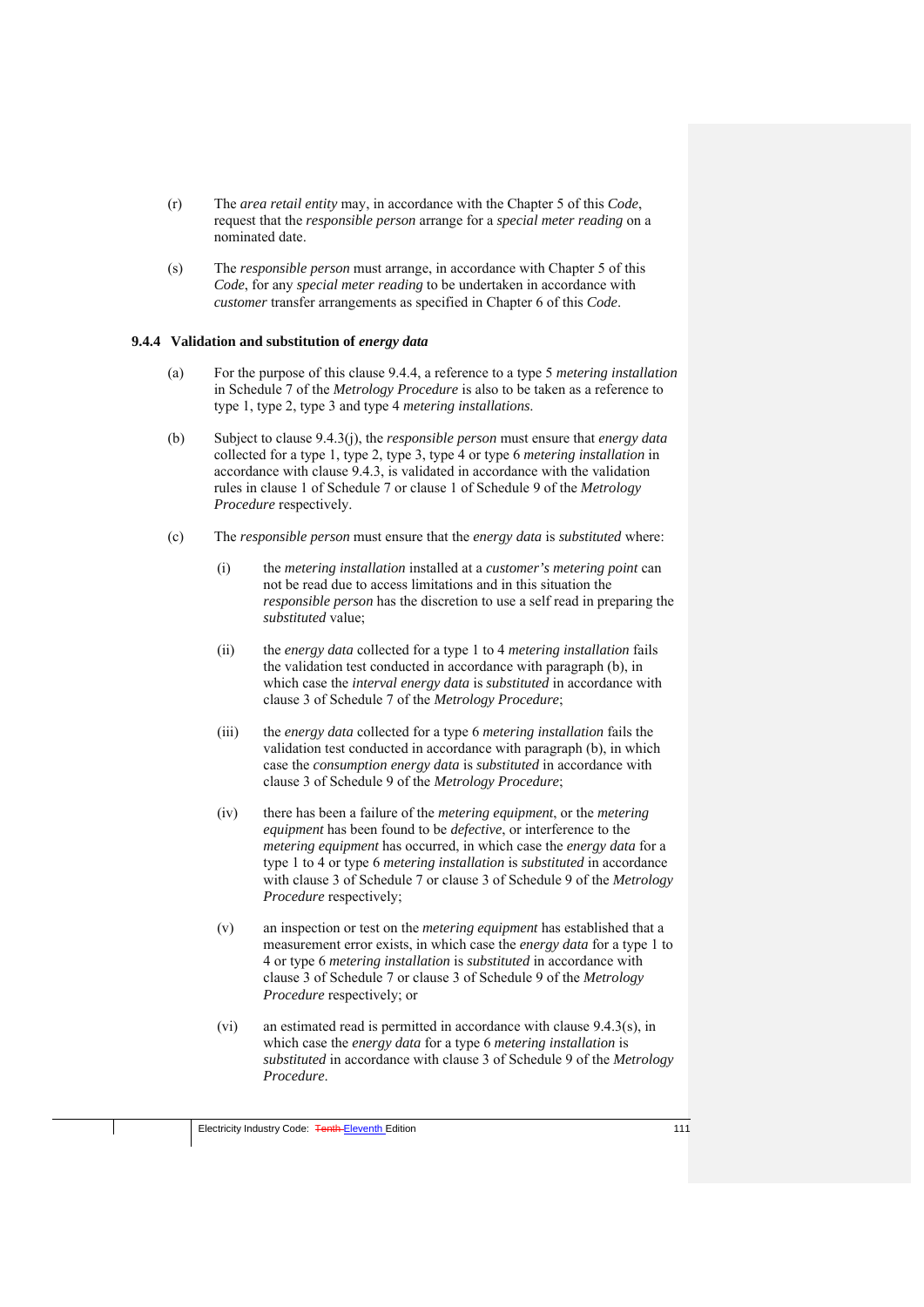(r) The *area retail entity* may, in accordance with the Chapter 5 of this *Code*, request that the *responsible person* arrange for a *special meter reading* on a nominated date.

(s) The *responsible person* must arrange, in accordance with Chapter 5 of this *Code*, for any *special meter reading* to be undertaken in accordance with *customer* transfer arrangements as specified in Chapter 6 of this *Code*.

### 9.4.4 Validation and substitution of *energy data*

(a) For the purpose of this clause 9.4.4, a reference to a type 5 *metering installation* in Schedule 7 of the *Metrology Procedure* is also to be taken as a reference to type 1, type 2, type 3 and type 4 *metering installations*.

(b) Subject to clause 9.4.3(j), the *responsible person* must ensure that *energy data* collected for a type 1, type 2, type 3, type 4 or type 6 *metering installation* in accordance with clause 9.4.3, is validated in accordance with the validation rules in clause 1 of Schedule 7 or clause 1 of Schedule 9 of the *Metrology Procedure* respectively.

(c) The *responsible person* must ensure that the *energy data* is *substituted* where:

(i) the *metering installation* installed at a *customer's metering point* can not be read due to access limitations and in this situation the *responsible person* has the discretion to use a self read in preparing the *substituted* value;

(ii) the *energy data* collected for a type 1 to 4 *metering installation* fails the validation test conducted in accordance with paragraph (b), in which case the *interval energy data* is *substituted* in accordance with clause 3 of Schedule 7 of the *Metrology Procedure*;

(iii) the *energy data* collected for a type 6 *metering installation* fails the validation test conducted in accordance with paragraph (b), in which case the *consumption energy data* is *substituted* in accordance with clause 3 of Schedule 9 of the *Metrology Procedure*;

(iv) there has been a failure of the *metering equipment*, or the *metering equipment* has been found to be *defective*, or interference to the *metering equipment* has occurred, in which case the *energy data* for a type 1 to 4 or type 6 *metering installation* is *substituted* in accordance with clause 3 of Schedule 7 or clause 3 of Schedule 9 of the *Metrology Procedure* respectively;

(v) an inspection or test on the *metering equipment* has established that a measurement error exists, in which case the *energy data* for a type 1 to 4 or type 6 *metering installation* is *substituted* in accordance with clause 3 of Schedule 7 or clause 3 of Schedule 9 of the *Metrology Procedure* respectively; or

(vi) an estimated read is permitted in accordance with clause 9.4.3(s), in which case the *energy data* for a type 6 *metering installation* is *substituted* in accordance with clause 3 of Schedule 9 of the *Metrology Procedure*.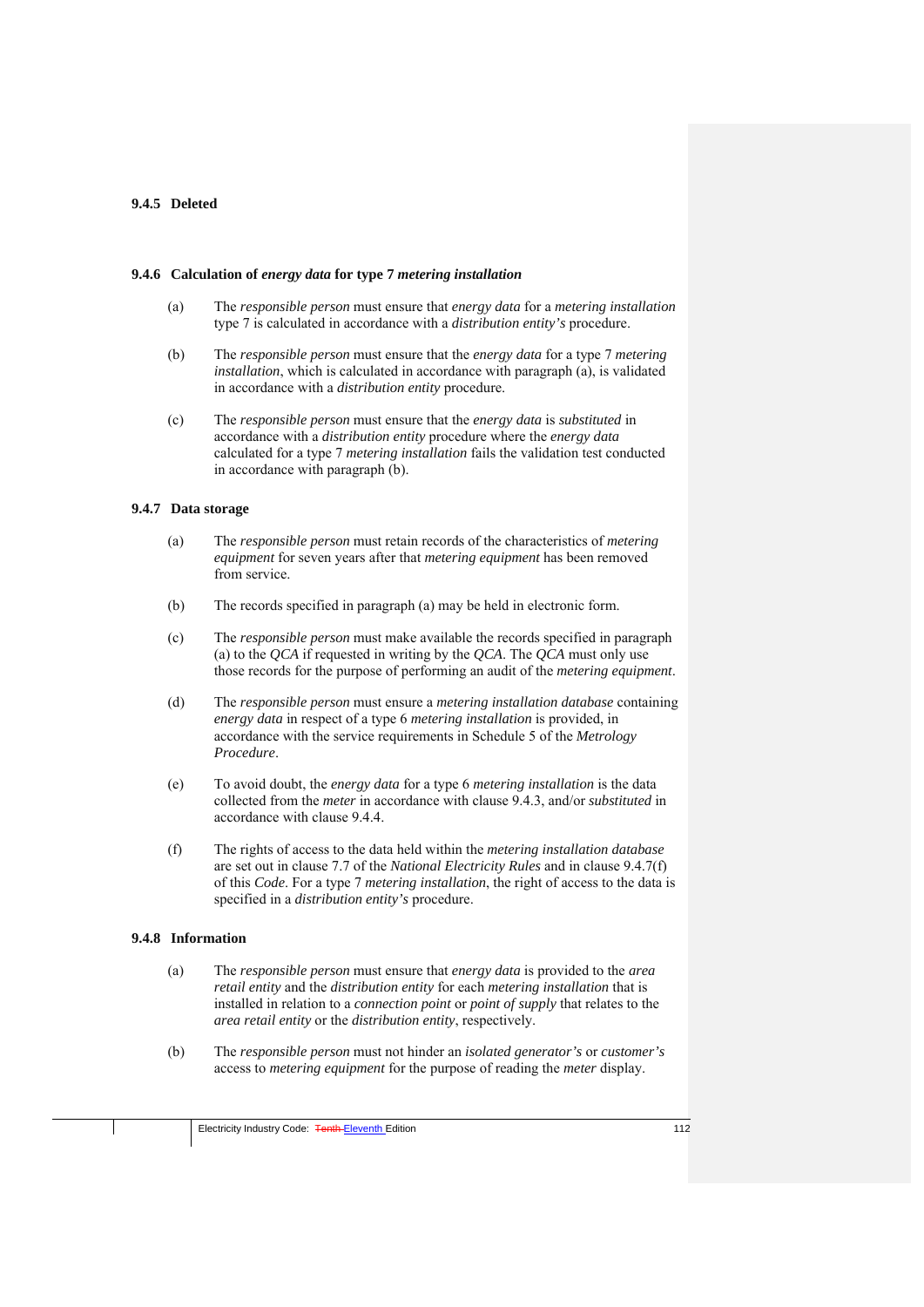### 9.4.5 Deleted

### 9.4.6 Calculation of *energy data* for type 7 *metering installation*

(a) The *responsible person* must ensure that *energy data* for a *metering installation* type 7 is calculated in accordance with a *distribution entity's* procedure.

(b) The *responsible person* must ensure that the *energy data* for a type 7 *metering installation*, which is calculated in accordance with paragraph (a), is validated in accordance with a *distribution entity* procedure.

(c) The *responsible person* must ensure that the *energy data* is *substituted* in accordance with a *distribution entity* procedure where the *energy data* calculated for a type 7 *metering installation* fails the validation test conducted in accordance with paragraph (b).

### 9.4.7 Data storage

(a) The *responsible person* must retain records of the characteristics of *metering equipment* for seven years after that *metering equipment* has been removed from service.

(b) The records specified in paragraph (a) may be held in electronic form.

(c) The *responsible person* must make available the records specified in paragraph (a) to the *QCA* if requested in writing by the *QCA*. The *QCA* must only use those records for the purpose of performing an audit of the *metering equipment*.

(d) The *responsible person* must ensure a *metering installation database* containing *energy data* in respect of a type 6 *metering installation* is provided, in accordance with the service requirements in Schedule 5 of the *Metrology Procedure*.

(e) To avoid doubt, the *energy data* for a type 6 *metering installation* is the data collected from the *meter* in accordance with clause 9.4.3, and/or *substituted* in accordance with clause 9.4.4.

(f) The rights of access to the data held within the *metering installation database* are set out in clause 7.7 of the *National Electricity Rules* and in clause 9.4.7(f) of this *Code*. For a type 7 *metering installation*, the right of access to the data is specified in a *distribution entity's* procedure.

### 9.4.8 Information

(a) The *responsible person* must ensure that *energy data* is provided to the *area retail entity* and the *distribution entity* for each *metering installation* that is installed in relation to a *connection point* or *point of supply* that relates to the *area retail entity* or the *distribution entity*, respectively.

(b) The *responsible person* must not hinder an *isolated generator's* or *customer's* access to *metering equipment* for the purpose of reading the *meter* display.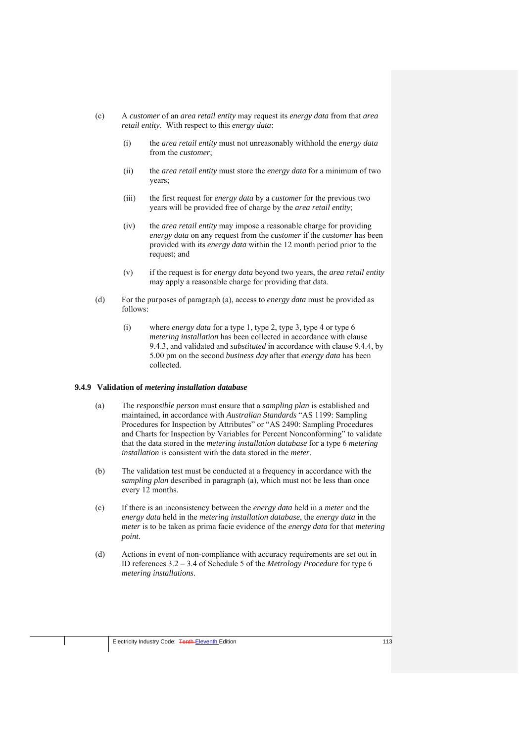(c) A *customer* of an *area retail entity* may request its *energy data* from that *area retail entity*. With respect to this *energy data*:

(i) the *area retail entity* must not unreasonably withhold the *energy data* from the *customer*;

(ii) the *area retail entity* must store the *energy data* for a minimum of two years;

(iii) the first request for *energy data* by a *customer* for the previous two years will be provided free of charge by the *area retail entity*;

(iv) the *area retail entity* may impose a reasonable charge for providing *energy data* on any request from the *customer* if the *customer* has been provided with its *energy data* within the 12 month period prior to the request; and

(v) if the request is for *energy data* beyond two years, the *area retail entity* may apply a reasonable charge for providing that data.

(d) For the purposes of paragraph (a), access to *energy data* must be provided as follows:

(i) where *energy data* for a type 1, type 2, type 3, type 4 or type 6 *metering installation* has been collected in accordance with clause 9.4.3, and validated and *substituted* in accordance with clause 9.4.4, by 5.00 pm on the second *business day* after that *energy data* has been collected.

### 9.4.9 Validation of *metering installation database*

(a) The *responsible person* must ensure that a *sampling plan* is established and maintained, in accordance with *Australian Standards* "AS 1199: Sampling Procedures for Inspection by Attributes" or "AS 2490: Sampling Procedures and Charts for Inspection by Variables for Percent Nonconforming" to validate that the data stored in the *metering installation database* for a type 6 *metering installation* is consistent with the data stored in the *meter*.

(b) The validation test must be conducted at a frequency in accordance with the *sampling plan* described in paragraph (a), which must not be less than once every 12 months.

(c) If there is an inconsistency between the *energy data* held in a *meter* and the *energy data* held in the *metering installation database*, the *energy data* in the *meter* is to be taken as prima facie evidence of the *energy data* for that *metering point*.

(d) Actions in event of non-compliance with accuracy requirements are set out in ID references 3.2 – 3.4 of Schedule 5 of the *Metrology Procedure* for type 6 *metering installations*.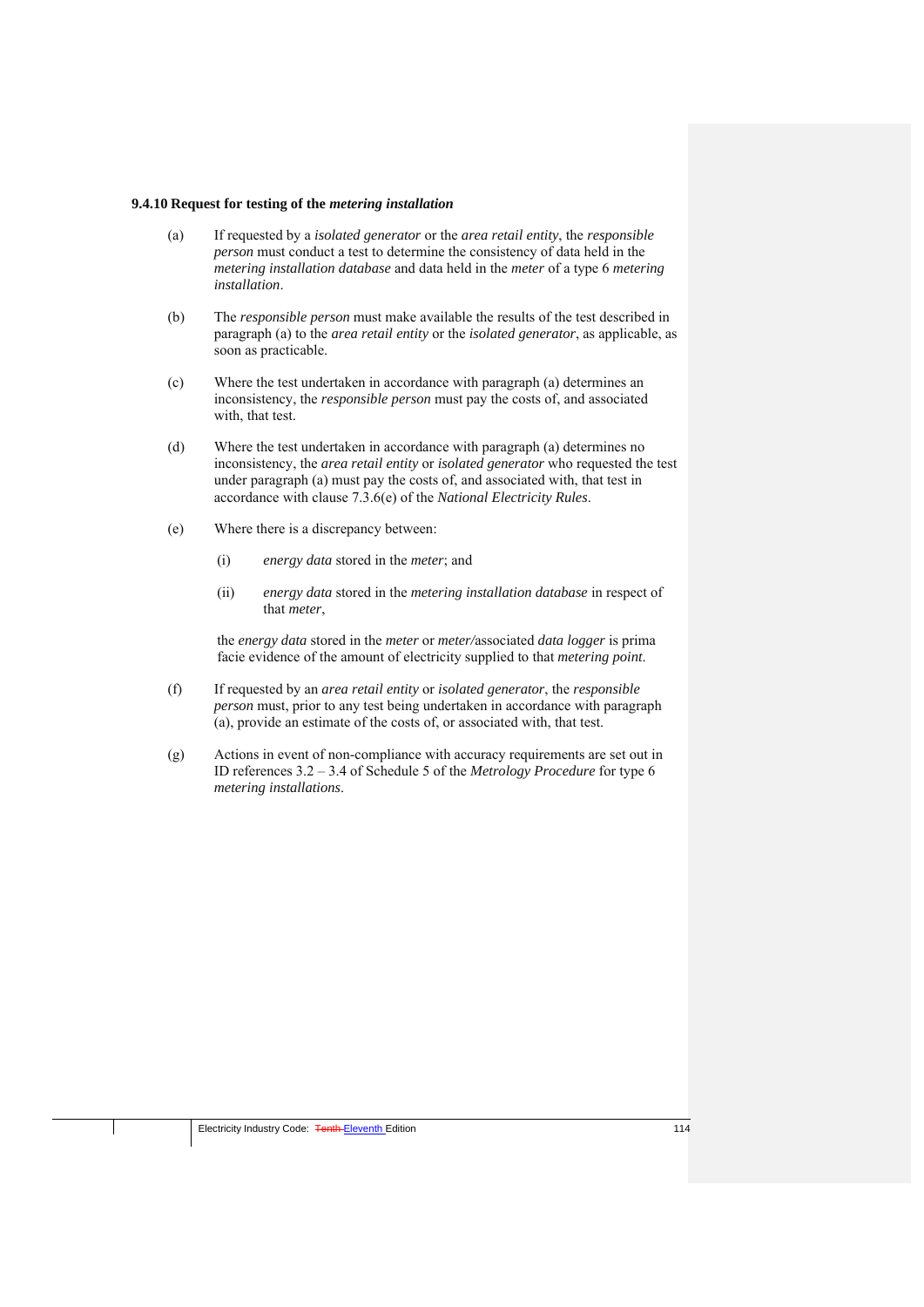### 9.4.10 Request for testing of the *metering installation*

(a) If requested by a *isolated generator* or the *area retail entity*, the *responsible person* must conduct a test to determine the consistency of data held in the *metering installation database* and data held in the *meter* of a type 6 *metering installation*.

(b) The *responsible person* must make available the results of the test described in paragraph (a) to the *area retail entity* or the *isolated generator*, as applicable, as soon as practicable.

(c) Where the test undertaken in accordance with paragraph (a) determines an inconsistency, the *responsible person* must pay the costs of, and associated with, that test.

(d) Where the test undertaken in accordance with paragraph (a) determines no inconsistency, the *area retail entity* or *isolated generator* who requested the test under paragraph (a) must pay the costs of, and associated with, that test in accordance with clause 7.3.6(e) of the *National Electricity Rules*.

(e) Where there is a discrepancy between:

(i) *energy data* stored in the *meter*; and

(ii) *energy data* stored in the *metering installation database* in respect of that *meter*,

the *energy data* stored in the *meter* or *meter*/associated *data logger* is prima facie evidence of the amount of electricity supplied to that *metering point*.

(f) If requested by an *area retail entity* or *isolated generator*, the *responsible person* must, prior to any test being undertaken in accordance with paragraph (a), provide an estimate of the costs of, or associated with, that test.

(g) Actions in event of non-compliance with accuracy requirements are set out in ID references 3.2 – 3.4 of Schedule 5 of the *Metrology Procedure* for type 6 *metering installations*.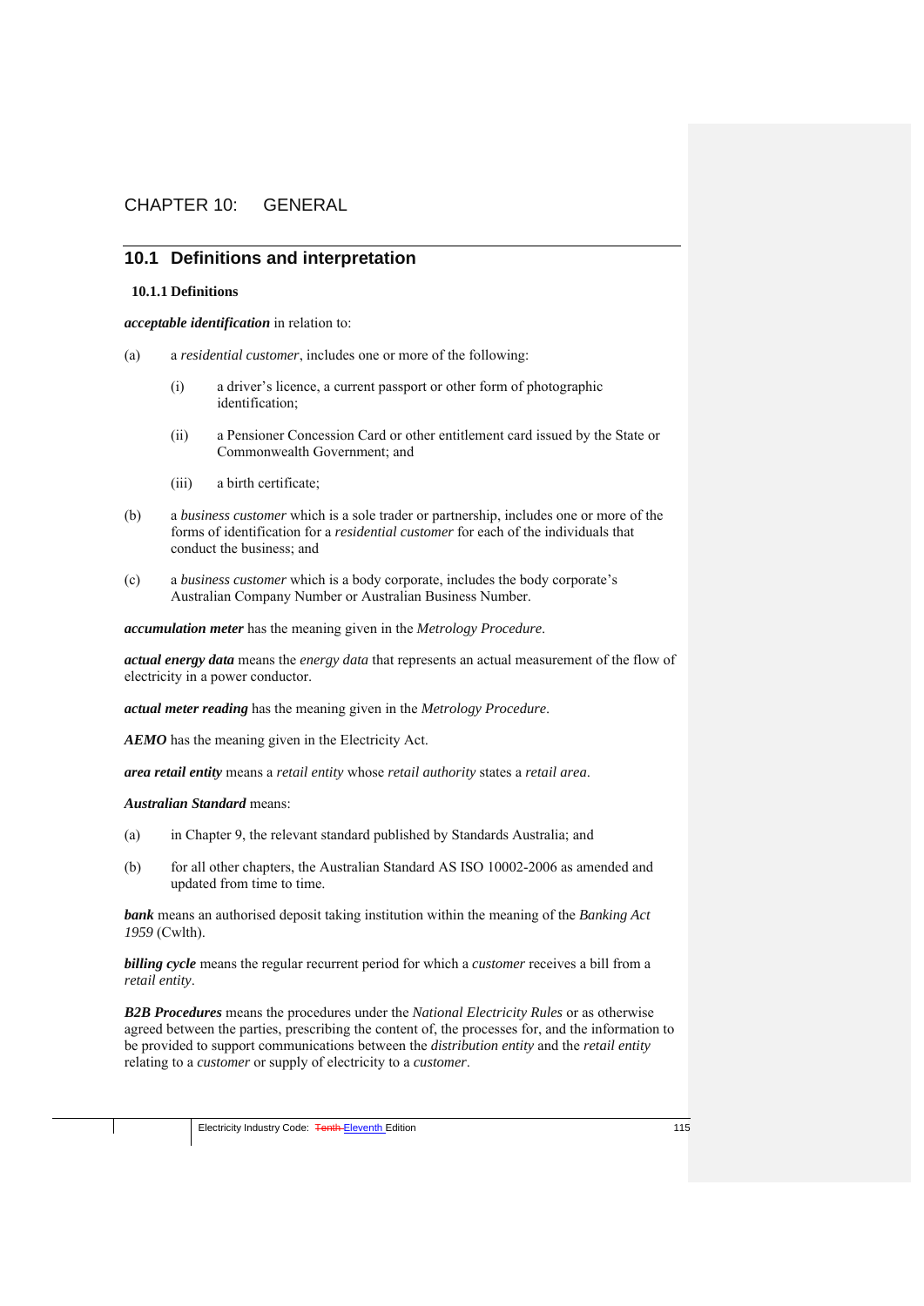# CHAPTER 10: GENERAL

## 10.1 Definitions and interpretation

### 10.1.1 Definitions

***acceptable identification*** in relation to:

(a) a *residential customer*, includes one or more of the following:

  (i) a driver's licence, a current passport or other form of photographic identification;

  (ii) a Pensioner Concession Card or other entitlement card issued by the State or Commonwealth Government; and

  (iii) a birth certificate;

(b) a *business customer* which is a sole trader or partnership, includes one or more of the forms of identification for a *residential customer* for each of the individuals that conduct the business; and

(c) a *business customer* which is a body corporate, includes the body corporate's Australian Company Number or Australian Business Number.

***accumulation meter*** has the meaning given in the *Metrology Procedure*.

***actual energy data*** means the *energy data* that represents an actual measurement of the flow of electricity in a power conductor.

***actual meter reading*** has the meaning given in the *Metrology Procedure*.

***AEMO*** has the meaning given in the Electricity Act.

***area retail entity*** means a *retail entity* whose *retail authority* states a *retail area*.

***Australian Standard*** means:

(a) in Chapter 9, the relevant standard published by Standards Australia; and

(b) for all other chapters, the Australian Standard AS ISO 10002-2006 as amended and updated from time to time.

***bank*** means an authorised deposit taking institution within the meaning of the *Banking Act 1959* (Cwlth).

***billing cycle*** means the regular recurrent period for which a *customer* receives a bill from a *retail entity*.

***B2B Procedures*** means the procedures under the *National Electricity Rules* or as otherwise agreed between the parties, prescribing the content of, the processes for, and the information to be provided to support communications between the *distribution entity* and the *retail entity* relating to a *customer* or supply of electricity to a *customer*.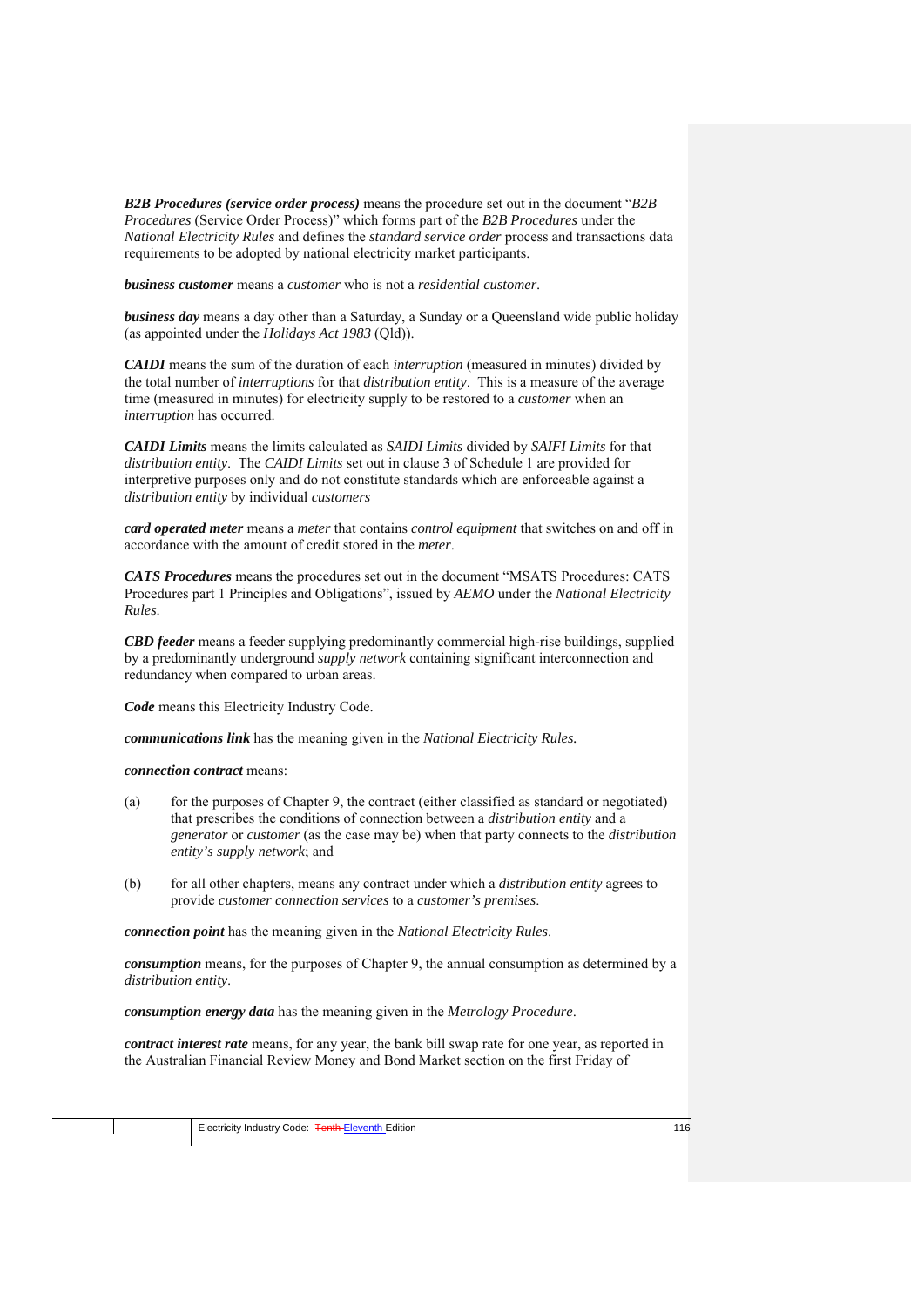***B2B Procedures (service order process)*** means the procedure set out in the document "*B2B Procedures* (Service Order Process)" which forms part of the *B2B Procedures* under the *National Electricity Rules* and defines the *standard service order* process and transactions data requirements to be adopted by national electricity market participants.

***business customer*** means a *customer* who is not a *residential customer*.

***business day*** means a day other than a Saturday, a Sunday or a Queensland wide public holiday (as appointed under the *Holidays Act 1983* (Qld)).

***CAIDI*** means the sum of the duration of each *interruption* (measured in minutes) divided by the total number of *interruptions* for that *distribution entity*. This is a measure of the average time (measured in minutes) for electricity supply to be restored to a *customer* when an *interruption* has occurred.

***CAIDI Limits*** means the limits calculated as *SAIDI Limits* divided by *SAIFI Limits* for that *distribution entity*. The *CAIDI Limits* set out in clause 3 of Schedule 1 are provided for interpretive purposes only and do not constitute standards which are enforceable against a *distribution entity* by individual *customers*

***card operated meter*** means a *meter* that contains *control equipment* that switches on and off in accordance with the amount of credit stored in the *meter*.

***CATS Procedures*** means the procedures set out in the document "MSATS Procedures: CATS Procedures part 1 Principles and Obligations", issued by *AEMO* under the *National Electricity Rules*.

***CBD feeder*** means a feeder supplying predominantly commercial high-rise buildings, supplied by a predominantly underground *supply network* containing significant interconnection and redundancy when compared to urban areas.

***Code*** means this Electricity Industry Code.

***communications link*** has the meaning given in the *National Electricity Rules.*

***connection contract*** means:

(a) for the purposes of Chapter 9, the contract (either classified as standard or negotiated) that prescribes the conditions of connection between a *distribution entity* and a *generator* or *customer* (as the case may be) when that party connects to the *distribution entity's supply network*; and

(b) for all other chapters, means any contract under which a *distribution entity* agrees to provide *customer connection services* to a *customer's premises*.

***connection point*** has the meaning given in the *National Electricity Rules*.

***consumption*** means, for the purposes of Chapter 9, the annual consumption as determined by a *distribution entity*.

***consumption energy data*** has the meaning given in the *Metrology Procedure*.

***contract interest rate*** means, for any year, the bank bill swap rate for one year, as reported in the Australian Financial Review Money and Bond Market section on the first Friday of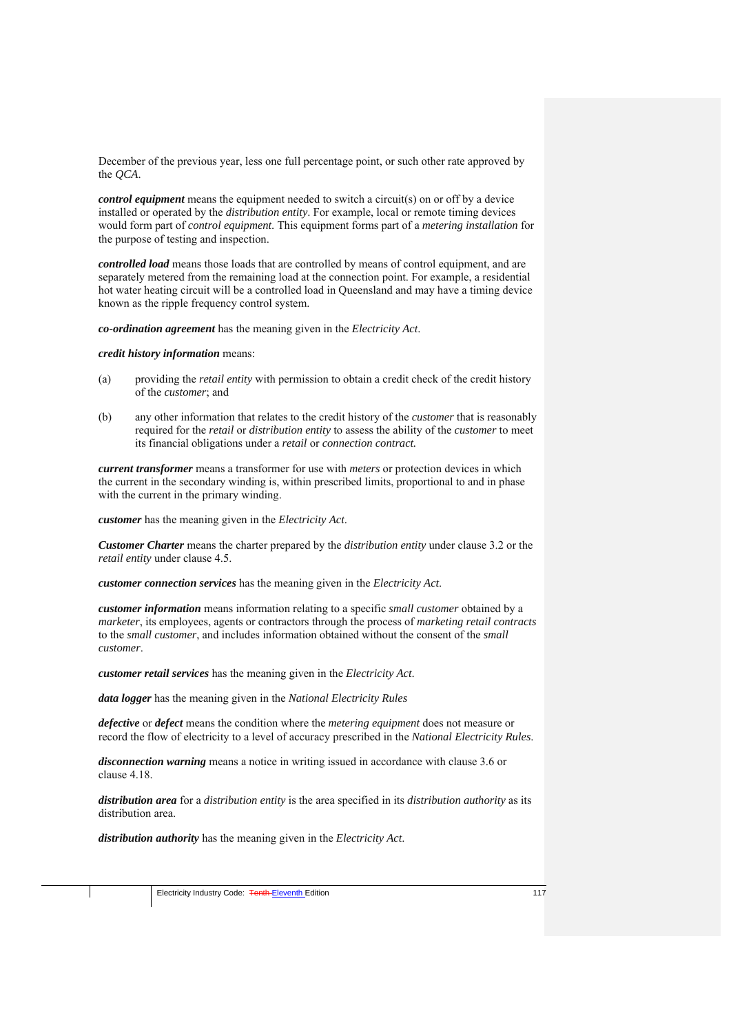December of the previous year, less one full percentage point, or such other rate approved by the *QCA*.

***control equipment*** means the equipment needed to switch a circuit(s) on or off by a device installed or operated by the *distribution entity*. For example, local or remote timing devices would form part of *control equipment*. This equipment forms part of a *metering installation* for the purpose of testing and inspection.

***controlled load*** means those loads that are controlled by means of control equipment, and are separately metered from the remaining load at the connection point. For example, a residential hot water heating circuit will be a controlled load in Queensland and may have a timing device known as the ripple frequency control system.

***co-ordination agreement*** has the meaning given in the *Electricity Act*.

***credit history information*** means:

(a) providing the *retail entity* with permission to obtain a credit check of the credit history of the *customer*; and

(b) any other information that relates to the credit history of the *customer* that is reasonably required for the *retail* or *distribution entity* to assess the ability of the *customer* to meet its financial obligations under a *retail* or *connection contract.*

***current transformer*** means a transformer for use with *meters* or protection devices in which the current in the secondary winding is, within prescribed limits, proportional to and in phase with the current in the primary winding.

***customer*** has the meaning given in the *Electricity Act*.

***Customer Charter*** means the charter prepared by the *distribution entity* under clause 3.2 or the *retail entity* under clause 4.5.

***customer connection services*** has the meaning given in the *Electricity Act*.

***customer information*** means information relating to a specific *small customer* obtained by a *marketer*, its employees, agents or contractors through the process of *marketing retail contracts* to the *small customer*, and includes information obtained without the consent of the *small customer*.

***customer retail services*** has the meaning given in the *Electricity Act*.

***data logger*** has the meaning given in the *National Electricity Rules*

***defective*** or ***defect*** means the condition where the *metering equipment* does not measure or record the flow of electricity to a level of accuracy prescribed in the *National Electricity Rules*.

***disconnection warning*** means a notice in writing issued in accordance with clause 3.6 or clause 4.18.

***distribution area*** for a *distribution entity* is the area specified in its *distribution authority* as its distribution area.

***distribution authority*** has the meaning given in the *Electricity Act*.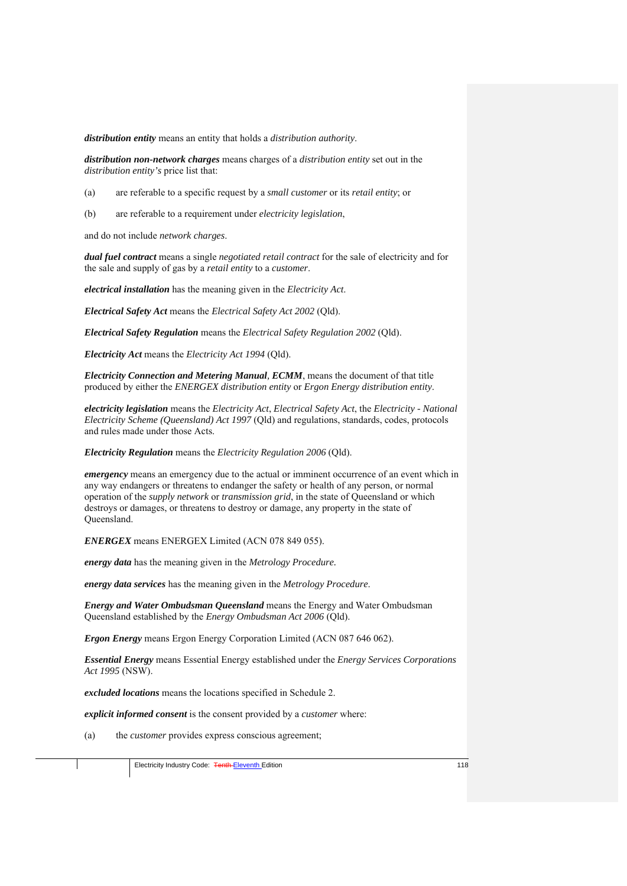***distribution entity*** means an entity that holds a *distribution authority*.

***distribution non-network charges*** means charges of a *distribution entity* set out in the *distribution entity's* price list that:

(a) are referable to a specific request by a *small customer* or its *retail entity*; or

(b) are referable to a requirement under *electricity legislation*,

and do not include *network charges*.

***dual fuel contract*** means a single *negotiated retail contract* for the sale of electricity and for the sale and supply of gas by a *retail entity* to a *customer*.

***electrical installation*** has the meaning given in the *Electricity Act*.

***Electrical Safety Act*** means the *Electrical Safety Act 2002* (Qld).

***Electrical Safety Regulation*** means the *Electrical Safety Regulation 2002* (Qld).

***Electricity Act*** means the *Electricity Act 1994* (Qld).

***Electricity Connection and Metering Manual***, ***ECMM***, means the document of that title produced by either the *ENERGEX distribution entity* or *Ergon Energy distribution entity*.

***electricity legislation*** means the *Electricity Act*, *Electrical Safety Act*, the *Electricity - National Electricity Scheme (Queensland) Act 1997* (Qld) and regulations, standards, codes, protocols and rules made under those Acts.

***Electricity Regulation*** means the *Electricity Regulation 2006* (Qld).

***emergency*** means an emergency due to the actual or imminent occurrence of an event which in any way endangers or threatens to endanger the safety or health of any person, or normal operation of the *supply network* or *transmission grid*, in the state of Queensland or which destroys or damages, or threatens to destroy or damage, any property in the state of Queensland.

***ENERGEX*** means ENERGEX Limited (ACN 078 849 055).

***energy data*** has the meaning given in the *Metrology Procedure*.

***energy data services*** has the meaning given in the *Metrology Procedure*.

***Energy and Water Ombudsman Queensland*** means the Energy and Water Ombudsman Queensland established by the *Energy Ombudsman Act 2006* (Qld).

***Ergon Energy*** means Ergon Energy Corporation Limited (ACN 087 646 062).

***Essential Energy*** means Essential Energy established under the *Energy Services Corporations Act 1995* (NSW).

***excluded locations*** means the locations specified in Schedule 2.

***explicit informed consent*** is the consent provided by a *customer* where:

(a) the *customer* provides express conscious agreement;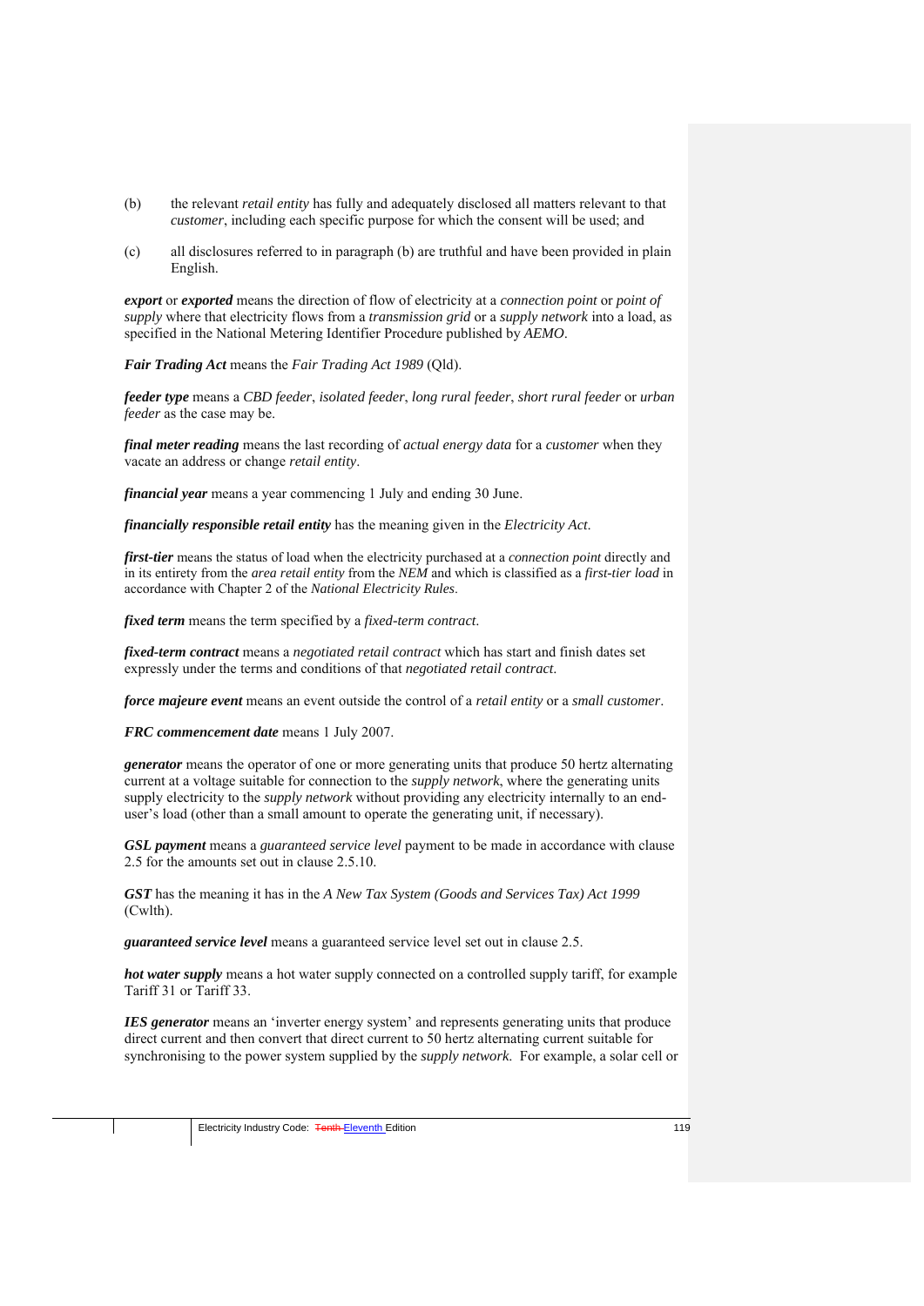(b) the relevant *retail entity* has fully and adequately disclosed all matters relevant to that *customer*, including each specific purpose for which the consent will be used; and

(c) all disclosures referred to in paragraph (b) are truthful and have been provided in plain English.

***export*** or ***exported*** means the direction of flow of electricity at a *connection point* or *point of supply* where that electricity flows from a *transmission grid* or a *supply network* into a load, as specified in the National Metering Identifier Procedure published by *AEMO*.

***Fair Trading Act*** means the *Fair Trading Act 1989* (Qld).

***feeder type*** means a *CBD feeder*, *isolated feeder*, *long rural feeder*, *short rural feeder* or *urban feeder* as the case may be.

***final meter reading*** means the last recording of *actual energy data* for a *customer* when they vacate an address or change *retail entity*.

***financial year*** means a year commencing 1 July and ending 30 June.

***financially responsible retail entity*** has the meaning given in the *Electricity Act*.

***first-tier*** means the status of load when the electricity purchased at a *connection point* directly and in its entirety from the *area retail entity* from the *NEM* and which is classified as a *first-tier load* in accordance with Chapter 2 of the *National Electricity Rules*.

***fixed term*** means the term specified by a *fixed-term contract*.

***fixed-term contract*** means a *negotiated retail contract* which has start and finish dates set expressly under the terms and conditions of that *negotiated retail contract*.

***force majeure event*** means an event outside the control of a *retail entity* or a *small customer*.

***FRC commencement date*** means 1 July 2007.

***generator*** means the operator of one or more generating units that produce 50 hertz alternating current at a voltage suitable for connection to the *supply network*, where the generating units supply electricity to the *supply network* without providing any electricity internally to an end-user's load (other than a small amount to operate the generating unit, if necessary).

***GSL payment*** means a *guaranteed service level* payment to be made in accordance with clause 2.5 for the amounts set out in clause 2.5.10.

***GST*** has the meaning it has in the *A New Tax System (Goods and Services Tax) Act 1999* (Cwlth).

***guaranteed service level*** means a guaranteed service level set out in clause 2.5.

***hot water supply*** means a hot water supply connected on a controlled supply tariff, for example Tariff 31 or Tariff 33.

***IES generator*** means an 'inverter energy system' and represents generating units that produce direct current and then convert that direct current to 50 hertz alternating current suitable for synchronising to the power system supplied by the *supply network*. For example, a solar cell or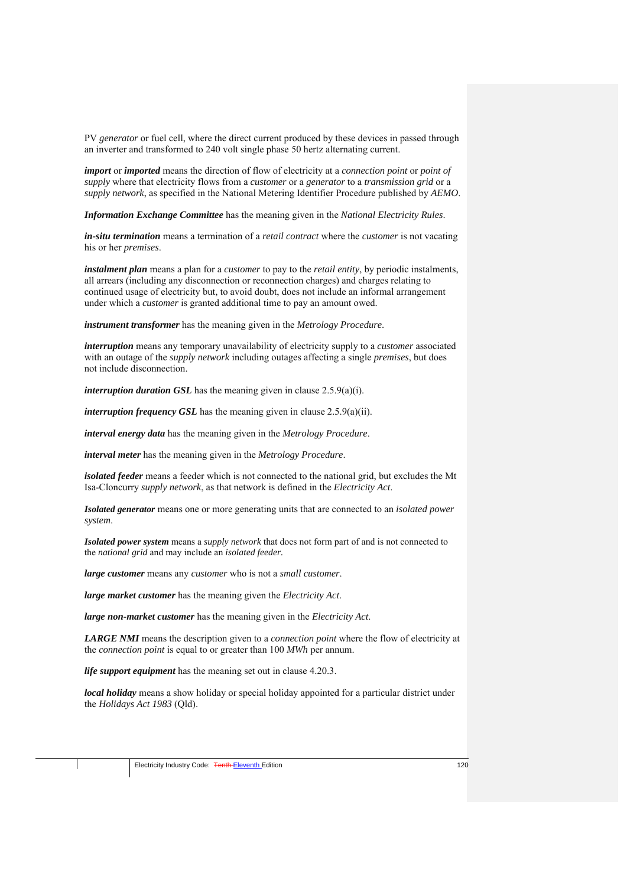PV *generator* or fuel cell, where the direct current produced by these devices in passed through an inverter and transformed to 240 volt single phase 50 hertz alternating current.

***import*** or ***imported*** means the direction of flow of electricity at a *connection point* or *point of supply* where that electricity flows from a *customer* or a *generator* to a *transmission grid* or a *supply network*, as specified in the National Metering Identifier Procedure published by *AEMO*.

***Information Exchange Committee*** has the meaning given in the *National Electricity Rules*.

***in-situ termination*** means a termination of a *retail contract* where the *customer* is not vacating his or her *premises*.

***instalment plan*** means a plan for a *customer* to pay to the *retail entity*, by periodic instalments, all arrears (including any disconnection or reconnection charges) and charges relating to continued usage of electricity but, to avoid doubt, does not include an informal arrangement under which a *customer* is granted additional time to pay an amount owed.

***instrument transformer*** has the meaning given in the *Metrology Procedure*.

***interruption*** means any temporary unavailability of electricity supply to a *customer* associated with an outage of the *supply network* including outages affecting a single *premises*, but does not include disconnection.

***interruption duration GSL*** has the meaning given in clause 2.5.9(a)(i).

***interruption frequency GSL*** has the meaning given in clause 2.5.9(a)(ii).

***interval energy data*** has the meaning given in the *Metrology Procedure*.

***interval meter*** has the meaning given in the *Metrology Procedure*.

***isolated feeder*** means a feeder which is not connected to the national grid, but excludes the Mt Isa-Cloncurry *supply network*, as that network is defined in the *Electricity Act*.

***Isolated generator*** means one or more generating units that are connected to an *isolated power system*.

***Isolated power system*** means a *supply network* that does not form part of and is not connected to the *national grid* and may include an *isolated feeder*.

***large customer*** means any *customer* who is not a *small customer*.

***large market customer*** has the meaning given the *Electricity Act*.

***large non-market customer*** has the meaning given in the *Electricity Act*.

***LARGE NMI*** means the description given to a *connection point* where the flow of electricity at the *connection point* is equal to or greater than 100 *MWh* per annum.

***life support equipment*** has the meaning set out in clause 4.20.3.

***local holiday*** means a show holiday or special holiday appointed for a particular district under the *Holidays Act 1983* (Qld).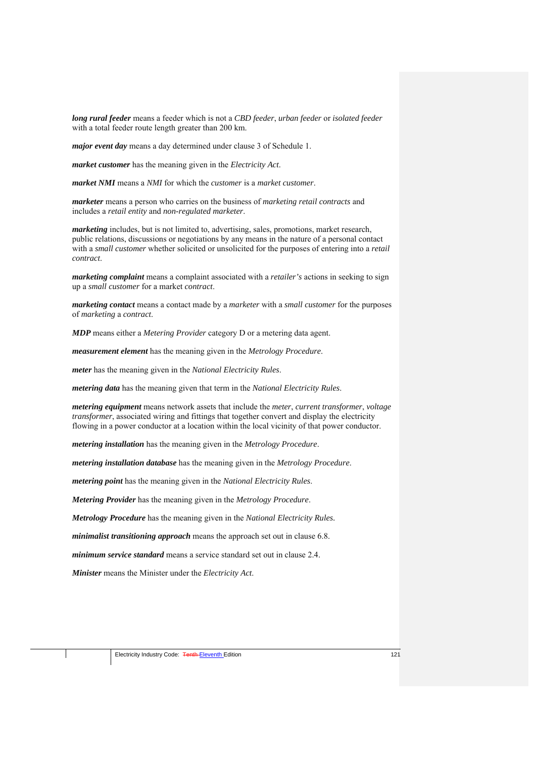***long rural feeder*** means a feeder which is not a *CBD feeder*, *urban feeder* or *isolated feeder* with a total feeder route length greater than 200 km.

***major event day*** means a day determined under clause 3 of Schedule 1.

***market customer*** has the meaning given in the *Electricity Act*.

***market NMI*** means a *NMI* for which the *customer* is a *market customer*.

***marketer*** means a person who carries on the business of *marketing retail contracts* and includes a *retail entity* and *non-regulated marketer*.

***marketing*** includes, but is not limited to, advertising, sales, promotions, market research, public relations, discussions or negotiations by any means in the nature of a personal contact with a *small customer* whether solicited or unsolicited for the purposes of entering into a *retail contract*.

***marketing complaint*** means a complaint associated with a *retailer's* actions in seeking to sign up a *small customer* for a market *contract*.

***marketing contact*** means a contact made by a *marketer* with a *small customer* for the purposes of *marketing* a *contract*.

***MDP*** means either a *Metering Provider* category D or a metering data agent.

***measurement element*** has the meaning given in the *Metrology Procedure*.

***meter*** has the meaning given in the *National Electricity Rules*.

***metering data*** has the meaning given that term in the *National Electricity Rules*.

***metering equipment*** means network assets that include the *meter*, *current transformer*, *voltage transformer*, associated wiring and fittings that together convert and display the electricity flowing in a power conductor at a location within the local vicinity of that power conductor.

***metering installation*** has the meaning given in the *Metrology Procedure*.

***metering installation database*** has the meaning given in the *Metrology Procedure*.

***metering point*** has the meaning given in the *National Electricity Rules*.

***Metering Provider*** has the meaning given in the *Metrology Procedure*.

***Metrology Procedure*** has the meaning given in the *National Electricity Rules*.

***minimalist transitioning approach*** means the approach set out in clause 6.8.

***minimum service standard*** means a service standard set out in clause 2.4.

***Minister*** means the Minister under the *Electricity Act*.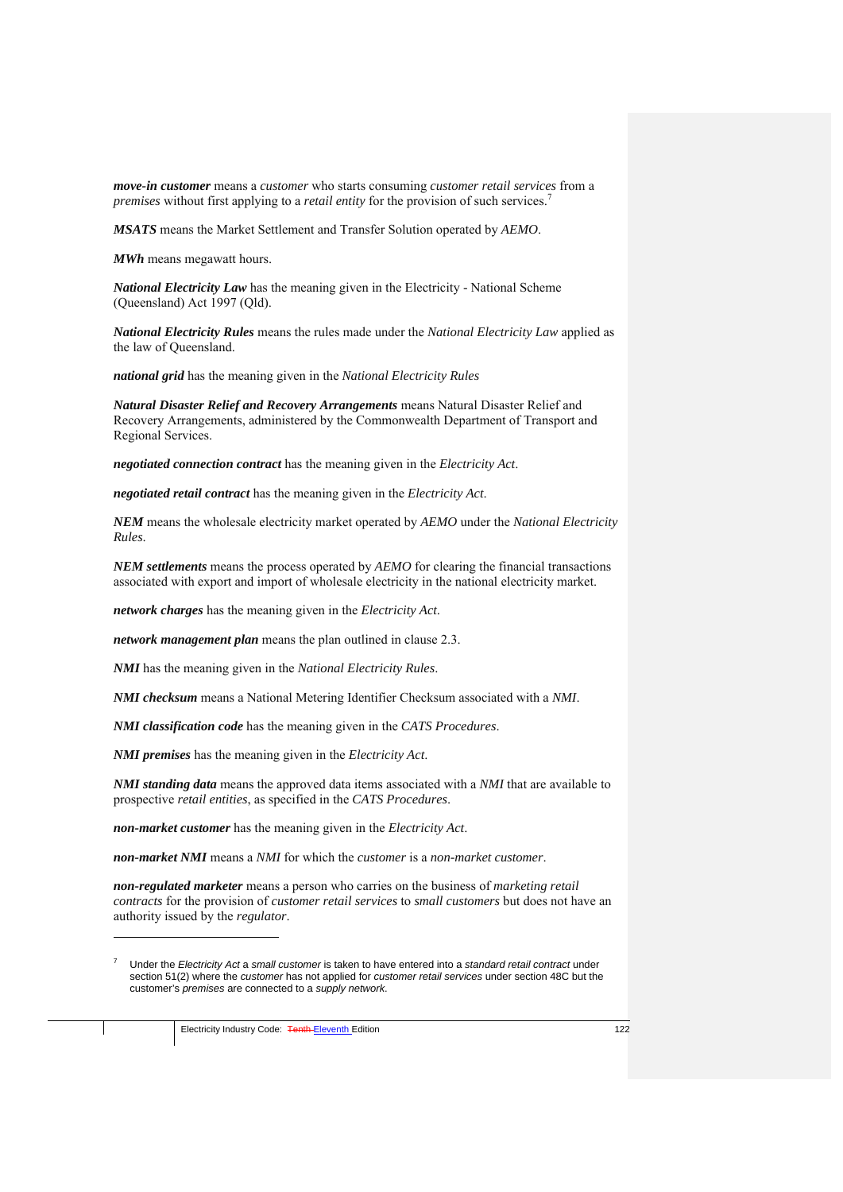***move-in customer*** means a *customer* who starts consuming *customer retail services* from a *premises* without first applying to a *retail entity* for the provision of such services.[7]

***MSATS*** means the Market Settlement and Transfer Solution operated by *AEMO*.

***MWh*** means megawatt hours.

***National Electricity Law*** has the meaning given in the Electricity - National Scheme (Queensland) Act 1997 (Qld).

***National Electricity Rules*** means the rules made under the *National Electricity Law* applied as the law of Queensland.

***national grid*** has the meaning given in the *National Electricity Rules*

***Natural Disaster Relief and Recovery Arrangements*** means Natural Disaster Relief and Recovery Arrangements, administered by the Commonwealth Department of Transport and Regional Services.

***negotiated connection contract*** has the meaning given in the *Electricity Act*.

***negotiated retail contract*** has the meaning given in the *Electricity Act*.

***NEM*** means the wholesale electricity market operated by *AEMO* under the *National Electricity Rules*.

***NEM settlements*** means the process operated by *AEMO* for clearing the financial transactions associated with export and import of wholesale electricity in the national electricity market.

***network charges*** has the meaning given in the *Electricity Act*.

***network management plan*** means the plan outlined in clause 2.3.

***NMI*** has the meaning given in the *National Electricity Rules*.

***NMI checksum*** means a National Metering Identifier Checksum associated with a *NMI*.

***NMI classification code*** has the meaning given in the *CATS Procedures*.

***NMI premises*** has the meaning given in the *Electricity Act*.

***NMI standing data*** means the approved data items associated with a *NMI* that are available to prospective *retail entities*, as specified in the *CATS Procedures*.

***non-market customer*** has the meaning given in the *Electricity Act*.

***non-market NMI*** means a *NMI* for which the *customer* is a *non-market customer*.

***non-regulated marketer*** means a person who carries on the business of *marketing retail contracts* for the provision of *customer retail services* to *small customers* but does not have an authority issued by the *regulator*.

---

[7] Under the *Electricity Act* a *small customer* is taken to have entered into a *standard retail contract* under section 51(2) where the *customer* has not applied for *customer retail services* under section 48C but the customer's *premises* are connected to a *supply network*.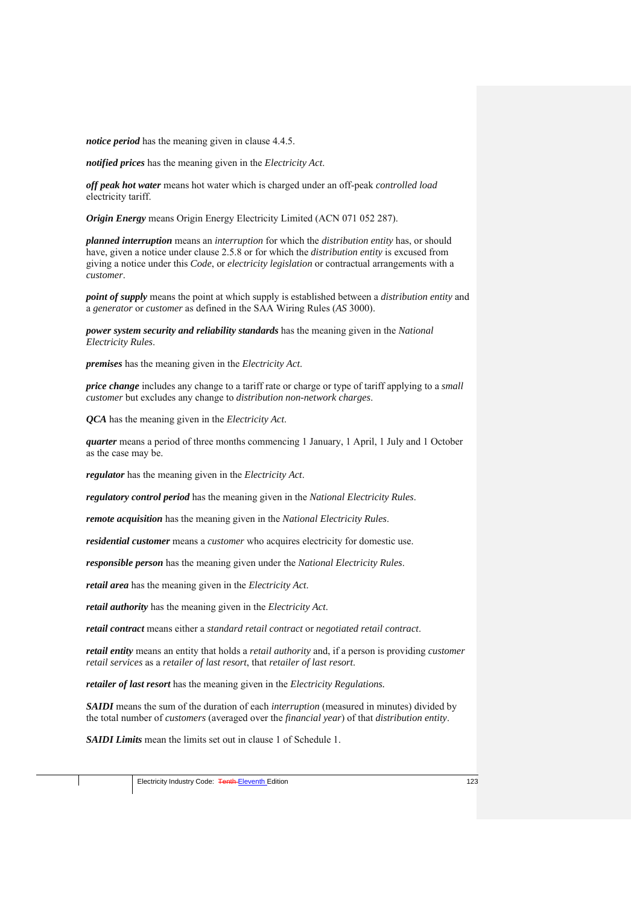***notice period*** has the meaning given in clause 4.4.5.

***notified prices*** has the meaning given in the *Electricity Act*.

***off peak hot water*** means hot water which is charged under an off-peak *controlled load* electricity tariff.

***Origin Energy*** means Origin Energy Electricity Limited (ACN 071 052 287).

***planned interruption*** means an *interruption* for which the *distribution entity* has, or should have, given a notice under clause 2.5.8 or for which the *distribution entity* is excused from giving a notice under this *Code*, or *electricity legislation* or contractual arrangements with a *customer*.

***point of supply*** means the point at which supply is established between a *distribution entity* and a *generator* or *customer* as defined in the SAA Wiring Rules (*AS* 3000).

***power system security and reliability standards*** has the meaning given in the *National Electricity Rules*.

***premises*** has the meaning given in the *Electricity Act*.

***price change*** includes any change to a tariff rate or charge or type of tariff applying to a *small customer* but excludes any change to *distribution non-network charges*.

***QCA*** has the meaning given in the *Electricity Act*.

***quarter*** means a period of three months commencing 1 January, 1 April, 1 July and 1 October as the case may be.

***regulator*** has the meaning given in the *Electricity Act*.

***regulatory control period*** has the meaning given in the *National Electricity Rules*.

***remote acquisition*** has the meaning given in the *National Electricity Rules*.

***residential customer*** means a *customer* who acquires electricity for domestic use.

***responsible person*** has the meaning given under the *National Electricity Rules*.

***retail area*** has the meaning given in the *Electricity Act*.

***retail authority*** has the meaning given in the *Electricity Act*.

***retail contract*** means either a *standard retail contract* or *negotiated retail contract*.

***retail entity*** means an entity that holds a *retail authority* and, if a person is providing *customer retail services* as a *retailer of last resort*, that *retailer of last resort*.

***retailer of last resort*** has the meaning given in the *Electricity Regulations*.

***SAIDI*** means the sum of the duration of each *interruption* (measured in minutes) divided by the total number of *customers* (averaged over the *financial year*) of that *distribution entity*.

***SAIDI Limits*** mean the limits set out in clause 1 of Schedule 1.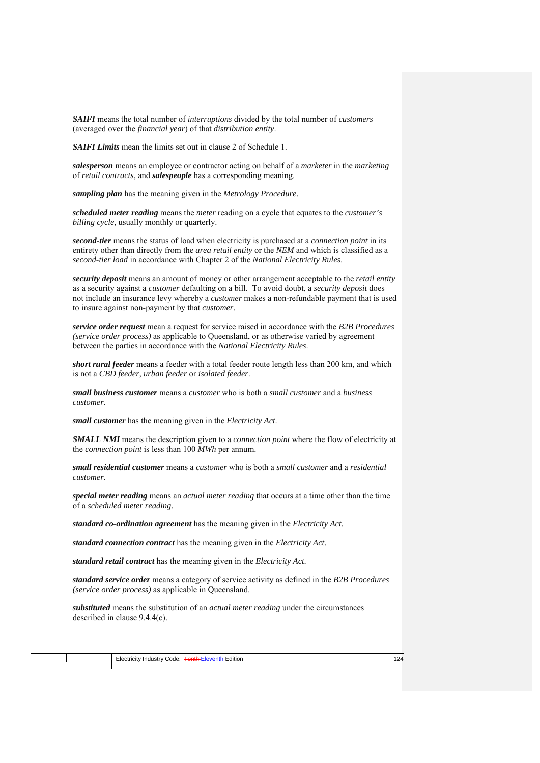***SAIFI*** means the total number of *interruptions* divided by the total number of *customers* (averaged over the *financial year*) of that *distribution entity*.

***SAIFI Limits*** mean the limits set out in clause 2 of Schedule 1.

***salesperson*** means an employee or contractor acting on behalf of a *marketer* in the *marketing* of *retail contracts*, and ***salespeople*** has a corresponding meaning.

***sampling plan*** has the meaning given in the *Metrology Procedure*.

***scheduled meter reading*** means the *meter* reading on a cycle that equates to the *customer's billing cycle*, usually monthly or quarterly.

***second-tier*** means the status of load when electricity is purchased at a *connection point* in its entirety other than directly from the *area retail entity* or the *NEM* and which is classified as a *second-tier load* in accordance with Chapter 2 of the *National Electricity Rules*.

***security deposit*** means an amount of money or other arrangement acceptable to the *retail entity* as a security against a *customer* defaulting on a bill. To avoid doubt, a *security deposit* does not include an insurance levy whereby a *customer* makes a non-refundable payment that is used to insure against non-payment by that *customer*.

***service order request*** mean a request for service raised in accordance with the *B2B Procedures (service order process)* as applicable to Queensland, or as otherwise varied by agreement between the parties in accordance with the *National Electricity Rules*.

***short rural feeder*** means a feeder with a total feeder route length less than 200 km, and which is not a *CBD feeder*, *urban feeder* or *isolated feeder*.

***small business customer*** means a *customer* who is both a *small customer* and a *business customer*.

***small customer*** has the meaning given in the *Electricity Act*.

***SMALL NMI*** means the description given to a *connection point* where the flow of electricity at the *connection point* is less than 100 *MWh* per annum.

***small residential customer*** means a *customer* who is both a *small customer* and a *residential customer*.

***special meter reading*** means an *actual meter reading* that occurs at a time other than the time of a *scheduled meter reading*.

***standard co-ordination agreement*** has the meaning given in the *Electricity Act*.

***standard connection contract*** has the meaning given in the *Electricity Act*.

***standard retail contract*** has the meaning given in the *Electricity Act*.

***standard service order*** means a category of service activity as defined in the *B2B Procedures (service order process)* as applicable in Queensland.

***substituted*** means the substitution of an *actual meter reading* under the circumstances described in clause 9.4.4(c).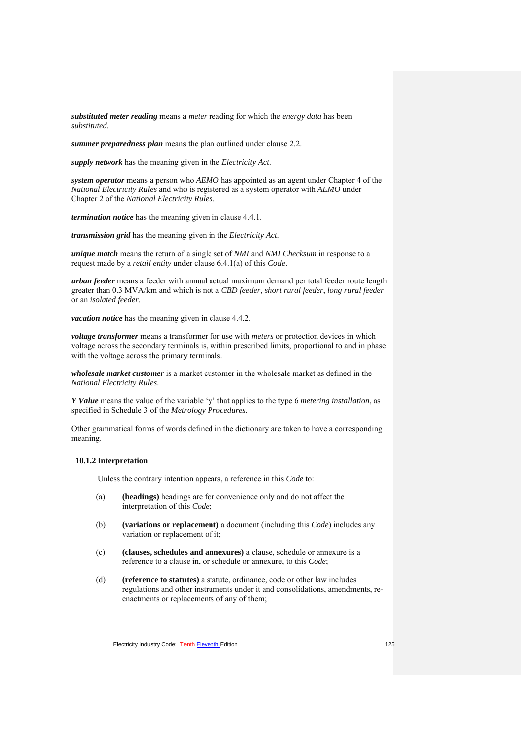***substituted meter reading*** means a *meter* reading for which the *energy data* has been *substituted*.

***summer preparedness plan*** means the plan outlined under clause 2.2.

***supply network*** has the meaning given in the *Electricity Act*.

***system operator*** means a person who *AEMO* has appointed as an agent under Chapter 4 of the *National Electricity Rules* and who is registered as a system operator with *AEMO* under Chapter 2 of the *National Electricity Rules*.

***termination notice*** has the meaning given in clause 4.4.1.

***transmission grid*** has the meaning given in the *Electricity Act*.

***unique match*** means the return of a single set of *NMI* and *NMI Checksum* in response to a request made by a *retail entity* under clause 6.4.1(a) of this *Code*.

***urban feeder*** means a feeder with annual actual maximum demand per total feeder route length greater than 0.3 MVA/km and which is not a *CBD feeder*, *short rural feeder*, *long rural feeder* or an *isolated feeder*.

***vacation notice*** has the meaning given in clause 4.4.2.

***voltage transformer*** means a transformer for use with *meters* or protection devices in which voltage across the secondary terminals is, within prescribed limits, proportional to and in phase with the voltage across the primary terminals.

***wholesale market customer*** is a market customer in the wholesale market as defined in the *National Electricity Rules*.

***Y Value*** means the value of the variable 'y' that applies to the type 6 *metering installation*, as specified in Schedule 3 of the *Metrology Procedures*.

Other grammatical forms of words defined in the dictionary are taken to have a corresponding meaning.

### 10.1.2 Interpretation

Unless the contrary intention appears, a reference in this *Code* to:

(a) **(headings)** headings are for convenience only and do not affect the interpretation of this *Code*;

(b) **(variations or replacement)** a document (including this *Code*) includes any variation or replacement of it;

(c) **(clauses, schedules and annexures)** a clause, schedule or annexure is a reference to a clause in, or schedule or annexure, to this *Code*;

(d) **(reference to statutes)** a statute, ordinance, code or other law includes regulations and other instruments under it and consolidations, amendments, re-enactments or replacements of any of them;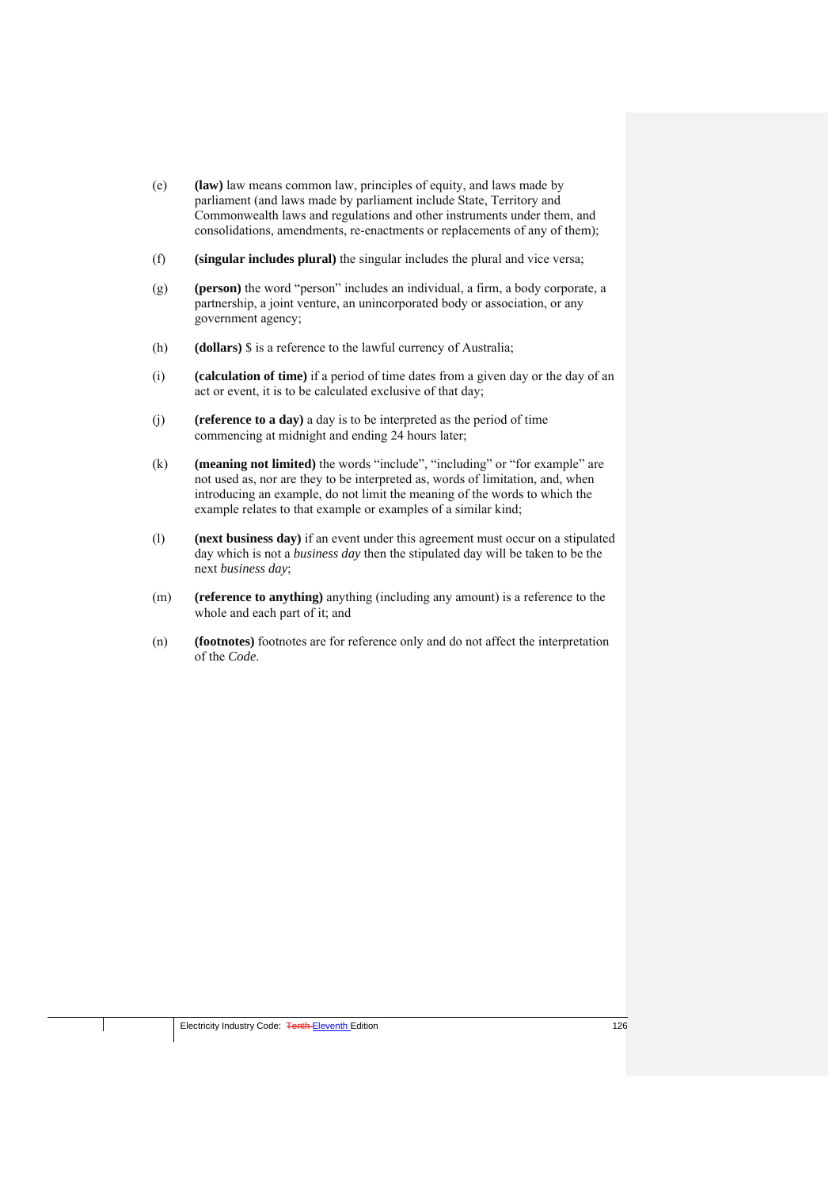(e) **(law)** law means common law, principles of equity, and laws made by parliament (and laws made by parliament include State, Territory and Commonwealth laws and regulations and other instruments under them, and consolidations, amendments, re-enactments or replacements of any of them);

(f) **(singular includes plural)** the singular includes the plural and vice versa;

(g) **(person)** the word "person" includes an individual, a firm, a body corporate, a partnership, a joint venture, an unincorporated body or association, or any government agency;

(h) **(dollars)** $ is a reference to the lawful currency of Australia;

(i) **(calculation of time)** if a period of time dates from a given day or the day of an act or event, it is to be calculated exclusive of that day;

(j) **(reference to a day)** a day is to be interpreted as the period of time commencing at midnight and ending 24 hours later;

(k) **(meaning not limited)** the words "include", "including" or "for example" are not used as, nor are they to be interpreted as, words of limitation, and, when introducing an example, do not limit the meaning of the words to which the example relates to that example or examples of a similar kind;

(l) **(next business day)** if an event under this agreement must occur on a stipulated day which is not a *business day* then the stipulated day will be taken to be the next *business day*;

(m) **(reference to anything)** anything (including any amount) is a reference to the whole and each part of it; and

(n) **(footnotes)** footnotes are for reference only and do not affect the interpretation of the *Code*.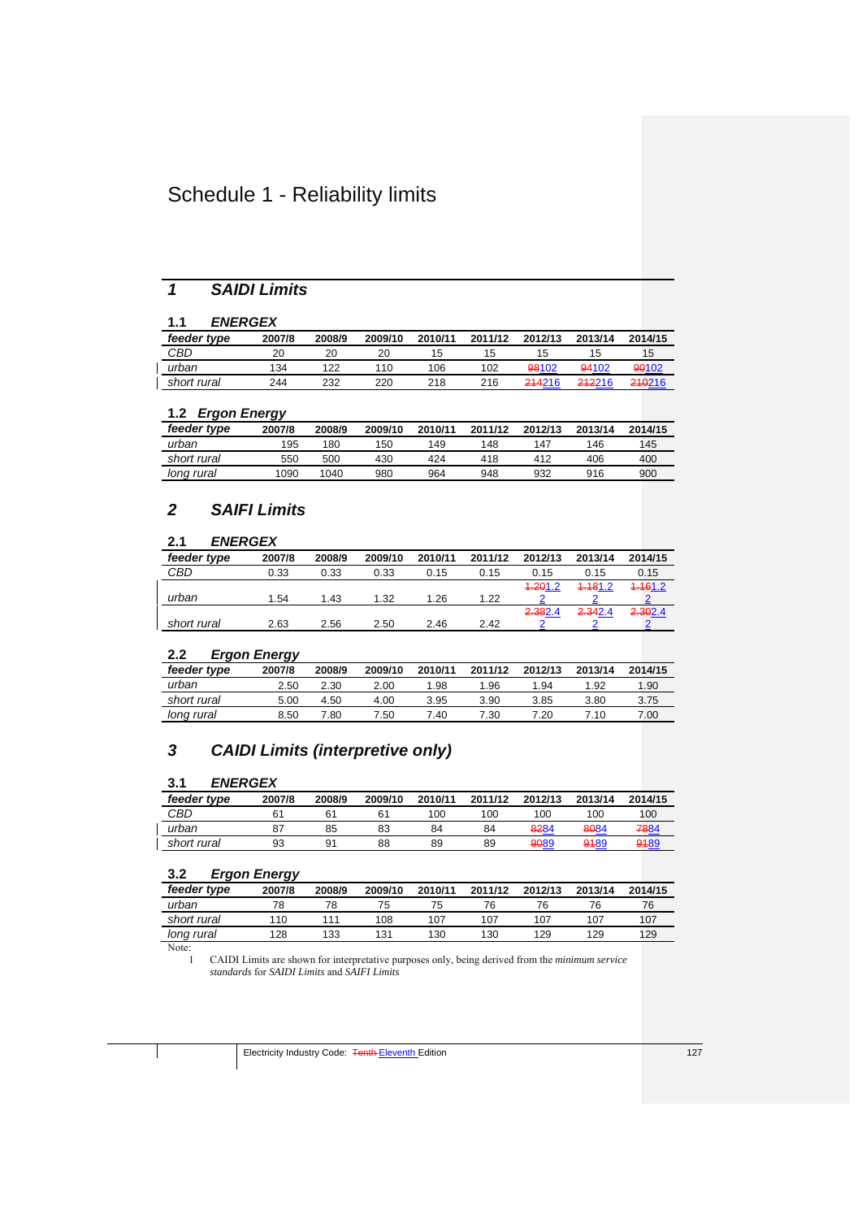# Schedule 1 - Reliability limits

## 1 *SAIDI Limits*

### 1.1 *ENERGEX*

| *feeder type* | 2007/8 | 2008/9 | 2009/10 | 2010/11 | 2011/12 | 2012/13 | 2013/14 | 2014/15 |
|---|---|---|---|---|---|---|---|---|
| *CBD* | 20 | 20 | 20 | 15 | 15 | 15 | 15 | 15 |
| *urban* | 134 | 122 | 110 | 106 | 102 | ~~98~~102 | ~~94~~102 | ~~90~~102 |
| *short rural* | 244 | 232 | 220 | 218 | 216 | ~~214~~216 | ~~212~~216 | ~~210~~216 |

### 1.2 *Ergon Energy*

| *feeder type* | 2007/8 | 2008/9 | 2009/10 | 2010/11 | 2011/12 | 2012/13 | 2013/14 | 2014/15 |
|---|---|---|---|---|---|---|---|---|
| *urban* | 195 | 180 | 150 | 149 | 148 | 147 | 146 | 145 |
| *short rural* | 550 | 500 | 430 | 424 | 418 | 412 | 406 | 400 |
| *long rural* | 1090 | 1040 | 980 | 964 | 948 | 932 | 916 | 900 |

## 2 *SAIFI Limits*

### 2.1 *ENERGEX*

| *feeder type* | 2007/8 | 2008/9 | 2009/10 | 2010/11 | 2011/12 | 2012/13 | 2013/14 | 2014/15 |
|---|---|---|---|---|---|---|---|---|
| *CBD* | 0.33 | 0.33 | 0.33 | 0.15 | 0.15 | 0.15 | 0.15 | 0.15 |
| *urban* | 1.54 | 1.43 | 1.32 | 1.26 | 1.22 | ~~1.20~~1.22 | ~~1.18~~1.22 | ~~1.16~~1.22 |
| *short rural* | 2.63 | 2.56 | 2.50 | 2.46 | 2.42 | ~~2.38~~2.42 | ~~2.34~~2.42 | ~~2.30~~2.42 |

### 2.2 *Ergon Energy*

| *feeder type* | 2007/8 | 2008/9 | 2009/10 | 2010/11 | 2011/12 | 2012/13 | 2013/14 | 2014/15 |
|---|---|---|---|---|---|---|---|---|
| *urban* | 2.50 | 2.30 | 2.00 | 1.98 | 1.96 | 1.94 | 1.92 | 1.90 |
| *short rural* | 5.00 | 4.50 | 4.00 | 3.95 | 3.90 | 3.85 | 3.80 | 3.75 |
| *long rural* | 8.50 | 7.80 | 7.50 | 7.40 | 7.30 | 7.20 | 7.10 | 7.00 |

## 3 *CAIDI Limits (interpretive only)*

### 3.1 *ENERGEX*

| *feeder type* | 2007/8 | 2008/9 | 2009/10 | 2010/11 | 2011/12 | 2012/13 | 2013/14 | 2014/15 |
|---|---|---|---|---|---|---|---|---|
| *CBD* | 61 | 61 | 61 | 100 | 100 | 100 | 100 | 100 |
| *urban* | 87 | 85 | 83 | 84 | 84 | ~~82~~84 | ~~80~~84 | ~~78~~84 |
| *short rural* | 93 | 91 | 88 | 89 | 89 | ~~90~~89 | ~~91~~89 | ~~91~~89 |

### 3.2 *Ergon Energy*

| *feeder type* | 2007/8 | 2008/9 | 2009/10 | 2010/11 | 2011/12 | 2012/13 | 2013/14 | 2014/15 |
|---|---|---|---|---|---|---|---|---|
| *urban* | 78 | 78 | 75 | 75 | 76 | 76 | 76 | 76 |
| *short rural* | 110 | 111 | 108 | 107 | 107 | 107 | 107 | 107 |
| *long rural* | 128 | 133 | 131 | 130 | 130 | 129 | 129 | 129 |

Note:

1 CAIDI Limits are shown for interpretative purposes only, being derived from the *minimum service standards* for *SAIDI Limits* and *SAIFI Limits*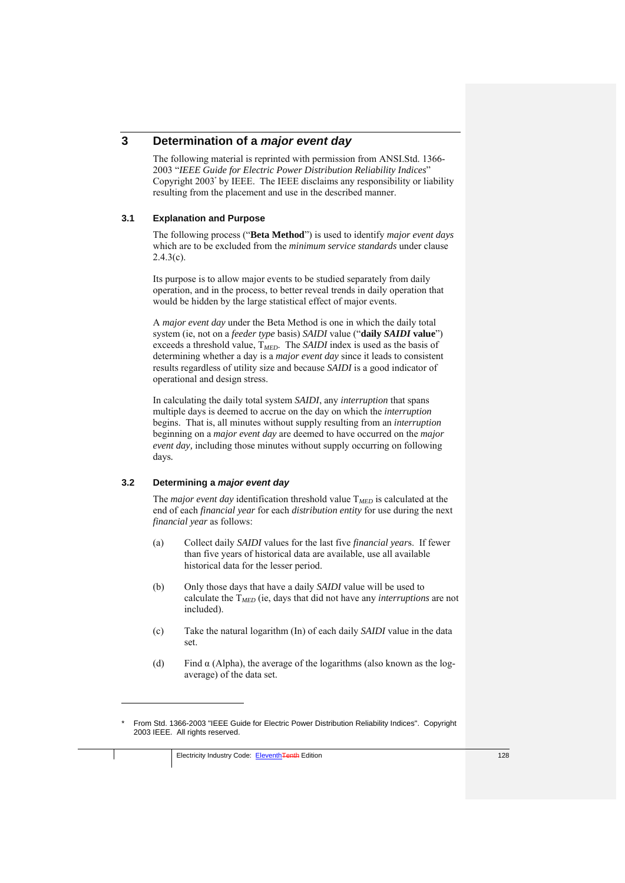# 3 Determination of a *major event day*

The following material is reprinted with permission from ANSI.Std. 1366-2003 "*IEEE Guide for Electric Power Distribution Reliability Indices*" Copyright 2003* by IEEE. The IEEE disclaims any responsibility or liability resulting from the placement and use in the described manner.

## 3.1 Explanation and Purpose

The following process ("**Beta Method**") is used to identify *major event days* which are to be excluded from the *minimum service standards* under clause 2.4.3(c).

Its purpose is to allow major events to be studied separately from daily operation, and in the process, to better reveal trends in daily operation that would be hidden by the large statistical effect of major events.

A *major event day* under the Beta Method is one in which the daily total system (ie, not on a *feeder type* basis) *SAIDI* value ("**daily *SAIDI* value**") exceeds a threshold value, $T_{MED}$. The *SAIDI* index is used as the basis of determining whether a day is a *major event day* since it leads to consistent results regardless of utility size and because *SAIDI* is a good indicator of operational and design stress.

In calculating the daily total system *SAIDI*, any *interruption* that spans multiple days is deemed to accrue on the day on which the *interruption* begins. That is, all minutes without supply resulting from an *interruption* beginning on a *major event day* are deemed to have occurred on the *major event day,* including those minutes without supply occurring on following days.

## 3.2 Determining a *major event day*

The *major event day* identification threshold value $T_{MED}$ is calculated at the end of each *financial year* for each *distribution entity* for use during the next *financial year* as follows:

(a) Collect daily *SAIDI* values for the last five *financial year*s. If fewer than five years of historical data are available, use all available historical data for the lesser period.

(b) Only those days that have a daily *SAIDI* value will be used to calculate the $T_{MED}$ (ie, days that did not have any *interruptions* are not included).

(c) Take the natural logarithm (In) of each daily *SAIDI* value in the data set.

(d) Find α (Alpha), the average of the logarithms (also known as the log-average) of the data set.

* From Std. 1366-2003 "IEEE Guide for Electric Power Distribution Reliability Indices". Copyright 2003 IEEE. All rights reserved.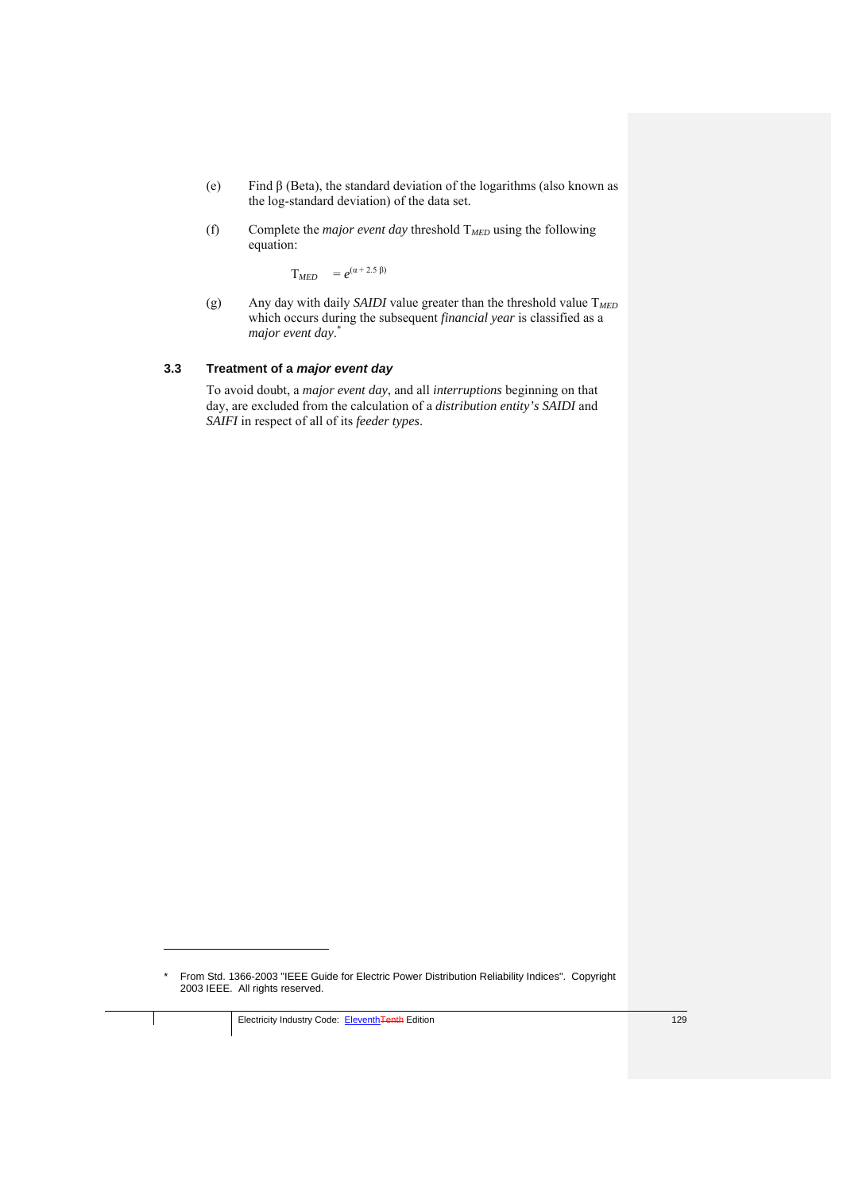(e) Find β (Beta), the standard deviation of the logarithms (also known as the log-standard deviation) of the data set.

(f) Complete the *major event day* threshold $T_{MED}$ using the following equation:

$$T_{MED} = e^{(\alpha + 2.5\,\beta)}$$

(g) Any day with daily *SAIDI* value greater than the threshold value $T_{MED}$ which occurs during the subsequent *financial year* is classified as a *major event day*.*

### 3.3 Treatment of a *major event day*

To avoid doubt, a *major event day*, and all *interruptions* beginning on that day, are excluded from the calculation of a *distribution entity's SAIDI* and *SAIFI* in respect of all of its *feeder types*.

---

* From Std. 1366-2003 "IEEE Guide for Electric Power Distribution Reliability Indices". Copyright 2003 IEEE. All rights reserved.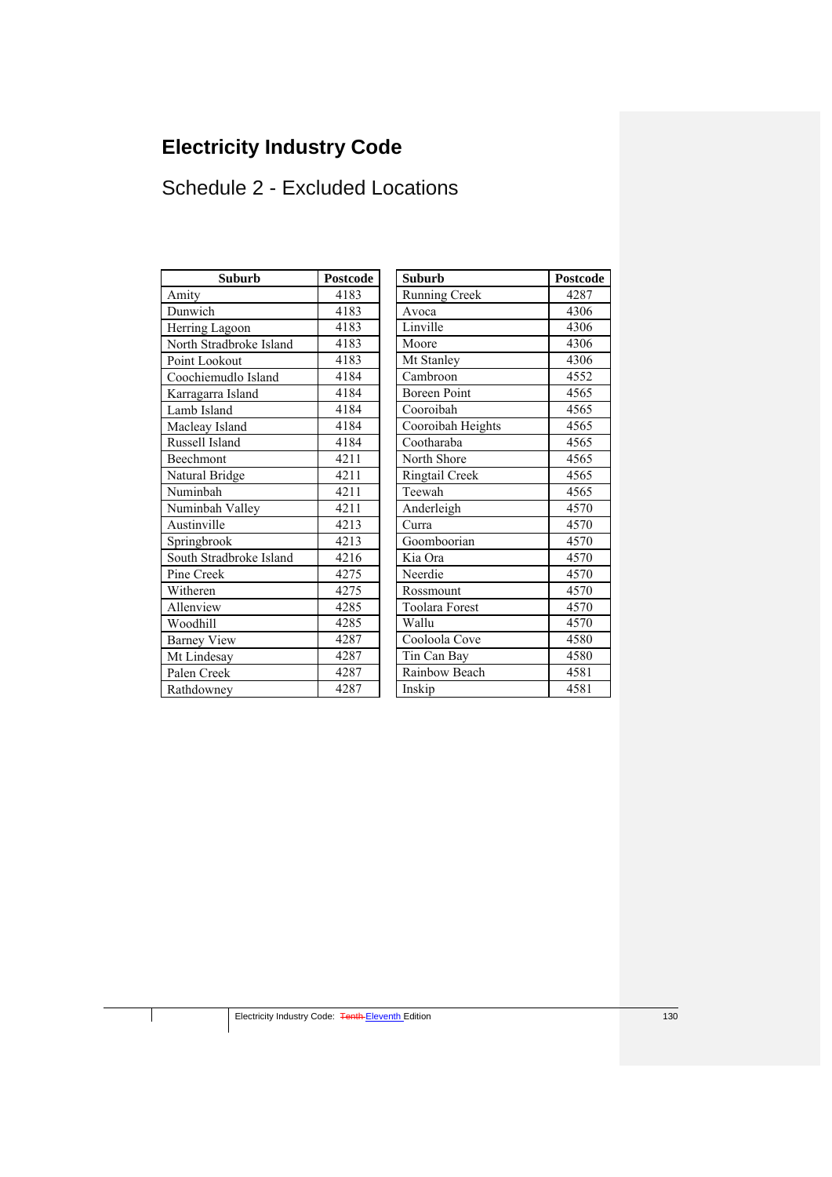# Electricity Industry Code

## Schedule 2 - Excluded Locations

| Suburb | Postcode |
|---|---|
| Amity | 4183 |
| Dunwich | 4183 |
| Herring Lagoon | 4183 |
| North Stradbroke Island | 4183 |
| Point Lookout | 4183 |
| Coochiemudlo Island | 4184 |
| Karragarra Island | 4184 |
| Lamb Island | 4184 |
| Macleay Island | 4184 |
| Russell Island | 4184 |
| Beechmont | 4211 |
| Natural Bridge | 4211 |
| Numinbah | 4211 |
| Numinbah Valley | 4211 |
| Austinville | 4213 |
| Springbrook | 4213 |
| South Stradbroke Island | 4216 |
| Pine Creek | 4275 |
| Witheren | 4275 |
| Allenview | 4285 |
| Woodhill | 4285 |
| Barney View | 4287 |
| Mt Lindesay | 4287 |
| Palen Creek | 4287 |
| Rathdowney | 4287 |

| Suburb | Postcode |
|---|---|
| Running Creek | 4287 |
| Avoca | 4306 |
| Linville | 4306 |
| Moore | 4306 |
| Mt Stanley | 4306 |
| Cambroon | 4552 |
| Boreen Point | 4565 |
| Cooroibah | 4565 |
| Cooroibah Heights | 4565 |
| Cootharaba | 4565 |
| North Shore | 4565 |
| Ringtail Creek | 4565 |
| Teewah | 4565 |
| Anderleigh | 4570 |
| Curra | 4570 |
| Goomboorian | 4570 |
| Kia Ora | 4570 |
| Neerdie | 4570 |
| Rossmount | 4570 |
| Toolara Forest | 4570 |
| Wallu | 4570 |
| Cooloola Cove | 4580 |
| Tin Can Bay | 4580 |
| Rainbow Beach | 4581 |
| Inskip | 4581 |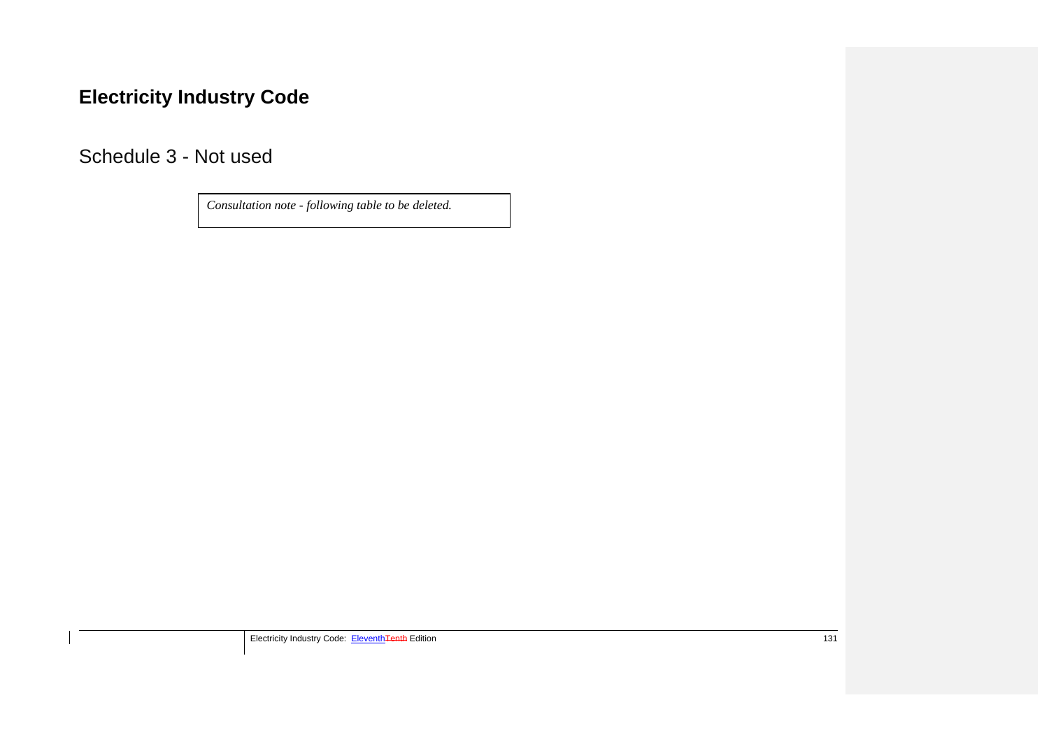# Electricity Industry Code

## Schedule 3 - Not used

| *Consultation note - following table to be deleted.* |
|---|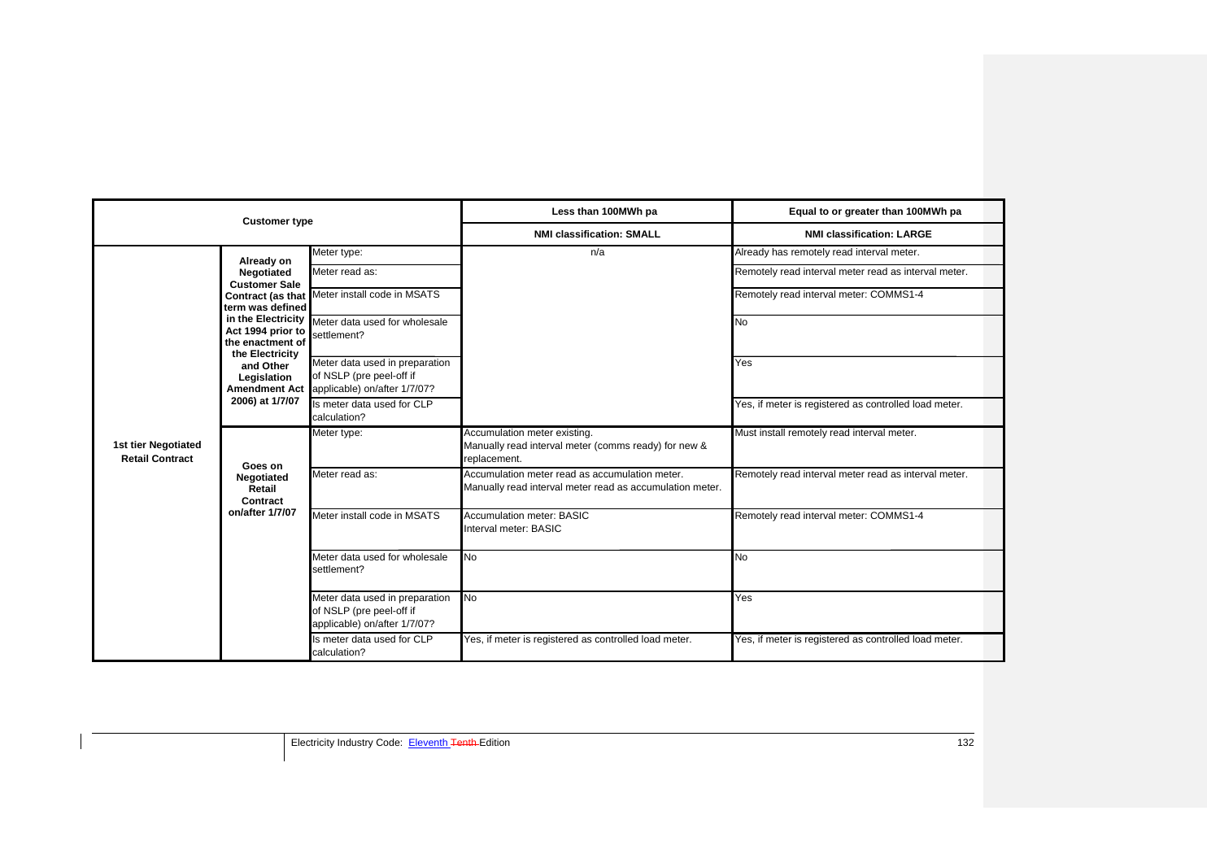| Customer type | | | Less than 100MWh pa | Equal to or greater than 100MWh pa |
|---|---|---|---|---|
| | | | **NMI classification: SMALL** | **NMI classification: LARGE** |
| **1st tier Negotiated Retail Contract** | **Already on Negotiated Customer Sale Contract (as that term was defined in the Electricity Act 1994 prior to the enactment of the Electricity and Other Legislation Amendment Act 2006) at 1/7/07** | Meter type: | n/a | Already has remotely read interval meter. |
| | | Meter read as: | | Remotely read interval meter read as interval meter. |
| | | Meter install code in MSATS | | Remotely read interval meter: COMMS1-4 |
| | | Meter data used for wholesale settlement? | | No |
| | | Meter data used in preparation of NSLP (pre peel-off if applicable) on/after 1/7/07? | | Yes |
| | | Is meter data used for CLP calculation? | | Yes, if meter is registered as controlled load meter. |
| | **Goes on Negotiated Retail Contract on/after 1/7/07** | Meter type: | Accumulation meter existing.<br>Manually read interval meter (comms ready) for new & replacement. | Must install remotely read interval meter. |
| | | Meter read as: | Accumulation meter read as accumulation meter.<br>Manually read interval meter read as accumulation meter. | Remotely read interval meter read as interval meter. |
| | | Meter install code in MSATS | Accumulation meter: BASIC<br>Interval meter: BASIC | Remotely read interval meter: COMMS1-4 |
| | | Meter data used for wholesale settlement? | No | No |
| | | Meter data used in preparation of NSLP (pre peel-off if applicable) on/after 1/7/07? | No | Yes |
| | | Is meter data used for CLP calculation? | Yes, if meter is registered as controlled load meter. | Yes, if meter is registered as controlled load meter. |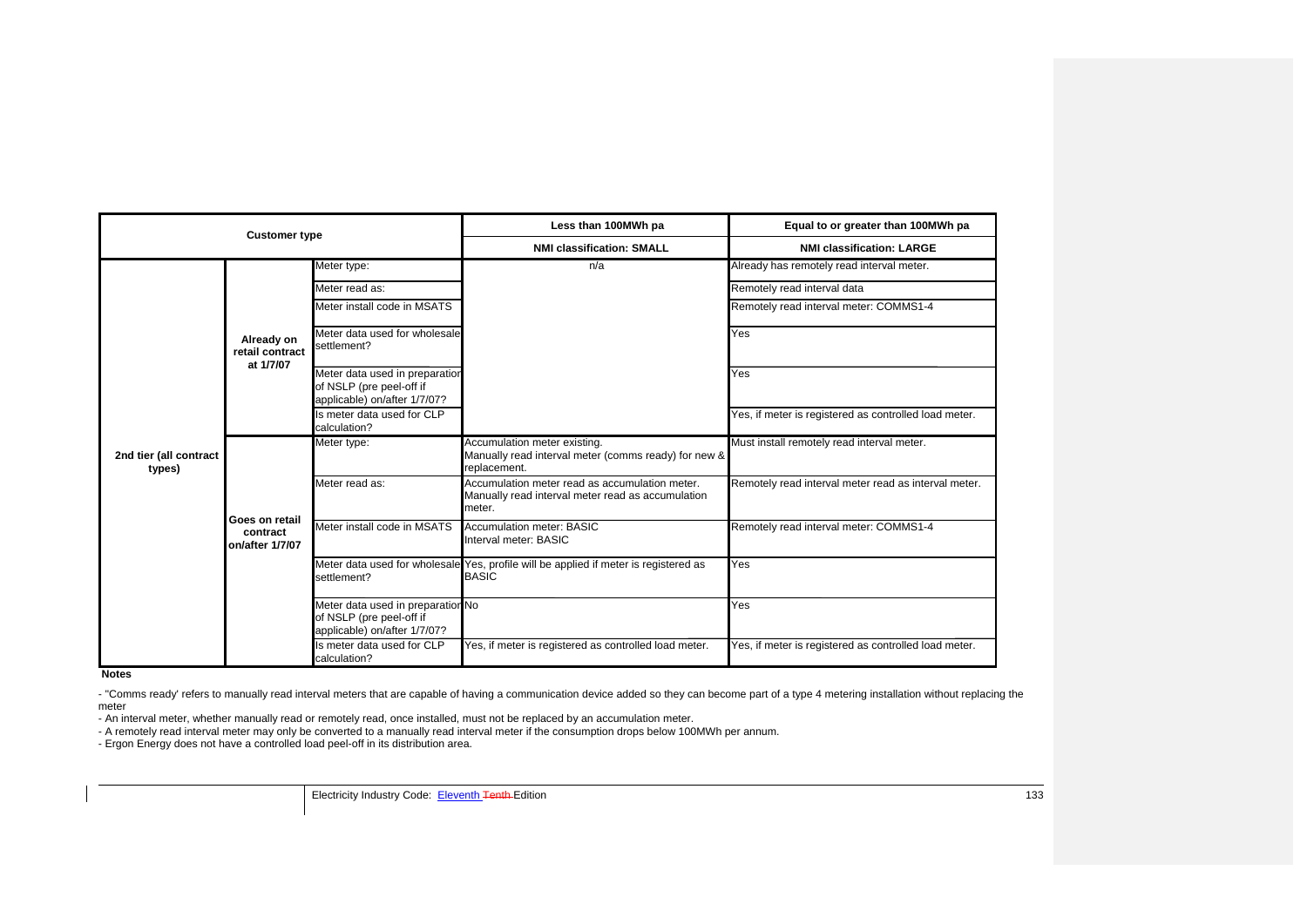| Customer type | | | Less than 100MWh pa | Equal to or greater than 100MWh pa |
|---|---|---|---|---|
| | | | NMI classification: SMALL | NMI classification: LARGE |
| 2nd tier (all contract types) | Already on retail contract at 1/7/07 | Meter type: | n/a | Already has remotely read interval meter. |
| | | Meter read as: | | Remotely read interval data |
| | | Meter install code in MSATS | | Remotely read interval meter: COMMS1-4 |
| | | Meter data used for wholesale settlement? | | Yes |
| | | Meter data used in preparation of NSLP (pre peel-off if applicable) on/after 1/7/07? | | Yes |
| | | Is meter data used for CLP calculation? | | Yes, if meter is registered as controlled load meter. |
| | Goes on retail contract on/after 1/7/07 | Meter type: | Accumulation meter existing.<br>Manually read interval meter (comms ready) for new & replacement. | Must install remotely read interval meter. |
| | | Meter read as: | Accumulation meter read as accumulation meter.<br>Manually read interval meter read as accumulation meter. | Remotely read interval meter read as interval meter. |
| | | Meter install code in MSATS | Accumulation meter: BASIC<br>Interval meter: BASIC | Remotely read interval meter: COMMS1-4 |
| | | Meter data used for wholesale settlement? | Yes, profile will be applied if meter is registered as BASIC | Yes |
| | | Meter data used in preparation of NSLP (pre peel-off if applicable) on/after 1/7/07? | No | Yes |
| | | Is meter data used for CLP calculation? | Yes, if meter is registered as controlled load meter. | Yes, if meter is registered as controlled load meter. |

**Notes**

- "Comms ready' refers to manually read interval meters that are capable of having a communication device added so they can become part of a type 4 metering installation without replacing the meter
- An interval meter, whether manually read or remotely read, once installed, must not be replaced by an accumulation meter.
- A remotely read interval meter may only be converted to a manually read interval meter if the consumption drops below 100MWh per annum.
- Ergon Energy does not have a controlled load peel-off in its distribution area.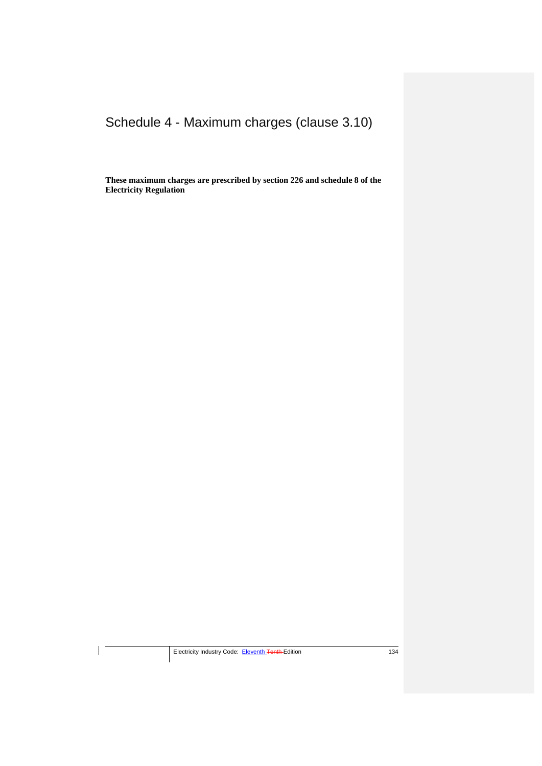# Schedule 4 - Maximum charges (clause 3.10)

**These maximum charges are prescribed by section 226 and schedule 8 of the Electricity Regulation**